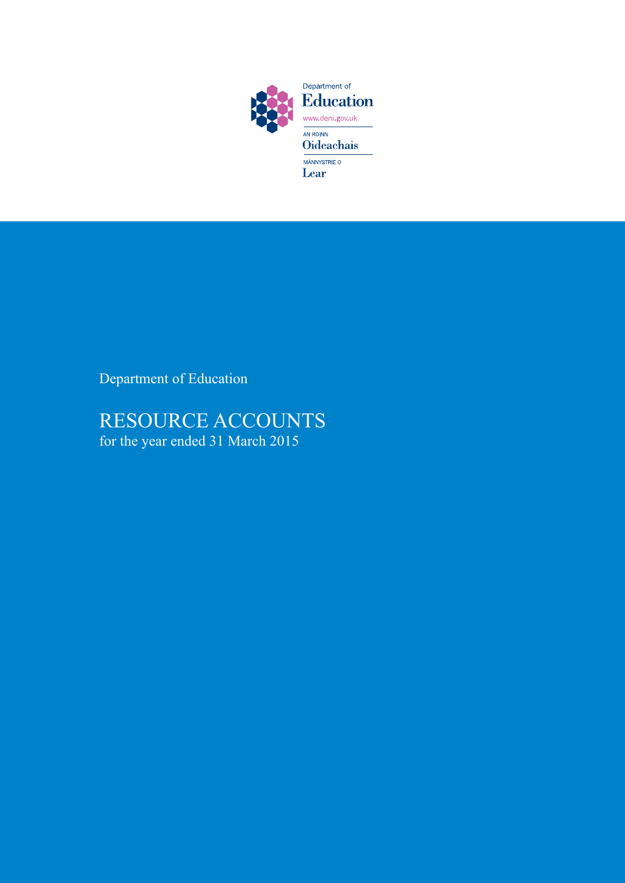Department of
Education
www.deni.gov.uk

AN ROINN
Oideachais

MÄNNYSTRIE O
Lear

Department of Education

# RESOURCE ACCOUNTS

for the year ended 31 March 2015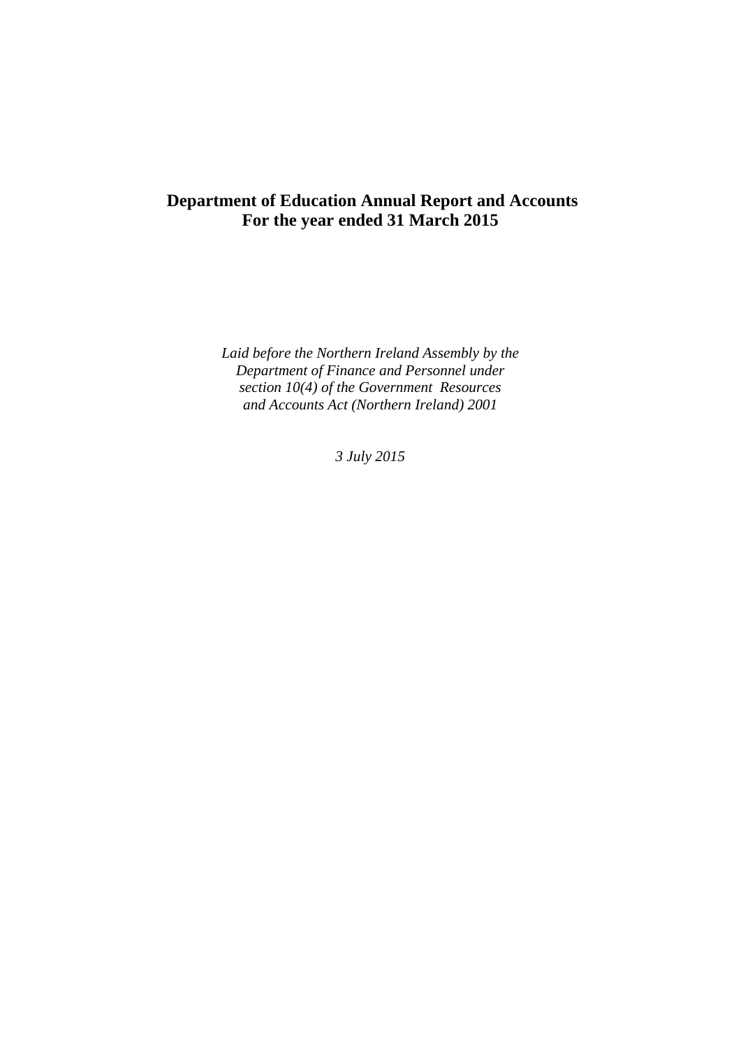# Department of Education Annual Report and Accounts
# For the year ended 31 March 2015

*Laid before the Northern Ireland Assembly by the Department of Finance and Personnel under section 10(4) of the Government Resources and Accounts Act (Northern Ireland) 2001*

*3 July 2015*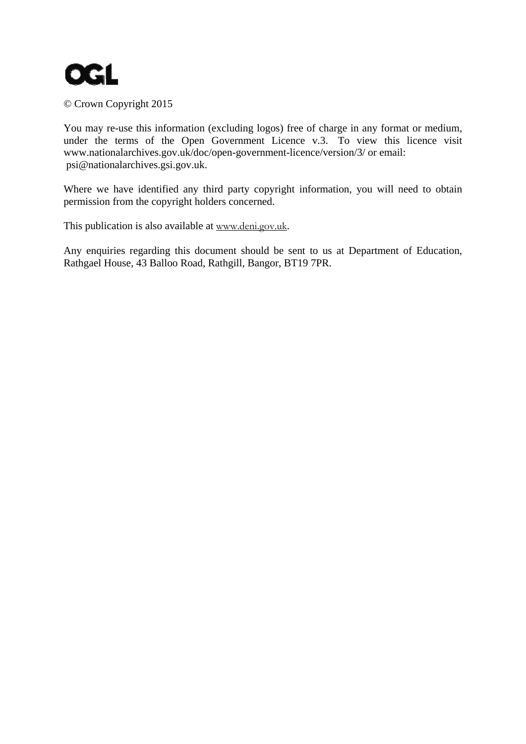OGL

© Crown Copyright 2015

You may re-use this information (excluding logos) free of charge in any format or medium, under the terms of the Open Government Licence v.3. To view this licence visit www.nationalarchives.gov.uk/doc/open-government-licence/version/3/ or email: psi@nationalarchives.gsi.gov.uk.

Where we have identified any third party copyright information, you will need to obtain permission from the copyright holders concerned.

This publication is also available at www.deni.gov.uk.

Any enquiries regarding this document should be sent to us at Department of Education, Rathgael House, 43 Balloo Road, Rathgill, Bangor, BT19 7PR.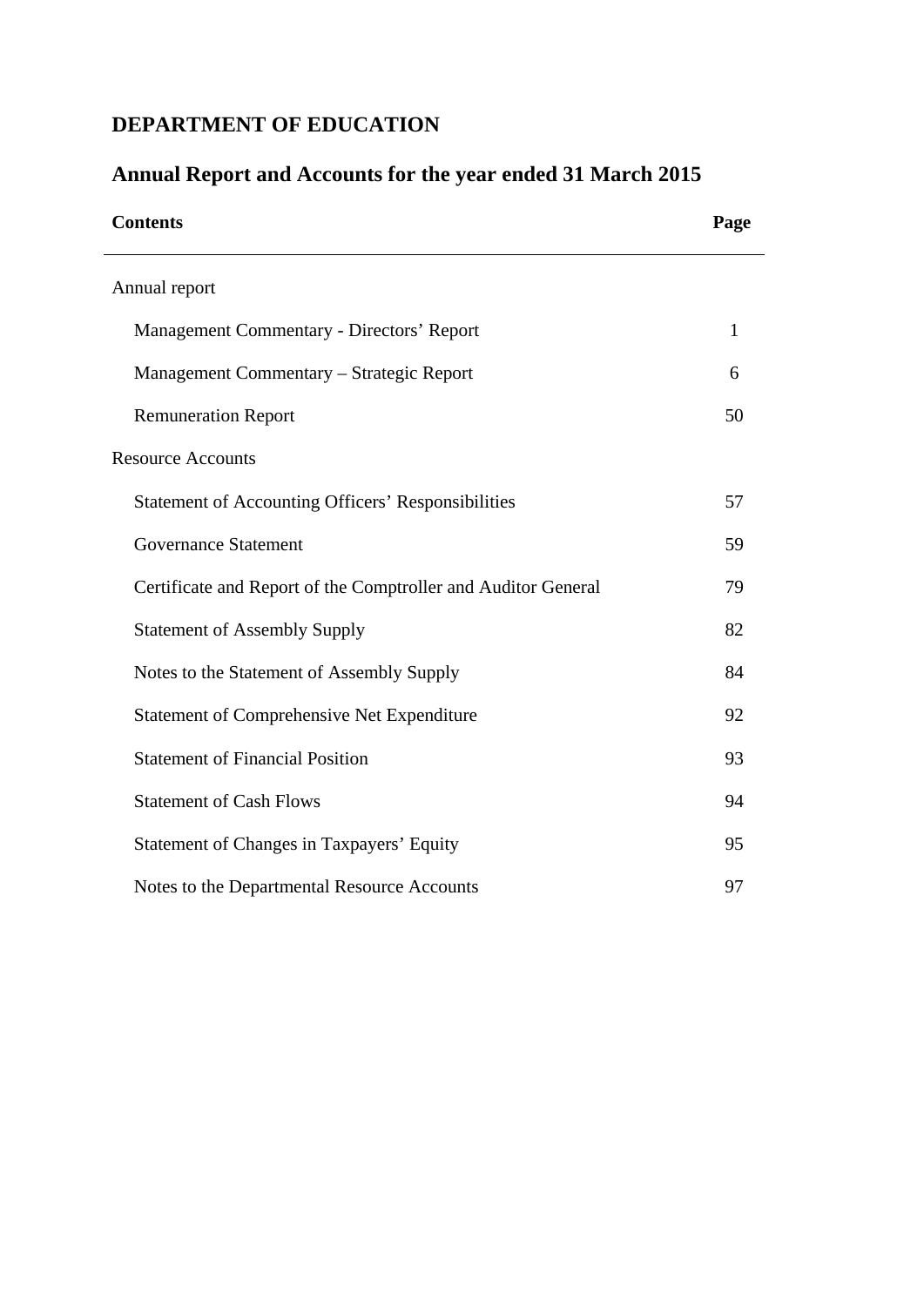# DEPARTMENT OF EDUCATION

## Annual Report and Accounts for the year ended 31 March 2015

| Contents | Page |
| --- | --- |
| Annual report | |
| Management Commentary - Directors' Report | 1 |
| Management Commentary – Strategic Report | 6 |
| Remuneration Report | 50 |
| Resource Accounts | |
| Statement of Accounting Officers' Responsibilities | 57 |
| Governance Statement | 59 |
| Certificate and Report of the Comptroller and Auditor General | 79 |
| Statement of Assembly Supply | 82 |
| Notes to the Statement of Assembly Supply | 84 |
| Statement of Comprehensive Net Expenditure | 92 |
| Statement of Financial Position | 93 |
| Statement of Cash Flows | 94 |
| Statement of Changes in Taxpayers' Equity | 95 |
| Notes to the Departmental Resource Accounts | 97 |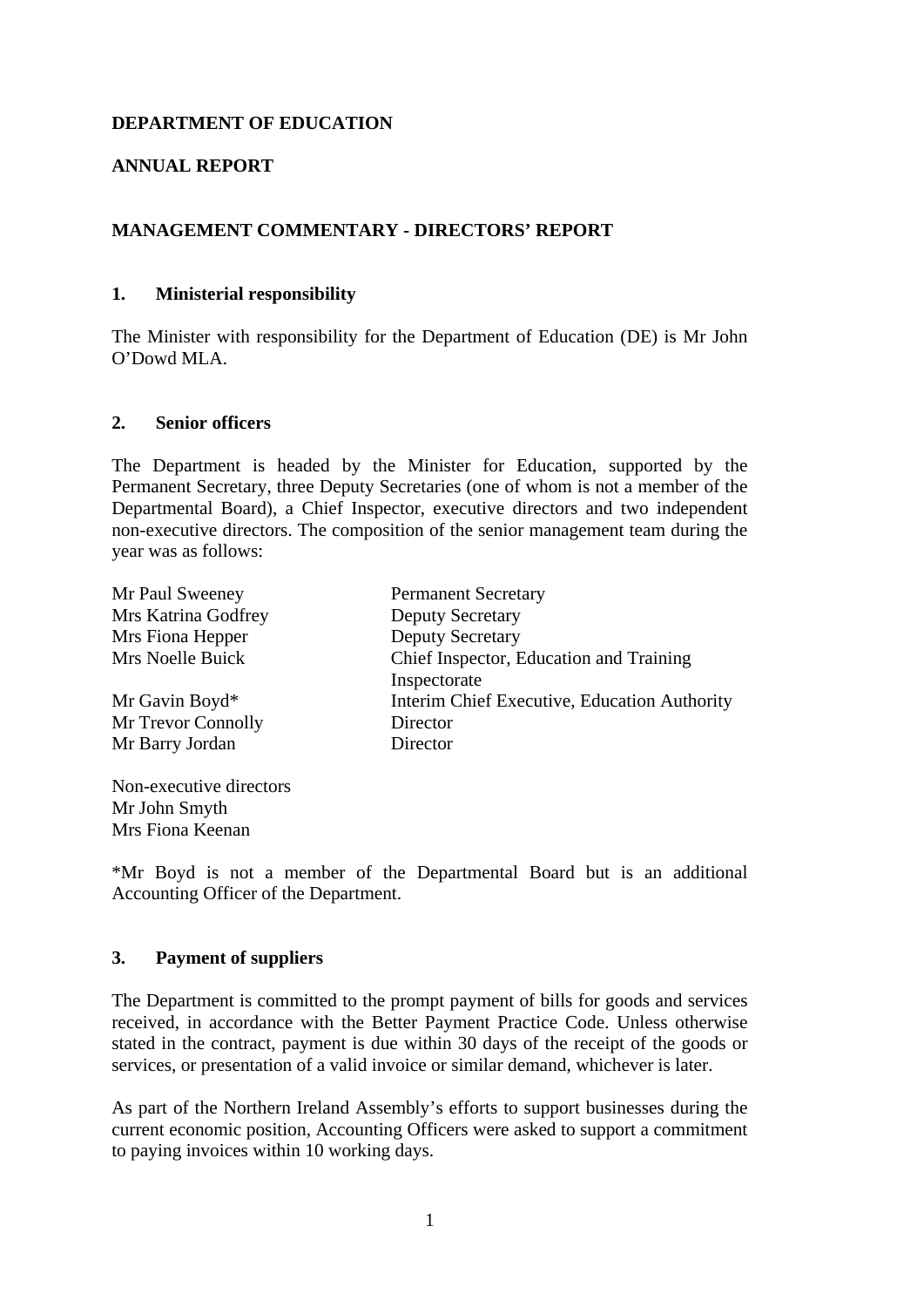**DEPARTMENT OF EDUCATION**

**ANNUAL REPORT**

**MANAGEMENT COMMENTARY - DIRECTORS' REPORT**

## 1. Ministerial responsibility

The Minister with responsibility for the Department of Education (DE) is Mr John O'Dowd MLA.

## 2. Senior officers

The Department is headed by the Minister for Education, supported by the Permanent Secretary, three Deputy Secretaries (one of whom is not a member of the Departmental Board), a Chief Inspector, executive directors and two independent non-executive directors. The composition of the senior management team during the year was as follows:

| | |
|---|---|
| Mr Paul Sweeney | Permanent Secretary |
| Mrs Katrina Godfrey | Deputy Secretary |
| Mrs Fiona Hepper | Deputy Secretary |
| Mrs Noelle Buick | Chief Inspector, Education and Training Inspectorate |
| Mr Gavin Boyd* | Interim Chief Executive, Education Authority |
| Mr Trevor Connolly | Director |
| Mr Barry Jordan | Director |

Non-executive directors
Mr John Smyth
Mrs Fiona Keenan

*Mr Boyd is not a member of the Departmental Board but is an additional Accounting Officer of the Department.

## 3. Payment of suppliers

The Department is committed to the prompt payment of bills for goods and services received, in accordance with the Better Payment Practice Code. Unless otherwise stated in the contract, payment is due within 30 days of the receipt of the goods or services, or presentation of a valid invoice or similar demand, whichever is later.

As part of the Northern Ireland Assembly's efforts to support businesses during the current economic position, Accounting Officers were asked to support a commitment to paying invoices within 10 working days.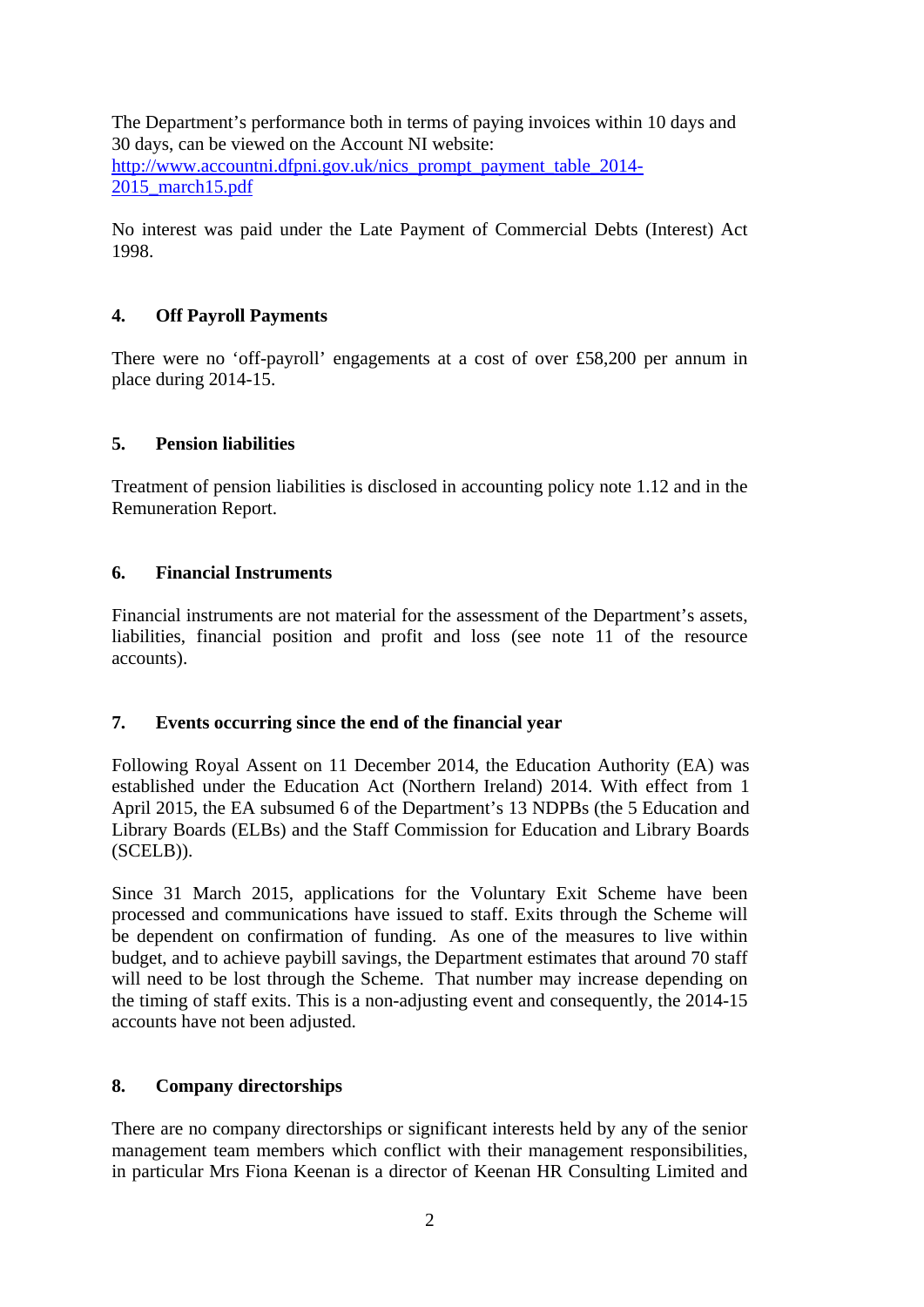The Department's performance both in terms of paying invoices within 10 days and 30 days, can be viewed on the Account NI website: [http://www.accountni.dfpni.gov.uk/nics_prompt_payment_table_2014-2015_march15.pdf](http://www.accountni.dfpni.gov.uk/nics_prompt_payment_table_2014-2015_march15.pdf)

No interest was paid under the Late Payment of Commercial Debts (Interest) Act 1998.

## 4. Off Payroll Payments

There were no 'off-payroll' engagements at a cost of over £58,200 per annum in place during 2014-15.

## 5. Pension liabilities

Treatment of pension liabilities is disclosed in accounting policy note 1.12 and in the Remuneration Report.

## 6. Financial Instruments

Financial instruments are not material for the assessment of the Department's assets, liabilities, financial position and profit and loss (see note 11 of the resource accounts).

## 7. Events occurring since the end of the financial year

Following Royal Assent on 11 December 2014, the Education Authority (EA) was established under the Education Act (Northern Ireland) 2014. With effect from 1 April 2015, the EA subsumed 6 of the Department's 13 NDPBs (the 5 Education and Library Boards (ELBs) and the Staff Commission for Education and Library Boards (SCELB)).

Since 31 March 2015, applications for the Voluntary Exit Scheme have been processed and communications have issued to staff. Exits through the Scheme will be dependent on confirmation of funding. As one of the measures to live within budget, and to achieve paybill savings, the Department estimates that around 70 staff will need to be lost through the Scheme. That number may increase depending on the timing of staff exits. This is a non-adjusting event and consequently, the 2014-15 accounts have not been adjusted.

## 8. Company directorships

There are no company directorships or significant interests held by any of the senior management team members which conflict with their management responsibilities, in particular Mrs Fiona Keenan is a director of Keenan HR Consulting Limited and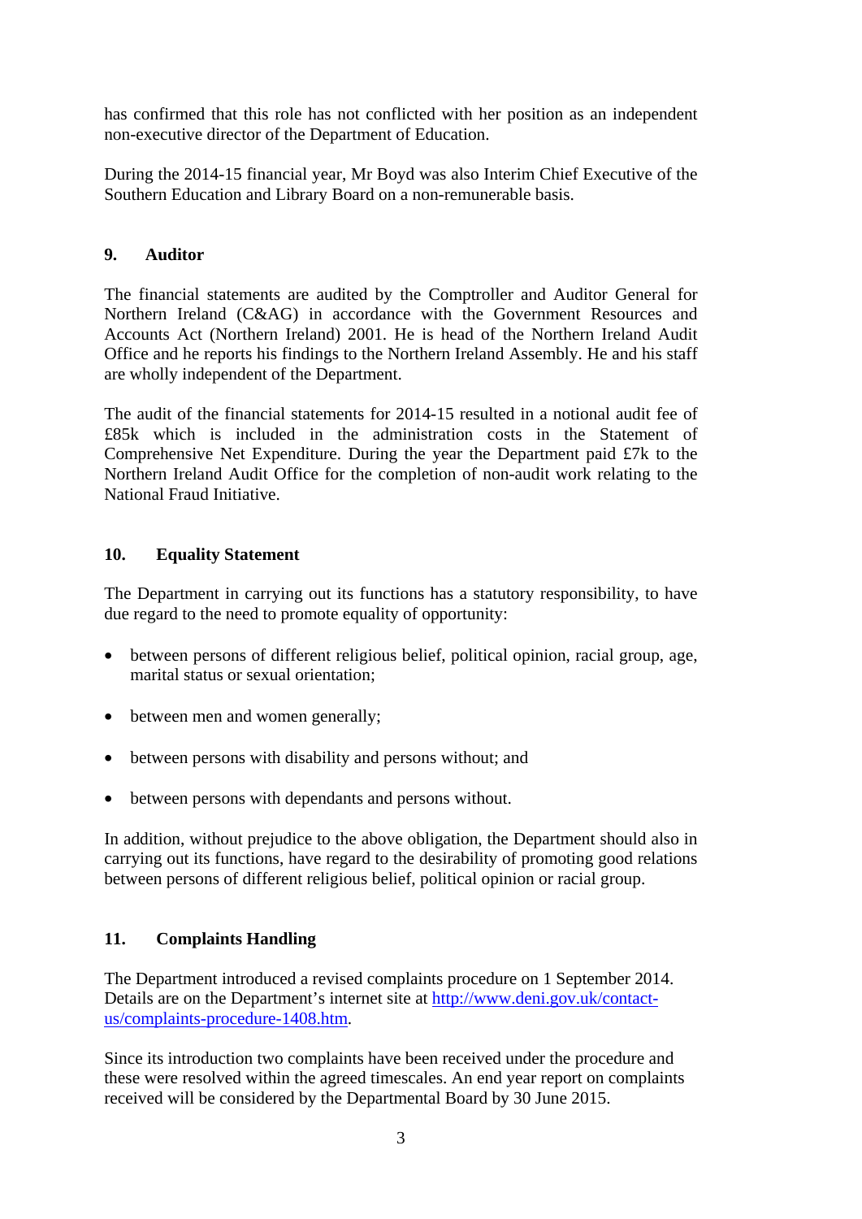has confirmed that this role has not conflicted with her position as an independent non-executive director of the Department of Education.

During the 2014-15 financial year, Mr Boyd was also Interim Chief Executive of the Southern Education and Library Board on a non-remunerable basis.

## 9. Auditor

The financial statements are audited by the Comptroller and Auditor General for Northern Ireland (C&AG) in accordance with the Government Resources and Accounts Act (Northern Ireland) 2001. He is head of the Northern Ireland Audit Office and he reports his findings to the Northern Ireland Assembly. He and his staff are wholly independent of the Department.

The audit of the financial statements for 2014-15 resulted in a notional audit fee of £85k which is included in the administration costs in the Statement of Comprehensive Net Expenditure. During the year the Department paid £7k to the Northern Ireland Audit Office for the completion of non-audit work relating to the National Fraud Initiative.

## 10. Equality Statement

The Department in carrying out its functions has a statutory responsibility, to have due regard to the need to promote equality of opportunity:

- between persons of different religious belief, political opinion, racial group, age, marital status or sexual orientation;
- between men and women generally;
- between persons with disability and persons without; and
- between persons with dependants and persons without.

In addition, without prejudice to the above obligation, the Department should also in carrying out its functions, have regard to the desirability of promoting good relations between persons of different religious belief, political opinion or racial group.

## 11. Complaints Handling

The Department introduced a revised complaints procedure on 1 September 2014. Details are on the Department's internet site at [http://www.deni.gov.uk/contact-us/complaints-procedure-1408.htm](http://www.deni.gov.uk/contact-us/complaints-procedure-1408.htm).

Since its introduction two complaints have been received under the procedure and these were resolved within the agreed timescales. An end year report on complaints received will be considered by the Departmental Board by 30 June 2015.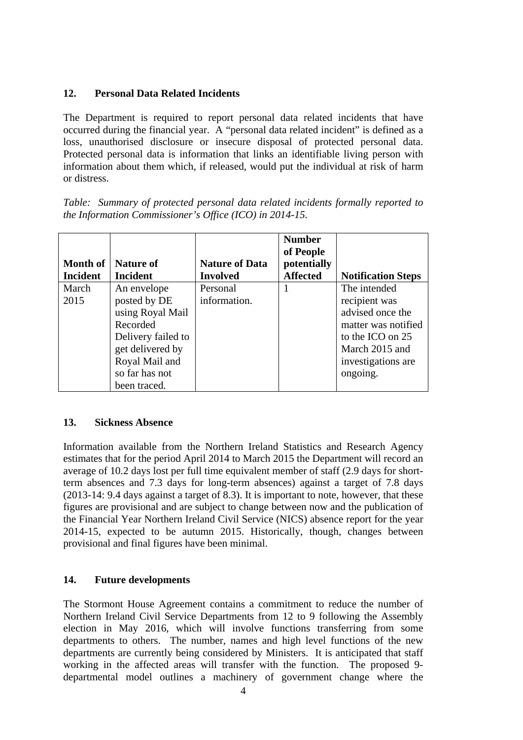## 12. Personal Data Related Incidents

The Department is required to report personal data related incidents that have occurred during the financial year. A "personal data related incident" is defined as a loss, unauthorised disclosure or insecure disposal of protected personal data. Protected personal data is information that links an identifiable living person with information about them which, if released, would put the individual at risk of harm or distress.

*Table: Summary of protected personal data related incidents formally reported to the Information Commissioner's Office (ICO) in 2014-15.*

| Month of Incident | Nature of Incident | Nature of Data Involved | Number of People potentially Affected | Notification Steps |
|---|---|---|---|---|
| March 2015 | An envelope posted by DE using Royal Mail Recorded Delivery failed to get delivered by Royal Mail and so far has not been traced. | Personal information. | 1 | The intended recipient was advised once the matter was notified to the ICO on 25 March 2015 and investigations are ongoing. |

## 13. Sickness Absence

Information available from the Northern Ireland Statistics and Research Agency estimates that for the period April 2014 to March 2015 the Department will record an average of 10.2 days lost per full time equivalent member of staff (2.9 days for short-term absences and 7.3 days for long-term absences) against a target of 7.8 days (2013-14: 9.4 days against a target of 8.3). It is important to note, however, that these figures are provisional and are subject to change between now and the publication of the Financial Year Northern Ireland Civil Service (NICS) absence report for the year 2014-15, expected to be autumn 2015. Historically, though, changes between provisional and final figures have been minimal.

## 14. Future developments

The Stormont House Agreement contains a commitment to reduce the number of Northern Ireland Civil Service Departments from 12 to 9 following the Assembly election in May 2016, which will involve functions transferring from some departments to others. The number, names and high level functions of the new departments are currently being considered by Ministers. It is anticipated that staff working in the affected areas will transfer with the function. The proposed 9-departmental model outlines a machinery of government change where the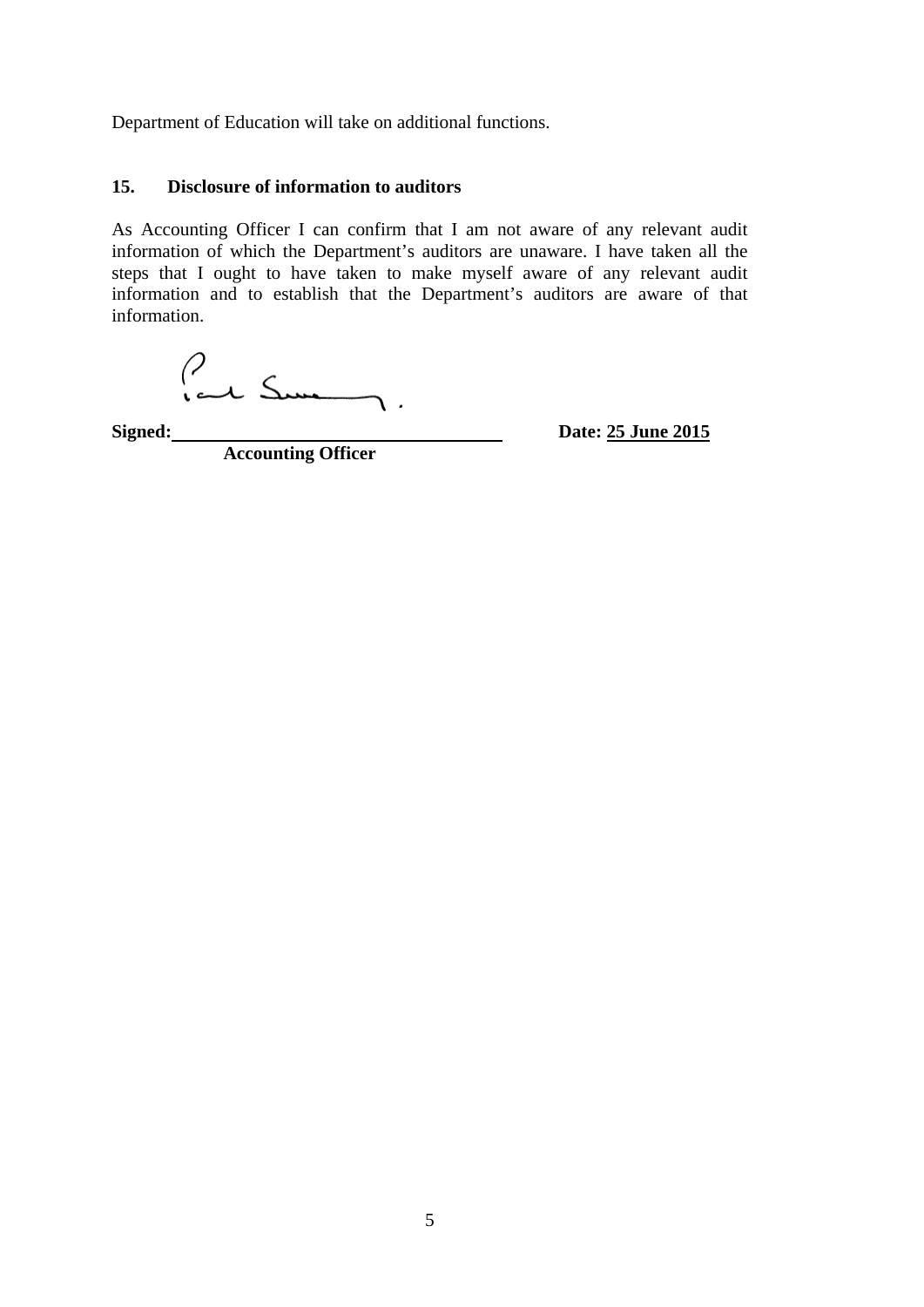Department of Education will take on additional functions.

### 15. Disclosure of information to auditors

As Accounting Officer I can confirm that I am not aware of any relevant audit information of which the Department's auditors are unaware. I have taken all the steps that I ought to have taken to make myself aware of any relevant audit information and to establish that the Department's auditors are aware of that information.

**Signed:** ________________________ **Date: 25 June 2015**

**Accounting Officer**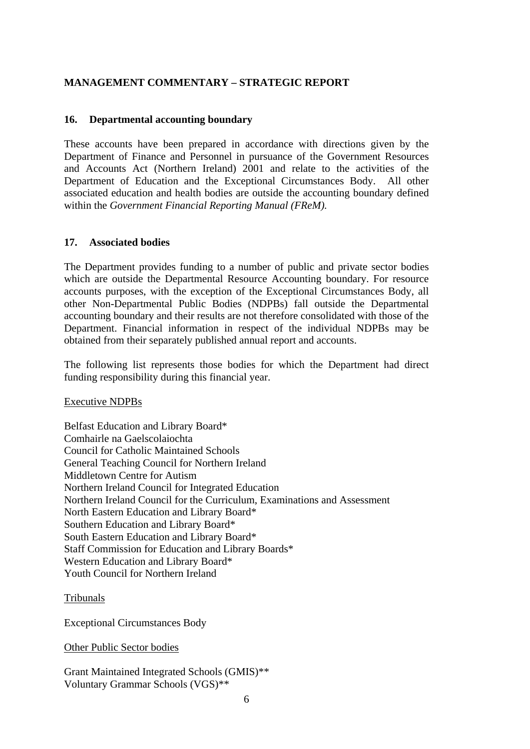**MANAGEMENT COMMENTARY – STRATEGIC REPORT**

**16. Departmental accounting boundary**

These accounts have been prepared in accordance with directions given by the Department of Finance and Personnel in pursuance of the Government Resources and Accounts Act (Northern Ireland) 2001 and relate to the activities of the Department of Education and the Exceptional Circumstances Body. All other associated education and health bodies are outside the accounting boundary defined within the *Government Financial Reporting Manual (FReM).*

**17. Associated bodies**

The Department provides funding to a number of public and private sector bodies which are outside the Departmental Resource Accounting boundary. For resource accounts purposes, with the exception of the Exceptional Circumstances Body, all other Non-Departmental Public Bodies (NDPBs) fall outside the Departmental accounting boundary and their results are not therefore consolidated with those of the Department. Financial information in respect of the individual NDPBs may be obtained from their separately published annual report and accounts.

The following list represents those bodies for which the Department had direct funding responsibility during this financial year.

Executive NDPBs

Belfast Education and Library Board*
Comhairle na Gaelscolaiochta
Council for Catholic Maintained Schools
General Teaching Council for Northern Ireland
Middletown Centre for Autism
Northern Ireland Council for Integrated Education
Northern Ireland Council for the Curriculum, Examinations and Assessment
North Eastern Education and Library Board*
Southern Education and Library Board*
South Eastern Education and Library Board*
Staff Commission for Education and Library Boards*
Western Education and Library Board*
Youth Council for Northern Ireland

Tribunals

Exceptional Circumstances Body

Other Public Sector bodies

Grant Maintained Integrated Schools (GMIS)**
Voluntary Grammar Schools (VGS)**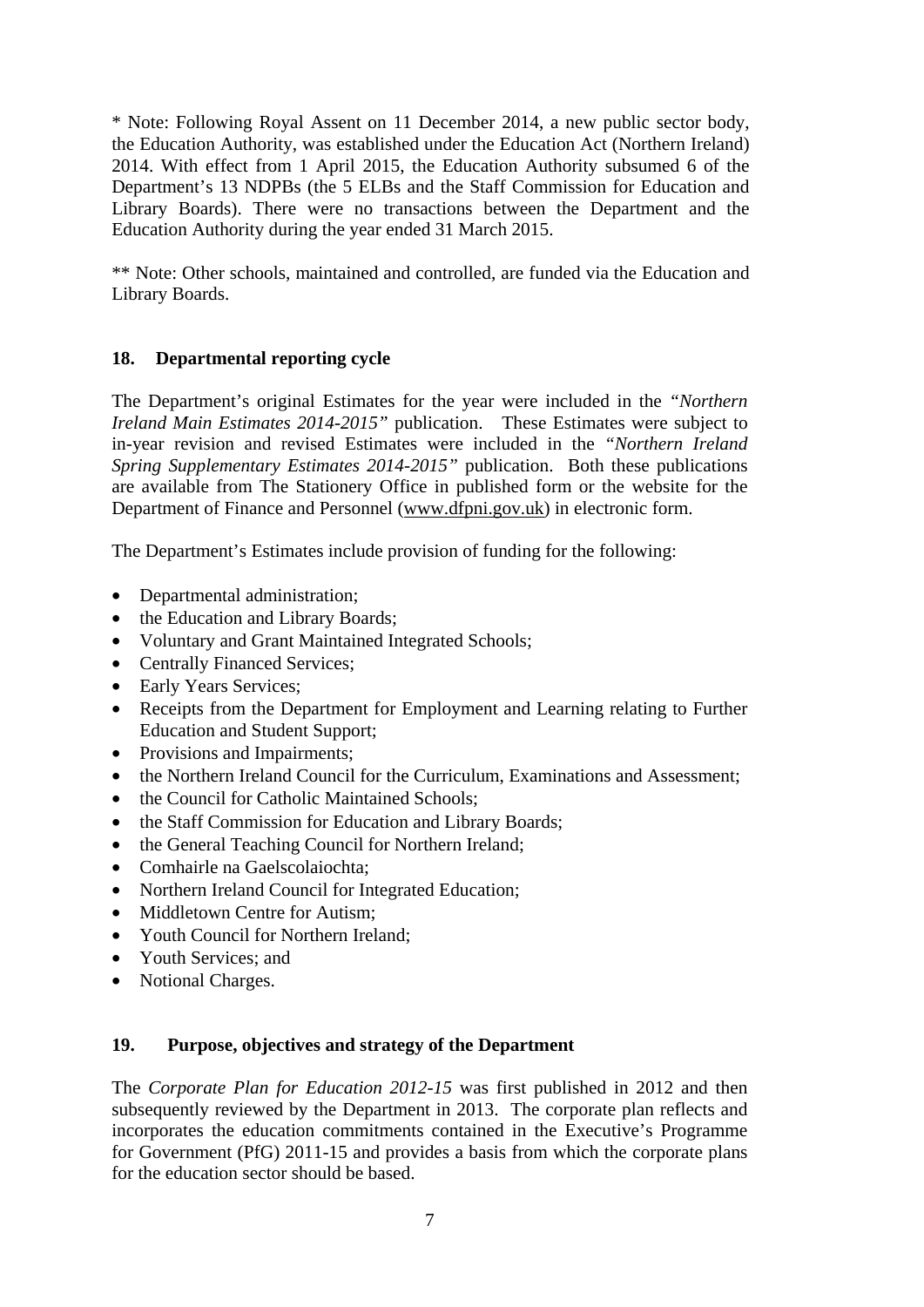* Note: Following Royal Assent on 11 December 2014, a new public sector body, the Education Authority, was established under the Education Act (Northern Ireland) 2014. With effect from 1 April 2015, the Education Authority subsumed 6 of the Department's 13 NDPBs (the 5 ELBs and the Staff Commission for Education and Library Boards). There were no transactions between the Department and the Education Authority during the year ended 31 March 2015.

** Note: Other schools, maintained and controlled, are funded via the Education and Library Boards.

## 18. Departmental reporting cycle

The Department's original Estimates for the year were included in the *"Northern Ireland Main Estimates 2014-2015"* publication. These Estimates were subject to in-year revision and revised Estimates were included in the *"Northern Ireland Spring Supplementary Estimates 2014-2015"* publication. Both these publications are available from The Stationery Office in published form or the website for the Department of Finance and Personnel (www.dfpni.gov.uk) in electronic form.

The Department's Estimates include provision of funding for the following:

- Departmental administration;
- the Education and Library Boards;
- Voluntary and Grant Maintained Integrated Schools;
- Centrally Financed Services;
- Early Years Services;
- Receipts from the Department for Employment and Learning relating to Further Education and Student Support;
- Provisions and Impairments;
- the Northern Ireland Council for the Curriculum, Examinations and Assessment;
- the Council for Catholic Maintained Schools;
- the Staff Commission for Education and Library Boards;
- the General Teaching Council for Northern Ireland;
- Comhairle na Gaelscolaiochta;
- Northern Ireland Council for Integrated Education;
- Middletown Centre for Autism;
- Youth Council for Northern Ireland;
- Youth Services; and
- Notional Charges.

## 19. Purpose, objectives and strategy of the Department

The *Corporate Plan for Education 2012-15* was first published in 2012 and then subsequently reviewed by the Department in 2013. The corporate plan reflects and incorporates the education commitments contained in the Executive's Programme for Government (PfG) 2011-15 and provides a basis from which the corporate plans for the education sector should be based.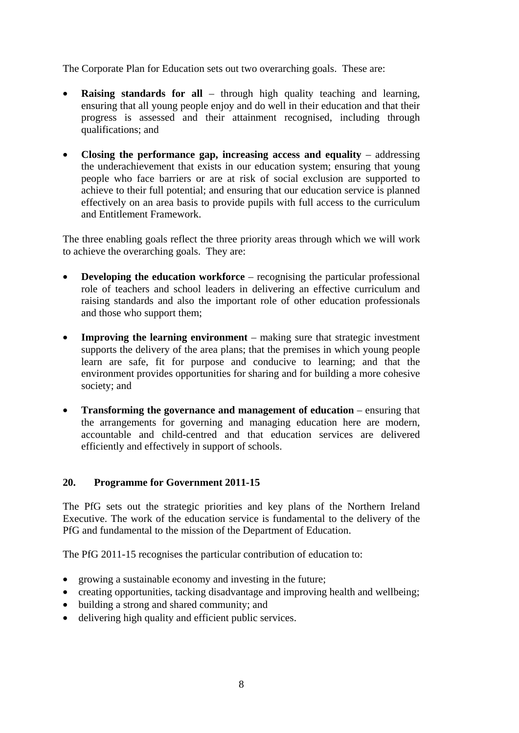The Corporate Plan for Education sets out two overarching goals. These are:

- **Raising standards for all** – through high quality teaching and learning, ensuring that all young people enjoy and do well in their education and that their progress is assessed and their attainment recognised, including through qualifications; and

- **Closing the performance gap, increasing access and equality** – addressing the underachievement that exists in our education system; ensuring that young people who face barriers or are at risk of social exclusion are supported to achieve to their full potential; and ensuring that our education service is planned effectively on an area basis to provide pupils with full access to the curriculum and Entitlement Framework.

The three enabling goals reflect the three priority areas through which we will work to achieve the overarching goals. They are:

- **Developing the education workforce** – recognising the particular professional role of teachers and school leaders in delivering an effective curriculum and raising standards and also the important role of other education professionals and those who support them;

- **Improving the learning environment** – making sure that strategic investment supports the delivery of the area plans; that the premises in which young people learn are safe, fit for purpose and conducive to learning; and that the environment provides opportunities for sharing and for building a more cohesive society; and

- **Transforming the governance and management of education** – ensuring that the arrangements for governing and managing education here are modern, accountable and child-centred and that education services are delivered efficiently and effectively in support of schools.

## 20. Programme for Government 2011-15

The PfG sets out the strategic priorities and key plans of the Northern Ireland Executive. The work of the education service is fundamental to the delivery of the PfG and fundamental to the mission of the Department of Education.

The PfG 2011-15 recognises the particular contribution of education to:

- growing a sustainable economy and investing in the future;
- creating opportunities, tacking disadvantage and improving health and wellbeing;
- building a strong and shared community; and
- delivering high quality and efficient public services.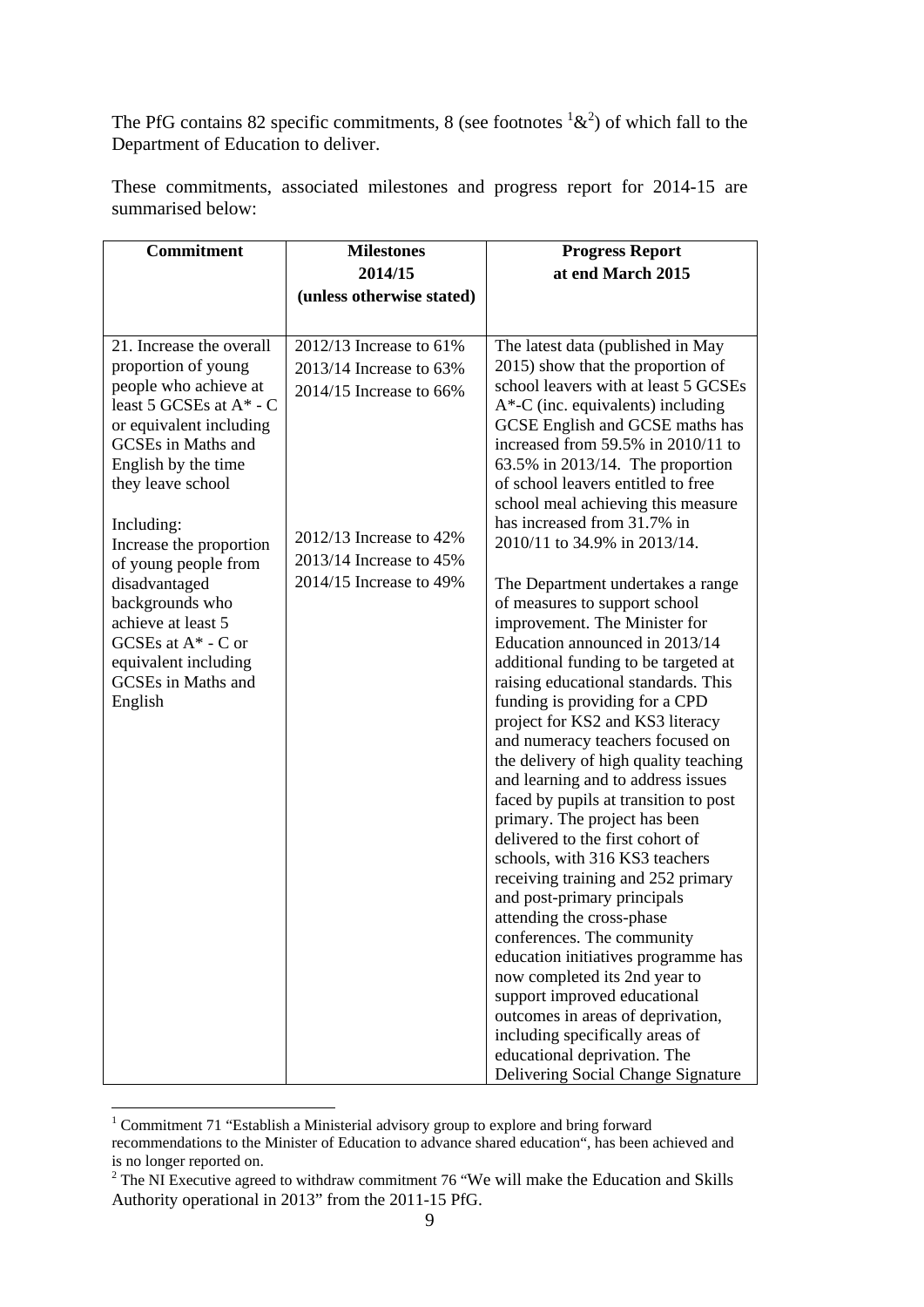The PfG contains 82 specific commitments, 8 (see footnotes [1]&[2]) of which fall to the Department of Education to deliver.

These commitments, associated milestones and progress report for 2014-15 are summarised below:

| Commitment | Milestones 2014/15 (unless otherwise stated) | Progress Report at end March 2015 |
|---|---|---|
| 21. Increase the overall proportion of young people who achieve at least 5 GCSEs at A* - C or equivalent including GCSEs in Maths and English by the time they leave school<br><br>Including:<br>Increase the proportion of young people from disadvantaged backgrounds who achieve at least 5 GCSEs at A* - C or equivalent including GCSEs in Maths and English | 2012/13 Increase to 61%<br>2013/14 Increase to 63%<br>2014/15 Increase to 66%<br><br>2012/13 Increase to 42%<br>2013/14 Increase to 45%<br>2014/15 Increase to 49% | The latest data (published in May 2015) show that the proportion of school leavers with at least 5 GCSEs A*-C (inc. equivalents) including GCSE English and GCSE maths has increased from 59.5% in 2010/11 to 63.5% in 2013/14. The proportion of school leavers entitled to free school meal achieving this measure has increased from 31.7% in 2010/11 to 34.9% in 2013/14.<br><br>The Department undertakes a range of measures to support school improvement. The Minister for Education announced in 2013/14 additional funding to be targeted at raising educational standards. This funding is providing for a CPD project for KS2 and KS3 literacy and numeracy teachers focused on the delivery of high quality teaching and learning and to address issues faced by pupils at transition to post primary. The project has been delivered to the first cohort of schools, with 316 KS3 teachers receiving training and 252 primary and post-primary principals attending the cross-phase conferences. The community education initiatives programme has now completed its 2nd year to support improved educational outcomes in areas of deprivation, including specifically areas of educational deprivation. The Delivering Social Change Signature |

[1] Commitment 71 "Establish a Ministerial advisory group to explore and bring forward recommendations to the Minister of Education to advance shared education", has been achieved and is no longer reported on.

[2] The NI Executive agreed to withdraw commitment 76 "We will make the Education and Skills Authority operational in 2013" from the 2011-15 PfG.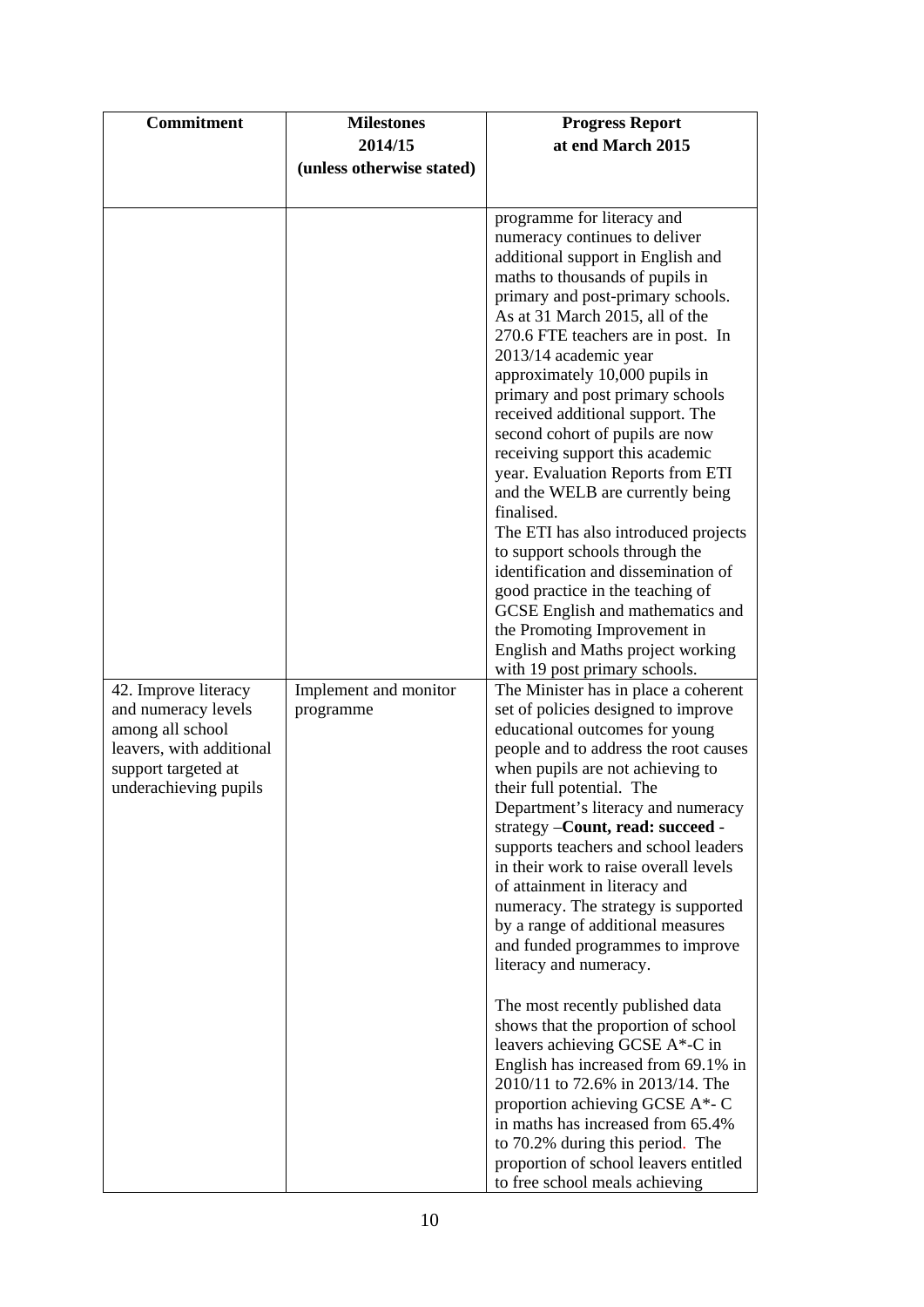| Commitment | Milestones 2014/15 (unless otherwise stated) | Progress Report at end March 2015 |
|---|---|---|
| | | programme for literacy and numeracy continues to deliver additional support in English and maths to thousands of pupils in primary and post-primary schools. As at 31 March 2015, all of the 270.6 FTE teachers are in post. In 2013/14 academic year approximately 10,000 pupils in primary and post primary schools received additional support. The second cohort of pupils are now receiving support this academic year. Evaluation Reports from ETI and the WELB are currently being finalised.<br>The ETI has also introduced projects to support schools through the identification and dissemination of good practice in the teaching of GCSE English and mathematics and the Promoting Improvement in English and Maths project working with 19 post primary schools. |
| 42. Improve literacy and numeracy levels among all school leavers, with additional support targeted at underachieving pupils | Implement and monitor programme | The Minister has in place a coherent set of policies designed to improve educational outcomes for young people and to address the root causes when pupils are not achieving to their full potential. The Department's literacy and numeracy strategy –**Count, read: succeed** - supports teachers and school leaders in their work to raise overall levels of attainment in literacy and numeracy. The strategy is supported by a range of additional measures and funded programmes to improve literacy and numeracy.<br><br>The most recently published data shows that the proportion of school leavers achieving GCSE A*-C in English has increased from 69.1% in 2010/11 to 72.6% in 2013/14. The proportion achieving GCSE A*- C in maths has increased from 65.4% to 70.2% during this period. The proportion of school leavers entitled to free school meals achieving |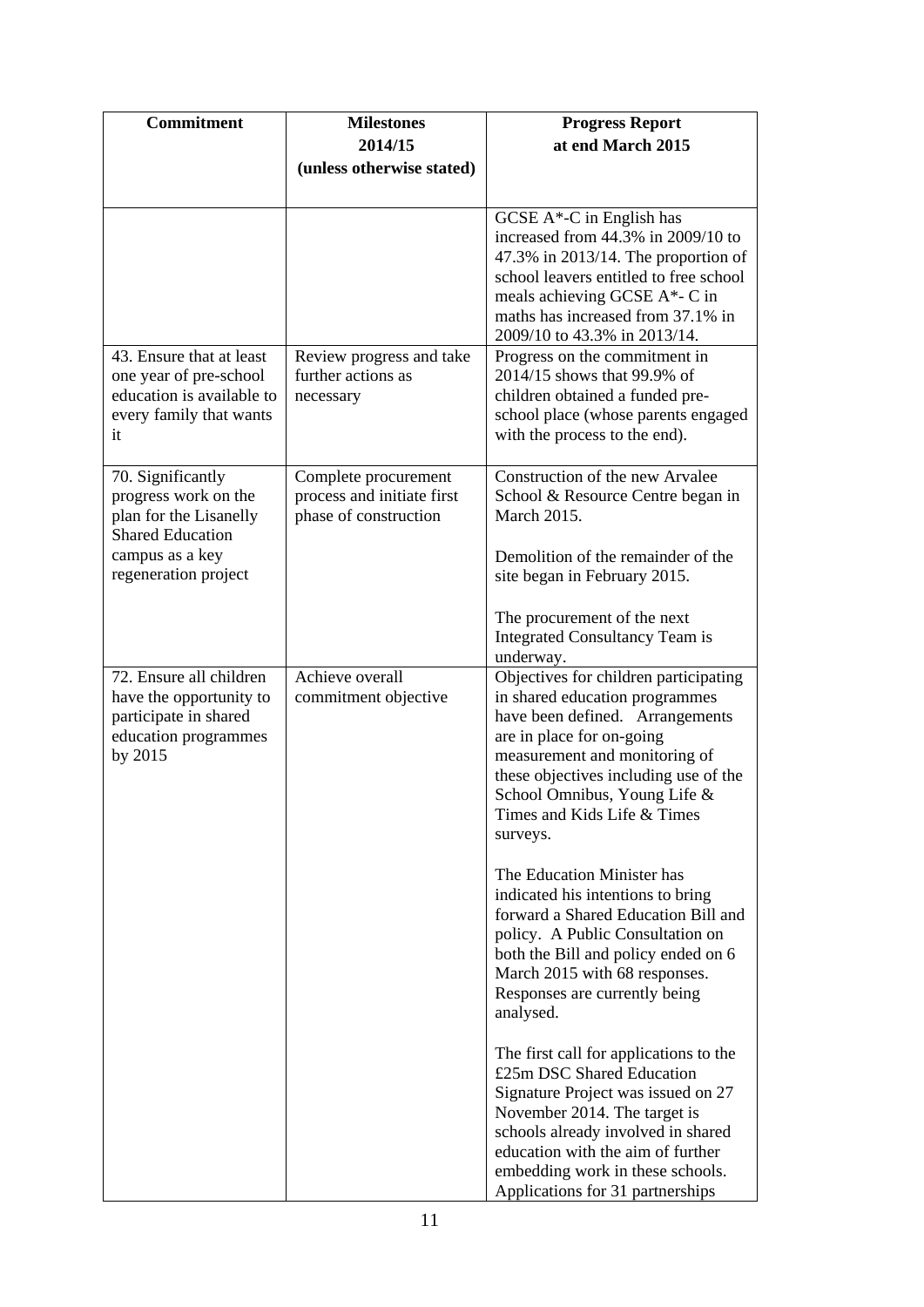| Commitment | Milestones 2014/15 (unless otherwise stated) | Progress Report at end March 2015 |
|---|---|---|
| | | GCSE A*-C in English has increased from 44.3% in 2009/10 to 47.3% in 2013/14. The proportion of school leavers entitled to free school meals achieving GCSE A*- C in maths has increased from 37.1% in 2009/10 to 43.3% in 2013/14. |
| 43. Ensure that at least one year of pre-school education is available to every family that wants it | Review progress and take further actions as necessary | Progress on the commitment in 2014/15 shows that 99.9% of children obtained a funded pre-school place (whose parents engaged with the process to the end). |
| 70. Significantly progress work on the plan for the Lisanelly Shared Education campus as a key regeneration project | Complete procurement process and initiate first phase of construction | Construction of the new Arvalee School & Resource Centre began in March 2015.<br><br>Demolition of the remainder of the site began in February 2015.<br><br>The procurement of the next Integrated Consultancy Team is underway. |
| 72. Ensure all children have the opportunity to participate in shared education programmes by 2015 | Achieve overall commitment objective | Objectives for children participating in shared education programmes have been defined. Arrangements are in place for on-going measurement and monitoring of these objectives including use of the School Omnibus, Young Life & Times and Kids Life & Times surveys.<br><br>The Education Minister has indicated his intentions to bring forward a Shared Education Bill and policy. A Public Consultation on both the Bill and policy ended on 6 March 2015 with 68 responses. Responses are currently being analysed.<br><br>The first call for applications to the £25m DSC Shared Education Signature Project was issued on 27 November 2014. The target is schools already involved in shared education with the aim of further embedding work in these schools. Applications for 31 partnerships |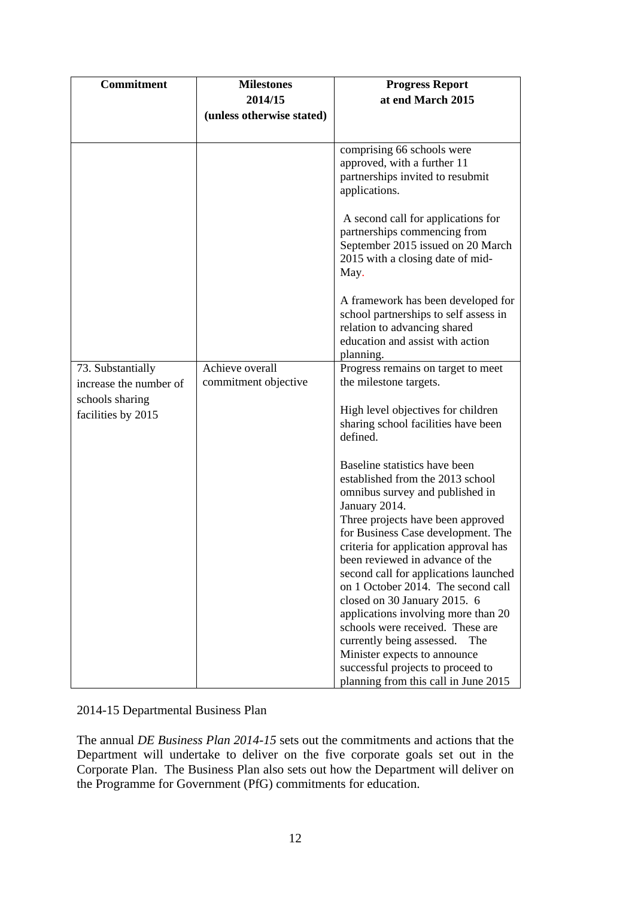| Commitment | Milestones 2014/15 (unless otherwise stated) | Progress Report at end March 2015 |
|---|---|---|
| | | comprising 66 schools were approved, with a further 11 partnerships invited to resubmit applications.<br><br>A second call for applications for partnerships commencing from September 2015 issued on 20 March 2015 with a closing date of mid-May.<br><br>A framework has been developed for school partnerships to self assess in relation to advancing shared education and assist with action planning. |
| 73. Substantially increase the number of schools sharing facilities by 2015 | Achieve overall commitment objective | Progress remains on target to meet the milestone targets.<br><br>High level objectives for children sharing school facilities have been defined.<br><br>Baseline statistics have been established from the 2013 school omnibus survey and published in January 2014.<br>Three projects have been approved for Business Case development. The criteria for application approval has been reviewed in advance of the second call for applications launched on 1 October 2014. The second call closed on 30 January 2015. 6 applications involving more than 20 schools were received. These are currently being assessed. The Minister expects to announce successful projects to proceed to planning from this call in June 2015 |

2014-15 Departmental Business Plan

The annual *DE Business Plan 2014-15* sets out the commitments and actions that the Department will undertake to deliver on the five corporate goals set out in the Corporate Plan. The Business Plan also sets out how the Department will deliver on the Programme for Government (PfG) commitments for education.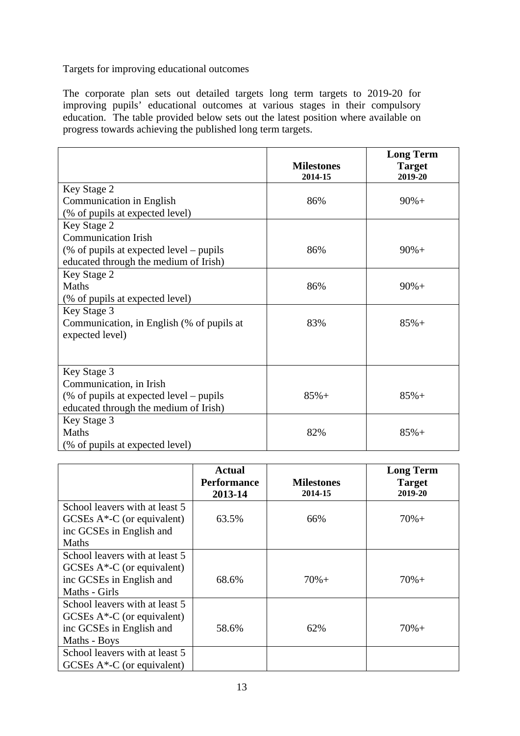Targets for improving educational outcomes

The corporate plan sets out detailed targets long term targets to 2019-20 for improving pupils' educational outcomes at various stages in their compulsory education. The table provided below sets out the latest position where available on progress towards achieving the published long term targets.

| | **Milestones** 2014-15 | **Long Term Target** 2019-20 |
|---|---|---|
| Key Stage 2 Communication in English (% of pupils at expected level) | 86% | 90%+ |
| Key Stage 2 Communication Irish (% of pupils at expected level – pupils educated through the medium of Irish) | 86% | 90%+ |
| Key Stage 2 Maths (% of pupils at expected level) | 86% | 90%+ |
| Key Stage 3 Communication, in English (% of pupils at expected level) | 83% | 85%+ |
| Key Stage 3 Communication, in Irish (% of pupils at expected level – pupils educated through the medium of Irish) | 85%+ | 85%+ |
| Key Stage 3 Maths (% of pupils at expected level) | 82% | 85%+ |

| | **Actual Performance 2013-14** | **Milestones** 2014-15 | **Long Term Target** 2019-20 |
|---|---|---|---|
| School leavers with at least 5 GCSEs A*-C (or equivalent) inc GCSEs in English and Maths | 63.5% | 66% | 70%+ |
| School leavers with at least 5 GCSEs A*-C (or equivalent) inc GCSEs in English and Maths - Girls | 68.6% | 70%+ | 70%+ |
| School leavers with at least 5 GCSEs A*-C (or equivalent) inc GCSEs in English and Maths - Boys | 58.6% | 62% | 70%+ |
| School leavers with at least 5 GCSEs A*-C (or equivalent) | | | |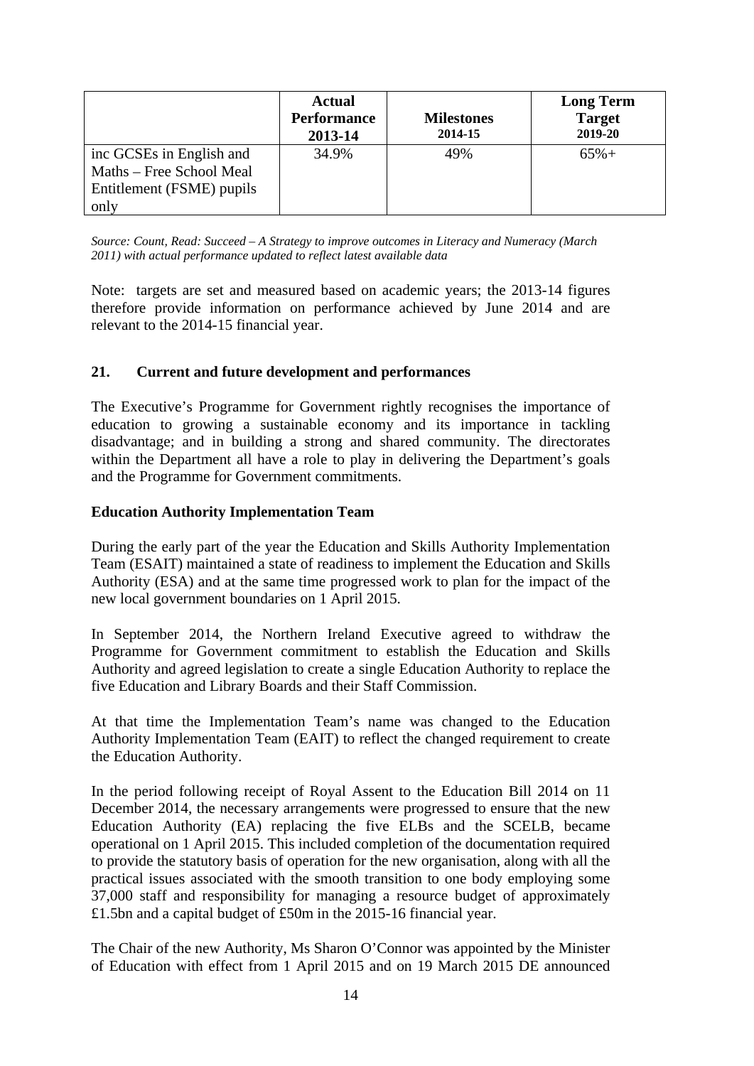| | Actual Performance 2013-14 | Milestones 2014-15 | Long Term Target 2019-20 |
|---|---|---|---|
| inc GCSEs in English and Maths – Free School Meal Entitlement (FSME) pupils only | 34.9% | 49% | 65%+ |

*Source: Count, Read: Succeed – A Strategy to improve outcomes in Literacy and Numeracy (March 2011) with actual performance updated to reflect latest available data*

Note: targets are set and measured based on academic years; the 2013-14 figures therefore provide information on performance achieved by June 2014 and are relevant to the 2014-15 financial year.

## 21. Current and future development and performances

The Executive's Programme for Government rightly recognises the importance of education to growing a sustainable economy and its importance in tackling disadvantage; and in building a strong and shared community. The directorates within the Department all have a role to play in delivering the Department's goals and the Programme for Government commitments.

**Education Authority Implementation Team**

During the early part of the year the Education and Skills Authority Implementation Team (ESAIT) maintained a state of readiness to implement the Education and Skills Authority (ESA) and at the same time progressed work to plan for the impact of the new local government boundaries on 1 April 2015.

In September 2014, the Northern Ireland Executive agreed to withdraw the Programme for Government commitment to establish the Education and Skills Authority and agreed legislation to create a single Education Authority to replace the five Education and Library Boards and their Staff Commission.

At that time the Implementation Team's name was changed to the Education Authority Implementation Team (EAIT) to reflect the changed requirement to create the Education Authority.

In the period following receipt of Royal Assent to the Education Bill 2014 on 11 December 2014, the necessary arrangements were progressed to ensure that the new Education Authority (EA) replacing the five ELBs and the SCELB, became operational on 1 April 2015. This included completion of the documentation required to provide the statutory basis of operation for the new organisation, along with all the practical issues associated with the smooth transition to one body employing some 37,000 staff and responsibility for managing a resource budget of approximately £1.5bn and a capital budget of £50m in the 2015-16 financial year.

The Chair of the new Authority, Ms Sharon O'Connor was appointed by the Minister of Education with effect from 1 April 2015 and on 19 March 2015 DE announced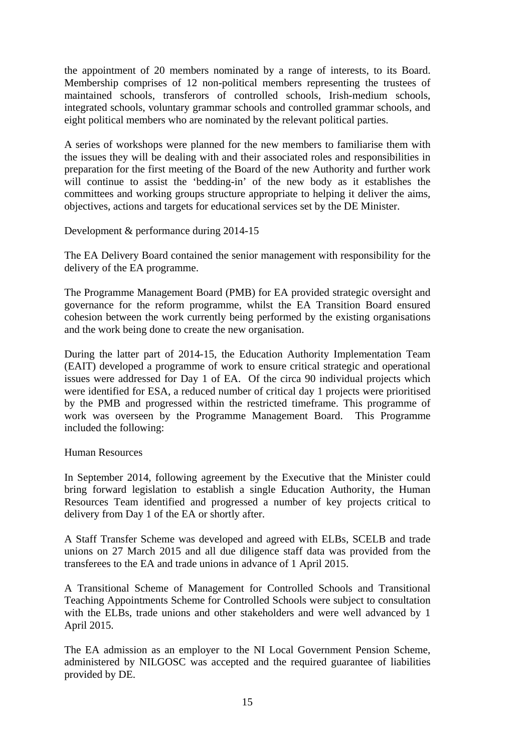the appointment of 20 members nominated by a range of interests, to its Board. Membership comprises of 12 non-political members representing the trustees of maintained schools, transferors of controlled schools, Irish-medium schools, integrated schools, voluntary grammar schools and controlled grammar schools, and eight political members who are nominated by the relevant political parties.

A series of workshops were planned for the new members to familiarise them with the issues they will be dealing with and their associated roles and responsibilities in preparation for the first meeting of the Board of the new Authority and further work will continue to assist the 'bedding-in' of the new body as it establishes the committees and working groups structure appropriate to helping it deliver the aims, objectives, actions and targets for educational services set by the DE Minister.

Development & performance during 2014-15

The EA Delivery Board contained the senior management with responsibility for the delivery of the EA programme.

The Programme Management Board (PMB) for EA provided strategic oversight and governance for the reform programme, whilst the EA Transition Board ensured cohesion between the work currently being performed by the existing organisations and the work being done to create the new organisation.

During the latter part of 2014-15, the Education Authority Implementation Team (EAIT) developed a programme of work to ensure critical strategic and operational issues were addressed for Day 1 of EA. Of the circa 90 individual projects which were identified for ESA, a reduced number of critical day 1 projects were prioritised by the PMB and progressed within the restricted timeframe. This programme of work was overseen by the Programme Management Board. This Programme included the following:

Human Resources

In September 2014, following agreement by the Executive that the Minister could bring forward legislation to establish a single Education Authority, the Human Resources Team identified and progressed a number of key projects critical to delivery from Day 1 of the EA or shortly after.

A Staff Transfer Scheme was developed and agreed with ELBs, SCELB and trade unions on 27 March 2015 and all due diligence staff data was provided from the transferees to the EA and trade unions in advance of 1 April 2015.

A Transitional Scheme of Management for Controlled Schools and Transitional Teaching Appointments Scheme for Controlled Schools were subject to consultation with the ELBs, trade unions and other stakeholders and were well advanced by 1 April 2015.

The EA admission as an employer to the NI Local Government Pension Scheme, administered by NILGOSC was accepted and the required guarantee of liabilities provided by DE.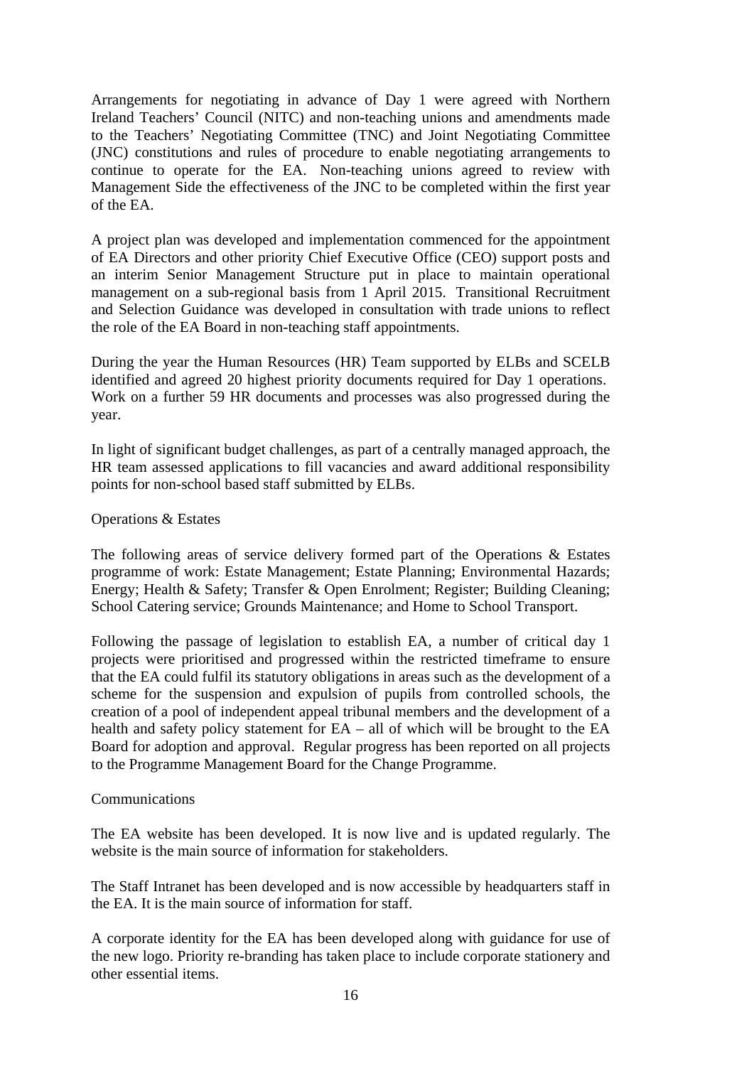Arrangements for negotiating in advance of Day 1 were agreed with Northern Ireland Teachers' Council (NITC) and non-teaching unions and amendments made to the Teachers' Negotiating Committee (TNC) and Joint Negotiating Committee (JNC) constitutions and rules of procedure to enable negotiating arrangements to continue to operate for the EA. Non-teaching unions agreed to review with Management Side the effectiveness of the JNC to be completed within the first year of the EA.

A project plan was developed and implementation commenced for the appointment of EA Directors and other priority Chief Executive Office (CEO) support posts and an interim Senior Management Structure put in place to maintain operational management on a sub-regional basis from 1 April 2015. Transitional Recruitment and Selection Guidance was developed in consultation with trade unions to reflect the role of the EA Board in non-teaching staff appointments.

During the year the Human Resources (HR) Team supported by ELBs and SCELB identified and agreed 20 highest priority documents required for Day 1 operations. Work on a further 59 HR documents and processes was also progressed during the year.

In light of significant budget challenges, as part of a centrally managed approach, the HR team assessed applications to fill vacancies and award additional responsibility points for non-school based staff submitted by ELBs.

Operations & Estates

The following areas of service delivery formed part of the Operations & Estates programme of work: Estate Management; Estate Planning; Environmental Hazards; Energy; Health & Safety; Transfer & Open Enrolment; Register; Building Cleaning; School Catering service; Grounds Maintenance; and Home to School Transport.

Following the passage of legislation to establish EA, a number of critical day 1 projects were prioritised and progressed within the restricted timeframe to ensure that the EA could fulfil its statutory obligations in areas such as the development of a scheme for the suspension and expulsion of pupils from controlled schools, the creation of a pool of independent appeal tribunal members and the development of a health and safety policy statement for EA – all of which will be brought to the EA Board for adoption and approval. Regular progress has been reported on all projects to the Programme Management Board for the Change Programme.

Communications

The EA website has been developed. It is now live and is updated regularly. The website is the main source of information for stakeholders.

The Staff Intranet has been developed and is now accessible by headquarters staff in the EA. It is the main source of information for staff.

A corporate identity for the EA has been developed along with guidance for use of the new logo. Priority re-branding has taken place to include corporate stationery and other essential items.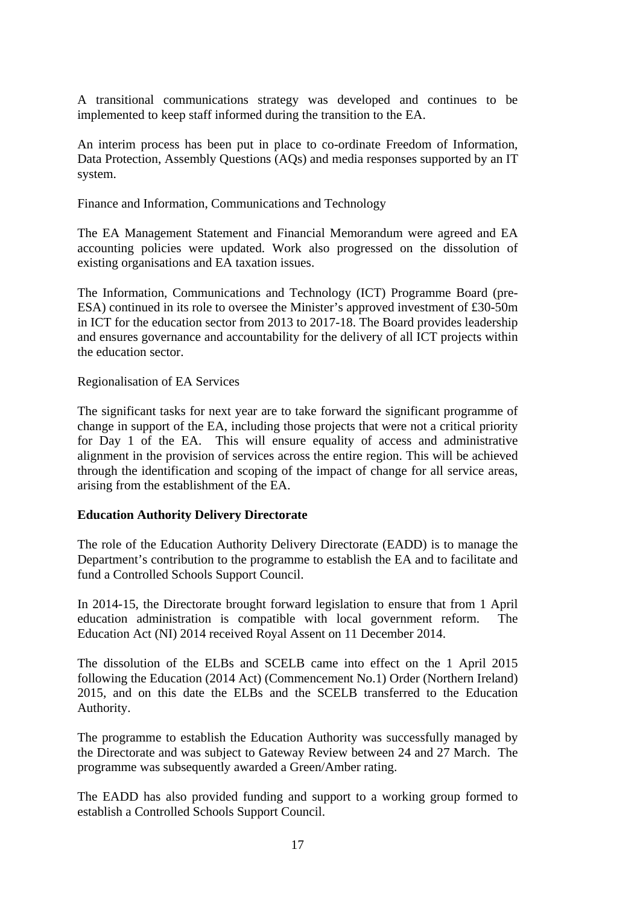A transitional communications strategy was developed and continues to be implemented to keep staff informed during the transition to the EA.

An interim process has been put in place to co-ordinate Freedom of Information, Data Protection, Assembly Questions (AQs) and media responses supported by an IT system.

Finance and Information, Communications and Technology

The EA Management Statement and Financial Memorandum were agreed and EA accounting policies were updated. Work also progressed on the dissolution of existing organisations and EA taxation issues.

The Information, Communications and Technology (ICT) Programme Board (pre-ESA) continued in its role to oversee the Minister's approved investment of £30-50m in ICT for the education sector from 2013 to 2017-18. The Board provides leadership and ensures governance and accountability for the delivery of all ICT projects within the education sector.

Regionalisation of EA Services

The significant tasks for next year are to take forward the significant programme of change in support of the EA, including those projects that were not a critical priority for Day 1 of the EA. This will ensure equality of access and administrative alignment in the provision of services across the entire region. This will be achieved through the identification and scoping of the impact of change for all service areas, arising from the establishment of the EA.

**Education Authority Delivery Directorate**

The role of the Education Authority Delivery Directorate (EADD) is to manage the Department's contribution to the programme to establish the EA and to facilitate and fund a Controlled Schools Support Council.

In 2014-15, the Directorate brought forward legislation to ensure that from 1 April education administration is compatible with local government reform. The Education Act (NI) 2014 received Royal Assent on 11 December 2014.

The dissolution of the ELBs and SCELB came into effect on the 1 April 2015 following the Education (2014 Act) (Commencement No.1) Order (Northern Ireland) 2015, and on this date the ELBs and the SCELB transferred to the Education Authority.

The programme to establish the Education Authority was successfully managed by the Directorate and was subject to Gateway Review between 24 and 27 March. The programme was subsequently awarded a Green/Amber rating.

The EADD has also provided funding and support to a working group formed to establish a Controlled Schools Support Council.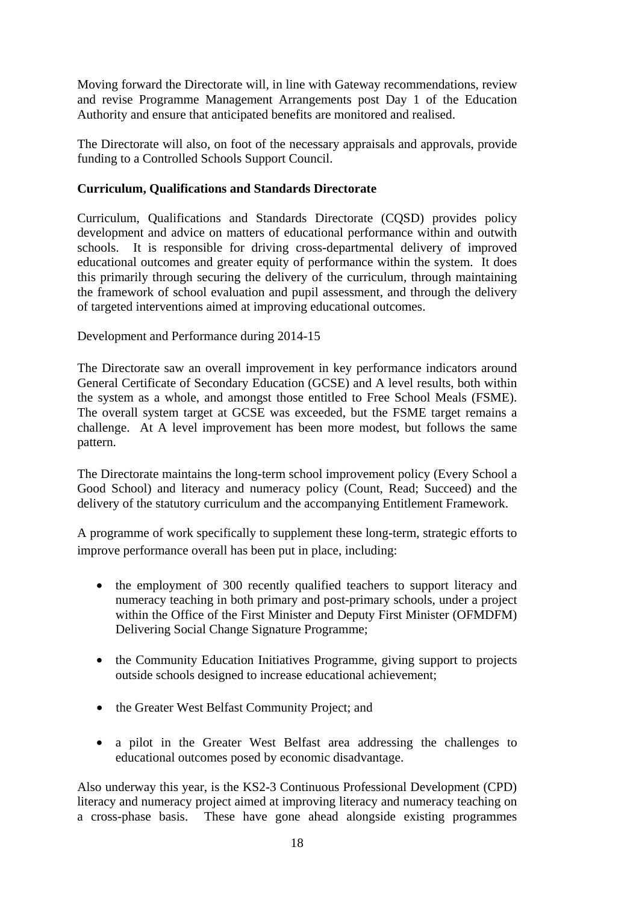Moving forward the Directorate will, in line with Gateway recommendations, review and revise Programme Management Arrangements post Day 1 of the Education Authority and ensure that anticipated benefits are monitored and realised.

The Directorate will also, on foot of the necessary appraisals and approvals, provide funding to a Controlled Schools Support Council.

**Curriculum, Qualifications and Standards Directorate**

Curriculum, Qualifications and Standards Directorate (CQSD) provides policy development and advice on matters of educational performance within and outwith schools. It is responsible for driving cross-departmental delivery of improved educational outcomes and greater equity of performance within the system. It does this primarily through securing the delivery of the curriculum, through maintaining the framework of school evaluation and pupil assessment, and through the delivery of targeted interventions aimed at improving educational outcomes.

Development and Performance during 2014-15

The Directorate saw an overall improvement in key performance indicators around General Certificate of Secondary Education (GCSE) and A level results, both within the system as a whole, and amongst those entitled to Free School Meals (FSME). The overall system target at GCSE was exceeded, but the FSME target remains a challenge. At A level improvement has been more modest, but follows the same pattern.

The Directorate maintains the long-term school improvement policy (Every School a Good School) and literacy and numeracy policy (Count, Read; Succeed) and the delivery of the statutory curriculum and the accompanying Entitlement Framework.

A programme of work specifically to supplement these long-term, strategic efforts to improve performance overall has been put in place, including:

- the employment of 300 recently qualified teachers to support literacy and numeracy teaching in both primary and post-primary schools, under a project within the Office of the First Minister and Deputy First Minister (OFMDFM) Delivering Social Change Signature Programme;
- the Community Education Initiatives Programme, giving support to projects outside schools designed to increase educational achievement;
- the Greater West Belfast Community Project; and
- a pilot in the Greater West Belfast area addressing the challenges to educational outcomes posed by economic disadvantage.

Also underway this year, is the KS2-3 Continuous Professional Development (CPD) literacy and numeracy project aimed at improving literacy and numeracy teaching on a cross-phase basis. These have gone ahead alongside existing programmes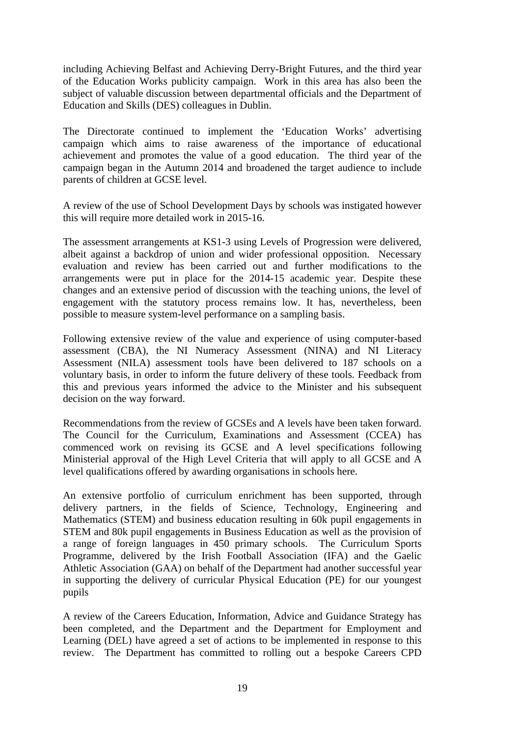including Achieving Belfast and Achieving Derry-Bright Futures, and the third year of the Education Works publicity campaign. Work in this area has also been the subject of valuable discussion between departmental officials and the Department of Education and Skills (DES) colleagues in Dublin.

The Directorate continued to implement the 'Education Works' advertising campaign which aims to raise awareness of the importance of educational achievement and promotes the value of a good education. The third year of the campaign began in the Autumn 2014 and broadened the target audience to include parents of children at GCSE level.

A review of the use of School Development Days by schools was instigated however this will require more detailed work in 2015-16.

The assessment arrangements at KS1-3 using Levels of Progression were delivered, albeit against a backdrop of union and wider professional opposition. Necessary evaluation and review has been carried out and further modifications to the arrangements were put in place for the 2014-15 academic year. Despite these changes and an extensive period of discussion with the teaching unions, the level of engagement with the statutory process remains low. It has, nevertheless, been possible to measure system-level performance on a sampling basis.

Following extensive review of the value and experience of using computer-based assessment (CBA), the NI Numeracy Assessment (NINA) and NI Literacy Assessment (NILA) assessment tools have been delivered to 187 schools on a voluntary basis, in order to inform the future delivery of these tools. Feedback from this and previous years informed the advice to the Minister and his subsequent decision on the way forward.

Recommendations from the review of GCSEs and A levels have been taken forward. The Council for the Curriculum, Examinations and Assessment (CCEA) has commenced work on revising its GCSE and A level specifications following Ministerial approval of the High Level Criteria that will apply to all GCSE and A level qualifications offered by awarding organisations in schools here.

An extensive portfolio of curriculum enrichment has been supported, through delivery partners, in the fields of Science, Technology, Engineering and Mathematics (STEM) and business education resulting in 60k pupil engagements in STEM and 80k pupil engagements in Business Education as well as the provision of a range of foreign languages in 450 primary schools. The Curriculum Sports Programme, delivered by the Irish Football Association (IFA) and the Gaelic Athletic Association (GAA) on behalf of the Department had another successful year in supporting the delivery of curricular Physical Education (PE) for our youngest pupils

A review of the Careers Education, Information, Advice and Guidance Strategy has been completed, and the Department and the Department for Employment and Learning (DEL) have agreed a set of actions to be implemented in response to this review. The Department has committed to rolling out a bespoke Careers CPD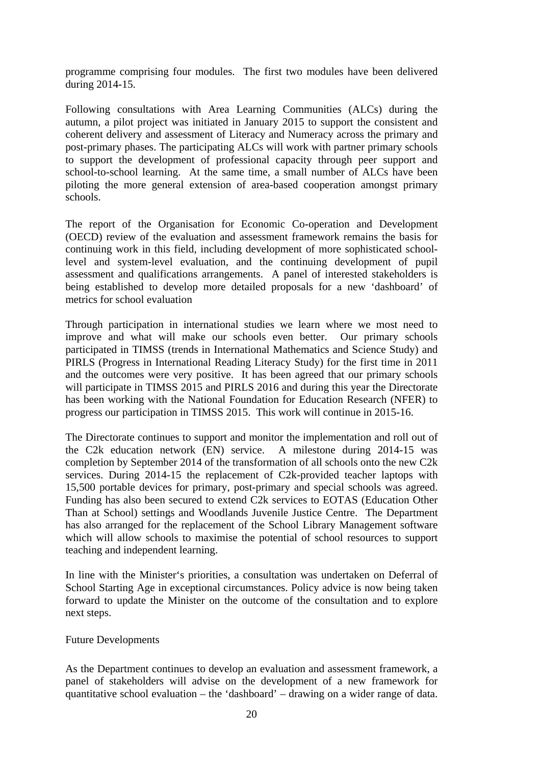programme comprising four modules. The first two modules have been delivered during 2014-15.

Following consultations with Area Learning Communities (ALCs) during the autumn, a pilot project was initiated in January 2015 to support the consistent and coherent delivery and assessment of Literacy and Numeracy across the primary and post-primary phases. The participating ALCs will work with partner primary schools to support the development of professional capacity through peer support and school-to-school learning. At the same time, a small number of ALCs have been piloting the more general extension of area-based cooperation amongst primary schools.

The report of the Organisation for Economic Co-operation and Development (OECD) review of the evaluation and assessment framework remains the basis for continuing work in this field, including development of more sophisticated school-level and system-level evaluation, and the continuing development of pupil assessment and qualifications arrangements. A panel of interested stakeholders is being established to develop more detailed proposals for a new 'dashboard' of metrics for school evaluation

Through participation in international studies we learn where we most need to improve and what will make our schools even better. Our primary schools participated in TIMSS (trends in International Mathematics and Science Study) and PIRLS (Progress in International Reading Literacy Study) for the first time in 2011 and the outcomes were very positive. It has been agreed that our primary schools will participate in TIMSS 2015 and PIRLS 2016 and during this year the Directorate has been working with the National Foundation for Education Research (NFER) to progress our participation in TIMSS 2015. This work will continue in 2015-16.

The Directorate continues to support and monitor the implementation and roll out of the C2k education network (EN) service. A milestone during 2014-15 was completion by September 2014 of the transformation of all schools onto the new C2k services. During 2014-15 the replacement of C2k-provided teacher laptops with 15,500 portable devices for primary, post-primary and special schools was agreed. Funding has also been secured to extend C2k services to EOTAS (Education Other Than at School) settings and Woodlands Juvenile Justice Centre. The Department has also arranged for the replacement of the School Library Management software which will allow schools to maximise the potential of school resources to support teaching and independent learning.

In line with the Minister's priorities, a consultation was undertaken on Deferral of School Starting Age in exceptional circumstances. Policy advice is now being taken forward to update the Minister on the outcome of the consultation and to explore next steps.

Future Developments

As the Department continues to develop an evaluation and assessment framework, a panel of stakeholders will advise on the development of a new framework for quantitative school evaluation – the 'dashboard' – drawing on a wider range of data.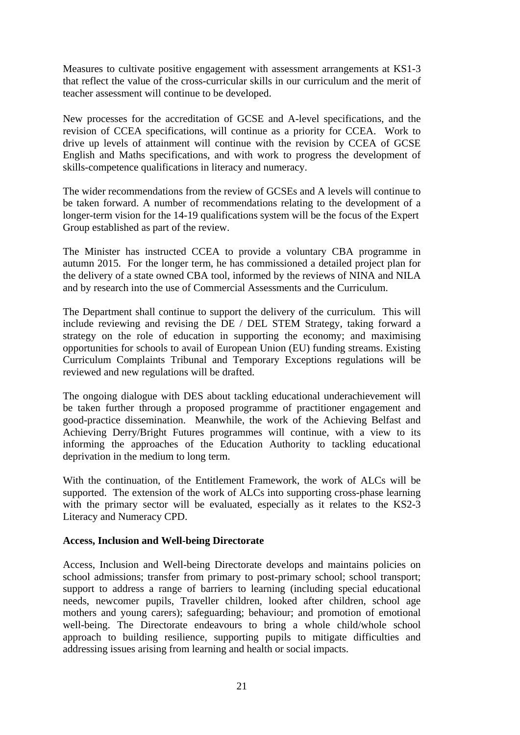Measures to cultivate positive engagement with assessment arrangements at KS1-3 that reflect the value of the cross-curricular skills in our curriculum and the merit of teacher assessment will continue to be developed.

New processes for the accreditation of GCSE and A-level specifications, and the revision of CCEA specifications, will continue as a priority for CCEA. Work to drive up levels of attainment will continue with the revision by CCEA of GCSE English and Maths specifications, and with work to progress the development of skills-competence qualifications in literacy and numeracy.

The wider recommendations from the review of GCSEs and A levels will continue to be taken forward. A number of recommendations relating to the development of a longer-term vision for the 14-19 qualifications system will be the focus of the Expert Group established as part of the review.

The Minister has instructed CCEA to provide a voluntary CBA programme in autumn 2015. For the longer term, he has commissioned a detailed project plan for the delivery of a state owned CBA tool, informed by the reviews of NINA and NILA and by research into the use of Commercial Assessments and the Curriculum.

The Department shall continue to support the delivery of the curriculum. This will include reviewing and revising the DE / DEL STEM Strategy, taking forward a strategy on the role of education in supporting the economy; and maximising opportunities for schools to avail of European Union (EU) funding streams. Existing Curriculum Complaints Tribunal and Temporary Exceptions regulations will be reviewed and new regulations will be drafted.

The ongoing dialogue with DES about tackling educational underachievement will be taken further through a proposed programme of practitioner engagement and good-practice dissemination. Meanwhile, the work of the Achieving Belfast and Achieving Derry/Bright Futures programmes will continue, with a view to its informing the approaches of the Education Authority to tackling educational deprivation in the medium to long term.

With the continuation, of the Entitlement Framework, the work of ALCs will be supported. The extension of the work of ALCs into supporting cross-phase learning with the primary sector will be evaluated, especially as it relates to the KS2-3 Literacy and Numeracy CPD.

**Access, Inclusion and Well-being Directorate**

Access, Inclusion and Well-being Directorate develops and maintains policies on school admissions; transfer from primary to post-primary school; school transport; support to address a range of barriers to learning (including special educational needs, newcomer pupils, Traveller children, looked after children, school age mothers and young carers); safeguarding; behaviour; and promotion of emotional well-being. The Directorate endeavours to bring a whole child/whole school approach to building resilience, supporting pupils to mitigate difficulties and addressing issues arising from learning and health or social impacts.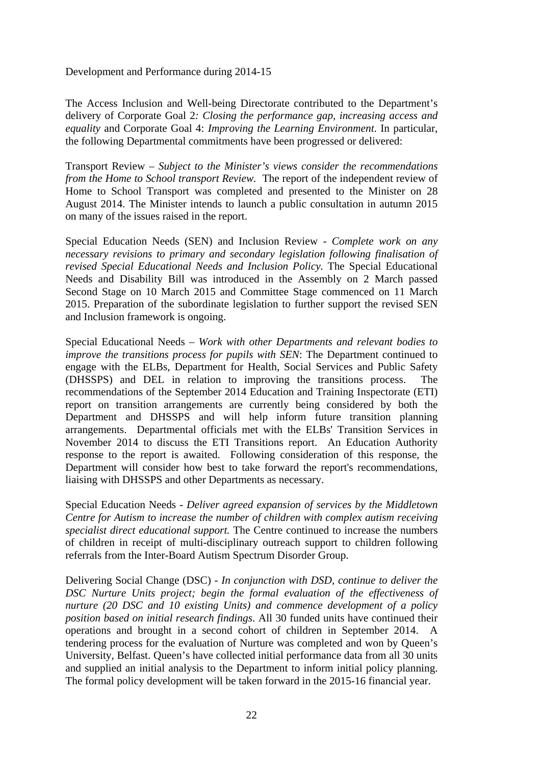Development and Performance during 2014-15

The Access Inclusion and Well-being Directorate contributed to the Department's delivery of Corporate Goal 2*: Closing the performance gap, increasing access and equality* and Corporate Goal 4: *Improving the Learning Environment*. In particular, the following Departmental commitments have been progressed or delivered:

Transport Review – *Subject to the Minister's views consider the recommendations from the Home to School transport Review.* The report of the independent review of Home to School Transport was completed and presented to the Minister on 28 August 2014. The Minister intends to launch a public consultation in autumn 2015 on many of the issues raised in the report.

Special Education Needs (SEN) and Inclusion Review - *Complete work on any necessary revisions to primary and secondary legislation following finalisation of revised Special Educational Needs and Inclusion Policy.* The Special Educational Needs and Disability Bill was introduced in the Assembly on 2 March passed Second Stage on 10 March 2015 and Committee Stage commenced on 11 March 2015. Preparation of the subordinate legislation to further support the revised SEN and Inclusion framework is ongoing.

Special Educational Needs – *Work with other Departments and relevant bodies to improve the transitions process for pupils with SEN*: The Department continued to engage with the ELBs, Department for Health, Social Services and Public Safety (DHSSPS) and DEL in relation to improving the transitions process. The recommendations of the September 2014 Education and Training Inspectorate (ETI) report on transition arrangements are currently being considered by both the Department and DHSSPS and will help inform future transition planning arrangements. Departmental officials met with the ELBs' Transition Services in November 2014 to discuss the ETI Transitions report. An Education Authority response to the report is awaited. Following consideration of this response, the Department will consider how best to take forward the report's recommendations, liaising with DHSSPS and other Departments as necessary.

Special Education Needs - *Deliver agreed expansion of services by the Middletown Centre for Autism to increase the number of children with complex autism receiving specialist direct educational support.* The Centre continued to increase the numbers of children in receipt of multi-disciplinary outreach support to children following referrals from the Inter-Board Autism Spectrum Disorder Group.

Delivering Social Change (DSC) - *In conjunction with DSD, continue to deliver the DSC Nurture Units project; begin the formal evaluation of the effectiveness of nurture (20 DSC and 10 existing Units) and commence development of a policy position based on initial research findings*. All 30 funded units have continued their operations and brought in a second cohort of children in September 2014. A tendering process for the evaluation of Nurture was completed and won by Queen's University, Belfast. Queen's have collected initial performance data from all 30 units and supplied an initial analysis to the Department to inform initial policy planning. The formal policy development will be taken forward in the 2015-16 financial year.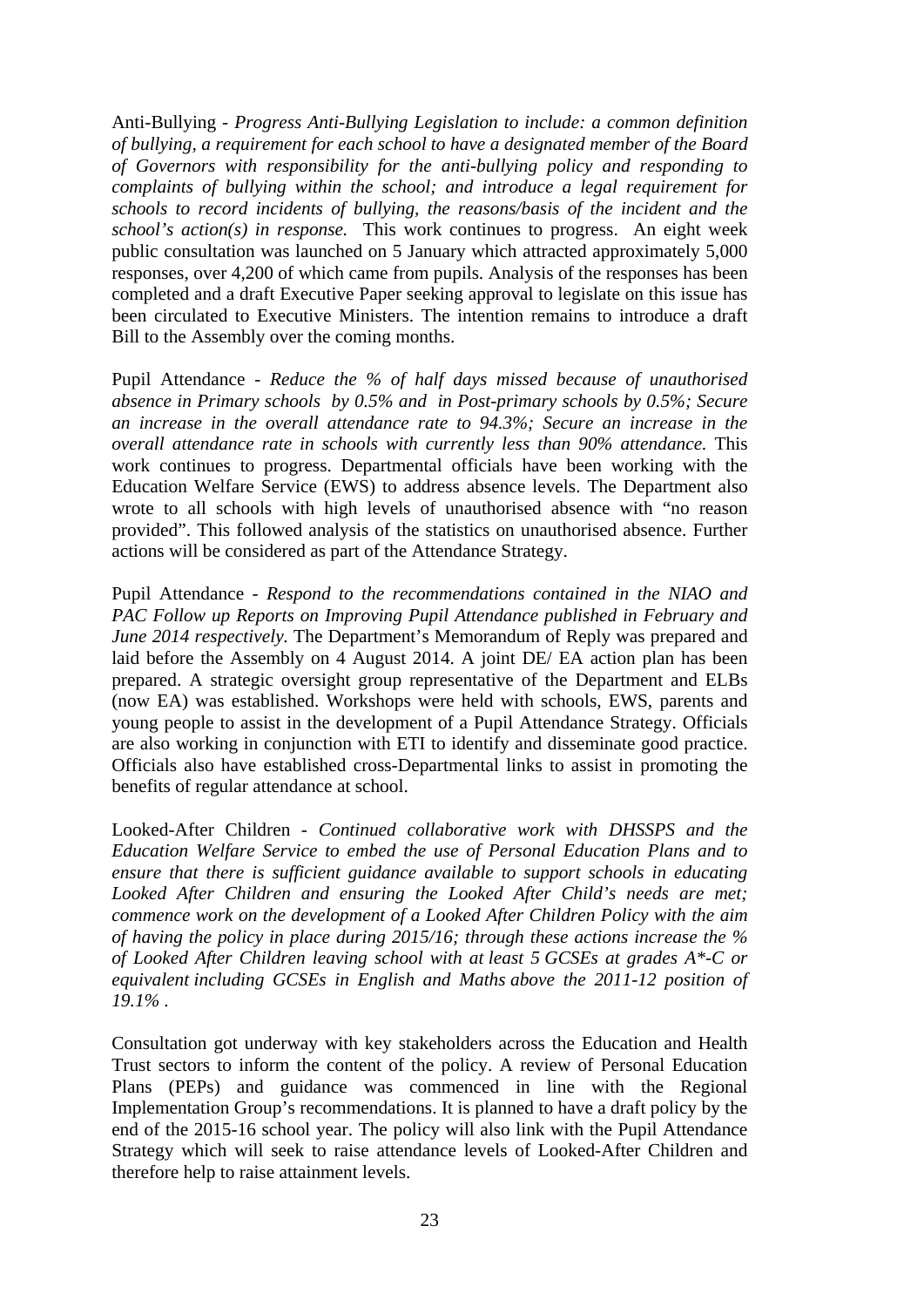Anti-Bullying - *Progress Anti-Bullying Legislation to include: a common definition of bullying, a requirement for each school to have a designated member of the Board of Governors with responsibility for the anti-bullying policy and responding to complaints of bullying within the school; and introduce a legal requirement for schools to record incidents of bullying, the reasons/basis of the incident and the school's action(s) in response.* This work continues to progress. An eight week public consultation was launched on 5 January which attracted approximately 5,000 responses, over 4,200 of which came from pupils. Analysis of the responses has been completed and a draft Executive Paper seeking approval to legislate on this issue has been circulated to Executive Ministers. The intention remains to introduce a draft Bill to the Assembly over the coming months.

Pupil Attendance - *Reduce the % of half days missed because of unauthorised absence in Primary schools by 0.5% and in Post-primary schools by 0.5%; Secure an increase in the overall attendance rate to 94.3%; Secure an increase in the overall attendance rate in schools with currently less than 90% attendance.* This work continues to progress. Departmental officials have been working with the Education Welfare Service (EWS) to address absence levels. The Department also wrote to all schools with high levels of unauthorised absence with "no reason provided". This followed analysis of the statistics on unauthorised absence. Further actions will be considered as part of the Attendance Strategy.

Pupil Attendance - *Respond to the recommendations contained in the NIAO and PAC Follow up Reports on Improving Pupil Attendance published in February and June 2014 respectively.* The Department's Memorandum of Reply was prepared and laid before the Assembly on 4 August 2014. A joint DE/ EA action plan has been prepared. A strategic oversight group representative of the Department and ELBs (now EA) was established. Workshops were held with schools, EWS, parents and young people to assist in the development of a Pupil Attendance Strategy. Officials are also working in conjunction with ETI to identify and disseminate good practice. Officials also have established cross-Departmental links to assist in promoting the benefits of regular attendance at school.

Looked-After Children - *Continued collaborative work with DHSSPS and the Education Welfare Service to embed the use of Personal Education Plans and to ensure that there is sufficient guidance available to support schools in educating Looked After Children and ensuring the Looked After Child's needs are met; commence work on the development of a Looked After Children Policy with the aim of having the policy in place during 2015/16; through these actions increase the % of Looked After Children leaving school with at least 5 GCSEs at grades A\*-C or equivalent including GCSEs in English and Maths above the 2011-12 position of 19.1% .*

Consultation got underway with key stakeholders across the Education and Health Trust sectors to inform the content of the policy. A review of Personal Education Plans (PEPs) and guidance was commenced in line with the Regional Implementation Group's recommendations. It is planned to have a draft policy by the end of the 2015-16 school year. The policy will also link with the Pupil Attendance Strategy which will seek to raise attendance levels of Looked-After Children and therefore help to raise attainment levels.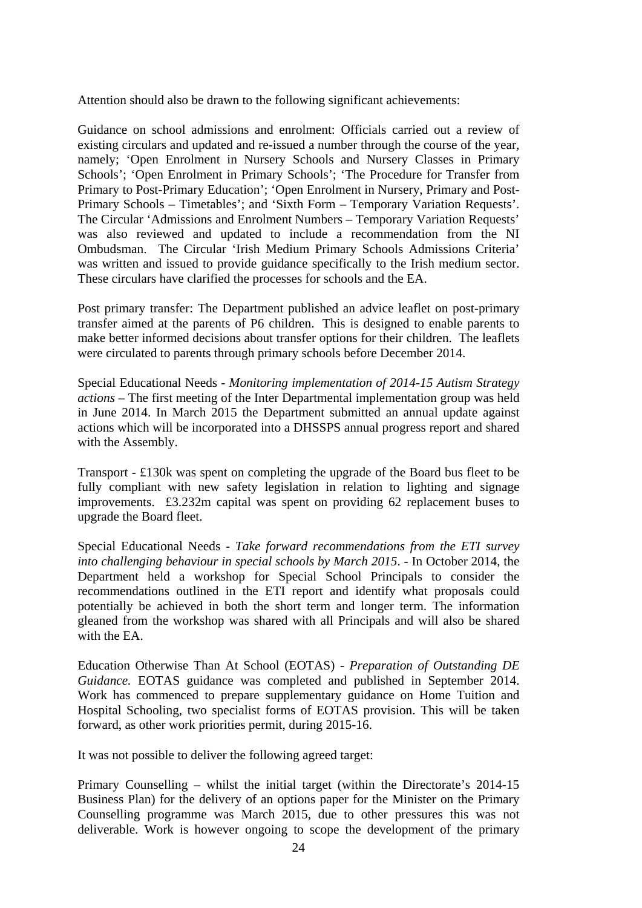Attention should also be drawn to the following significant achievements:

Guidance on school admissions and enrolment: Officials carried out a review of existing circulars and updated and re-issued a number through the course of the year, namely; 'Open Enrolment in Nursery Schools and Nursery Classes in Primary Schools'; 'Open Enrolment in Primary Schools'; 'The Procedure for Transfer from Primary to Post-Primary Education'; 'Open Enrolment in Nursery, Primary and Post-Primary Schools – Timetables'; and 'Sixth Form – Temporary Variation Requests'. The Circular 'Admissions and Enrolment Numbers – Temporary Variation Requests' was also reviewed and updated to include a recommendation from the NI Ombudsman. The Circular 'Irish Medium Primary Schools Admissions Criteria' was written and issued to provide guidance specifically to the Irish medium sector. These circulars have clarified the processes for schools and the EA.

Post primary transfer: The Department published an advice leaflet on post-primary transfer aimed at the parents of P6 children. This is designed to enable parents to make better informed decisions about transfer options for their children. The leaflets were circulated to parents through primary schools before December 2014.

Special Educational Needs - *Monitoring implementation of 2014-15 Autism Strategy actions* – The first meeting of the Inter Departmental implementation group was held in June 2014. In March 2015 the Department submitted an annual update against actions which will be incorporated into a DHSSPS annual progress report and shared with the Assembly.

Transport - £130k was spent on completing the upgrade of the Board bus fleet to be fully compliant with new safety legislation in relation to lighting and signage improvements. £3.232m capital was spent on providing 62 replacement buses to upgrade the Board fleet.

Special Educational Needs - *Take forward recommendations from the ETI survey into challenging behaviour in special schools by March 2015*. - In October 2014, the Department held a workshop for Special School Principals to consider the recommendations outlined in the ETI report and identify what proposals could potentially be achieved in both the short term and longer term. The information gleaned from the workshop was shared with all Principals and will also be shared with the EA.

Education Otherwise Than At School (EOTAS) - *Preparation of Outstanding DE Guidance.* EOTAS guidance was completed and published in September 2014. Work has commenced to prepare supplementary guidance on Home Tuition and Hospital Schooling, two specialist forms of EOTAS provision. This will be taken forward, as other work priorities permit, during 2015-16.

It was not possible to deliver the following agreed target:

Primary Counselling – whilst the initial target (within the Directorate's 2014-15 Business Plan) for the delivery of an options paper for the Minister on the Primary Counselling programme was March 2015, due to other pressures this was not deliverable. Work is however ongoing to scope the development of the primary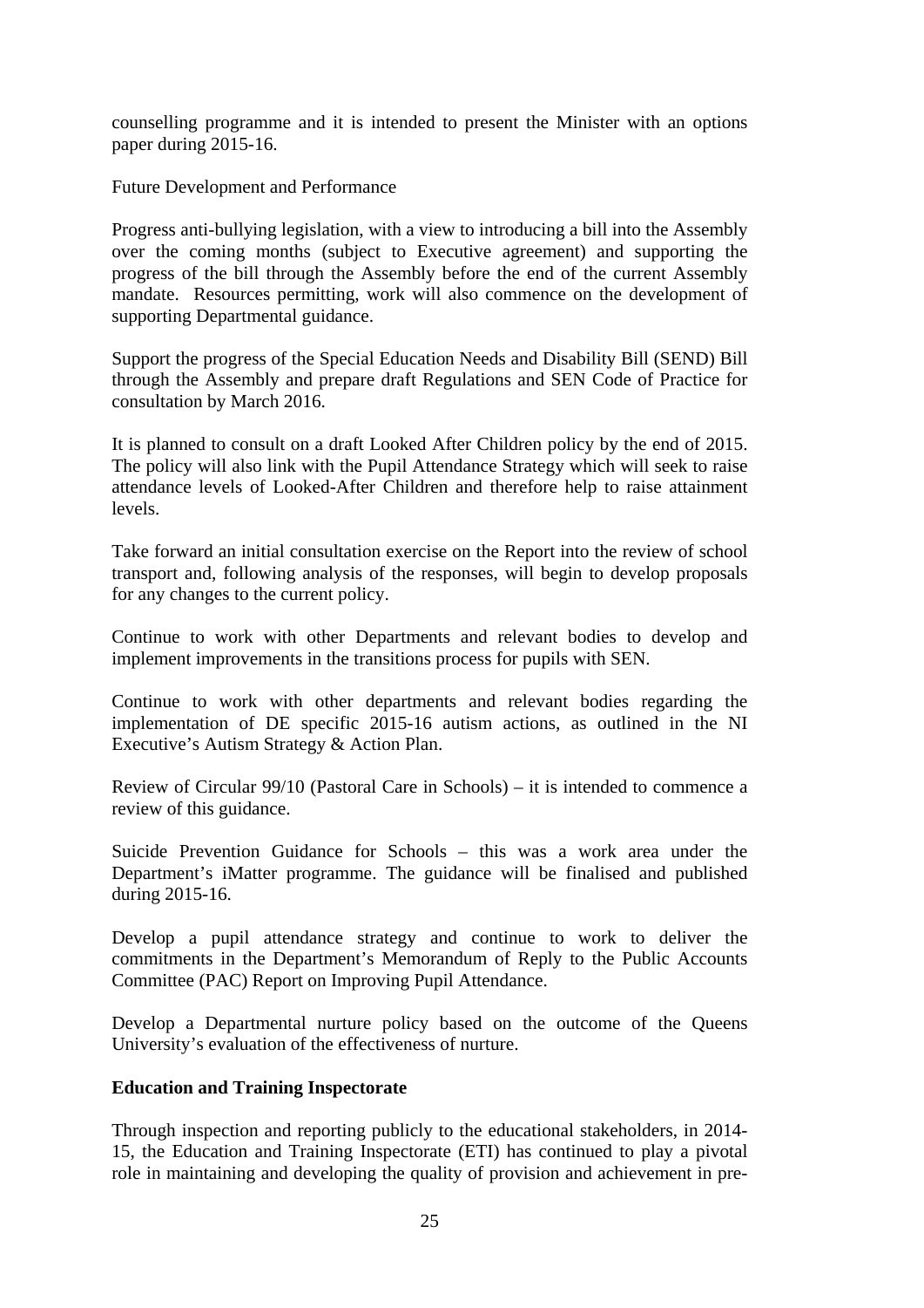counselling programme and it is intended to present the Minister with an options paper during 2015-16.

Future Development and Performance

Progress anti-bullying legislation, with a view to introducing a bill into the Assembly over the coming months (subject to Executive agreement) and supporting the progress of the bill through the Assembly before the end of the current Assembly mandate. Resources permitting, work will also commence on the development of supporting Departmental guidance.

Support the progress of the Special Education Needs and Disability Bill (SEND) Bill through the Assembly and prepare draft Regulations and SEN Code of Practice for consultation by March 2016.

It is planned to consult on a draft Looked After Children policy by the end of 2015. The policy will also link with the Pupil Attendance Strategy which will seek to raise attendance levels of Looked-After Children and therefore help to raise attainment levels.

Take forward an initial consultation exercise on the Report into the review of school transport and, following analysis of the responses, will begin to develop proposals for any changes to the current policy.

Continue to work with other Departments and relevant bodies to develop and implement improvements in the transitions process for pupils with SEN.

Continue to work with other departments and relevant bodies regarding the implementation of DE specific 2015-16 autism actions, as outlined in the NI Executive's Autism Strategy & Action Plan.

Review of Circular 99/10 (Pastoral Care in Schools) – it is intended to commence a review of this guidance.

Suicide Prevention Guidance for Schools – this was a work area under the Department's iMatter programme. The guidance will be finalised and published during 2015-16.

Develop a pupil attendance strategy and continue to work to deliver the commitments in the Department's Memorandum of Reply to the Public Accounts Committee (PAC) Report on Improving Pupil Attendance.

Develop a Departmental nurture policy based on the outcome of the Queens University's evaluation of the effectiveness of nurture.

**Education and Training Inspectorate**

Through inspection and reporting publicly to the educational stakeholders, in 2014-15, the Education and Training Inspectorate (ETI) has continued to play a pivotal role in maintaining and developing the quality of provision and achievement in pre-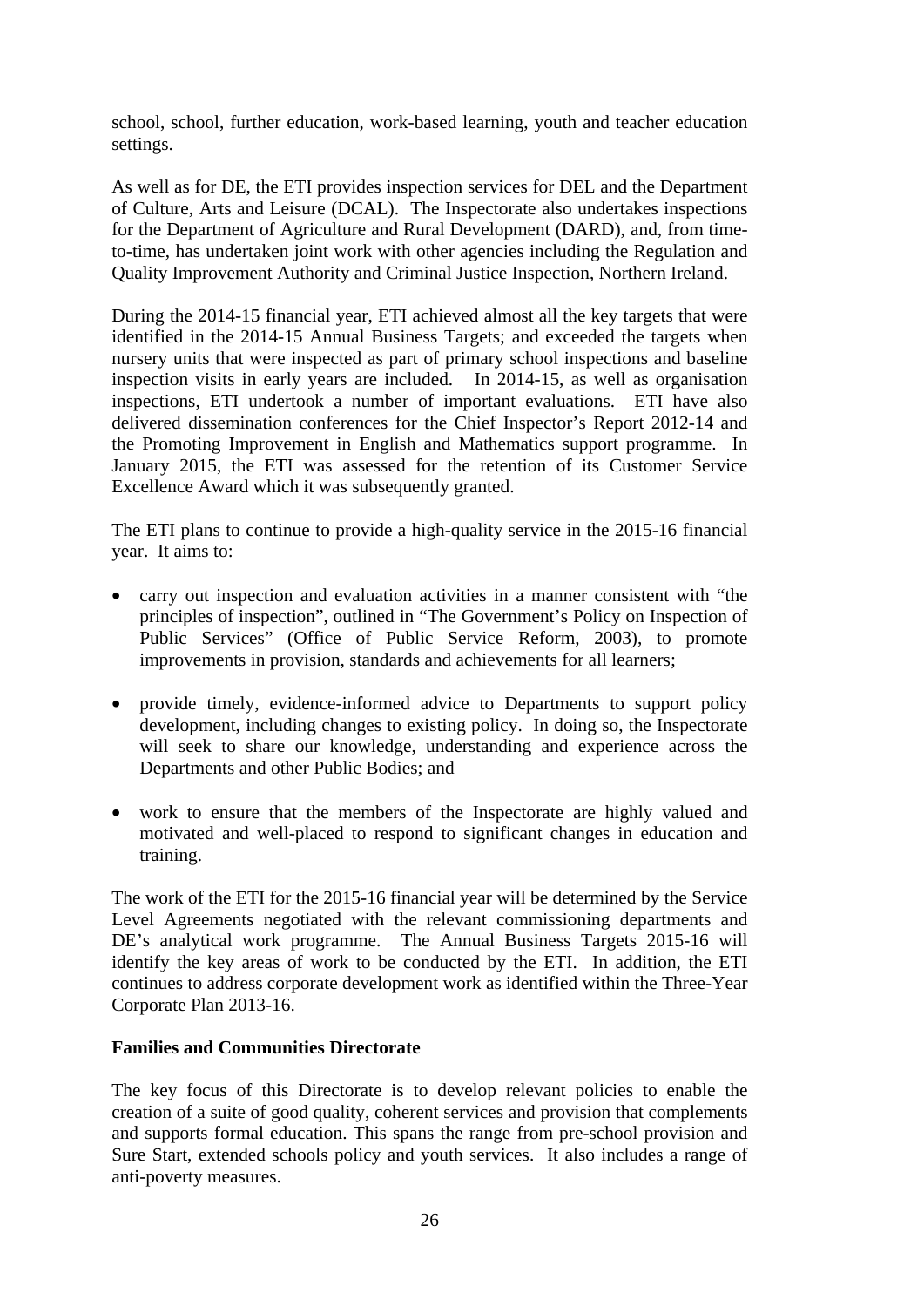school, school, further education, work-based learning, youth and teacher education settings.

As well as for DE, the ETI provides inspection services for DEL and the Department of Culture, Arts and Leisure (DCAL). The Inspectorate also undertakes inspections for the Department of Agriculture and Rural Development (DARD), and, from time-to-time, has undertaken joint work with other agencies including the Regulation and Quality Improvement Authority and Criminal Justice Inspection, Northern Ireland.

During the 2014-15 financial year, ETI achieved almost all the key targets that were identified in the 2014-15 Annual Business Targets; and exceeded the targets when nursery units that were inspected as part of primary school inspections and baseline inspection visits in early years are included. In 2014-15, as well as organisation inspections, ETI undertook a number of important evaluations. ETI have also delivered dissemination conferences for the Chief Inspector's Report 2012-14 and the Promoting Improvement in English and Mathematics support programme. In January 2015, the ETI was assessed for the retention of its Customer Service Excellence Award which it was subsequently granted.

The ETI plans to continue to provide a high-quality service in the 2015-16 financial year. It aims to:

- carry out inspection and evaluation activities in a manner consistent with "the principles of inspection", outlined in "The Government's Policy on Inspection of Public Services" (Office of Public Service Reform, 2003), to promote improvements in provision, standards and achievements for all learners;
- provide timely, evidence-informed advice to Departments to support policy development, including changes to existing policy. In doing so, the Inspectorate will seek to share our knowledge, understanding and experience across the Departments and other Public Bodies; and
- work to ensure that the members of the Inspectorate are highly valued and motivated and well-placed to respond to significant changes in education and training.

The work of the ETI for the 2015-16 financial year will be determined by the Service Level Agreements negotiated with the relevant commissioning departments and DE's analytical work programme. The Annual Business Targets 2015-16 will identify the key areas of work to be conducted by the ETI. In addition, the ETI continues to address corporate development work as identified within the Three-Year Corporate Plan 2013-16.

**Families and Communities Directorate**

The key focus of this Directorate is to develop relevant policies to enable the creation of a suite of good quality, coherent services and provision that complements and supports formal education. This spans the range from pre-school provision and Sure Start, extended schools policy and youth services. It also includes a range of anti-poverty measures.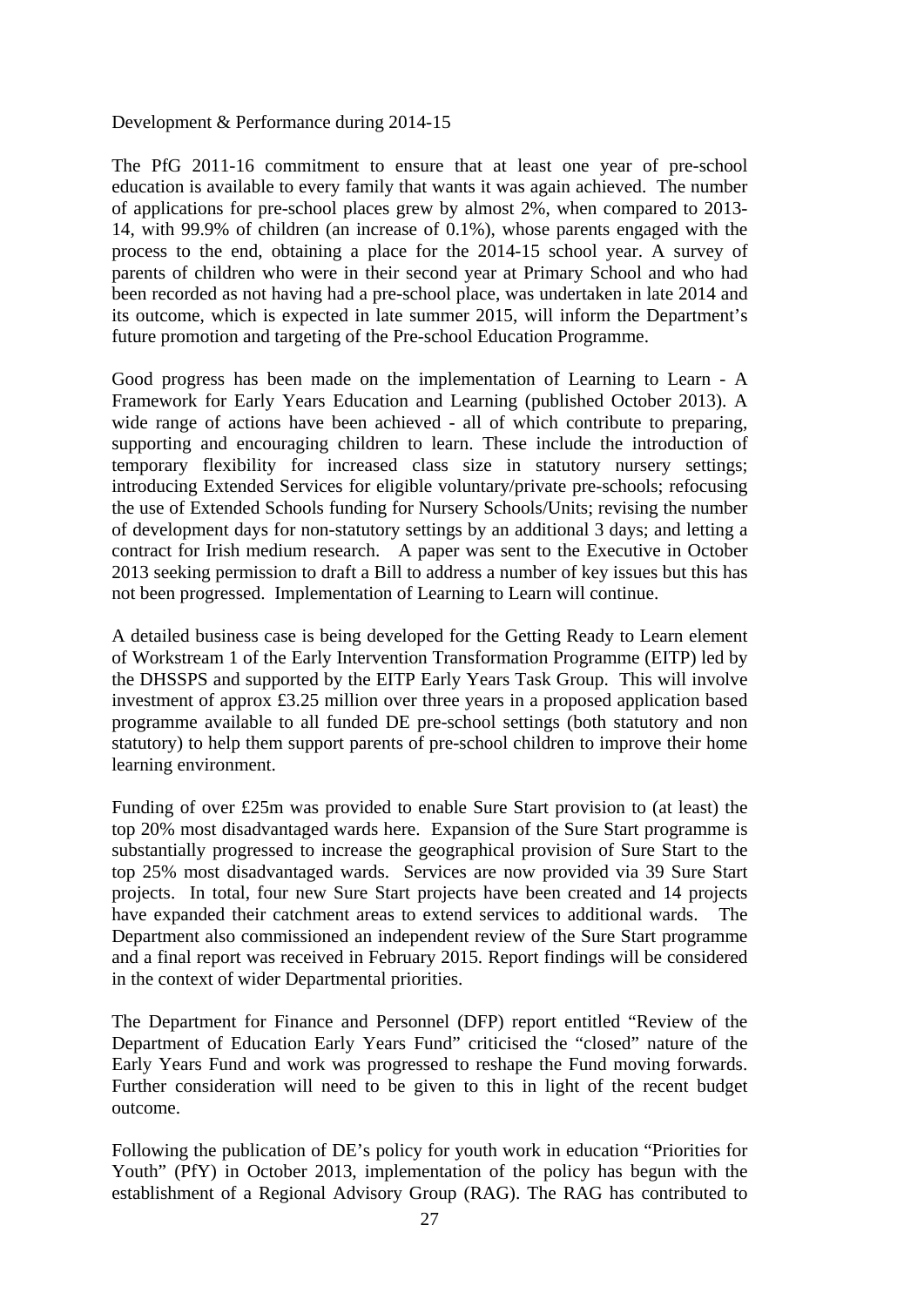Development & Performance during 2014-15

The PfG 2011-16 commitment to ensure that at least one year of pre-school education is available to every family that wants it was again achieved. The number of applications for pre-school places grew by almost 2%, when compared to 2013-14, with 99.9% of children (an increase of 0.1%), whose parents engaged with the process to the end, obtaining a place for the 2014-15 school year. A survey of parents of children who were in their second year at Primary School and who had been recorded as not having had a pre-school place, was undertaken in late 2014 and its outcome, which is expected in late summer 2015, will inform the Department's future promotion and targeting of the Pre-school Education Programme.

Good progress has been made on the implementation of Learning to Learn - A Framework for Early Years Education and Learning (published October 2013). A wide range of actions have been achieved - all of which contribute to preparing, supporting and encouraging children to learn. These include the introduction of temporary flexibility for increased class size in statutory nursery settings; introducing Extended Services for eligible voluntary/private pre-schools; refocusing the use of Extended Schools funding for Nursery Schools/Units; revising the number of development days for non-statutory settings by an additional 3 days; and letting a contract for Irish medium research. A paper was sent to the Executive in October 2013 seeking permission to draft a Bill to address a number of key issues but this has not been progressed. Implementation of Learning to Learn will continue.

A detailed business case is being developed for the Getting Ready to Learn element of Workstream 1 of the Early Intervention Transformation Programme (EITP) led by the DHSSPS and supported by the EITP Early Years Task Group. This will involve investment of approx £3.25 million over three years in a proposed application based programme available to all funded DE pre-school settings (both statutory and non statutory) to help them support parents of pre-school children to improve their home learning environment.

Funding of over £25m was provided to enable Sure Start provision to (at least) the top 20% most disadvantaged wards here. Expansion of the Sure Start programme is substantially progressed to increase the geographical provision of Sure Start to the top 25% most disadvantaged wards. Services are now provided via 39 Sure Start projects. In total, four new Sure Start projects have been created and 14 projects have expanded their catchment areas to extend services to additional wards. The Department also commissioned an independent review of the Sure Start programme and a final report was received in February 2015. Report findings will be considered in the context of wider Departmental priorities.

The Department for Finance and Personnel (DFP) report entitled "Review of the Department of Education Early Years Fund" criticised the "closed" nature of the Early Years Fund and work was progressed to reshape the Fund moving forwards. Further consideration will need to be given to this in light of the recent budget outcome.

Following the publication of DE's policy for youth work in education "Priorities for Youth" (PfY) in October 2013, implementation of the policy has begun with the establishment of a Regional Advisory Group (RAG). The RAG has contributed to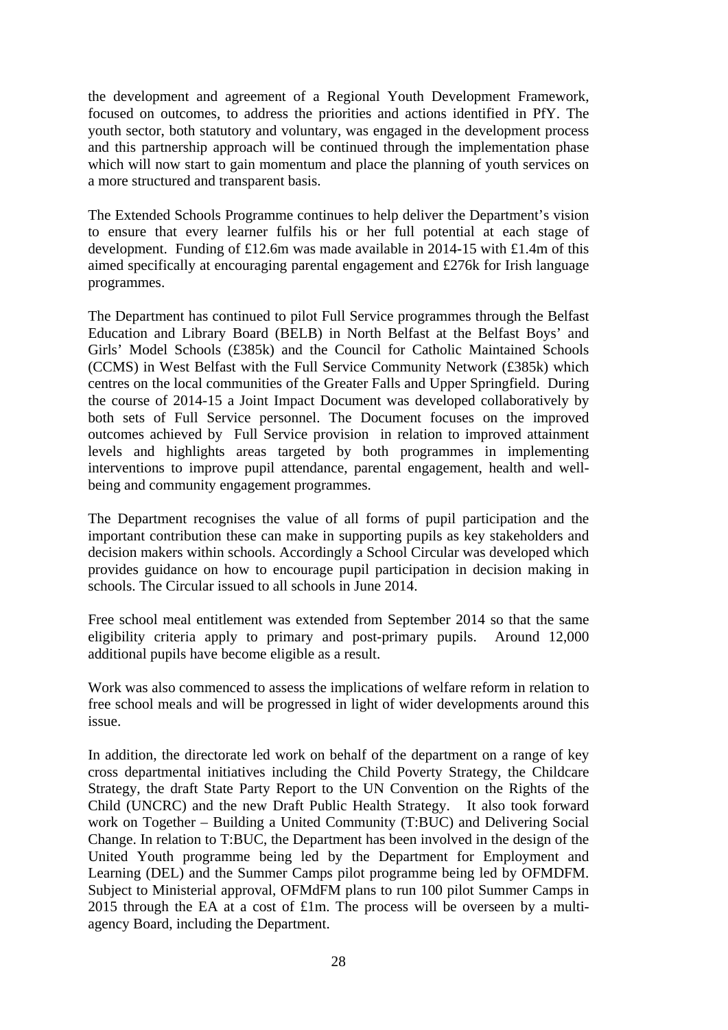the development and agreement of a Regional Youth Development Framework, focused on outcomes, to address the priorities and actions identified in PfY. The youth sector, both statutory and voluntary, was engaged in the development process and this partnership approach will be continued through the implementation phase which will now start to gain momentum and place the planning of youth services on a more structured and transparent basis.

The Extended Schools Programme continues to help deliver the Department's vision to ensure that every learner fulfils his or her full potential at each stage of development. Funding of £12.6m was made available in 2014-15 with £1.4m of this aimed specifically at encouraging parental engagement and £276k for Irish language programmes.

The Department has continued to pilot Full Service programmes through the Belfast Education and Library Board (BELB) in North Belfast at the Belfast Boys' and Girls' Model Schools (£385k) and the Council for Catholic Maintained Schools (CCMS) in West Belfast with the Full Service Community Network (£385k) which centres on the local communities of the Greater Falls and Upper Springfield. During the course of 2014-15 a Joint Impact Document was developed collaboratively by both sets of Full Service personnel. The Document focuses on the improved outcomes achieved by Full Service provision in relation to improved attainment levels and highlights areas targeted by both programmes in implementing interventions to improve pupil attendance, parental engagement, health and well-being and community engagement programmes.

The Department recognises the value of all forms of pupil participation and the important contribution these can make in supporting pupils as key stakeholders and decision makers within schools. Accordingly a School Circular was developed which provides guidance on how to encourage pupil participation in decision making in schools. The Circular issued to all schools in June 2014.

Free school meal entitlement was extended from September 2014 so that the same eligibility criteria apply to primary and post-primary pupils. Around 12,000 additional pupils have become eligible as a result.

Work was also commenced to assess the implications of welfare reform in relation to free school meals and will be progressed in light of wider developments around this issue.

In addition, the directorate led work on behalf of the department on a range of key cross departmental initiatives including the Child Poverty Strategy, the Childcare Strategy, the draft State Party Report to the UN Convention on the Rights of the Child (UNCRC) and the new Draft Public Health Strategy. It also took forward work on Together – Building a United Community (T:BUC) and Delivering Social Change. In relation to T:BUC, the Department has been involved in the design of the United Youth programme being led by the Department for Employment and Learning (DEL) and the Summer Camps pilot programme being led by OFMDFM. Subject to Ministerial approval, OFMdFM plans to run 100 pilot Summer Camps in 2015 through the EA at a cost of £1m. The process will be overseen by a multi-agency Board, including the Department.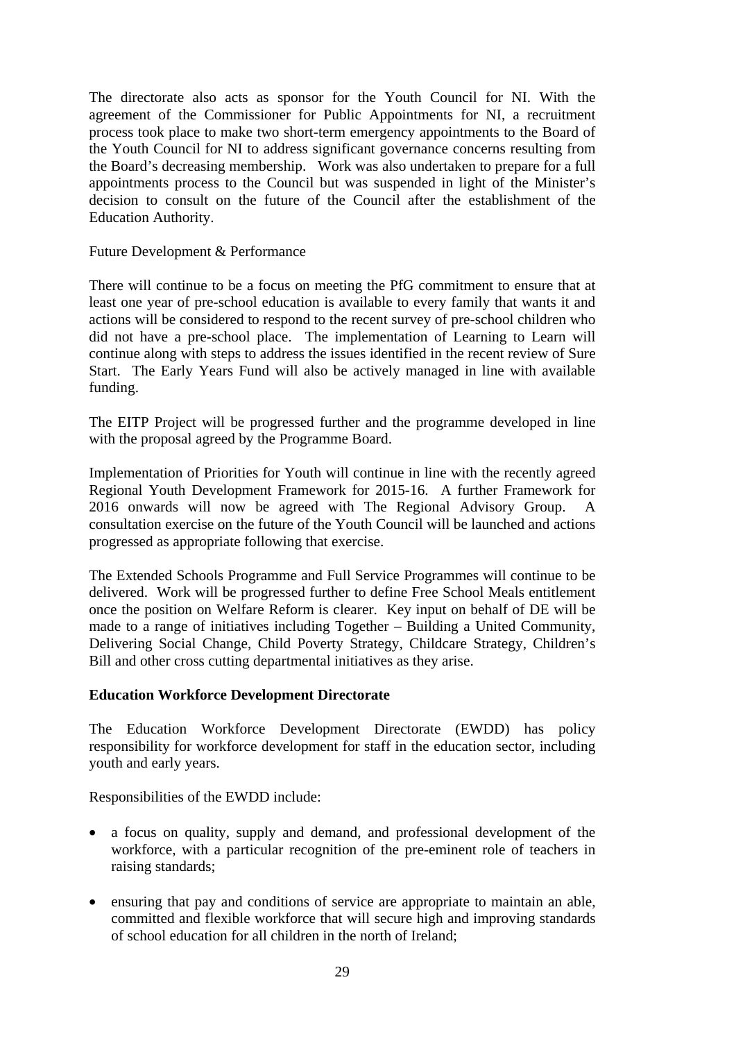The directorate also acts as sponsor for the Youth Council for NI. With the agreement of the Commissioner for Public Appointments for NI, a recruitment process took place to make two short-term emergency appointments to the Board of the Youth Council for NI to address significant governance concerns resulting from the Board's decreasing membership. Work was also undertaken to prepare for a full appointments process to the Council but was suspended in light of the Minister's decision to consult on the future of the Council after the establishment of the Education Authority.

Future Development & Performance

There will continue to be a focus on meeting the PfG commitment to ensure that at least one year of pre-school education is available to every family that wants it and actions will be considered to respond to the recent survey of pre-school children who did not have a pre-school place. The implementation of Learning to Learn will continue along with steps to address the issues identified in the recent review of Sure Start. The Early Years Fund will also be actively managed in line with available funding.

The EITP Project will be progressed further and the programme developed in line with the proposal agreed by the Programme Board.

Implementation of Priorities for Youth will continue in line with the recently agreed Regional Youth Development Framework for 2015-16. A further Framework for 2016 onwards will now be agreed with The Regional Advisory Group. A consultation exercise on the future of the Youth Council will be launched and actions progressed as appropriate following that exercise.

The Extended Schools Programme and Full Service Programmes will continue to be delivered. Work will be progressed further to define Free School Meals entitlement once the position on Welfare Reform is clearer. Key input on behalf of DE will be made to a range of initiatives including Together – Building a United Community, Delivering Social Change, Child Poverty Strategy, Childcare Strategy, Children's Bill and other cross cutting departmental initiatives as they arise.

**Education Workforce Development Directorate**

The Education Workforce Development Directorate (EWDD) has policy responsibility for workforce development for staff in the education sector, including youth and early years.

Responsibilities of the EWDD include:

- a focus on quality, supply and demand, and professional development of the workforce, with a particular recognition of the pre-eminent role of teachers in raising standards;
- ensuring that pay and conditions of service are appropriate to maintain an able, committed and flexible workforce that will secure high and improving standards of school education for all children in the north of Ireland;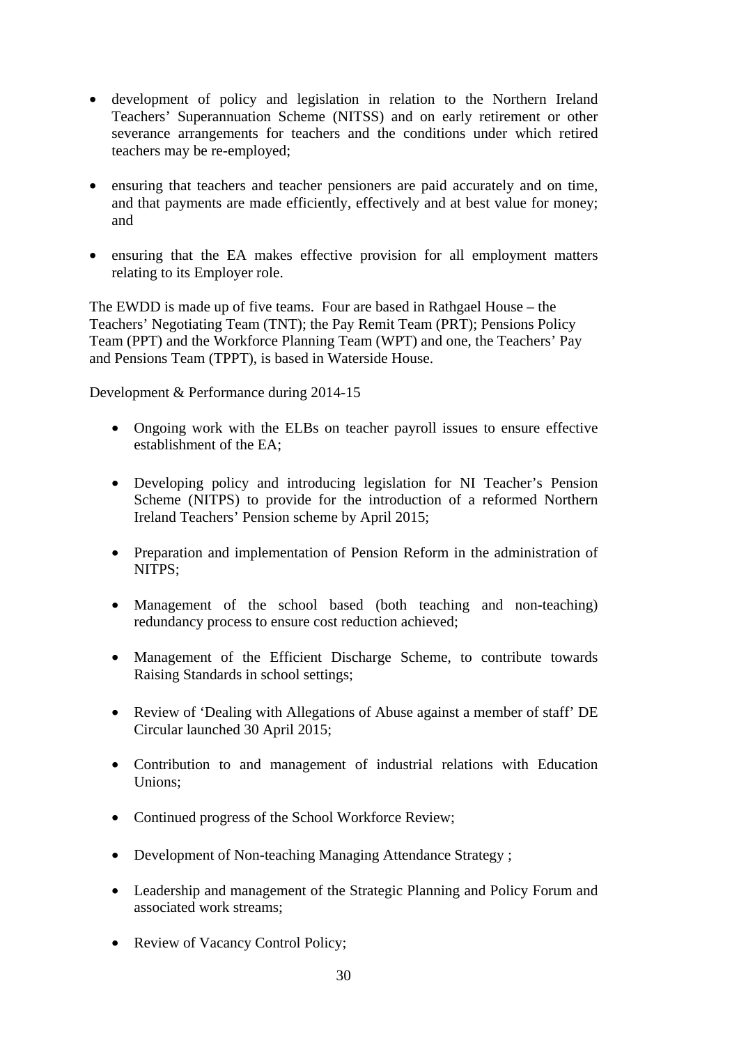- development of policy and legislation in relation to the Northern Ireland Teachers' Superannuation Scheme (NITSS) and on early retirement or other severance arrangements for teachers and the conditions under which retired teachers may be re-employed;

- ensuring that teachers and teacher pensioners are paid accurately and on time, and that payments are made efficiently, effectively and at best value for money; and

- ensuring that the EA makes effective provision for all employment matters relating to its Employer role.

The EWDD is made up of five teams. Four are based in Rathgael House – the Teachers' Negotiating Team (TNT); the Pay Remit Team (PRT); Pensions Policy Team (PPT) and the Workforce Planning Team (WPT) and one, the Teachers' Pay and Pensions Team (TPPT), is based in Waterside House.

Development & Performance during 2014-15

- Ongoing work with the ELBs on teacher payroll issues to ensure effective establishment of the EA;

- Developing policy and introducing legislation for NI Teacher's Pension Scheme (NITPS) to provide for the introduction of a reformed Northern Ireland Teachers' Pension scheme by April 2015;

- Preparation and implementation of Pension Reform in the administration of NITPS;

- Management of the school based (both teaching and non-teaching) redundancy process to ensure cost reduction achieved;

- Management of the Efficient Discharge Scheme, to contribute towards Raising Standards in school settings;

- Review of 'Dealing with Allegations of Abuse against a member of staff' DE Circular launched 30 April 2015;

- Contribution to and management of industrial relations with Education Unions;

- Continued progress of the School Workforce Review;

- Development of Non-teaching Managing Attendance Strategy ;

- Leadership and management of the Strategic Planning and Policy Forum and associated work streams;

- Review of Vacancy Control Policy;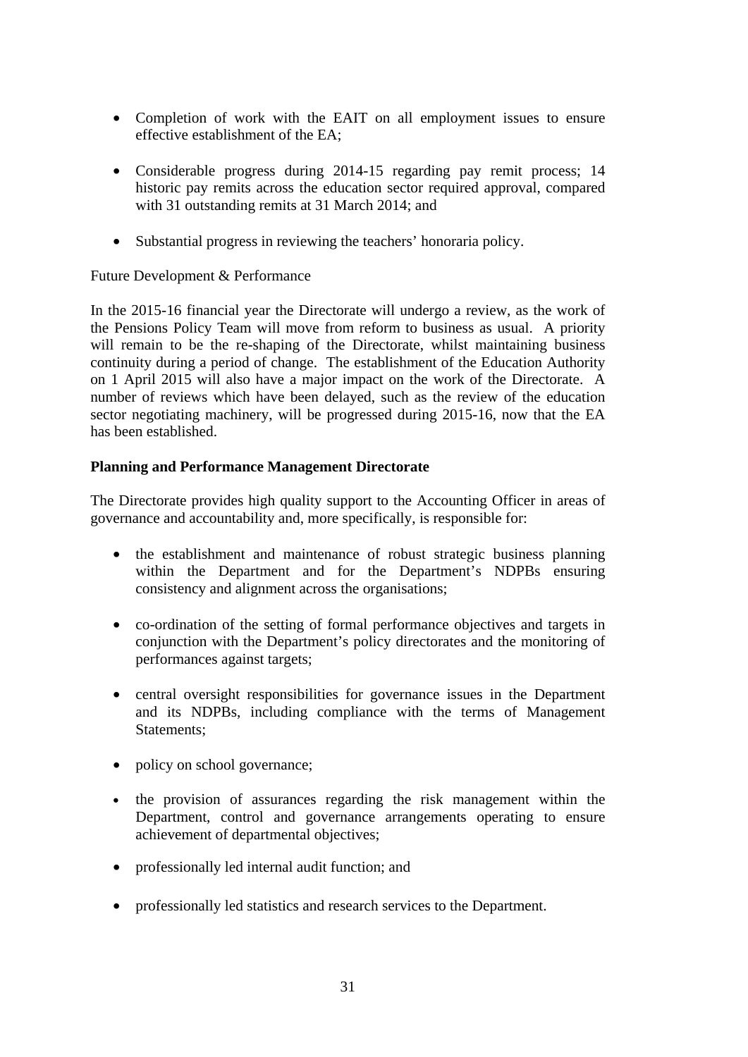- Completion of work with the EAIT on all employment issues to ensure effective establishment of the EA;

- Considerable progress during 2014-15 regarding pay remit process; 14 historic pay remits across the education sector required approval, compared with 31 outstanding remits at 31 March 2014; and

- Substantial progress in reviewing the teachers' honoraria policy.

Future Development & Performance

In the 2015-16 financial year the Directorate will undergo a review, as the work of the Pensions Policy Team will move from reform to business as usual. A priority will remain to be the re-shaping of the Directorate, whilst maintaining business continuity during a period of change. The establishment of the Education Authority on 1 April 2015 will also have a major impact on the work of the Directorate. A number of reviews which have been delayed, such as the review of the education sector negotiating machinery, will be progressed during 2015-16, now that the EA has been established.

**Planning and Performance Management Directorate**

The Directorate provides high quality support to the Accounting Officer in areas of governance and accountability and, more specifically, is responsible for:

- the establishment and maintenance of robust strategic business planning within the Department and for the Department's NDPBs ensuring consistency and alignment across the organisations;

- co-ordination of the setting of formal performance objectives and targets in conjunction with the Department's policy directorates and the monitoring of performances against targets;

- central oversight responsibilities for governance issues in the Department and its NDPBs, including compliance with the terms of Management Statements;

- policy on school governance;

- the provision of assurances regarding the risk management within the Department, control and governance arrangements operating to ensure achievement of departmental objectives;

- professionally led internal audit function; and

- professionally led statistics and research services to the Department.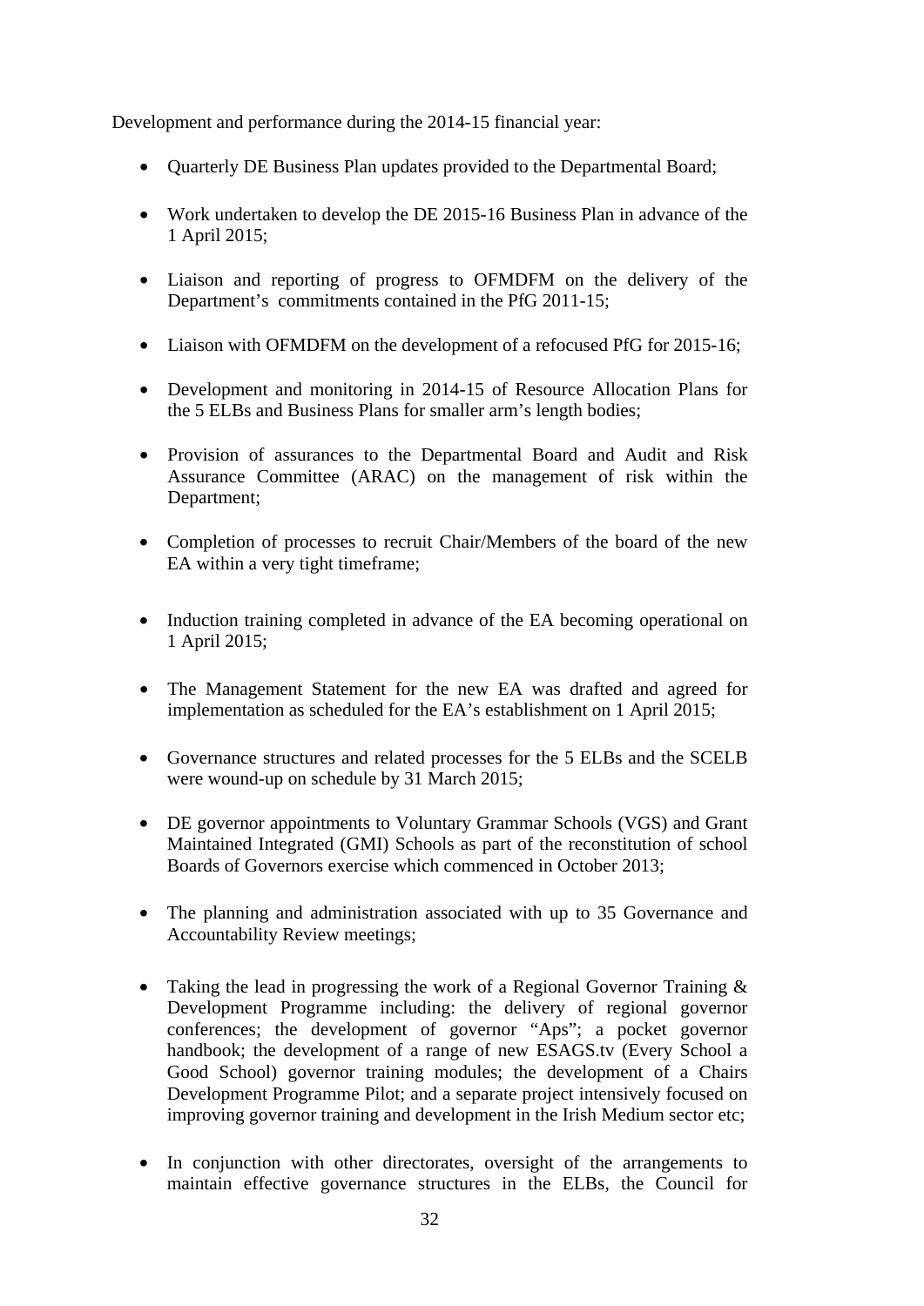Development and performance during the 2014-15 financial year:

- Quarterly DE Business Plan updates provided to the Departmental Board;
- Work undertaken to develop the DE 2015-16 Business Plan in advance of the 1 April 2015;
- Liaison and reporting of progress to OFMDFM on the delivery of the Department's commitments contained in the PfG 2011-15;
- Liaison with OFMDFM on the development of a refocused PfG for 2015-16;
- Development and monitoring in 2014-15 of Resource Allocation Plans for the 5 ELBs and Business Plans for smaller arm's length bodies;
- Provision of assurances to the Departmental Board and Audit and Risk Assurance Committee (ARAC) on the management of risk within the Department;
- Completion of processes to recruit Chair/Members of the board of the new EA within a very tight timeframe;
- Induction training completed in advance of the EA becoming operational on 1 April 2015;
- The Management Statement for the new EA was drafted and agreed for implementation as scheduled for the EA's establishment on 1 April 2015;
- Governance structures and related processes for the 5 ELBs and the SCELB were wound-up on schedule by 31 March 2015;
- DE governor appointments to Voluntary Grammar Schools (VGS) and Grant Maintained Integrated (GMI) Schools as part of the reconstitution of school Boards of Governors exercise which commenced in October 2013;
- The planning and administration associated with up to 35 Governance and Accountability Review meetings;
- Taking the lead in progressing the work of a Regional Governor Training & Development Programme including: the delivery of regional governor conferences; the development of governor "Aps"; a pocket governor handbook; the development of a range of new ESAGS.tv (Every School a Good School) governor training modules; the development of a Chairs Development Programme Pilot; and a separate project intensively focused on improving governor training and development in the Irish Medium sector etc;
- In conjunction with other directorates, oversight of the arrangements to maintain effective governance structures in the ELBs, the Council for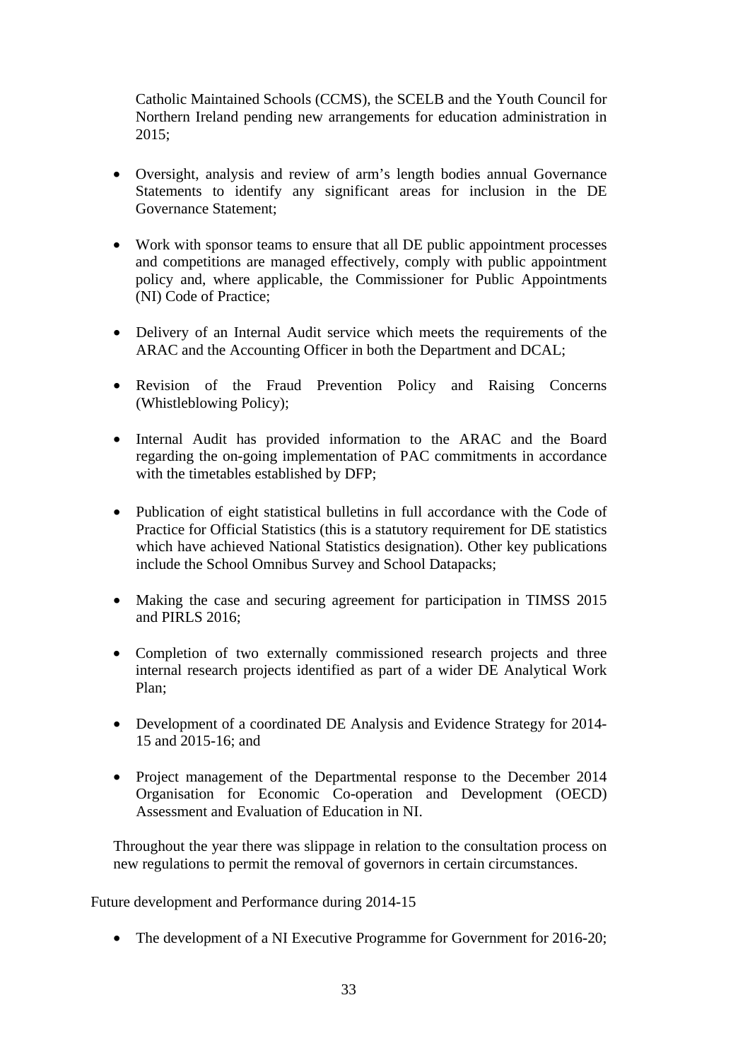Catholic Maintained Schools (CCMS), the SCELB and the Youth Council for Northern Ireland pending new arrangements for education administration in 2015;

- Oversight, analysis and review of arm's length bodies annual Governance Statements to identify any significant areas for inclusion in the DE Governance Statement;
- Work with sponsor teams to ensure that all DE public appointment processes and competitions are managed effectively, comply with public appointment policy and, where applicable, the Commissioner for Public Appointments (NI) Code of Practice;
- Delivery of an Internal Audit service which meets the requirements of the ARAC and the Accounting Officer in both the Department and DCAL;
- Revision of the Fraud Prevention Policy and Raising Concerns (Whistleblowing Policy);
- Internal Audit has provided information to the ARAC and the Board regarding the on-going implementation of PAC commitments in accordance with the timetables established by DFP;
- Publication of eight statistical bulletins in full accordance with the Code of Practice for Official Statistics (this is a statutory requirement for DE statistics which have achieved National Statistics designation). Other key publications include the School Omnibus Survey and School Datapacks;
- Making the case and securing agreement for participation in TIMSS 2015 and PIRLS 2016;
- Completion of two externally commissioned research projects and three internal research projects identified as part of a wider DE Analytical Work Plan;
- Development of a coordinated DE Analysis and Evidence Strategy for 2014-15 and 2015-16; and
- Project management of the Departmental response to the December 2014 Organisation for Economic Co-operation and Development (OECD) Assessment and Evaluation of Education in NI.

Throughout the year there was slippage in relation to the consultation process on new regulations to permit the removal of governors in certain circumstances.

Future development and Performance during 2014-15

- The development of a NI Executive Programme for Government for 2016-20;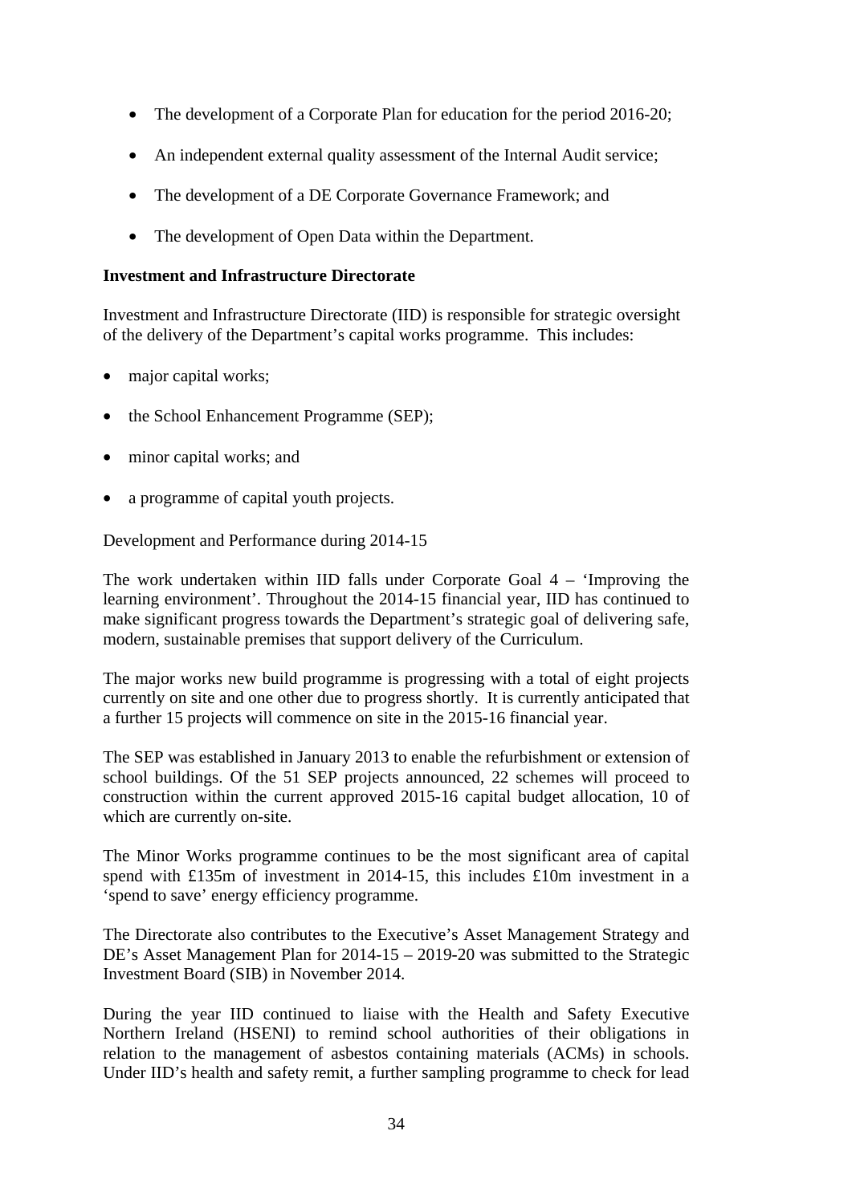- The development of a Corporate Plan for education for the period 2016-20;
- An independent external quality assessment of the Internal Audit service;
- The development of a DE Corporate Governance Framework; and
- The development of Open Data within the Department.

**Investment and Infrastructure Directorate**

Investment and Infrastructure Directorate (IID) is responsible for strategic oversight of the delivery of the Department's capital works programme. This includes:

- major capital works;
- the School Enhancement Programme (SEP);
- minor capital works; and
- a programme of capital youth projects.

Development and Performance during 2014-15

The work undertaken within IID falls under Corporate Goal 4 – 'Improving the learning environment'. Throughout the 2014-15 financial year, IID has continued to make significant progress towards the Department's strategic goal of delivering safe, modern, sustainable premises that support delivery of the Curriculum.

The major works new build programme is progressing with a total of eight projects currently on site and one other due to progress shortly. It is currently anticipated that a further 15 projects will commence on site in the 2015-16 financial year.

The SEP was established in January 2013 to enable the refurbishment or extension of school buildings. Of the 51 SEP projects announced, 22 schemes will proceed to construction within the current approved 2015-16 capital budget allocation, 10 of which are currently on-site.

The Minor Works programme continues to be the most significant area of capital spend with £135m of investment in 2014-15, this includes £10m investment in a 'spend to save' energy efficiency programme.

The Directorate also contributes to the Executive's Asset Management Strategy and DE's Asset Management Plan for 2014-15 – 2019-20 was submitted to the Strategic Investment Board (SIB) in November 2014.

During the year IID continued to liaise with the Health and Safety Executive Northern Ireland (HSENI) to remind school authorities of their obligations in relation to the management of asbestos containing materials (ACMs) in schools. Under IID's health and safety remit, a further sampling programme to check for lead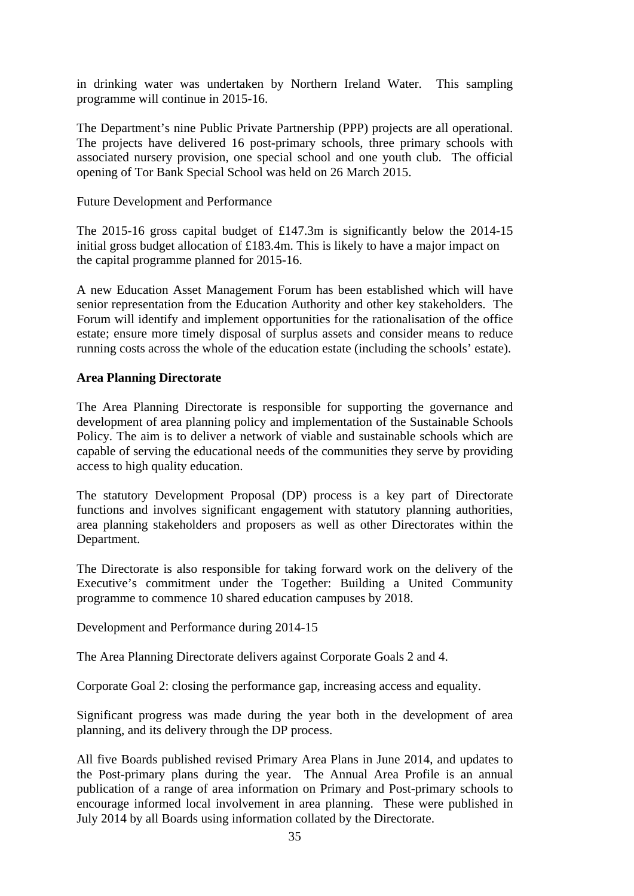in drinking water was undertaken by Northern Ireland Water. This sampling programme will continue in 2015-16.

The Department's nine Public Private Partnership (PPP) projects are all operational. The projects have delivered 16 post-primary schools, three primary schools with associated nursery provision, one special school and one youth club. The official opening of Tor Bank Special School was held on 26 March 2015.

Future Development and Performance

The 2015-16 gross capital budget of £147.3m is significantly below the 2014-15 initial gross budget allocation of £183.4m. This is likely to have a major impact on the capital programme planned for 2015-16.

A new Education Asset Management Forum has been established which will have senior representation from the Education Authority and other key stakeholders. The Forum will identify and implement opportunities for the rationalisation of the office estate; ensure more timely disposal of surplus assets and consider means to reduce running costs across the whole of the education estate (including the schools' estate).

**Area Planning Directorate**

The Area Planning Directorate is responsible for supporting the governance and development of area planning policy and implementation of the Sustainable Schools Policy. The aim is to deliver a network of viable and sustainable schools which are capable of serving the educational needs of the communities they serve by providing access to high quality education.

The statutory Development Proposal (DP) process is a key part of Directorate functions and involves significant engagement with statutory planning authorities, area planning stakeholders and proposers as well as other Directorates within the Department.

The Directorate is also responsible for taking forward work on the delivery of the Executive's commitment under the Together: Building a United Community programme to commence 10 shared education campuses by 2018.

Development and Performance during 2014-15

The Area Planning Directorate delivers against Corporate Goals 2 and 4.

Corporate Goal 2: closing the performance gap, increasing access and equality.

Significant progress was made during the year both in the development of area planning, and its delivery through the DP process.

All five Boards published revised Primary Area Plans in June 2014, and updates to the Post-primary plans during the year. The Annual Area Profile is an annual publication of a range of area information on Primary and Post-primary schools to encourage informed local involvement in area planning. These were published in July 2014 by all Boards using information collated by the Directorate.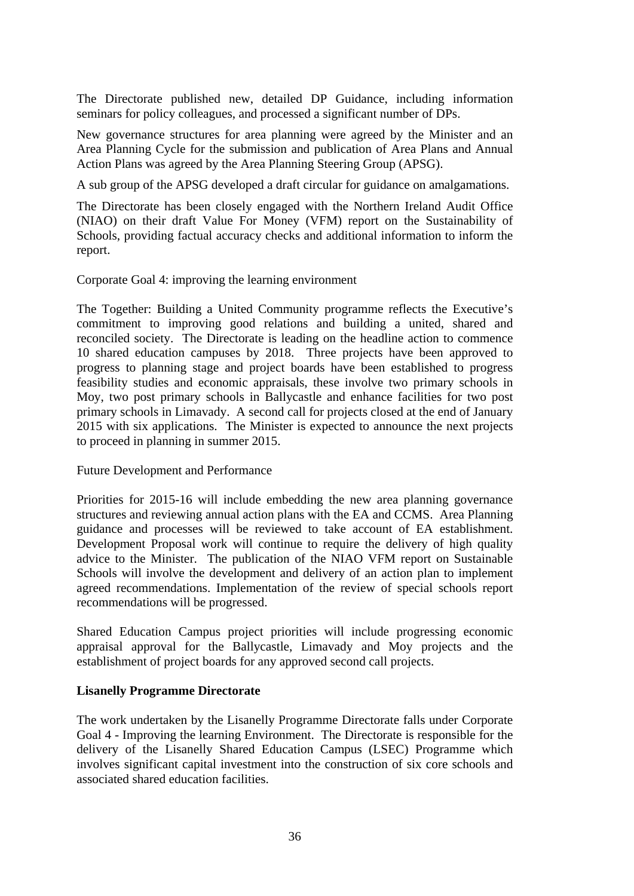The Directorate published new, detailed DP Guidance, including information seminars for policy colleagues, and processed a significant number of DPs.

New governance structures for area planning were agreed by the Minister and an Area Planning Cycle for the submission and publication of Area Plans and Annual Action Plans was agreed by the Area Planning Steering Group (APSG).

A sub group of the APSG developed a draft circular for guidance on amalgamations.

The Directorate has been closely engaged with the Northern Ireland Audit Office (NIAO) on their draft Value For Money (VFM) report on the Sustainability of Schools, providing factual accuracy checks and additional information to inform the report.

Corporate Goal 4: improving the learning environment

The Together: Building a United Community programme reflects the Executive's commitment to improving good relations and building a united, shared and reconciled society. The Directorate is leading on the headline action to commence 10 shared education campuses by 2018. Three projects have been approved to progress to planning stage and project boards have been established to progress feasibility studies and economic appraisals, these involve two primary schools in Moy, two post primary schools in Ballycastle and enhance facilities for two post primary schools in Limavady. A second call for projects closed at the end of January 2015 with six applications. The Minister is expected to announce the next projects to proceed in planning in summer 2015.

Future Development and Performance

Priorities for 2015-16 will include embedding the new area planning governance structures and reviewing annual action plans with the EA and CCMS. Area Planning guidance and processes will be reviewed to take account of EA establishment. Development Proposal work will continue to require the delivery of high quality advice to the Minister. The publication of the NIAO VFM report on Sustainable Schools will involve the development and delivery of an action plan to implement agreed recommendations. Implementation of the review of special schools report recommendations will be progressed.

Shared Education Campus project priorities will include progressing economic appraisal approval for the Ballycastle, Limavady and Moy projects and the establishment of project boards for any approved second call projects.

**Lisanelly Programme Directorate**

The work undertaken by the Lisanelly Programme Directorate falls under Corporate Goal 4 - Improving the learning Environment. The Directorate is responsible for the delivery of the Lisanelly Shared Education Campus (LSEC) Programme which involves significant capital investment into the construction of six core schools and associated shared education facilities.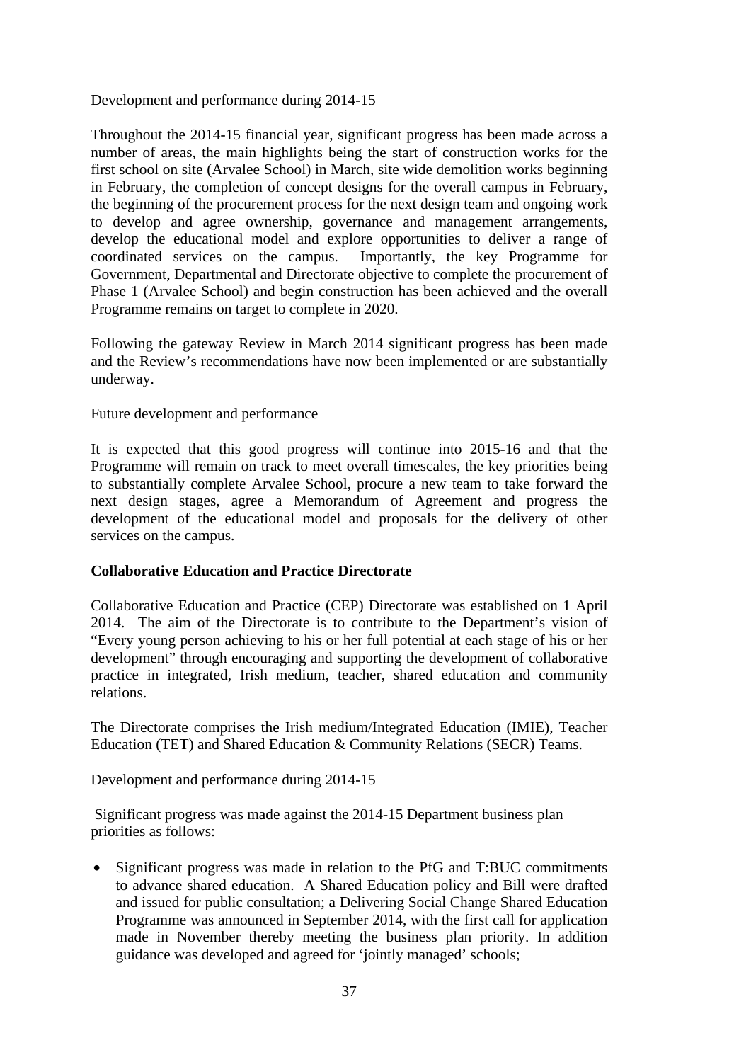Development and performance during 2014-15

Throughout the 2014-15 financial year, significant progress has been made across a number of areas, the main highlights being the start of construction works for the first school on site (Arvalee School) in March, site wide demolition works beginning in February, the completion of concept designs for the overall campus in February, the beginning of the procurement process for the next design team and ongoing work to develop and agree ownership, governance and management arrangements, develop the educational model and explore opportunities to deliver a range of coordinated services on the campus. Importantly, the key Programme for Government, Departmental and Directorate objective to complete the procurement of Phase 1 (Arvalee School) and begin construction has been achieved and the overall Programme remains on target to complete in 2020.

Following the gateway Review in March 2014 significant progress has been made and the Review's recommendations have now been implemented or are substantially underway.

Future development and performance

It is expected that this good progress will continue into 2015-16 and that the Programme will remain on track to meet overall timescales, the key priorities being to substantially complete Arvalee School, procure a new team to take forward the next design stages, agree a Memorandum of Agreement and progress the development of the educational model and proposals for the delivery of other services on the campus.

**Collaborative Education and Practice Directorate**

Collaborative Education and Practice (CEP) Directorate was established on 1 April 2014. The aim of the Directorate is to contribute to the Department's vision of "Every young person achieving to his or her full potential at each stage of his or her development" through encouraging and supporting the development of collaborative practice in integrated, Irish medium, teacher, shared education and community relations.

The Directorate comprises the Irish medium/Integrated Education (IMIE), Teacher Education (TET) and Shared Education & Community Relations (SECR) Teams.

Development and performance during 2014-15

Significant progress was made against the 2014-15 Department business plan priorities as follows:

- Significant progress was made in relation to the PfG and T:BUC commitments to advance shared education. A Shared Education policy and Bill were drafted and issued for public consultation; a Delivering Social Change Shared Education Programme was announced in September 2014, with the first call for application made in November thereby meeting the business plan priority. In addition guidance was developed and agreed for 'jointly managed' schools;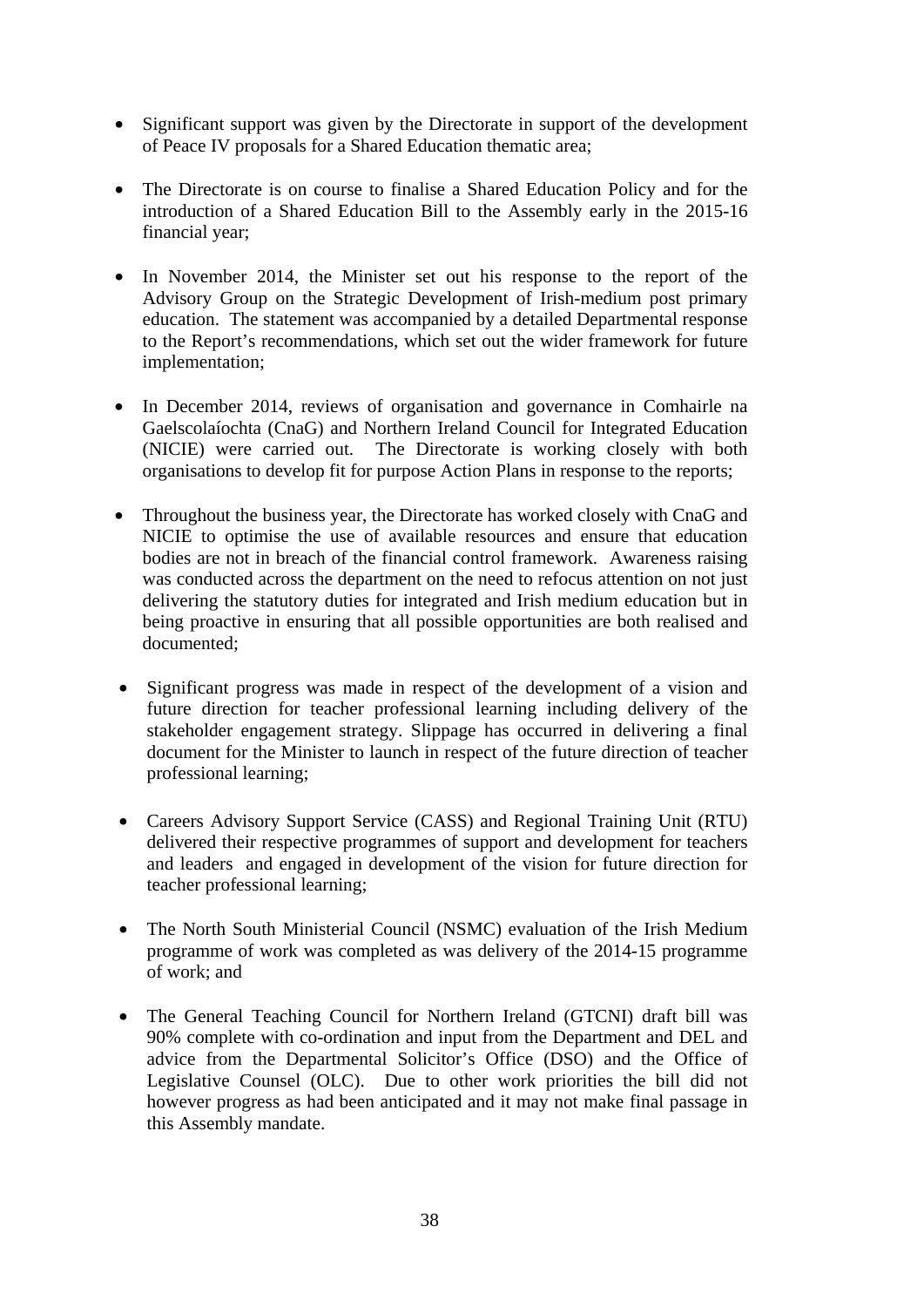- Significant support was given by the Directorate in support of the development of Peace IV proposals for a Shared Education thematic area;

- The Directorate is on course to finalise a Shared Education Policy and for the introduction of a Shared Education Bill to the Assembly early in the 2015-16 financial year;

- In November 2014, the Minister set out his response to the report of the Advisory Group on the Strategic Development of Irish-medium post primary education. The statement was accompanied by a detailed Departmental response to the Report's recommendations, which set out the wider framework for future implementation;

- In December 2014, reviews of organisation and governance in Comhairle na Gaelscolaíochta (CnaG) and Northern Ireland Council for Integrated Education (NICIE) were carried out. The Directorate is working closely with both organisations to develop fit for purpose Action Plans in response to the reports;

- Throughout the business year, the Directorate has worked closely with CnaG and NICIE to optimise the use of available resources and ensure that education bodies are not in breach of the financial control framework. Awareness raising was conducted across the department on the need to refocus attention on not just delivering the statutory duties for integrated and Irish medium education but in being proactive in ensuring that all possible opportunities are both realised and documented;

- Significant progress was made in respect of the development of a vision and future direction for teacher professional learning including delivery of the stakeholder engagement strategy. Slippage has occurred in delivering a final document for the Minister to launch in respect of the future direction of teacher professional learning;

- Careers Advisory Support Service (CASS) and Regional Training Unit (RTU) delivered their respective programmes of support and development for teachers and leaders and engaged in development of the vision for future direction for teacher professional learning;

- The North South Ministerial Council (NSMC) evaluation of the Irish Medium programme of work was completed as was delivery of the 2014-15 programme of work; and

- The General Teaching Council for Northern Ireland (GTCNI) draft bill was 90% complete with co-ordination and input from the Department and DEL and advice from the Departmental Solicitor's Office (DSO) and the Office of Legislative Counsel (OLC). Due to other work priorities the bill did not however progress as had been anticipated and it may not make final passage in this Assembly mandate.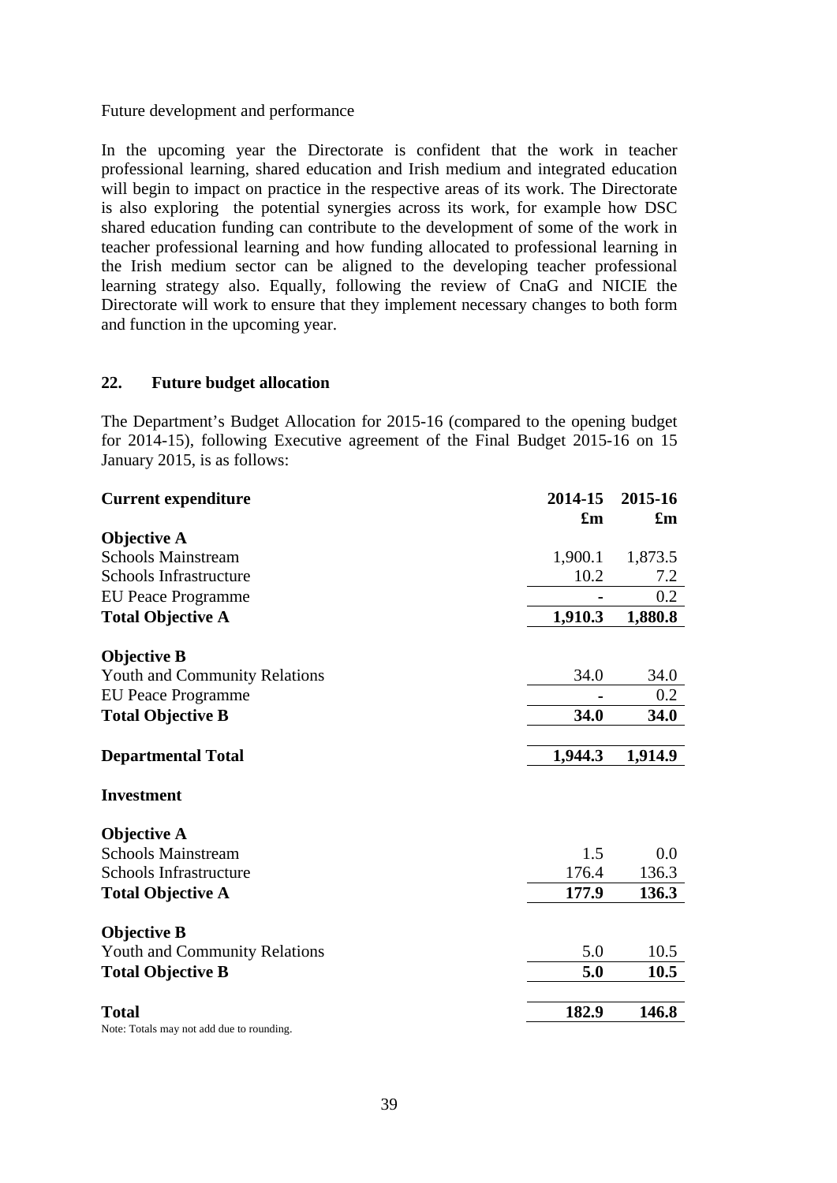Future development and performance

In the upcoming year the Directorate is confident that the work in teacher professional learning, shared education and Irish medium and integrated education will begin to impact on practice in the respective areas of its work. The Directorate is also exploring the potential synergies across its work, for example how DSC shared education funding can contribute to the development of some of the work in teacher professional learning and how funding allocated to professional learning in the Irish medium sector can be aligned to the developing teacher professional learning strategy also. Equally, following the review of CnaG and NICIE the Directorate will work to ensure that they implement necessary changes to both form and function in the upcoming year.

## 22. Future budget allocation

The Department's Budget Allocation for 2015-16 (compared to the opening budget for 2014-15), following Executive agreement of the Final Budget 2015-16 on 15 January 2015, is as follows:

| **Current expenditure** | **2014-15 £m** | **2015-16 £m** |
|---|---|---|
| **Objective A** | | |
| Schools Mainstream | 1,900.1 | 1,873.5 |
| Schools Infrastructure | 10.2 | 7.2 |
| EU Peace Programme | - | 0.2 |
| **Total Objective A** | **1,910.3** | **1,880.8** |
| **Objective B** | | |
| Youth and Community Relations | 34.0 | 34.0 |
| EU Peace Programme | - | 0.2 |
| **Total Objective B** | **34.0** | **34.0** |
| **Departmental Total** | **1,944.3** | **1,914.9** |
| **Investment** | | |
| **Objective A** | | |
| Schools Mainstream | 1.5 | 0.0 |
| Schools Infrastructure | 176.4 | 136.3 |
| **Total Objective A** | **177.9** | **136.3** |
| **Objective B** | | |
| Youth and Community Relations | 5.0 | 10.5 |
| **Total Objective B** | **5.0** | **10.5** |
| **Total** | **182.9** | **146.8** |

Note: Totals may not add due to rounding.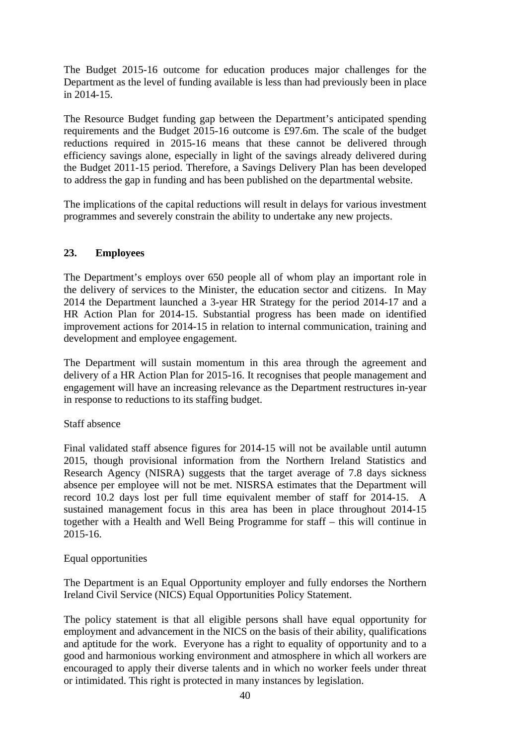The Budget 2015-16 outcome for education produces major challenges for the Department as the level of funding available is less than had previously been in place in 2014-15.

The Resource Budget funding gap between the Department's anticipated spending requirements and the Budget 2015-16 outcome is £97.6m. The scale of the budget reductions required in 2015-16 means that these cannot be delivered through efficiency savings alone, especially in light of the savings already delivered during the Budget 2011-15 period. Therefore, a Savings Delivery Plan has been developed to address the gap in funding and has been published on the departmental website.

The implications of the capital reductions will result in delays for various investment programmes and severely constrain the ability to undertake any new projects.

## 23. Employees

The Department's employs over 650 people all of whom play an important role in the delivery of services to the Minister, the education sector and citizens. In May 2014 the Department launched a 3-year HR Strategy for the period 2014-17 and a HR Action Plan for 2014-15. Substantial progress has been made on identified improvement actions for 2014-15 in relation to internal communication, training and development and employee engagement.

The Department will sustain momentum in this area through the agreement and delivery of a HR Action Plan for 2015-16. It recognises that people management and engagement will have an increasing relevance as the Department restructures in-year in response to reductions to its staffing budget.

Staff absence

Final validated staff absence figures for 2014-15 will not be available until autumn 2015, though provisional information from the Northern Ireland Statistics and Research Agency (NISRA) suggests that the target average of 7.8 days sickness absence per employee will not be met. NISRSA estimates that the Department will record 10.2 days lost per full time equivalent member of staff for 2014-15. A sustained management focus in this area has been in place throughout 2014-15 together with a Health and Well Being Programme for staff – this will continue in 2015-16.

Equal opportunities

The Department is an Equal Opportunity employer and fully endorses the Northern Ireland Civil Service (NICS) Equal Opportunities Policy Statement.

The policy statement is that all eligible persons shall have equal opportunity for employment and advancement in the NICS on the basis of their ability, qualifications and aptitude for the work. Everyone has a right to equality of opportunity and to a good and harmonious working environment and atmosphere in which all workers are encouraged to apply their diverse talents and in which no worker feels under threat or intimidated. This right is protected in many instances by legislation.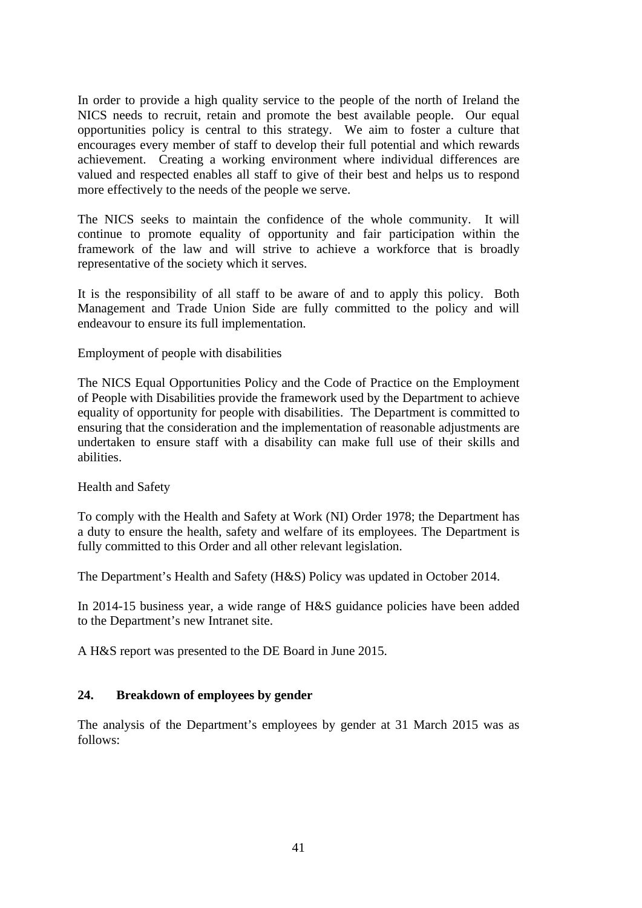In order to provide a high quality service to the people of the north of Ireland the NICS needs to recruit, retain and promote the best available people. Our equal opportunities policy is central to this strategy. We aim to foster a culture that encourages every member of staff to develop their full potential and which rewards achievement. Creating a working environment where individual differences are valued and respected enables all staff to give of their best and helps us to respond more effectively to the needs of the people we serve.

The NICS seeks to maintain the confidence of the whole community. It will continue to promote equality of opportunity and fair participation within the framework of the law and will strive to achieve a workforce that is broadly representative of the society which it serves.

It is the responsibility of all staff to be aware of and to apply this policy. Both Management and Trade Union Side are fully committed to the policy and will endeavour to ensure its full implementation.

Employment of people with disabilities

The NICS Equal Opportunities Policy and the Code of Practice on the Employment of People with Disabilities provide the framework used by the Department to achieve equality of opportunity for people with disabilities. The Department is committed to ensuring that the consideration and the implementation of reasonable adjustments are undertaken to ensure staff with a disability can make full use of their skills and abilities.

Health and Safety

To comply with the Health and Safety at Work (NI) Order 1978; the Department has a duty to ensure the health, safety and welfare of its employees. The Department is fully committed to this Order and all other relevant legislation.

The Department's Health and Safety (H&S) Policy was updated in October 2014.

In 2014-15 business year, a wide range of H&S guidance policies have been added to the Department's new Intranet site.

A H&S report was presented to the DE Board in June 2015.

## 24. Breakdown of employees by gender

The analysis of the Department's employees by gender at 31 March 2015 was as follows: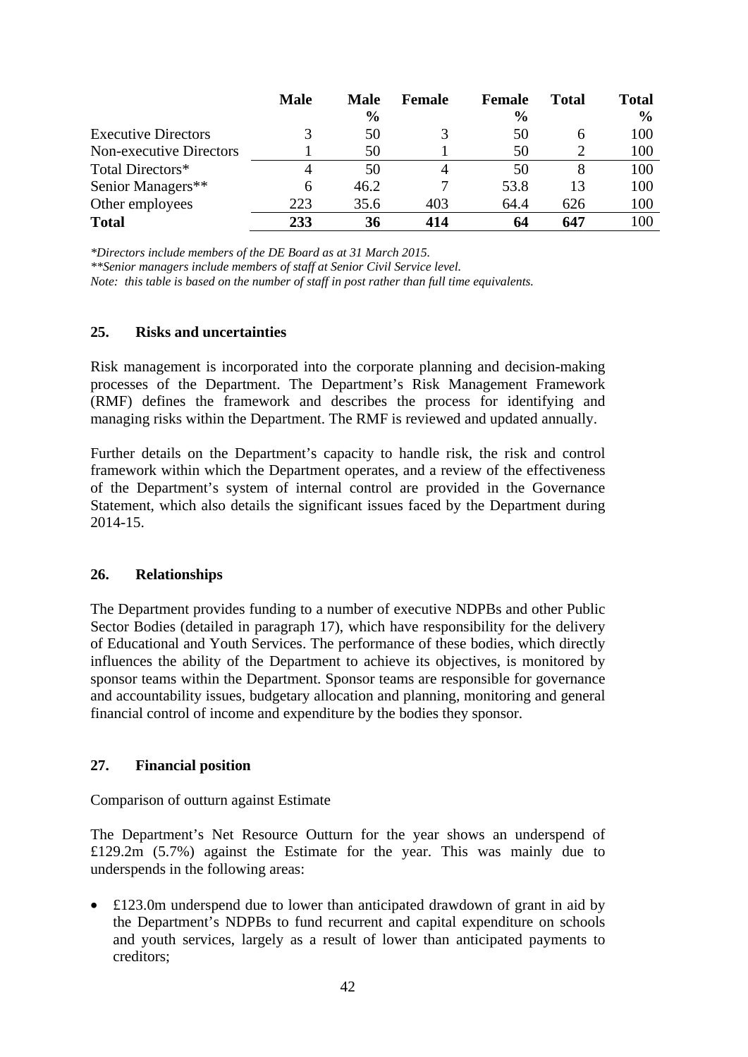| | Male | Male % | Female | Female % | Total | Total % |
|---|---|---|---|---|---|---|
| Executive Directors | 3 | 50 | 3 | 50 | 6 | 100 |
| Non-executive Directors | 1 | 50 | 1 | 50 | 2 | 100 |
| Total Directors* | 4 | 50 | 4 | 50 | 8 | 100 |
| Senior Managers** | 6 | 46.2 | 7 | 53.8 | 13 | 100 |
| Other employees | 223 | 35.6 | 403 | 64.4 | 626 | 100 |
| **Total** | **233** | **36** | **414** | **64** | **647** | 100 |

*\*Directors include members of the DE Board as at 31 March 2015.*
*\*\*Senior managers include members of staff at Senior Civil Service level.*
*Note: this table is based on the number of staff in post rather than full time equivalents.*

## 25. Risks and uncertainties

Risk management is incorporated into the corporate planning and decision-making processes of the Department. The Department's Risk Management Framework (RMF) defines the framework and describes the process for identifying and managing risks within the Department. The RMF is reviewed and updated annually.

Further details on the Department's capacity to handle risk, the risk and control framework within which the Department operates, and a review of the effectiveness of the Department's system of internal control are provided in the Governance Statement, which also details the significant issues faced by the Department during 2014-15.

## 26. Relationships

The Department provides funding to a number of executive NDPBs and other Public Sector Bodies (detailed in paragraph 17), which have responsibility for the delivery of Educational and Youth Services. The performance of these bodies, which directly influences the ability of the Department to achieve its objectives, is monitored by sponsor teams within the Department. Sponsor teams are responsible for governance and accountability issues, budgetary allocation and planning, monitoring and general financial control of income and expenditure by the bodies they sponsor.

## 27. Financial position

Comparison of outturn against Estimate

The Department's Net Resource Outturn for the year shows an underspend of £129.2m (5.7%) against the Estimate for the year. This was mainly due to underspends in the following areas:

- £123.0m underspend due to lower than anticipated drawdown of grant in aid by the Department's NDPBs to fund recurrent and capital expenditure on schools and youth services, largely as a result of lower than anticipated payments to creditors;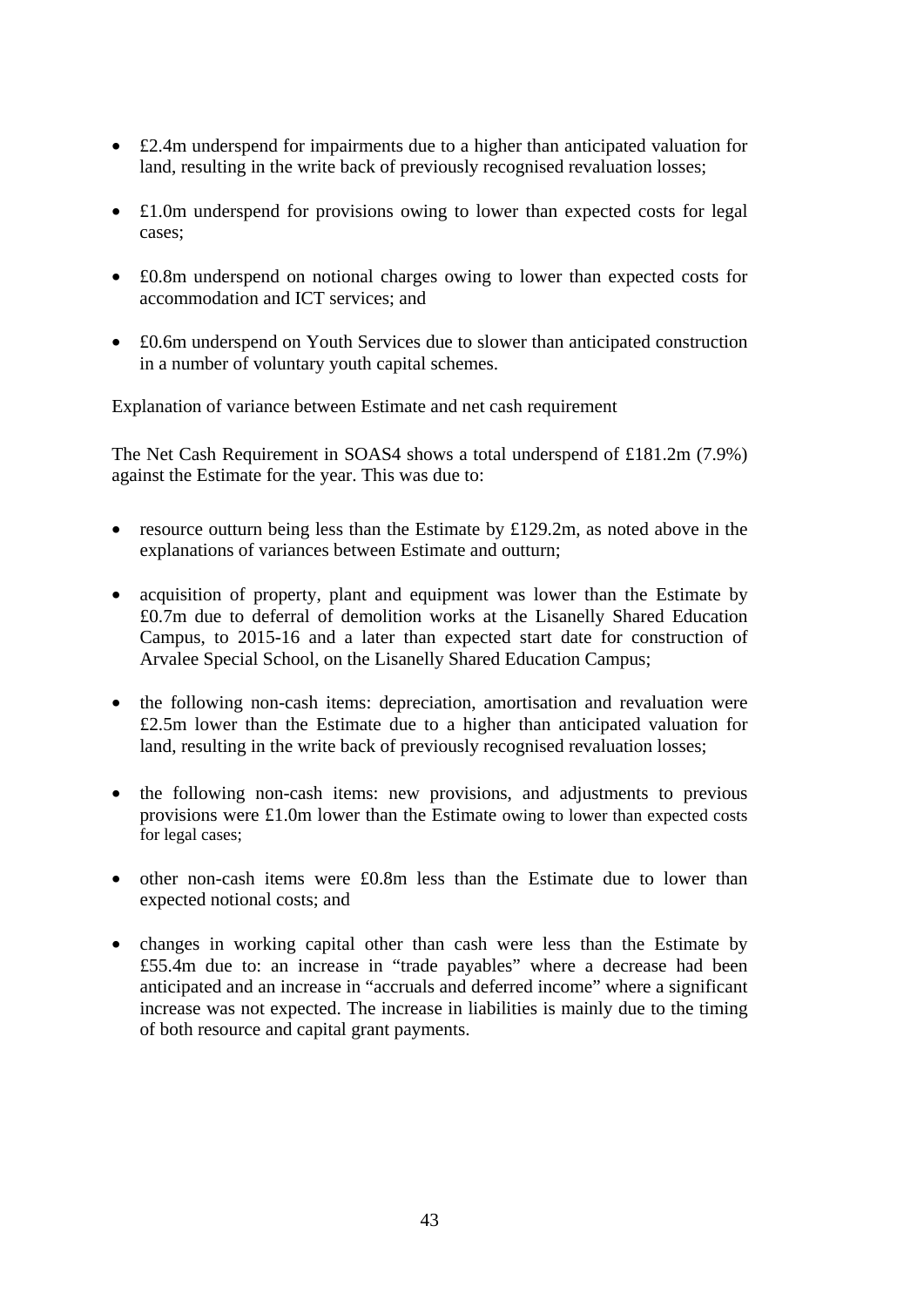- £2.4m underspend for impairments due to a higher than anticipated valuation for land, resulting in the write back of previously recognised revaluation losses;
- £1.0m underspend for provisions owing to lower than expected costs for legal cases;
- £0.8m underspend on notional charges owing to lower than expected costs for accommodation and ICT services; and
- £0.6m underspend on Youth Services due to slower than anticipated construction in a number of voluntary youth capital schemes.

Explanation of variance between Estimate and net cash requirement

The Net Cash Requirement in SOAS4 shows a total underspend of £181.2m (7.9%) against the Estimate for the year. This was due to:

- resource outturn being less than the Estimate by £129.2m, as noted above in the explanations of variances between Estimate and outturn;
- acquisition of property, plant and equipment was lower than the Estimate by £0.7m due to deferral of demolition works at the Lisanelly Shared Education Campus, to 2015-16 and a later than expected start date for construction of Arvalee Special School, on the Lisanelly Shared Education Campus;
- the following non-cash items: depreciation, amortisation and revaluation were £2.5m lower than the Estimate due to a higher than anticipated valuation for land, resulting in the write back of previously recognised revaluation losses;
- the following non-cash items: new provisions, and adjustments to previous provisions were £1.0m lower than the Estimate owing to lower than expected costs for legal cases;
- other non-cash items were £0.8m less than the Estimate due to lower than expected notional costs; and
- changes in working capital other than cash were less than the Estimate by £55.4m due to: an increase in "trade payables" where a decrease had been anticipated and an increase in "accruals and deferred income" where a significant increase was not expected. The increase in liabilities is mainly due to the timing of both resource and capital grant payments.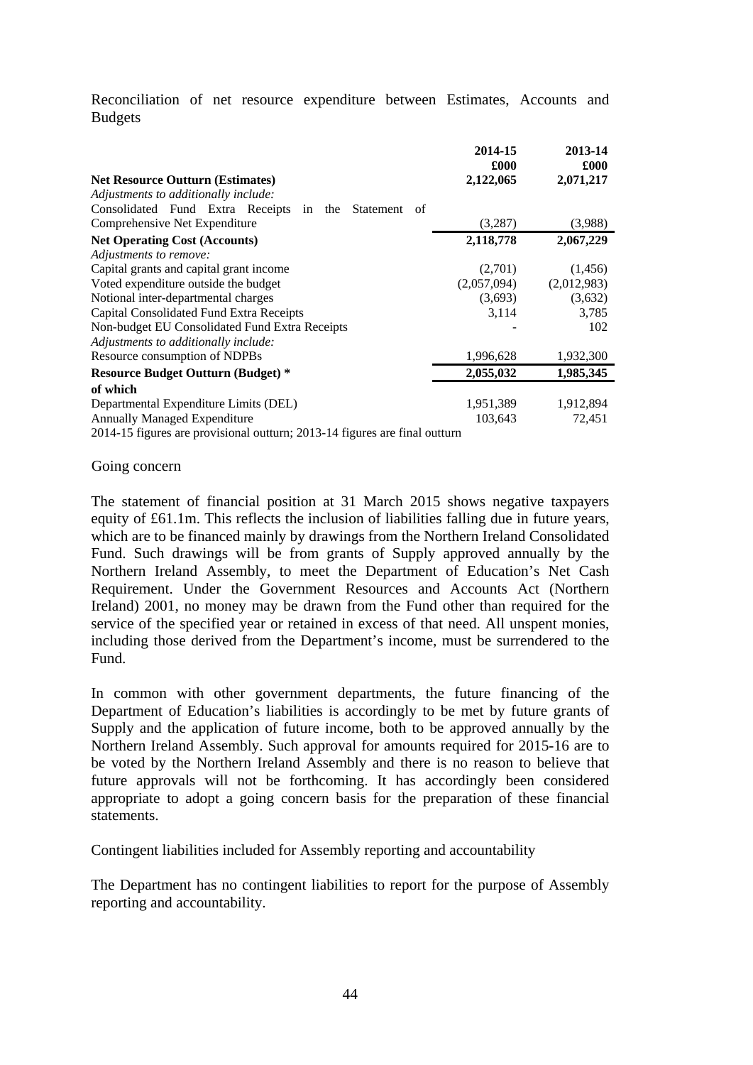Reconciliation of net resource expenditure between Estimates, Accounts and Budgets

| | 2014-15<br>£000 | 2013-14<br>£000 |
|---|---|---|
| **Net Resource Outturn (Estimates)** | **2,122,065** | **2,071,217** |
| *Adjustments to additionally include:* | | |
| Consolidated Fund Extra Receipts in the Statement of Comprehensive Net Expenditure | (3,287) | (3,988) |
| **Net Operating Cost (Accounts)** | **2,118,778** | **2,067,229** |
| *Adjustments to remove:* | | |
| Capital grants and capital grant income | (2,701) | (1,456) |
| Voted expenditure outside the budget | (2,057,094) | (2,012,983) |
| Notional inter-departmental charges | (3,693) | (3,632) |
| Capital Consolidated Fund Extra Receipts | 3,114 | 3,785 |
| Non-budget EU Consolidated Fund Extra Receipts | - | 102 |
| *Adjustments to additionally include:* | | |
| Resource consumption of NDPBs | 1,996,628 | 1,932,300 |
| **Resource Budget Outturn (Budget) *** | **2,055,032** | **1,985,345** |
| **of which** | | |
| Departmental Expenditure Limits (DEL) | 1,951,389 | 1,912,894 |
| Annually Managed Expenditure | 103,643 | 72,451 |

2014-15 figures are provisional outturn; 2013-14 figures are final outturn

Going concern

The statement of financial position at 31 March 2015 shows negative taxpayers equity of £61.1m. This reflects the inclusion of liabilities falling due in future years, which are to be financed mainly by drawings from the Northern Ireland Consolidated Fund. Such drawings will be from grants of Supply approved annually by the Northern Ireland Assembly, to meet the Department of Education's Net Cash Requirement. Under the Government Resources and Accounts Act (Northern Ireland) 2001, no money may be drawn from the Fund other than required for the service of the specified year or retained in excess of that need. All unspent monies, including those derived from the Department's income, must be surrendered to the Fund.

In common with other government departments, the future financing of the Department of Education's liabilities is accordingly to be met by future grants of Supply and the application of future income, both to be approved annually by the Northern Ireland Assembly. Such approval for amounts required for 2015-16 are to be voted by the Northern Ireland Assembly and there is no reason to believe that future approvals will not be forthcoming. It has accordingly been considered appropriate to adopt a going concern basis for the preparation of these financial statements.

Contingent liabilities included for Assembly reporting and accountability

The Department has no contingent liabilities to report for the purpose of Assembly reporting and accountability.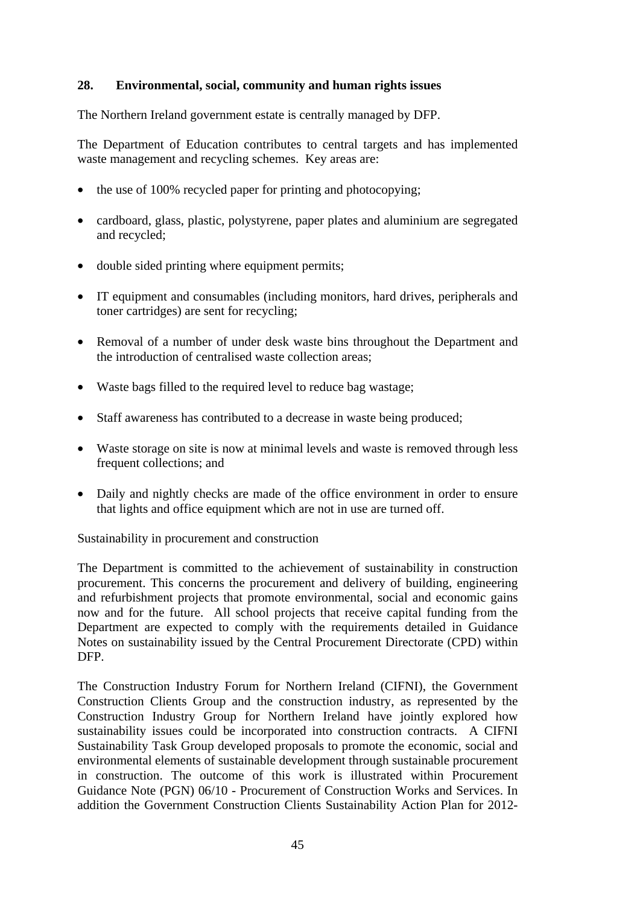## 28. Environmental, social, community and human rights issues

The Northern Ireland government estate is centrally managed by DFP.

The Department of Education contributes to central targets and has implemented waste management and recycling schemes. Key areas are:

- the use of 100% recycled paper for printing and photocopying;
- cardboard, glass, plastic, polystyrene, paper plates and aluminium are segregated and recycled;
- double sided printing where equipment permits;
- IT equipment and consumables (including monitors, hard drives, peripherals and toner cartridges) are sent for recycling;
- Removal of a number of under desk waste bins throughout the Department and the introduction of centralised waste collection areas;
- Waste bags filled to the required level to reduce bag wastage;
- Staff awareness has contributed to a decrease in waste being produced;
- Waste storage on site is now at minimal levels and waste is removed through less frequent collections; and
- Daily and nightly checks are made of the office environment in order to ensure that lights and office equipment which are not in use are turned off.

Sustainability in procurement and construction

The Department is committed to the achievement of sustainability in construction procurement. This concerns the procurement and delivery of building, engineering and refurbishment projects that promote environmental, social and economic gains now and for the future. All school projects that receive capital funding from the Department are expected to comply with the requirements detailed in Guidance Notes on sustainability issued by the Central Procurement Directorate (CPD) within DFP.

The Construction Industry Forum for Northern Ireland (CIFNI), the Government Construction Clients Group and the construction industry, as represented by the Construction Industry Group for Northern Ireland have jointly explored how sustainability issues could be incorporated into construction contracts. A CIFNI Sustainability Task Group developed proposals to promote the economic, social and environmental elements of sustainable development through sustainable procurement in construction. The outcome of this work is illustrated within Procurement Guidance Note (PGN) 06/10 - Procurement of Construction Works and Services. In addition the Government Construction Clients Sustainability Action Plan for 2012-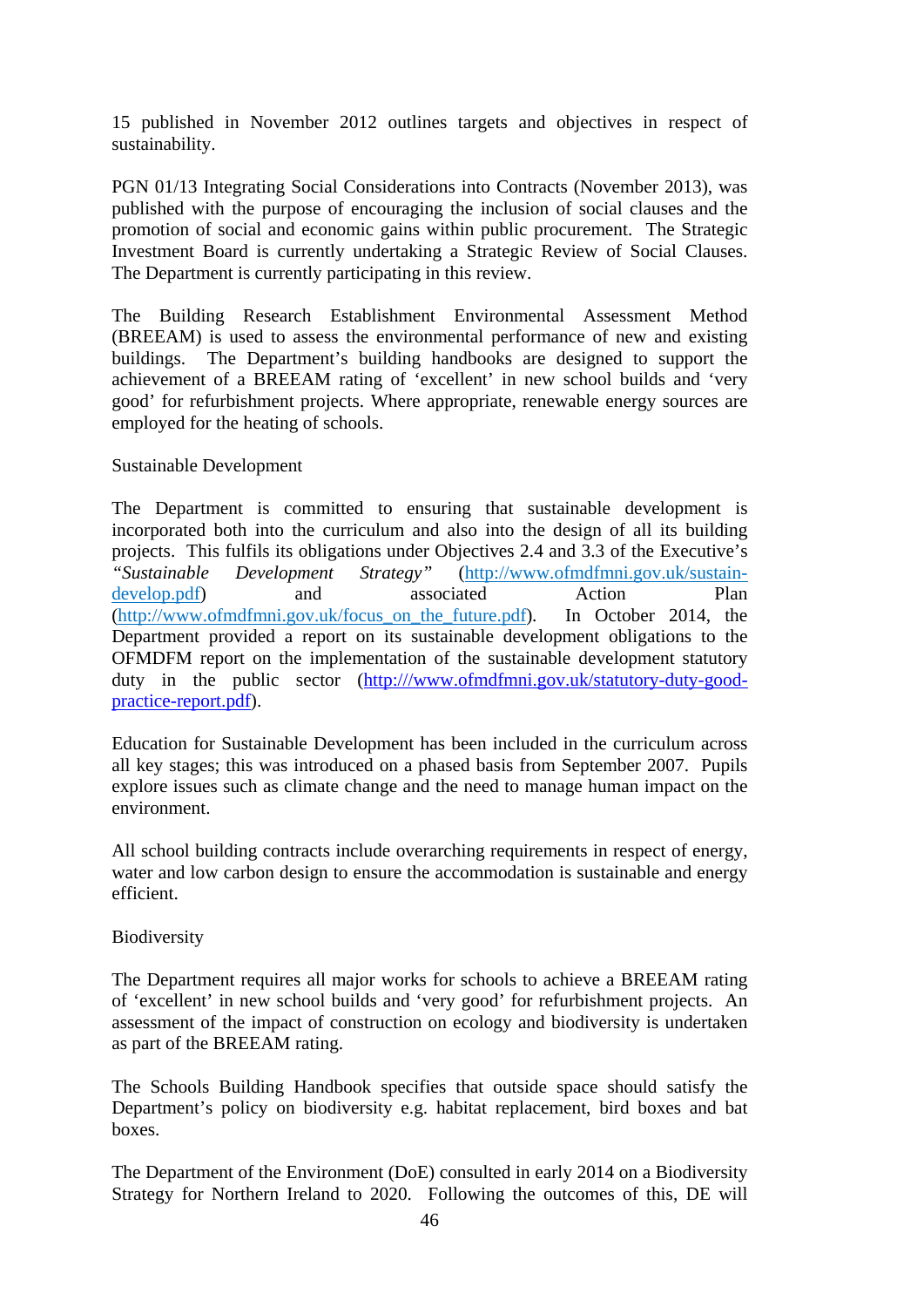15 published in November 2012 outlines targets and objectives in respect of sustainability.

PGN 01/13 Integrating Social Considerations into Contracts (November 2013), was published with the purpose of encouraging the inclusion of social clauses and the promotion of social and economic gains within public procurement. The Strategic Investment Board is currently undertaking a Strategic Review of Social Clauses. The Department is currently participating in this review.

The Building Research Establishment Environmental Assessment Method (BREEAM) is used to assess the environmental performance of new and existing buildings. The Department's building handbooks are designed to support the achievement of a BREEAM rating of 'excellent' in new school builds and 'very good' for refurbishment projects. Where appropriate, renewable energy sources are employed for the heating of schools.

Sustainable Development

The Department is committed to ensuring that sustainable development is incorporated both into the curriculum and also into the design of all its building projects. This fulfils its obligations under Objectives 2.4 and 3.3 of the Executive's *"Sustainable Development Strategy"* (http://www.ofmdfmni.gov.uk/sustain-develop.pdf) and associated Action Plan (http://www.ofmdfmni.gov.uk/focus_on_the_future.pdf). In October 2014, the Department provided a report on its sustainable development obligations to the OFMDFM report on the implementation of the sustainable development statutory duty in the public sector (http:///www.ofmdfmni.gov.uk/statutory-duty-good-practice-report.pdf).

Education for Sustainable Development has been included in the curriculum across all key stages; this was introduced on a phased basis from September 2007. Pupils explore issues such as climate change and the need to manage human impact on the environment.

All school building contracts include overarching requirements in respect of energy, water and low carbon design to ensure the accommodation is sustainable and energy efficient.

Biodiversity

The Department requires all major works for schools to achieve a BREEAM rating of 'excellent' in new school builds and 'very good' for refurbishment projects. An assessment of the impact of construction on ecology and biodiversity is undertaken as part of the BREEAM rating.

The Schools Building Handbook specifies that outside space should satisfy the Department's policy on biodiversity e.g. habitat replacement, bird boxes and bat boxes.

The Department of the Environment (DoE) consulted in early 2014 on a Biodiversity Strategy for Northern Ireland to 2020. Following the outcomes of this, DE will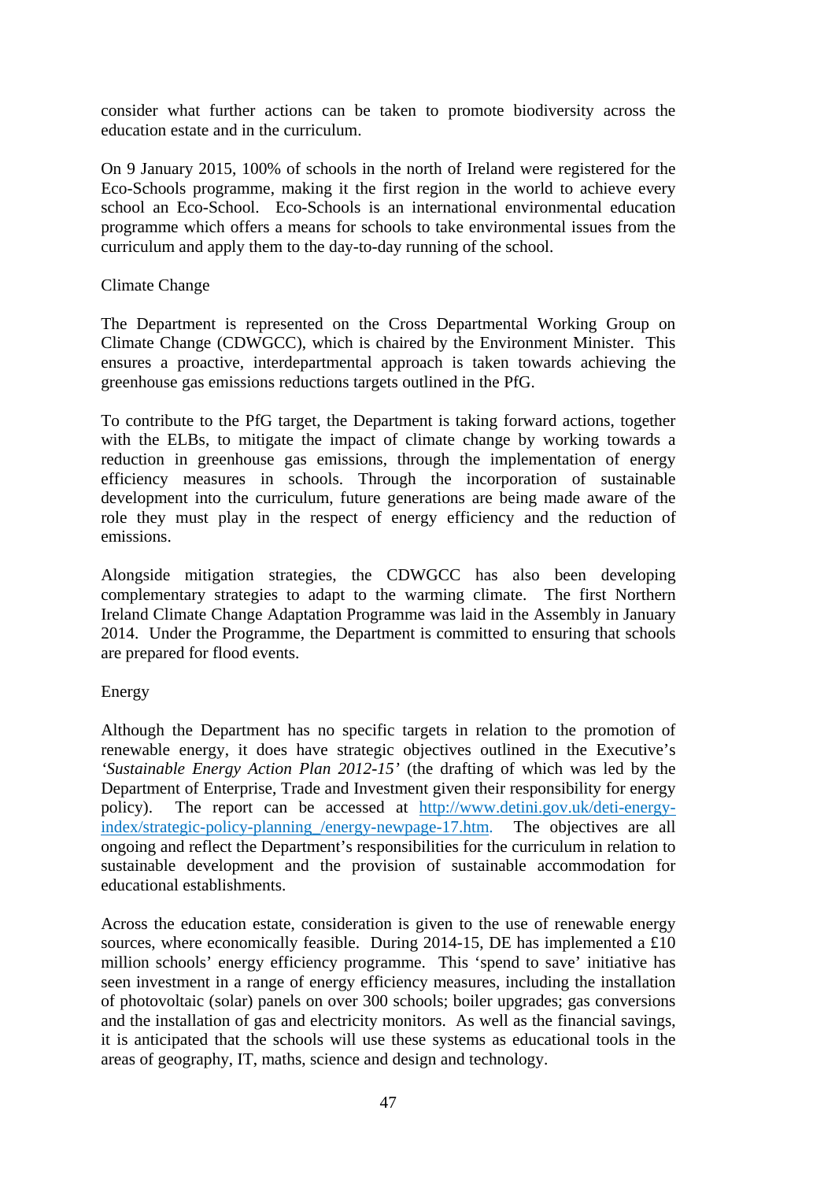consider what further actions can be taken to promote biodiversity across the education estate and in the curriculum.

On 9 January 2015, 100% of schools in the north of Ireland were registered for the Eco-Schools programme, making it the first region in the world to achieve every school an Eco-School. Eco-Schools is an international environmental education programme which offers a means for schools to take environmental issues from the curriculum and apply them to the day-to-day running of the school.

Climate Change

The Department is represented on the Cross Departmental Working Group on Climate Change (CDWGCC), which is chaired by the Environment Minister. This ensures a proactive, interdepartmental approach is taken towards achieving the greenhouse gas emissions reductions targets outlined in the PfG.

To contribute to the PfG target, the Department is taking forward actions, together with the ELBs, to mitigate the impact of climate change by working towards a reduction in greenhouse gas emissions, through the implementation of energy efficiency measures in schools. Through the incorporation of sustainable development into the curriculum, future generations are being made aware of the role they must play in the respect of energy efficiency and the reduction of emissions.

Alongside mitigation strategies, the CDWGCC has also been developing complementary strategies to adapt to the warming climate. The first Northern Ireland Climate Change Adaptation Programme was laid in the Assembly in January 2014. Under the Programme, the Department is committed to ensuring that schools are prepared for flood events.

Energy

Although the Department has no specific targets in relation to the promotion of renewable energy, it does have strategic objectives outlined in the Executive's *'Sustainable Energy Action Plan 2012-15'* (the drafting of which was led by the Department of Enterprise, Trade and Investment given their responsibility for energy policy). The report can be accessed at [http://www.detini.gov.uk/deti-energy-index/strategic-policy-planning_/energy-newpage-17.htm](http://www.detini.gov.uk/deti-energy-index/strategic-policy-planning_/energy-newpage-17.htm). The objectives are all ongoing and reflect the Department's responsibilities for the curriculum in relation to sustainable development and the provision of sustainable accommodation for educational establishments.

Across the education estate, consideration is given to the use of renewable energy sources, where economically feasible. During 2014-15, DE has implemented a £10 million schools' energy efficiency programme. This 'spend to save' initiative has seen investment in a range of energy efficiency measures, including the installation of photovoltaic (solar) panels on over 300 schools; boiler upgrades; gas conversions and the installation of gas and electricity monitors. As well as the financial savings, it is anticipated that the schools will use these systems as educational tools in the areas of geography, IT, maths, science and design and technology.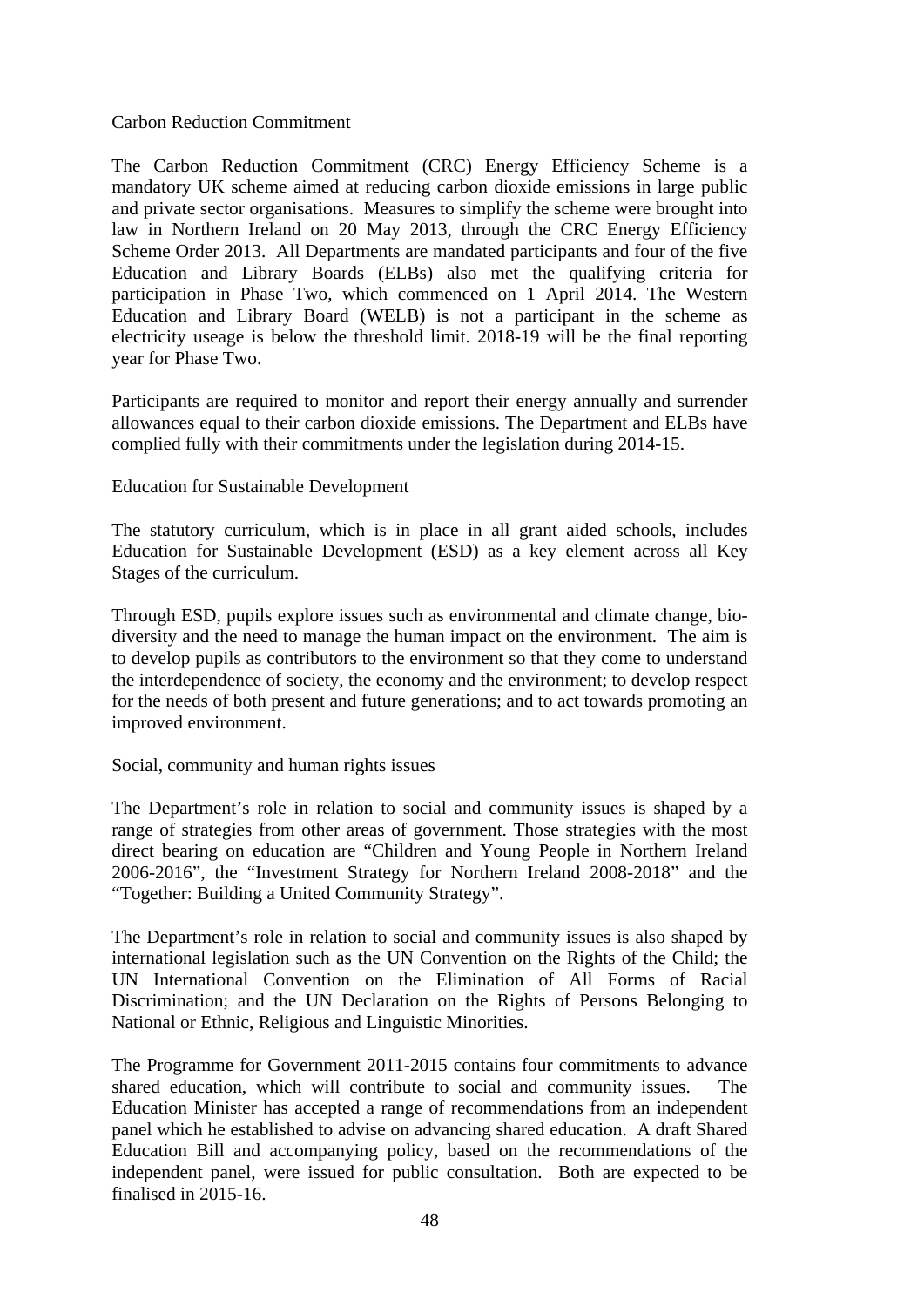## Carbon Reduction Commitment

The Carbon Reduction Commitment (CRC) Energy Efficiency Scheme is a mandatory UK scheme aimed at reducing carbon dioxide emissions in large public and private sector organisations. Measures to simplify the scheme were brought into law in Northern Ireland on 20 May 2013, through the CRC Energy Efficiency Scheme Order 2013. All Departments are mandated participants and four of the five Education and Library Boards (ELBs) also met the qualifying criteria for participation in Phase Two, which commenced on 1 April 2014. The Western Education and Library Board (WELB) is not a participant in the scheme as electricity useage is below the threshold limit. 2018-19 will be the final reporting year for Phase Two.

Participants are required to monitor and report their energy annually and surrender allowances equal to their carbon dioxide emissions. The Department and ELBs have complied fully with their commitments under the legislation during 2014-15.

## Education for Sustainable Development

The statutory curriculum, which is in place in all grant aided schools, includes Education for Sustainable Development (ESD) as a key element across all Key Stages of the curriculum.

Through ESD, pupils explore issues such as environmental and climate change, bio-diversity and the need to manage the human impact on the environment. The aim is to develop pupils as contributors to the environment so that they come to understand the interdependence of society, the economy and the environment; to develop respect for the needs of both present and future generations; and to act towards promoting an improved environment.

## Social, community and human rights issues

The Department's role in relation to social and community issues is shaped by a range of strategies from other areas of government. Those strategies with the most direct bearing on education are "Children and Young People in Northern Ireland 2006-2016", the "Investment Strategy for Northern Ireland 2008-2018" and the "Together: Building a United Community Strategy".

The Department's role in relation to social and community issues is also shaped by international legislation such as the UN Convention on the Rights of the Child; the UN International Convention on the Elimination of All Forms of Racial Discrimination; and the UN Declaration on the Rights of Persons Belonging to National or Ethnic, Religious and Linguistic Minorities.

The Programme for Government 2011-2015 contains four commitments to advance shared education, which will contribute to social and community issues. The Education Minister has accepted a range of recommendations from an independent panel which he established to advise on advancing shared education. A draft Shared Education Bill and accompanying policy, based on the recommendations of the independent panel, were issued for public consultation. Both are expected to be finalised in 2015-16.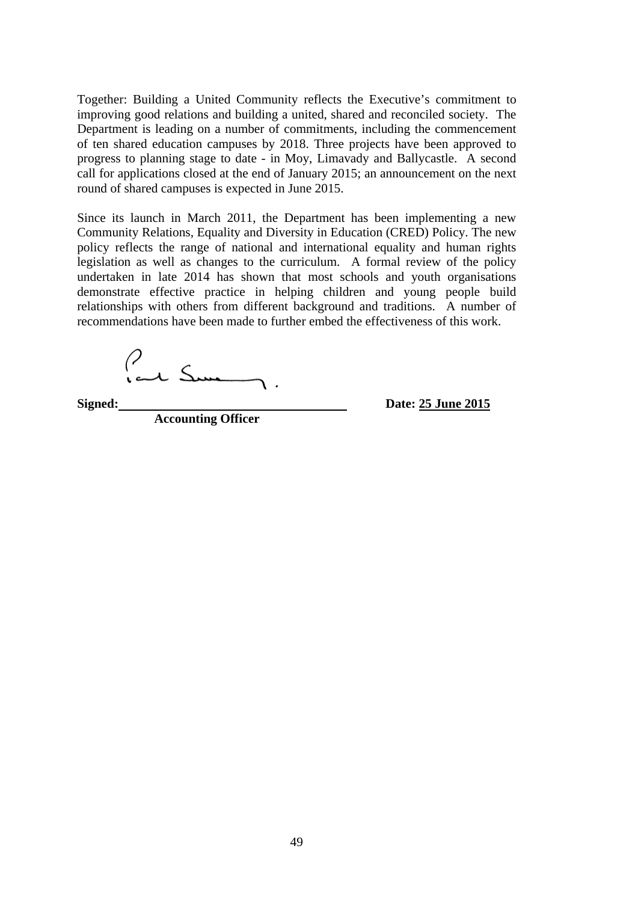Together: Building a United Community reflects the Executive's commitment to improving good relations and building a united, shared and reconciled society. The Department is leading on a number of commitments, including the commencement of ten shared education campuses by 2018. Three projects have been approved to progress to planning stage to date - in Moy, Limavady and Ballycastle. A second call for applications closed at the end of January 2015; an announcement on the next round of shared campuses is expected in June 2015.

Since its launch in March 2011, the Department has been implementing a new Community Relations, Equality and Diversity in Education (CRED) Policy. The new policy reflects the range of national and international equality and human rights legislation as well as changes to the curriculum. A formal review of the policy undertaken in late 2014 has shown that most schools and youth organisations demonstrate effective practice in helping children and young people build relationships with others from different background and traditions. A number of recommendations have been made to further embed the effectiveness of this work.

**Signed:** ______________________ **Date:** **25 June 2015**

**Accounting Officer**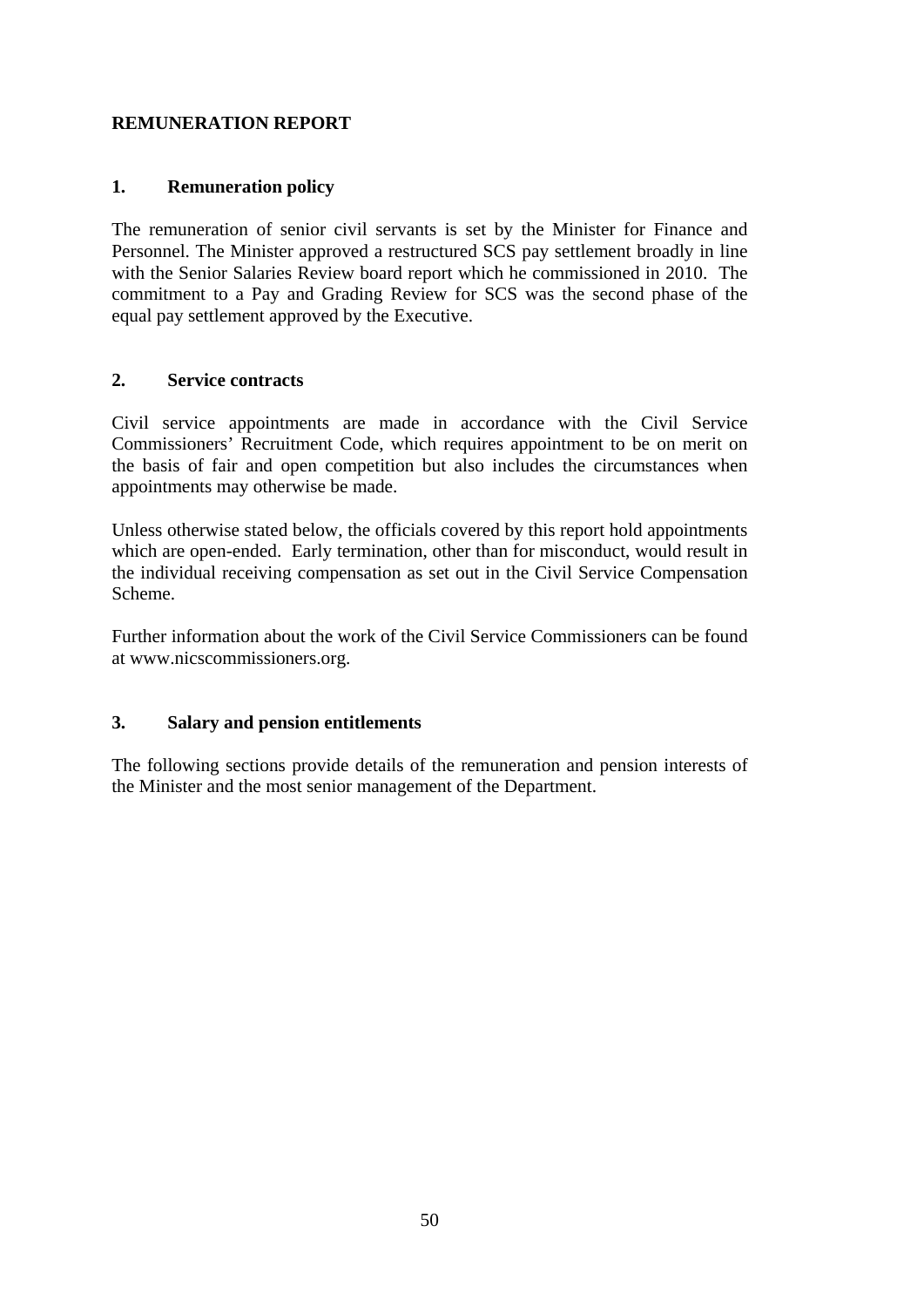# REMUNERATION REPORT

## 1. Remuneration policy

The remuneration of senior civil servants is set by the Minister for Finance and Personnel. The Minister approved a restructured SCS pay settlement broadly in line with the Senior Salaries Review board report which he commissioned in 2010. The commitment to a Pay and Grading Review for SCS was the second phase of the equal pay settlement approved by the Executive.

## 2. Service contracts

Civil service appointments are made in accordance with the Civil Service Commissioners' Recruitment Code, which requires appointment to be on merit on the basis of fair and open competition but also includes the circumstances when appointments may otherwise be made.

Unless otherwise stated below, the officials covered by this report hold appointments which are open-ended. Early termination, other than for misconduct, would result in the individual receiving compensation as set out in the Civil Service Compensation Scheme.

Further information about the work of the Civil Service Commissioners can be found at www.nicscommissioners.org.

## 3. Salary and pension entitlements

The following sections provide details of the remuneration and pension interests of the Minister and the most senior management of the Department.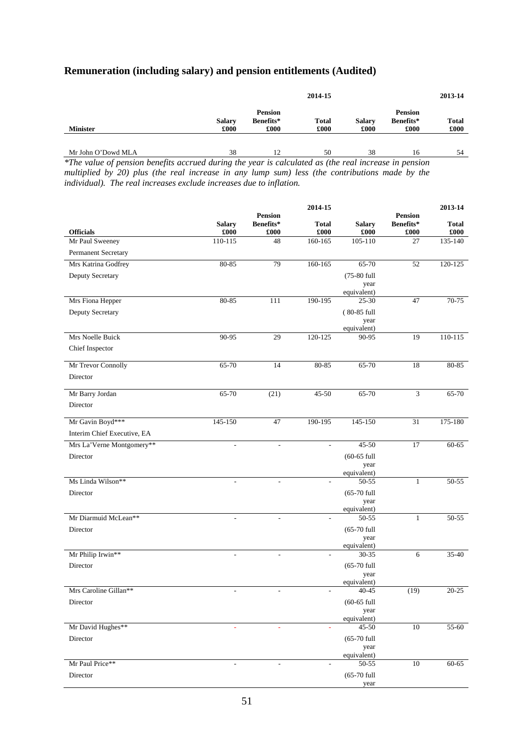## Remuneration (including salary) and pension entitlements (Audited)

| Minister | 2014-15 Salary £000 | 2014-15 Pension Benefits* £000 | 2014-15 Total £000 | 2013-14 Salary £000 | 2013-14 Pension Benefits* £000 | 2013-14 Total £000 |
|---|---|---|---|---|---|---|
| Mr John O'Dowd MLA | 38 | 12 | 50 | 38 | 16 | 54 |

*\*The value of pension benefits accrued during the year is calculated as (the real increase in pension multiplied by 20) plus (the real increase in any lump sum) less (the contributions made by the individual). The real increases exclude increases due to inflation.*

| Officials | 2014-15 Salary £000 | 2014-15 Pension Benefits* £000 | 2014-15 Total £000 | 2013-14 Salary £000 | 2013-14 Pension Benefits* £000 | 2013-14 Total £000 |
|---|---|---|---|---|---|---|
| Mr Paul Sweeney<br>Permanent Secretary | 110-115 | 48 | 160-165 | 105-110 | 27 | 135-140 |
| Mrs Katrina Godfrey<br>Deputy Secretary | 80-85 | 79 | 160-165 | 65-70<br>(75-80 full year equivalent) | 52 | 120-125 |
| Mrs Fiona Hepper<br>Deputy Secretary | 80-85 | 111 | 190-195 | 25-30<br>( 80-85 full year equivalent) | 47 | 70-75 |
| Mrs Noelle Buick<br>Chief Inspector | 90-95 | 29 | 120-125 | 90-95 | 19 | 110-115 |
| Mr Trevor Connolly<br>Director | 65-70 | 14 | 80-85 | 65-70 | 18 | 80-85 |
| Mr Barry Jordan<br>Director | 65-70 | (21) | 45-50 | 65-70 | 3 | 65-70 |
| Mr Gavin Boyd***<br>Interim Chief Executive, EA | 145-150 | 47 | 190-195 | 145-150 | 31 | 175-180 |
| Mrs La'Verne Montgomery**<br>Director | - | - | - | 45-50<br>(60-65 full year equivalent) | 17 | 60-65 |
| Ms Linda Wilson**<br>Director | - | - | - | 50-55<br>(65-70 full year equivalent) | 1 | 50-55 |
| Mr Diarmuid McLean**<br>Director | - | - | - | 50-55<br>(65-70 full year equivalent) | 1 | 50-55 |
| Mr Philip Irwin**<br>Director | - | - | - | 30-35<br>(65-70 full year equivalent) | 6 | 35-40 |
| Mrs Caroline Gillan**<br>Director | - | - | - | 40-45<br>(60-65 full year equivalent) | (19) | 20-25 |
| Mr David Hughes**<br>Director | - | - | - | 45-50<br>(65-70 full year equivalent) | 10 | 55-60 |
| Mr Paul Price**<br>Director | - | - | - | 50-55<br>(65-70 full year | 10 | 60-65 |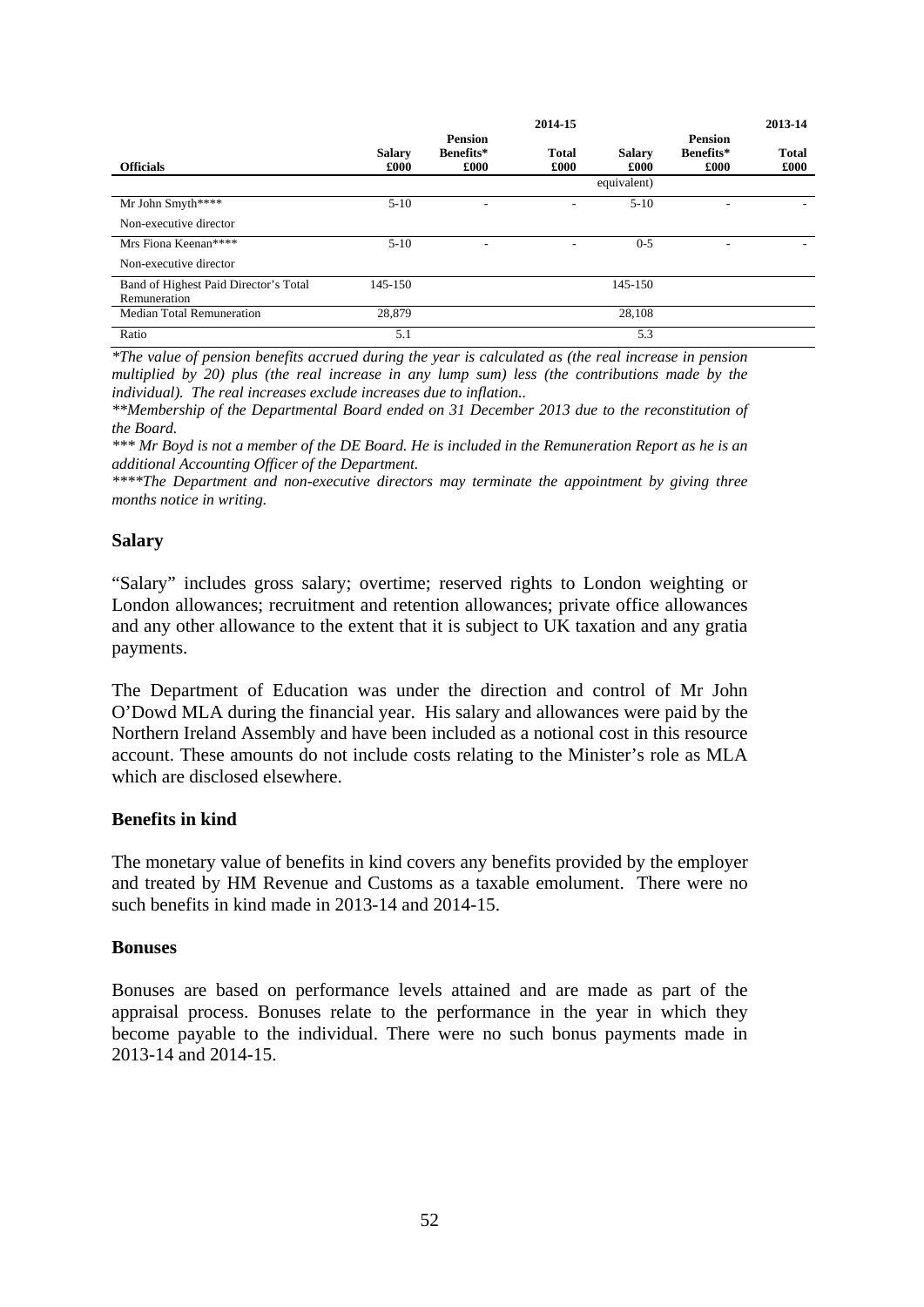| Officials | 2014-15 Salary £000 | Pension Benefits* £000 | Total £000 | 2013-14 Salary £000 | Pension Benefits* £000 | Total £000 |
|---|---|---|---|---|---|---|
| | | | | equivalent) | | |
| Mr John Smyth**** | 5-10 | - | - | 5-10 | - | - |
| Non-executive director | | | | | | |
| Mrs Fiona Keenan**** | 5-10 | - | - | 0-5 | - | - |
| Non-executive director | | | | | | |
| Band of Highest Paid Director's Total Remuneration | 145-150 | | | 145-150 | | |
| Median Total Remuneration | 28,879 | | | 28,108 | | |
| Ratio | 5.1 | | | 5.3 | | |

*\*The value of pension benefits accrued during the year is calculated as (the real increase in pension multiplied by 20) plus (the real increase in any lump sum) less (the contributions made by the individual). The real increases exclude increases due to inflation..*

*\*\*Membership of the Departmental Board ended on 31 December 2013 due to the reconstitution of the Board.*

*\*\*\* Mr Boyd is not a member of the DE Board. He is included in the Remuneration Report as he is an additional Accounting Officer of the Department.*

*\*\*\*\*The Department and non-executive directors may terminate the appointment by giving three months notice in writing.*

**Salary**

"Salary" includes gross salary; overtime; reserved rights to London weighting or London allowances; recruitment and retention allowances; private office allowances and any other allowance to the extent that it is subject to UK taxation and any gratia payments.

The Department of Education was under the direction and control of Mr John O'Dowd MLA during the financial year. His salary and allowances were paid by the Northern Ireland Assembly and have been included as a notional cost in this resource account. These amounts do not include costs relating to the Minister's role as MLA which are disclosed elsewhere.

**Benefits in kind**

The monetary value of benefits in kind covers any benefits provided by the employer and treated by HM Revenue and Customs as a taxable emolument. There were no such benefits in kind made in 2013-14 and 2014-15.

**Bonuses**

Bonuses are based on performance levels attained and are made as part of the appraisal process. Bonuses relate to the performance in the year in which they become payable to the individual. There were no such bonus payments made in 2013-14 and 2014-15.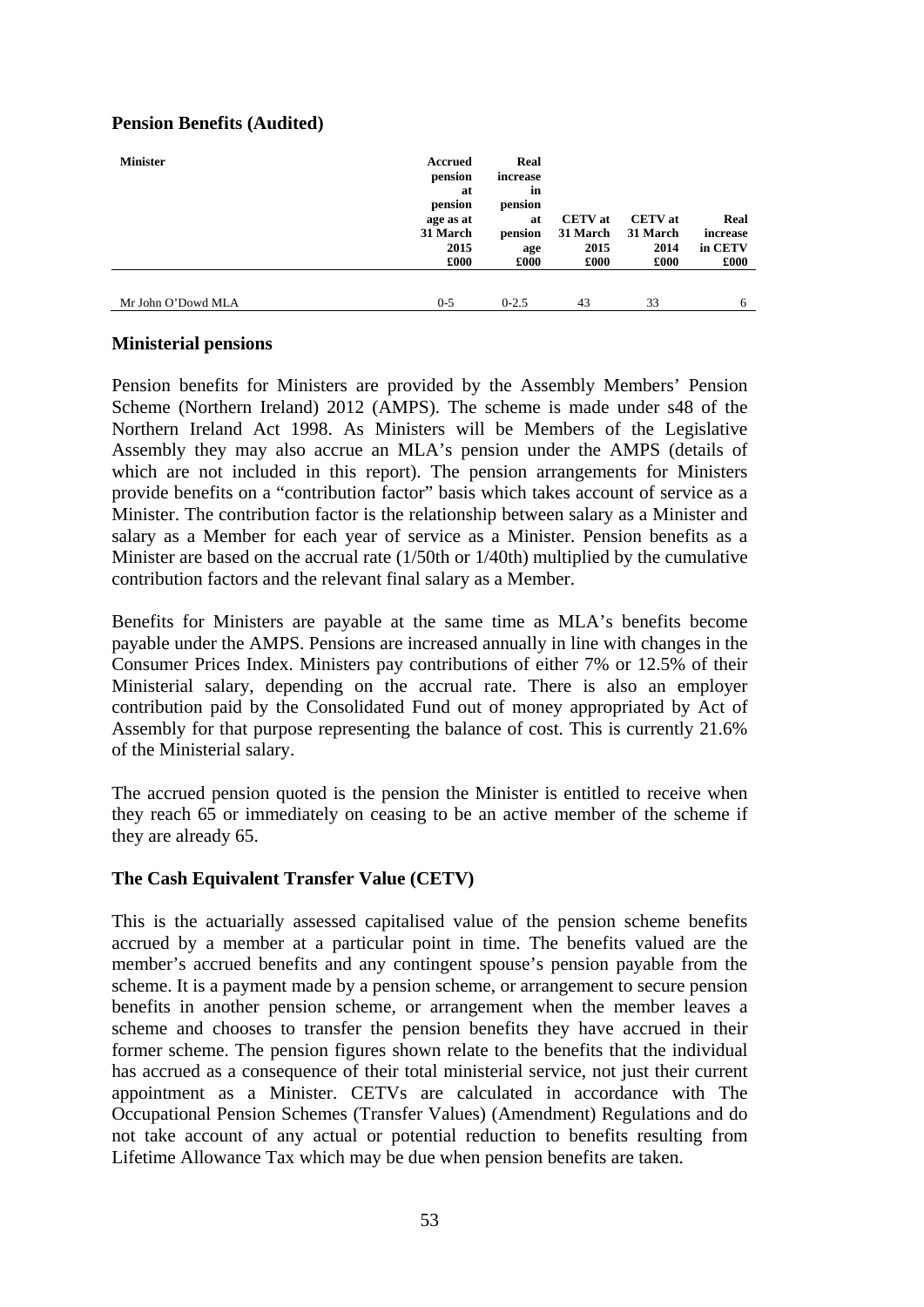## Pension Benefits (Audited)

| Minister | Accrued pension at pension age as at 31 March 2015 £000 | Real increase in pension at pension age £000 | CETV at 31 March 2015 £000 | CETV at 31 March 2014 £000 | Real increase in CETV £000 |
|---|---|---|---|---|---|
| Mr John O'Dowd MLA | 0-5 | 0-2.5 | 43 | 33 | 6 |

## Ministerial pensions

Pension benefits for Ministers are provided by the Assembly Members' Pension Scheme (Northern Ireland) 2012 (AMPS). The scheme is made under s48 of the Northern Ireland Act 1998. As Ministers will be Members of the Legislative Assembly they may also accrue an MLA's pension under the AMPS (details of which are not included in this report). The pension arrangements for Ministers provide benefits on a "contribution factor" basis which takes account of service as a Minister. The contribution factor is the relationship between salary as a Minister and salary as a Member for each year of service as a Minister. Pension benefits as a Minister are based on the accrual rate (1/50th or 1/40th) multiplied by the cumulative contribution factors and the relevant final salary as a Member.

Benefits for Ministers are payable at the same time as MLA's benefits become payable under the AMPS. Pensions are increased annually in line with changes in the Consumer Prices Index. Ministers pay contributions of either 7% or 12.5% of their Ministerial salary, depending on the accrual rate. There is also an employer contribution paid by the Consolidated Fund out of money appropriated by Act of Assembly for that purpose representing the balance of cost. This is currently 21.6% of the Ministerial salary.

The accrued pension quoted is the pension the Minister is entitled to receive when they reach 65 or immediately on ceasing to be an active member of the scheme if they are already 65.

## The Cash Equivalent Transfer Value (CETV)

This is the actuarially assessed capitalised value of the pension scheme benefits accrued by a member at a particular point in time. The benefits valued are the member's accrued benefits and any contingent spouse's pension payable from the scheme. It is a payment made by a pension scheme, or arrangement to secure pension benefits in another pension scheme, or arrangement when the member leaves a scheme and chooses to transfer the pension benefits they have accrued in their former scheme. The pension figures shown relate to the benefits that the individual has accrued as a consequence of their total ministerial service, not just their current appointment as a Minister. CETVs are calculated in accordance with The Occupational Pension Schemes (Transfer Values) (Amendment) Regulations and do not take account of any actual or potential reduction to benefits resulting from Lifetime Allowance Tax which may be due when pension benefits are taken.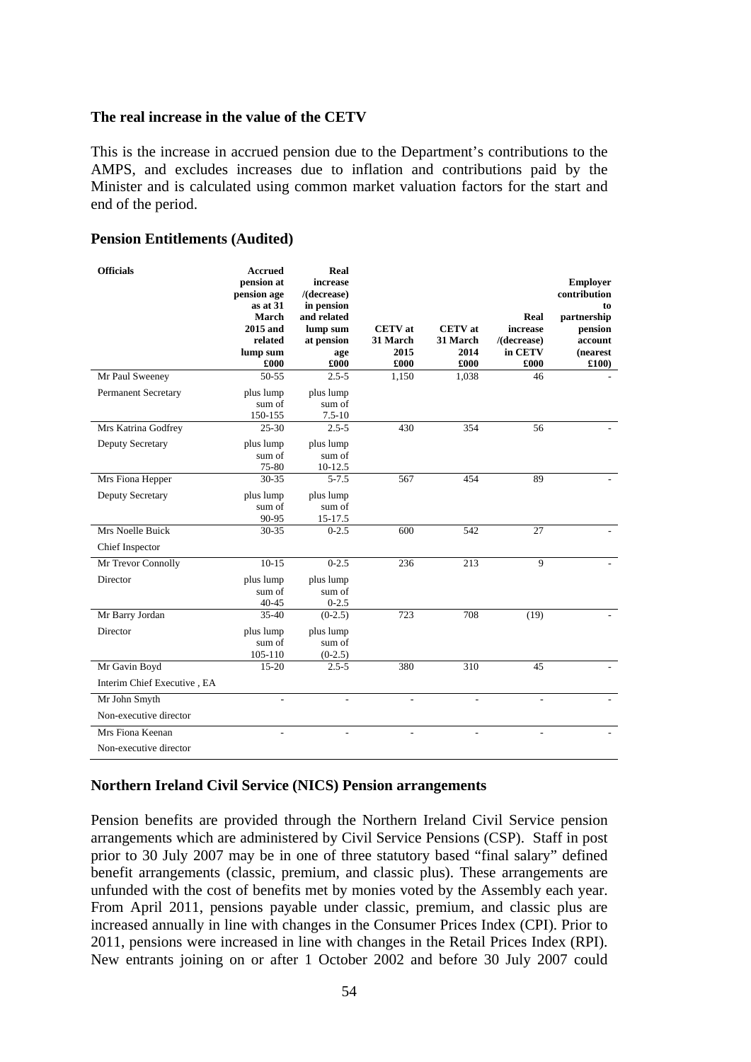**The real increase in the value of the CETV**

This is the increase in accrued pension due to the Department's contributions to the AMPS, and excludes increases due to inflation and contributions paid by the Minister and is calculated using common market valuation factors for the start and end of the period.

**Pension Entitlements (Audited)**

| Officials | Accrued pension at pension age as at 31 March 2015 and related lump sum £000 | Real increase /(decrease) in pension and related lump sum at pension age £000 | CETV at 31 March 2015 £000 | CETV at 31 March 2014 £000 | Real increase /(decrease) in CETV £000 | Employer contribution to partnership pension account (nearest £100) |
|---|---|---|---|---|---|---|
| Mr Paul Sweeney | 50-55 | 2.5-5 | 1,150 | 1,038 | 46 | - |
| Permanent Secretary | plus lump sum of 150-155 | plus lump sum of 7.5-10 | | | | |
| Mrs Katrina Godfrey | 25-30 | 2.5-5 | 430 | 354 | 56 | - |
| Deputy Secretary | plus lump sum of 75-80 | plus lump sum of 10-12.5 | | | | |
| Mrs Fiona Hepper | 30-35 | 5-7.5 | 567 | 454 | 89 | - |
| Deputy Secretary | plus lump sum of 90-95 | plus lump sum of 15-17.5 | | | | |
| Mrs Noelle Buick | 30-35 | 0-2.5 | 600 | 542 | 27 | - |
| Chief Inspector | | | | | | |
| Mr Trevor Connolly | 10-15 | 0-2.5 | 236 | 213 | 9 | - |
| Director | plus lump sum of 40-45 | plus lump sum of 0-2.5 | | | | |
| Mr Barry Jordan | 35-40 | (0-2.5) | 723 | 708 | (19) | - |
| Director | plus lump sum of 105-110 | plus lump sum of (0-2.5) | | | | |
| Mr Gavin Boyd | 15-20 | 2.5-5 | 380 | 310 | 45 | - |
| Interim Chief Executive , EA | | | | | | |
| Mr John Smyth | - | - | - | - | - | - |
| Non-executive director | | | | | | |
| Mrs Fiona Keenan | - | - | - | - | - | - |
| Non-executive director | | | | | | |

**Northern Ireland Civil Service (NICS) Pension arrangements**

Pension benefits are provided through the Northern Ireland Civil Service pension arrangements which are administered by Civil Service Pensions (CSP). Staff in post prior to 30 July 2007 may be in one of three statutory based "final salary" defined benefit arrangements (classic, premium, and classic plus). These arrangements are unfunded with the cost of benefits met by monies voted by the Assembly each year. From April 2011, pensions payable under classic, premium, and classic plus are increased annually in line with changes in the Consumer Prices Index (CPI). Prior to 2011, pensions were increased in line with changes in the Retail Prices Index (RPI). New entrants joining on or after 1 October 2002 and before 30 July 2007 could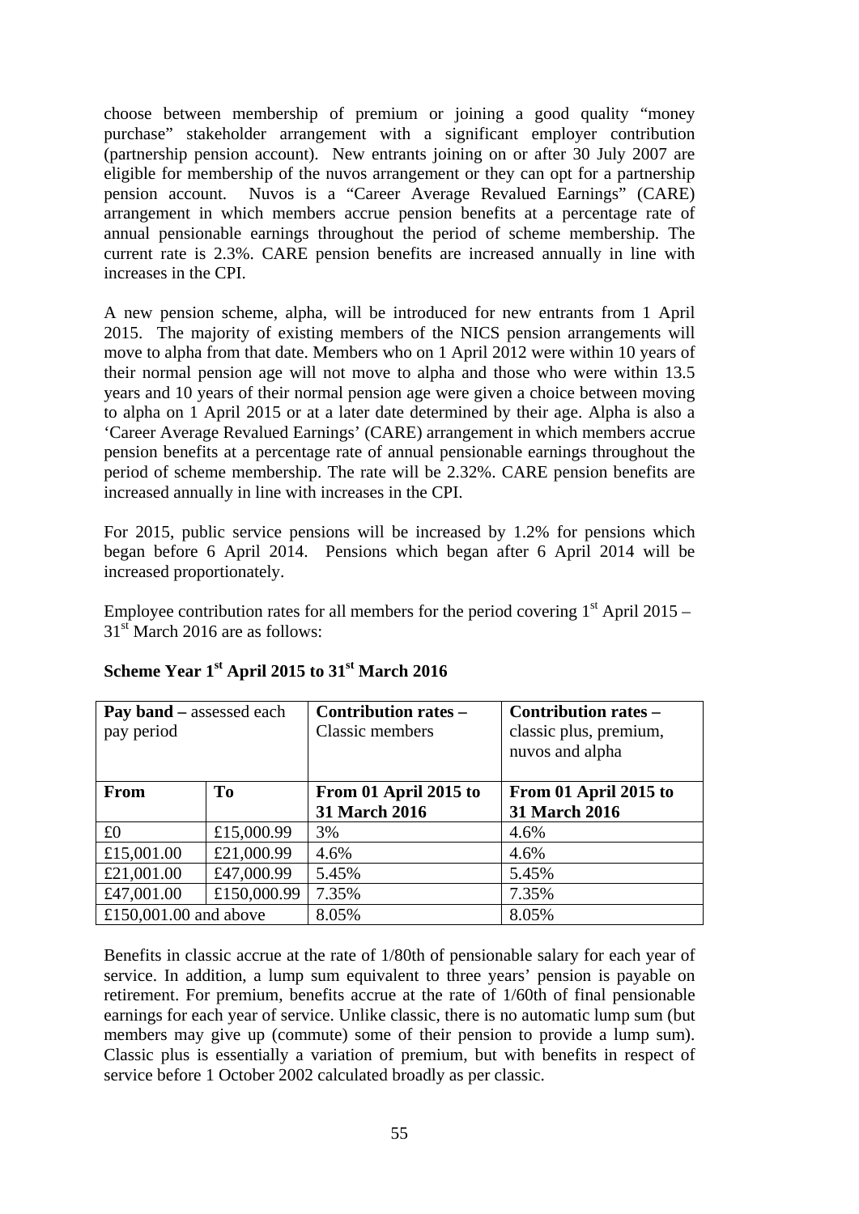choose between membership of premium or joining a good quality "money purchase" stakeholder arrangement with a significant employer contribution (partnership pension account). New entrants joining on or after 30 July 2007 are eligible for membership of the nuvos arrangement or they can opt for a partnership pension account. Nuvos is a "Career Average Revalued Earnings" (CARE) arrangement in which members accrue pension benefits at a percentage rate of annual pensionable earnings throughout the period of scheme membership. The current rate is 2.3%. CARE pension benefits are increased annually in line with increases in the CPI.

A new pension scheme, alpha, will be introduced for new entrants from 1 April 2015. The majority of existing members of the NICS pension arrangements will move to alpha from that date. Members who on 1 April 2012 were within 10 years of their normal pension age will not move to alpha and those who were within 13.5 years and 10 years of their normal pension age were given a choice between moving to alpha on 1 April 2015 or at a later date determined by their age. Alpha is also a 'Career Average Revalued Earnings' (CARE) arrangement in which members accrue pension benefits at a percentage rate of annual pensionable earnings throughout the period of scheme membership. The rate will be 2.32%. CARE pension benefits are increased annually in line with increases in the CPI.

For 2015, public service pensions will be increased by 1.2% for pensions which began before 6 April 2014. Pensions which began after 6 April 2014 will be increased proportionately.

Employee contribution rates for all members for the period covering 1st April 2015 – 31st March 2016 are as follows:

**Scheme Year 1st April 2015 to 31st March 2016**

| **Pay band** – assessed each pay period | | **Contribution rates** – Classic members | **Contribution rates** – classic plus, premium, nuvos and alpha |
|---|---|---|---|
| **From** | **To** | **From 01 April 2015 to 31 March 2016** | **From 01 April 2015 to 31 March 2016** |
| £0 | £15,000.99 | 3% | 4.6% |
| £15,001.00 | £21,000.99 | 4.6% | 4.6% |
| £21,001.00 | £47,000.99 | 5.45% | 5.45% |
| £47,001.00 | £150,000.99 | 7.35% | 7.35% |
| £150,001.00 and above | | 8.05% | 8.05% |

Benefits in classic accrue at the rate of 1/80th of pensionable salary for each year of service. In addition, a lump sum equivalent to three years' pension is payable on retirement. For premium, benefits accrue at the rate of 1/60th of final pensionable earnings for each year of service. Unlike classic, there is no automatic lump sum (but members may give up (commute) some of their pension to provide a lump sum). Classic plus is essentially a variation of premium, but with benefits in respect of service before 1 October 2002 calculated broadly as per classic.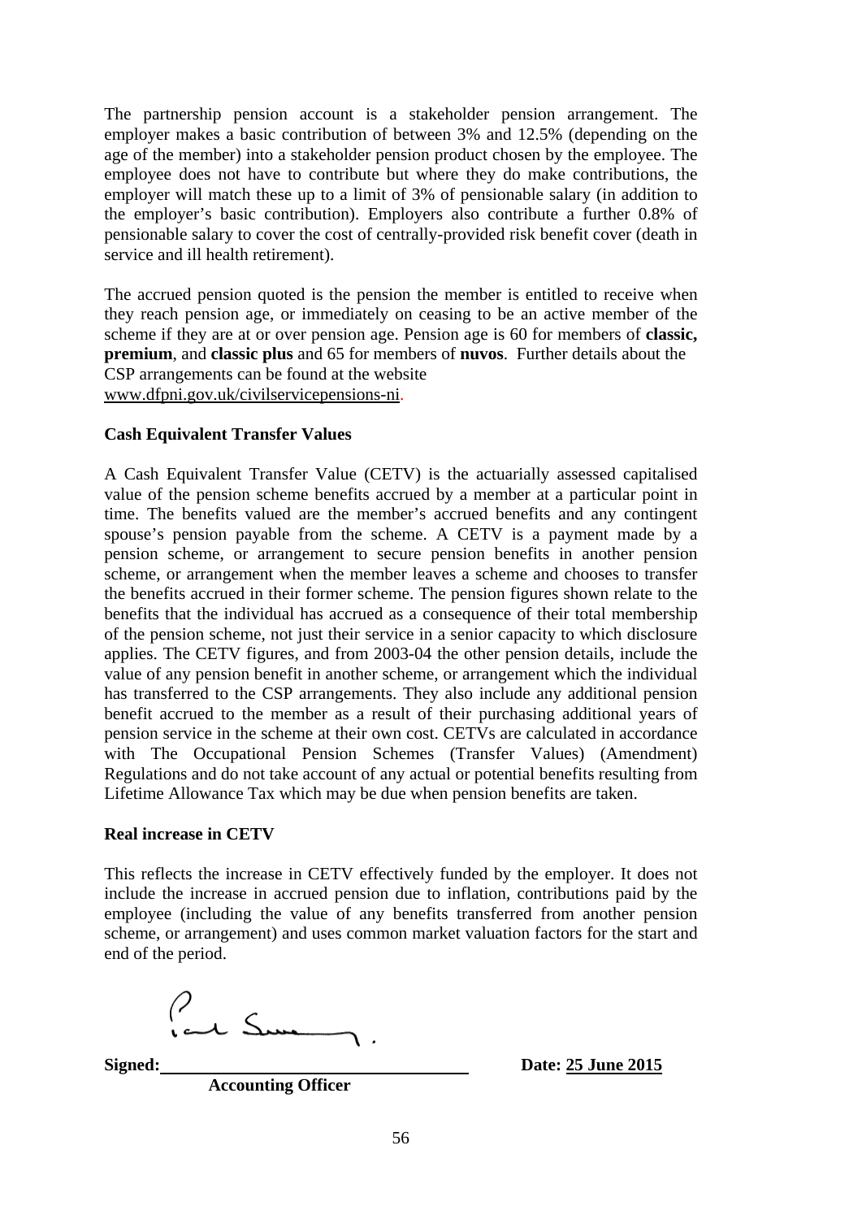The partnership pension account is a stakeholder pension arrangement. The employer makes a basic contribution of between 3% and 12.5% (depending on the age of the member) into a stakeholder pension product chosen by the employee. The employee does not have to contribute but where they do make contributions, the employer will match these up to a limit of 3% of pensionable salary (in addition to the employer's basic contribution). Employers also contribute a further 0.8% of pensionable salary to cover the cost of centrally-provided risk benefit cover (death in service and ill health retirement).

The accrued pension quoted is the pension the member is entitled to receive when they reach pension age, or immediately on ceasing to be an active member of the scheme if they are at or over pension age. Pension age is 60 for members of **classic, premium**, and **classic plus** and 65 for members of **nuvos**. Further details about the CSP arrangements can be found at the website www.dfpni.gov.uk/civilservicepensions-ni.

**Cash Equivalent Transfer Values**

A Cash Equivalent Transfer Value (CETV) is the actuarially assessed capitalised value of the pension scheme benefits accrued by a member at a particular point in time. The benefits valued are the member's accrued benefits and any contingent spouse's pension payable from the scheme. A CETV is a payment made by a pension scheme, or arrangement to secure pension benefits in another pension scheme, or arrangement when the member leaves a scheme and chooses to transfer the benefits accrued in their former scheme. The pension figures shown relate to the benefits that the individual has accrued as a consequence of their total membership of the pension scheme, not just their service in a senior capacity to which disclosure applies. The CETV figures, and from 2003-04 the other pension details, include the value of any pension benefit in another scheme, or arrangement which the individual has transferred to the CSP arrangements. They also include any additional pension benefit accrued to the member as a result of their purchasing additional years of pension service in the scheme at their own cost. CETVs are calculated in accordance with The Occupational Pension Schemes (Transfer Values) (Amendment) Regulations and do not take account of any actual or potential benefits resulting from Lifetime Allowance Tax which may be due when pension benefits are taken.

**Real increase in CETV**

This reflects the increase in CETV effectively funded by the employer. It does not include the increase in accrued pension due to inflation, contributions paid by the employee (including the value of any benefits transferred from another pension scheme, or arrangement) and uses common market valuation factors for the start and end of the period.

**Signed:** ______________________ **Date: 25 June 2015**

**Accounting Officer**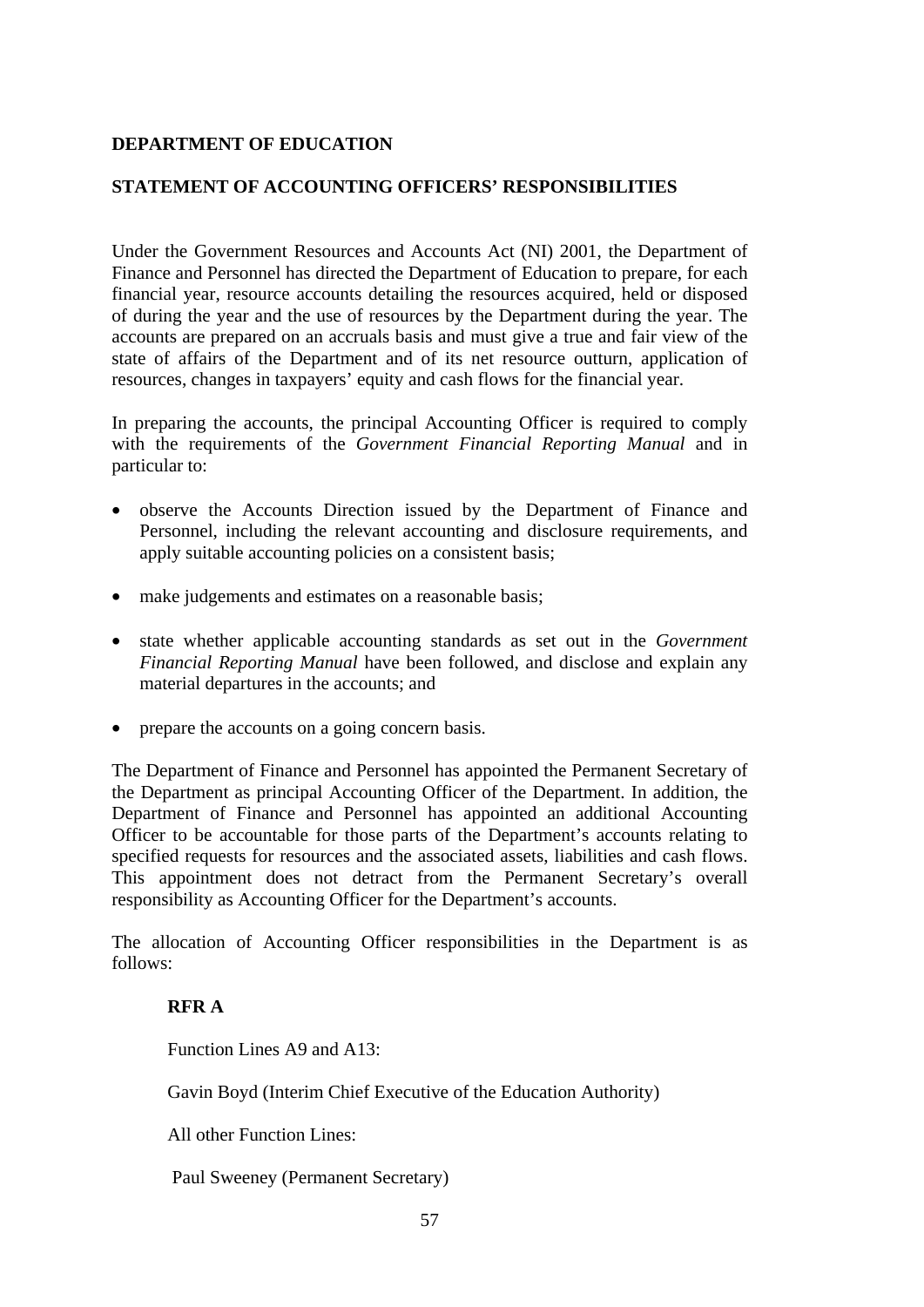**DEPARTMENT OF EDUCATION**

**STATEMENT OF ACCOUNTING OFFICERS' RESPONSIBILITIES**

Under the Government Resources and Accounts Act (NI) 2001, the Department of Finance and Personnel has directed the Department of Education to prepare, for each financial year, resource accounts detailing the resources acquired, held or disposed of during the year and the use of resources by the Department during the year. The accounts are prepared on an accruals basis and must give a true and fair view of the state of affairs of the Department and of its net resource outturn, application of resources, changes in taxpayers' equity and cash flows for the financial year.

In preparing the accounts, the principal Accounting Officer is required to comply with the requirements of the *Government Financial Reporting Manual* and in particular to:

- observe the Accounts Direction issued by the Department of Finance and Personnel, including the relevant accounting and disclosure requirements, and apply suitable accounting policies on a consistent basis;
- make judgements and estimates on a reasonable basis;
- state whether applicable accounting standards as set out in the *Government Financial Reporting Manual* have been followed, and disclose and explain any material departures in the accounts; and
- prepare the accounts on a going concern basis.

The Department of Finance and Personnel has appointed the Permanent Secretary of the Department as principal Accounting Officer of the Department. In addition, the Department of Finance and Personnel has appointed an additional Accounting Officer to be accountable for those parts of the Department's accounts relating to specified requests for resources and the associated assets, liabilities and cash flows. This appointment does not detract from the Permanent Secretary's overall responsibility as Accounting Officer for the Department's accounts.

The allocation of Accounting Officer responsibilities in the Department is as follows:

**RFR A**

Function Lines A9 and A13:

Gavin Boyd (Interim Chief Executive of the Education Authority)

All other Function Lines:

Paul Sweeney (Permanent Secretary)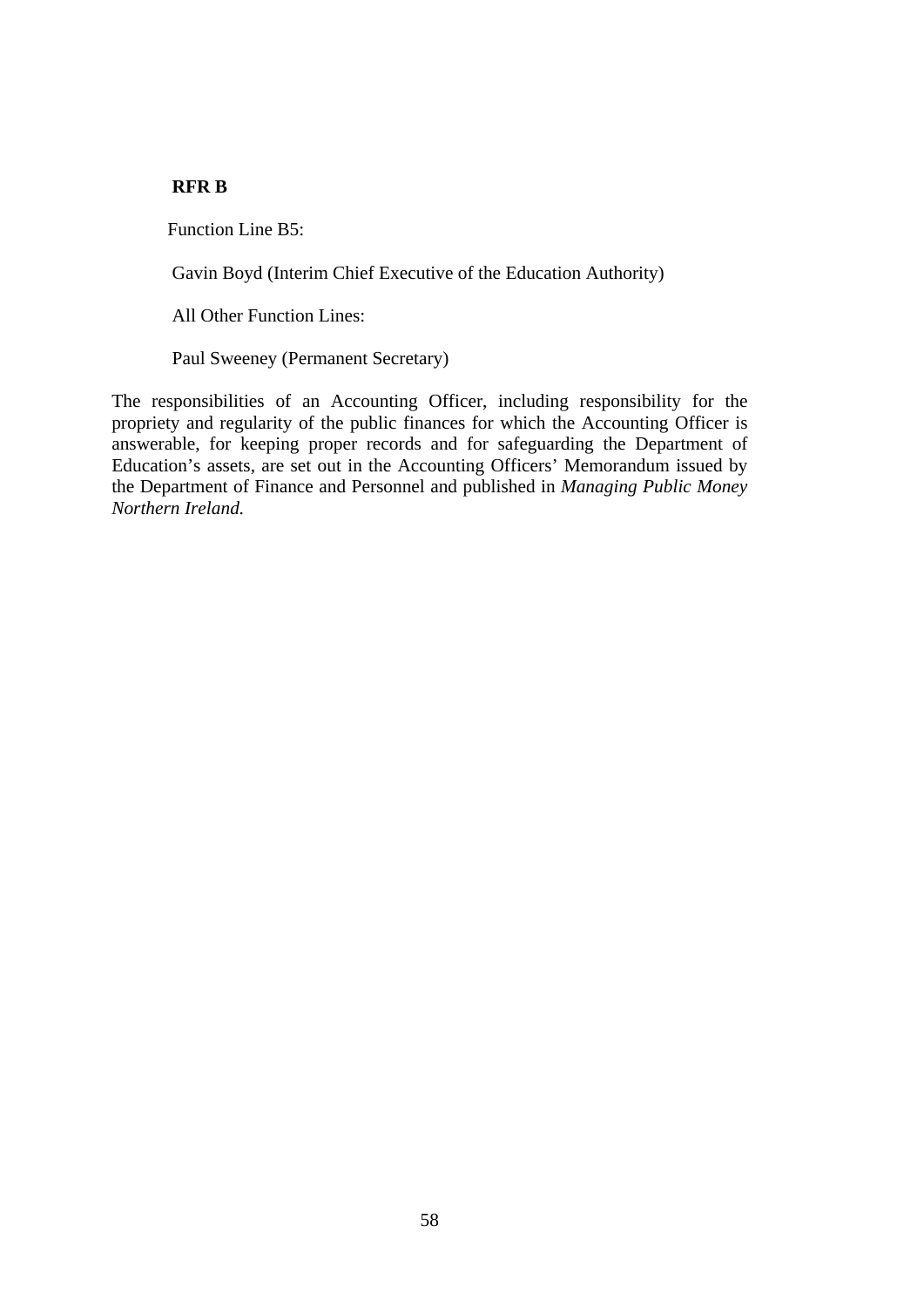**RFR B**

Function Line B5:

Gavin Boyd (Interim Chief Executive of the Education Authority)

All Other Function Lines:

Paul Sweeney (Permanent Secretary)

The responsibilities of an Accounting Officer, including responsibility for the propriety and regularity of the public finances for which the Accounting Officer is answerable, for keeping proper records and for safeguarding the Department of Education's assets, are set out in the Accounting Officers' Memorandum issued by the Department of Finance and Personnel and published in *Managing Public Money Northern Ireland.*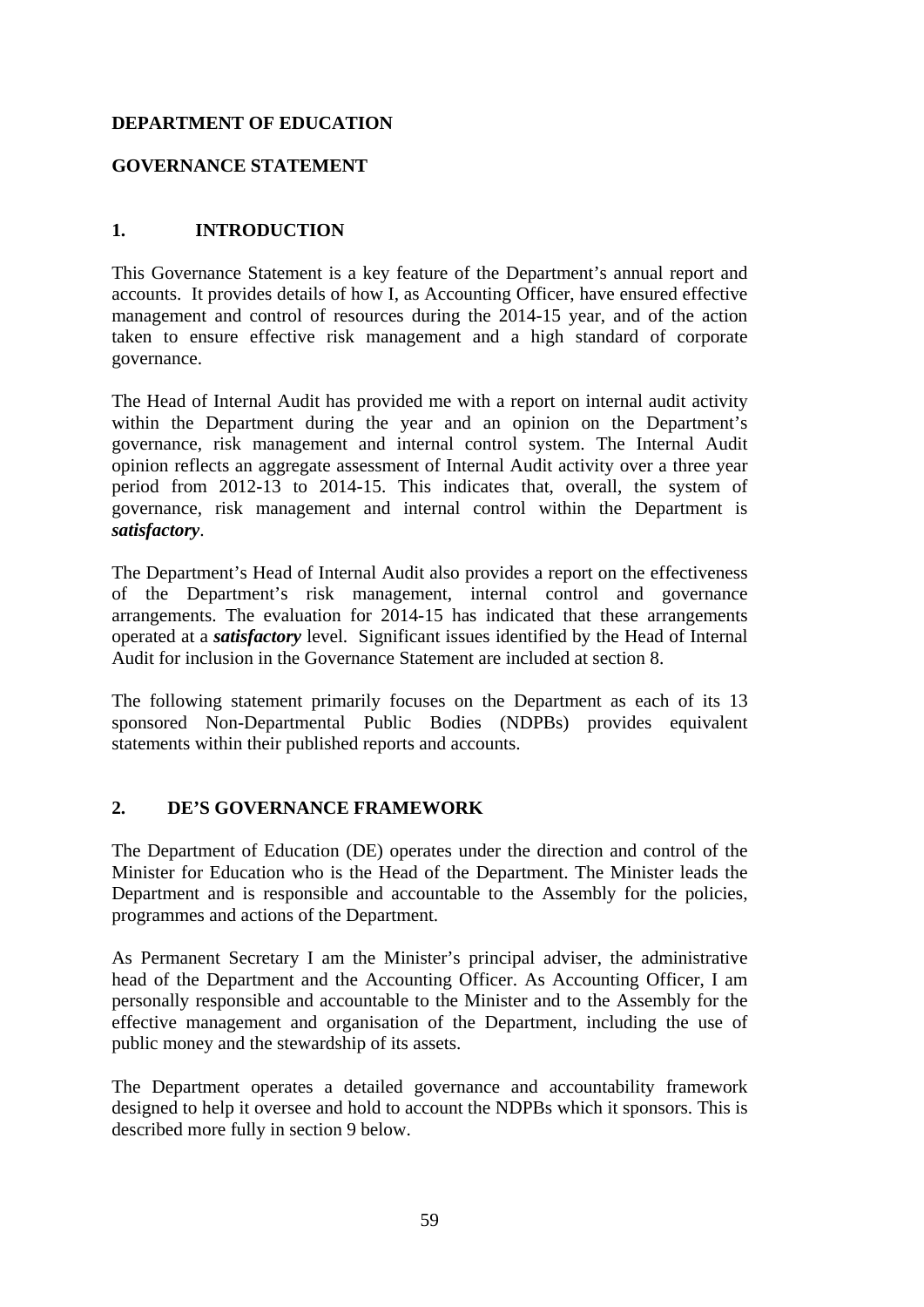**DEPARTMENT OF EDUCATION**

**GOVERNANCE STATEMENT**

## 1. INTRODUCTION

This Governance Statement is a key feature of the Department's annual report and accounts. It provides details of how I, as Accounting Officer, have ensured effective management and control of resources during the 2014-15 year, and of the action taken to ensure effective risk management and a high standard of corporate governance.

The Head of Internal Audit has provided me with a report on internal audit activity within the Department during the year and an opinion on the Department's governance, risk management and internal control system. The Internal Audit opinion reflects an aggregate assessment of Internal Audit activity over a three year period from 2012-13 to 2014-15. This indicates that, overall, the system of governance, risk management and internal control within the Department is ***satisfactory***.

The Department's Head of Internal Audit also provides a report on the effectiveness of the Department's risk management, internal control and governance arrangements. The evaluation for 2014-15 has indicated that these arrangements operated at a ***satisfactory*** level. Significant issues identified by the Head of Internal Audit for inclusion in the Governance Statement are included at section 8.

The following statement primarily focuses on the Department as each of its 13 sponsored Non-Departmental Public Bodies (NDPBs) provides equivalent statements within their published reports and accounts.

## 2. DE'S GOVERNANCE FRAMEWORK

The Department of Education (DE) operates under the direction and control of the Minister for Education who is the Head of the Department. The Minister leads the Department and is responsible and accountable to the Assembly for the policies, programmes and actions of the Department.

As Permanent Secretary I am the Minister's principal adviser, the administrative head of the Department and the Accounting Officer. As Accounting Officer, I am personally responsible and accountable to the Minister and to the Assembly for the effective management and organisation of the Department, including the use of public money and the stewardship of its assets.

The Department operates a detailed governance and accountability framework designed to help it oversee and hold to account the NDPBs which it sponsors. This is described more fully in section 9 below.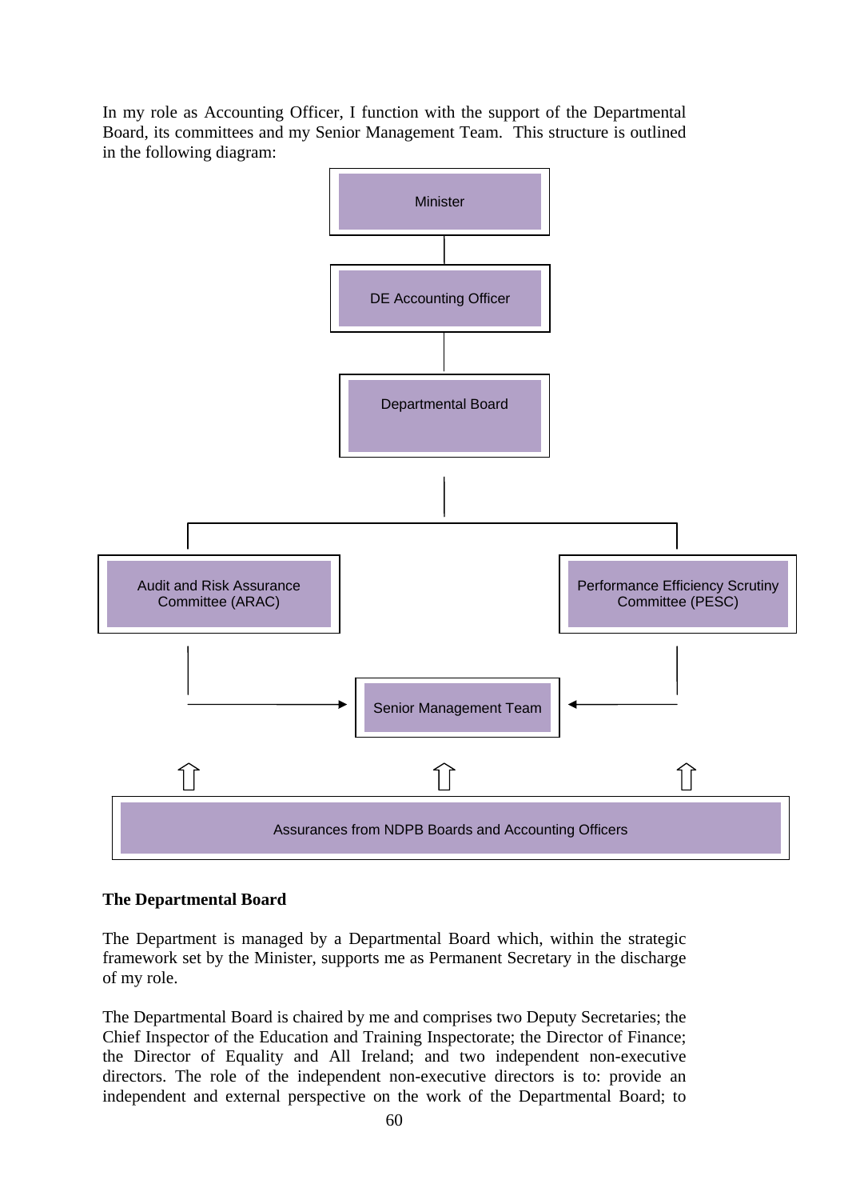In my role as Accounting Officer, I function with the support of the Departmental Board, its committees and my Senior Management Team. This structure is outlined in the following diagram:

Minister

DE Accounting Officer

Departmental Board

Audit and Risk Assurance Committee (ARAC)

Performance Efficiency Scrutiny Committee (PESC)

Senior Management Team

Assurances from NDPB Boards and Accounting Officers

## The Departmental Board

The Department is managed by a Departmental Board which, within the strategic framework set by the Minister, supports me as Permanent Secretary in the discharge of my role.

The Departmental Board is chaired by me and comprises two Deputy Secretaries; the Chief Inspector of the Education and Training Inspectorate; the Director of Finance; the Director of Equality and All Ireland; and two independent non-executive directors. The role of the independent non-executive directors is to: provide an independent and external perspective on the work of the Departmental Board; to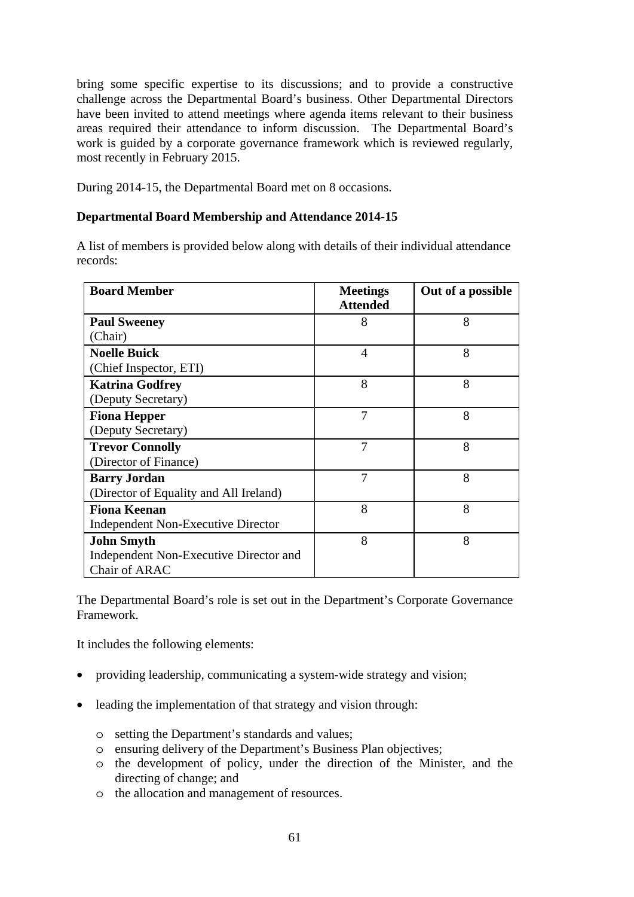bring some specific expertise to its discussions; and to provide a constructive challenge across the Departmental Board's business. Other Departmental Directors have been invited to attend meetings where agenda items relevant to their business areas required their attendance to inform discussion. The Departmental Board's work is guided by a corporate governance framework which is reviewed regularly, most recently in February 2015.

During 2014-15, the Departmental Board met on 8 occasions.

**Departmental Board Membership and Attendance 2014-15**

A list of members is provided below along with details of their individual attendance records:

| **Board Member** | **Meetings Attended** | **Out of a possible** |
|---|---|---|
| **Paul Sweeney** (Chair) | 8 | 8 |
| **Noelle Buick** (Chief Inspector, ETI) | 4 | 8 |
| **Katrina Godfrey** (Deputy Secretary) | 8 | 8 |
| **Fiona Hepper** (Deputy Secretary) | 7 | 8 |
| **Trevor Connolly** (Director of Finance) | 7 | 8 |
| **Barry Jordan** (Director of Equality and All Ireland) | 7 | 8 |
| **Fiona Keenan** Independent Non-Executive Director | 8 | 8 |
| **John Smyth** Independent Non-Executive Director and Chair of ARAC | 8 | 8 |

The Departmental Board's role is set out in the Department's Corporate Governance Framework.

It includes the following elements:

- providing leadership, communicating a system-wide strategy and vision;
- leading the implementation of that strategy and vision through:
  - setting the Department's standards and values;
  - ensuring delivery of the Department's Business Plan objectives;
  - the development of policy, under the direction of the Minister, and the directing of change; and
  - the allocation and management of resources.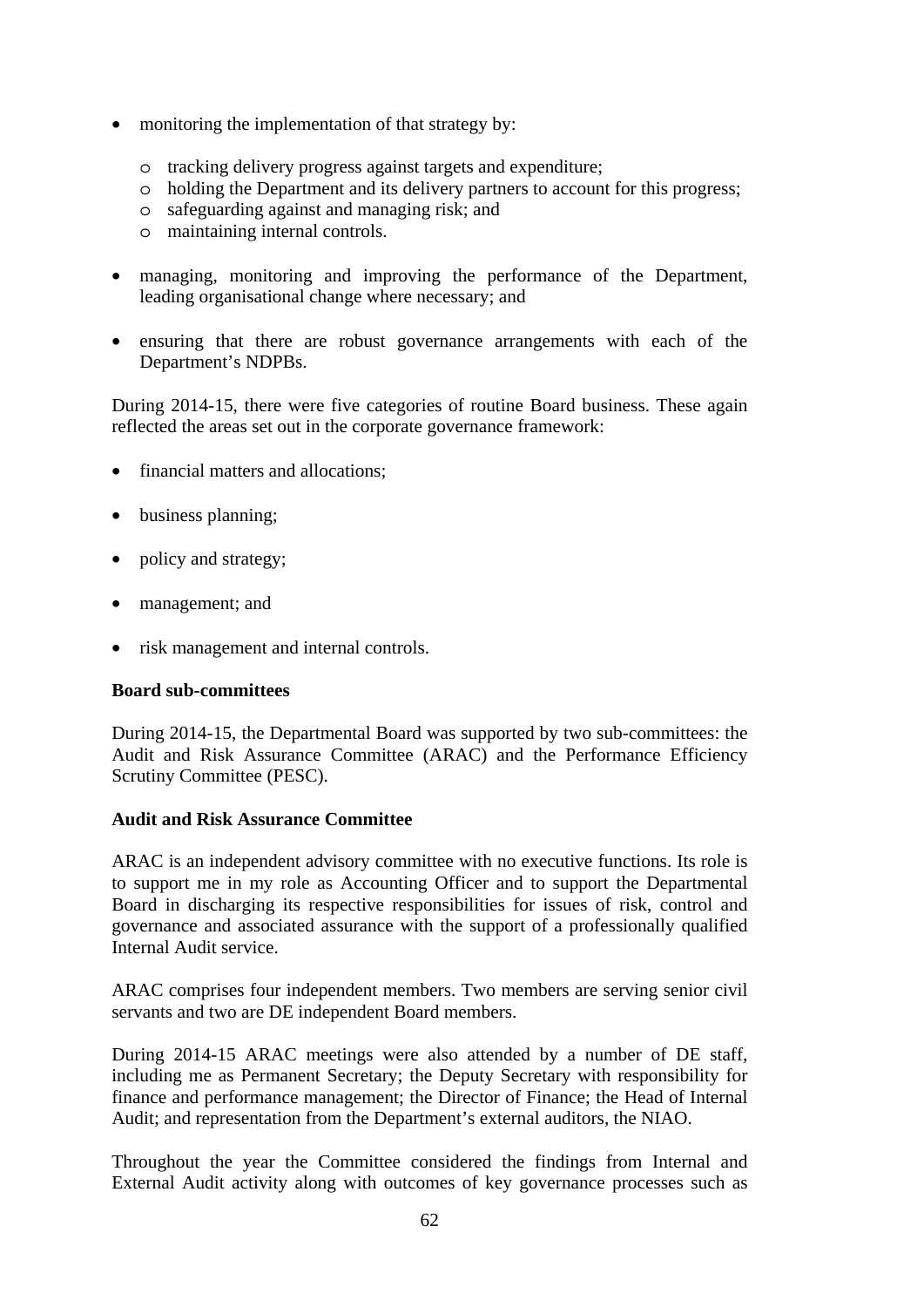- monitoring the implementation of that strategy by:
    - tracking delivery progress against targets and expenditure;
    - holding the Department and its delivery partners to account for this progress;
    - safeguarding against and managing risk; and
    - maintaining internal controls.
- managing, monitoring and improving the performance of the Department, leading organisational change where necessary; and
- ensuring that there are robust governance arrangements with each of the Department's NDPBs.

During 2014-15, there were five categories of routine Board business. These again reflected the areas set out in the corporate governance framework:

- financial matters and allocations;
- business planning;
- policy and strategy;
- management; and
- risk management and internal controls.

**Board sub-committees**

During 2014-15, the Departmental Board was supported by two sub-committees: the Audit and Risk Assurance Committee (ARAC) and the Performance Efficiency Scrutiny Committee (PESC).

**Audit and Risk Assurance Committee**

ARAC is an independent advisory committee with no executive functions. Its role is to support me in my role as Accounting Officer and to support the Departmental Board in discharging its respective responsibilities for issues of risk, control and governance and associated assurance with the support of a professionally qualified Internal Audit service.

ARAC comprises four independent members. Two members are serving senior civil servants and two are DE independent Board members.

During 2014-15 ARAC meetings were also attended by a number of DE staff, including me as Permanent Secretary; the Deputy Secretary with responsibility for finance and performance management; the Director of Finance; the Head of Internal Audit; and representation from the Department's external auditors, the NIAO.

Throughout the year the Committee considered the findings from Internal and External Audit activity along with outcomes of key governance processes such as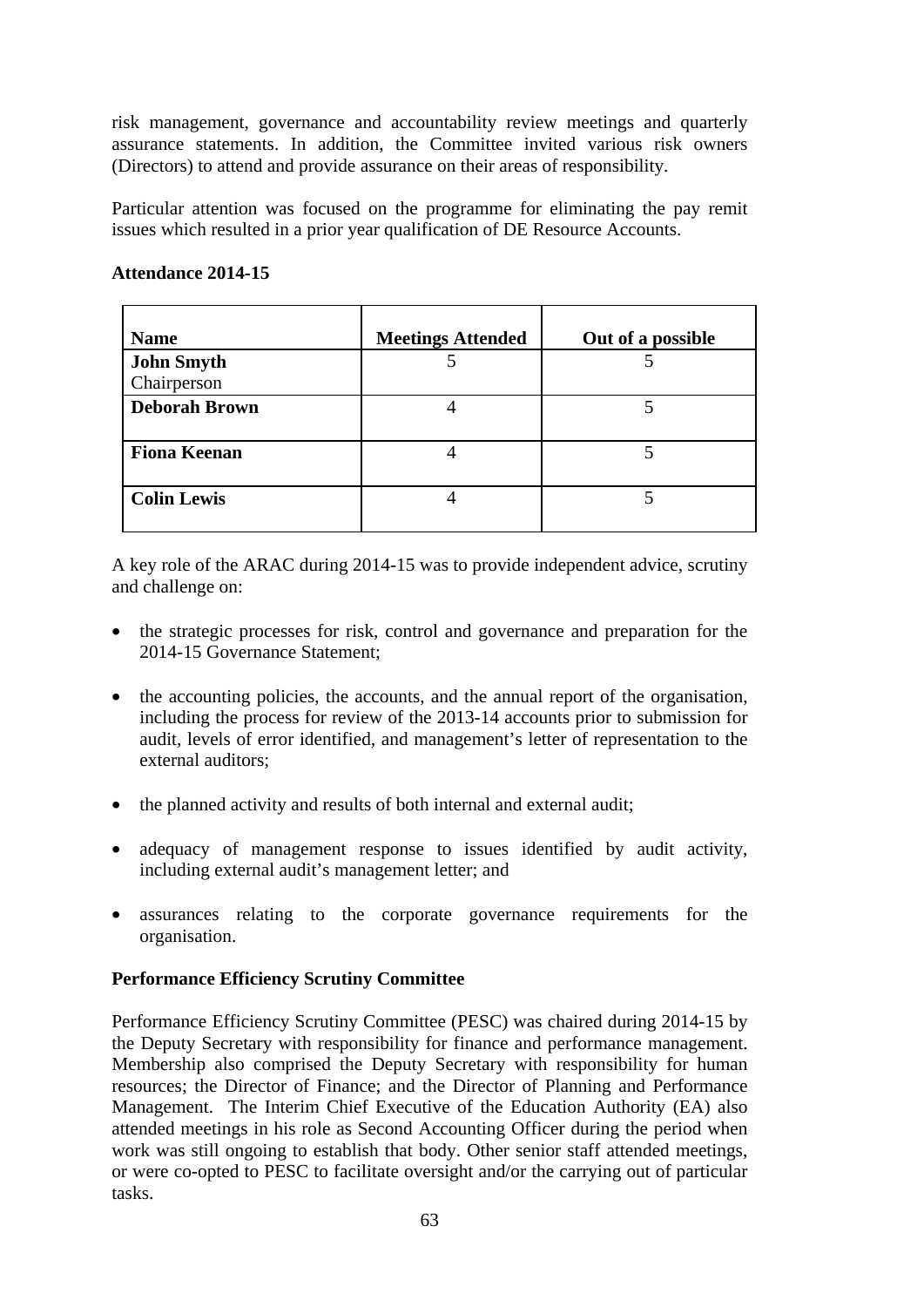risk management, governance and accountability review meetings and quarterly assurance statements. In addition, the Committee invited various risk owners (Directors) to attend and provide assurance on their areas of responsibility.

Particular attention was focused on the programme for eliminating the pay remit issues which resulted in a prior year qualification of DE Resource Accounts.

**Attendance 2014-15**

| Name | Meetings Attended | Out of a possible |
|---|---|---|
| **John Smyth** Chairperson | 5 | 5 |
| **Deborah Brown** | 4 | 5 |
| **Fiona Keenan** | 4 | 5 |
| **Colin Lewis** | 4 | 5 |

A key role of the ARAC during 2014-15 was to provide independent advice, scrutiny and challenge on:

- the strategic processes for risk, control and governance and preparation for the 2014-15 Governance Statement;
- the accounting policies, the accounts, and the annual report of the organisation, including the process for review of the 2013-14 accounts prior to submission for audit, levels of error identified, and management's letter of representation to the external auditors;
- the planned activity and results of both internal and external audit;
- adequacy of management response to issues identified by audit activity, including external audit's management letter; and
- assurances relating to the corporate governance requirements for the organisation.

**Performance Efficiency Scrutiny Committee**

Performance Efficiency Scrutiny Committee (PESC) was chaired during 2014-15 by the Deputy Secretary with responsibility for finance and performance management. Membership also comprised the Deputy Secretary with responsibility for human resources; the Director of Finance; and the Director of Planning and Performance Management. The Interim Chief Executive of the Education Authority (EA) also attended meetings in his role as Second Accounting Officer during the period when work was still ongoing to establish that body. Other senior staff attended meetings, or were co-opted to PESC to facilitate oversight and/or the carrying out of particular tasks.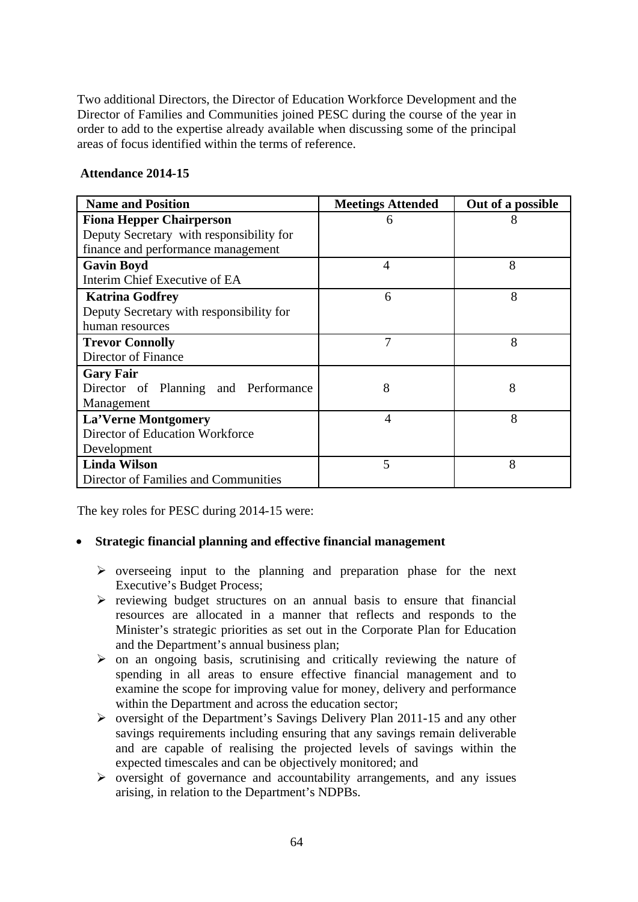Two additional Directors, the Director of Education Workforce Development and the Director of Families and Communities joined PESC during the course of the year in order to add to the expertise already available when discussing some of the principal areas of focus identified within the terms of reference.

**Attendance 2014-15**

| Name and Position | Meetings Attended | Out of a possible |
|---|---|---|
| **Fiona Hepper Chairperson** Deputy Secretary with responsibility for finance and performance management | 6 | 8 |
| **Gavin Boyd** Interim Chief Executive of EA | 4 | 8 |
| **Katrina Godfrey** Deputy Secretary with responsibility for human resources | 6 | 8 |
| **Trevor Connolly** Director of Finance | 7 | 8 |
| **Gary Fair** Director of Planning and Performance Management | 8 | 8 |
| **La'Verne Montgomery** Director of Education Workforce Development | 4 | 8 |
| **Linda Wilson** Director of Families and Communities | 5 | 8 |

The key roles for PESC during 2014-15 were:

- **Strategic financial planning and effective financial management**
  - overseeing input to the planning and preparation phase for the next Executive's Budget Process;
  - reviewing budget structures on an annual basis to ensure that financial resources are allocated in a manner that reflects and responds to the Minister's strategic priorities as set out in the Corporate Plan for Education and the Department's annual business plan;
  - on an ongoing basis, scrutinising and critically reviewing the nature of spending in all areas to ensure effective financial management and to examine the scope for improving value for money, delivery and performance within the Department and across the education sector;
  - oversight of the Department's Savings Delivery Plan 2011-15 and any other savings requirements including ensuring that any savings remain deliverable and are capable of realising the projected levels of savings within the expected timescales and can be objectively monitored; and
  - oversight of governance and accountability arrangements, and any issues arising, in relation to the Department's NDPBs.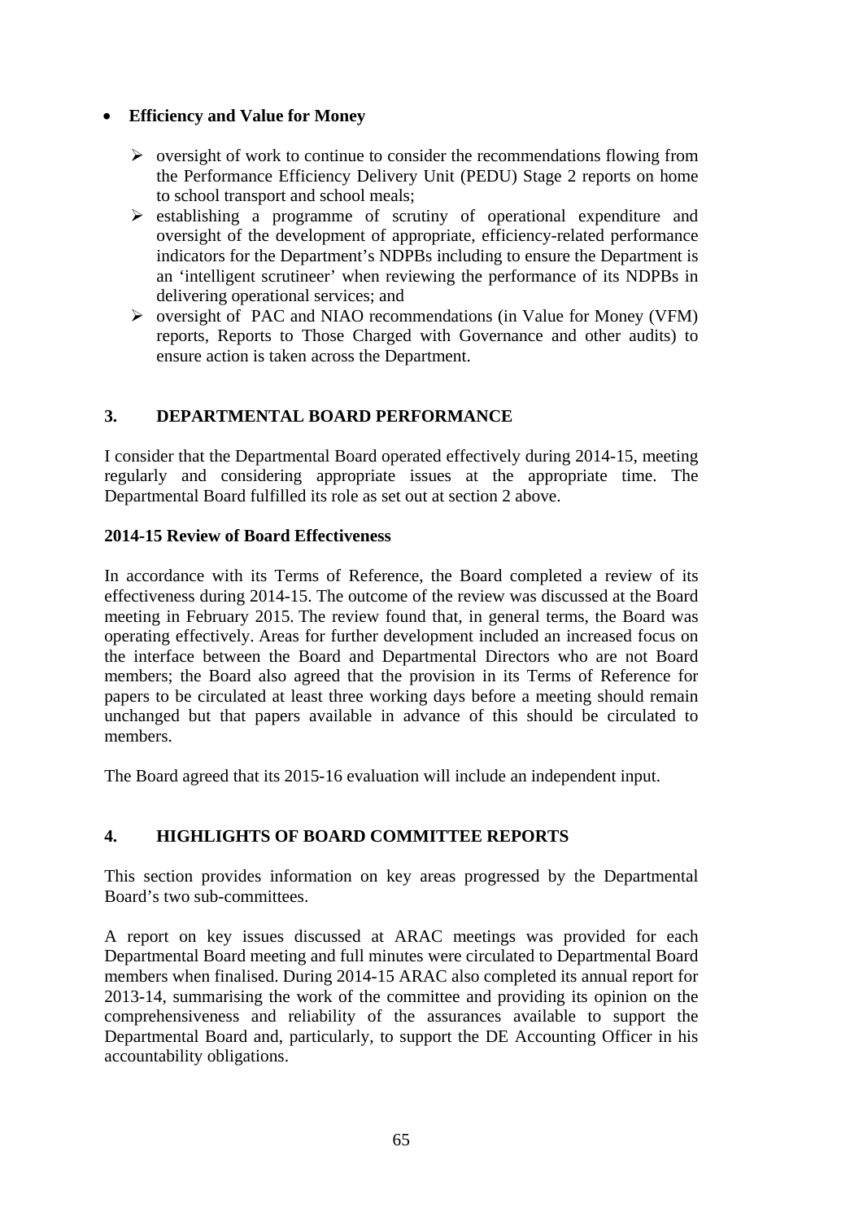- **Efficiency and Value for Money**

  - oversight of work to continue to consider the recommendations flowing from the Performance Efficiency Delivery Unit (PEDU) Stage 2 reports on home to school transport and school meals;
  - establishing a programme of scrutiny of operational expenditure and oversight of the development of appropriate, efficiency-related performance indicators for the Department's NDPBs including to ensure the Department is an 'intelligent scrutineer' when reviewing the performance of its NDPBs in delivering operational services; and
  - oversight of PAC and NIAO recommendations (in Value for Money (VFM) reports, Reports to Those Charged with Governance and other audits) to ensure action is taken across the Department.

## 3. DEPARTMENTAL BOARD PERFORMANCE

I consider that the Departmental Board operated effectively during 2014-15, meeting regularly and considering appropriate issues at the appropriate time. The Departmental Board fulfilled its role as set out at section 2 above.

### 2014-15 Review of Board Effectiveness

In accordance with its Terms of Reference, the Board completed a review of its effectiveness during 2014-15. The outcome of the review was discussed at the Board meeting in February 2015. The review found that, in general terms, the Board was operating effectively. Areas for further development included an increased focus on the interface between the Board and Departmental Directors who are not Board members; the Board also agreed that the provision in its Terms of Reference for papers to be circulated at least three working days before a meeting should remain unchanged but that papers available in advance of this should be circulated to members.

The Board agreed that its 2015-16 evaluation will include an independent input.

## 4. HIGHLIGHTS OF BOARD COMMITTEE REPORTS

This section provides information on key areas progressed by the Departmental Board's two sub-committees.

A report on key issues discussed at ARAC meetings was provided for each Departmental Board meeting and full minutes were circulated to Departmental Board members when finalised. During 2014-15 ARAC also completed its annual report for 2013-14, summarising the work of the committee and providing its opinion on the comprehensiveness and reliability of the assurances available to support the Departmental Board and, particularly, to support the DE Accounting Officer in his accountability obligations.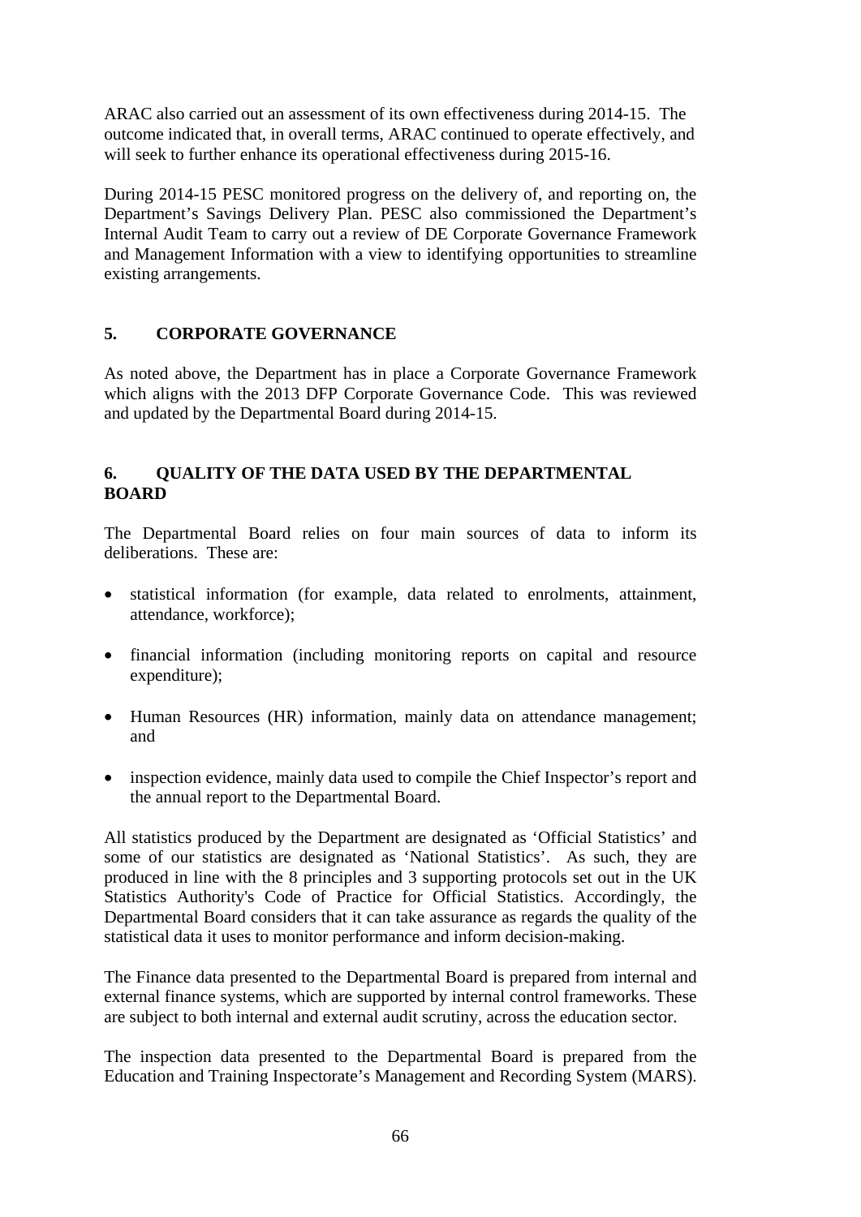ARAC also carried out an assessment of its own effectiveness during 2014-15. The outcome indicated that, in overall terms, ARAC continued to operate effectively, and will seek to further enhance its operational effectiveness during 2015-16.

During 2014-15 PESC monitored progress on the delivery of, and reporting on, the Department's Savings Delivery Plan. PESC also commissioned the Department's Internal Audit Team to carry out a review of DE Corporate Governance Framework and Management Information with a view to identifying opportunities to streamline existing arrangements.

## 5. CORPORATE GOVERNANCE

As noted above, the Department has in place a Corporate Governance Framework which aligns with the 2013 DFP Corporate Governance Code. This was reviewed and updated by the Departmental Board during 2014-15.

## 6. QUALITY OF THE DATA USED BY THE DEPARTMENTAL BOARD

The Departmental Board relies on four main sources of data to inform its deliberations. These are:

- statistical information (for example, data related to enrolments, attainment, attendance, workforce);
- financial information (including monitoring reports on capital and resource expenditure);
- Human Resources (HR) information, mainly data on attendance management; and
- inspection evidence, mainly data used to compile the Chief Inspector's report and the annual report to the Departmental Board.

All statistics produced by the Department are designated as 'Official Statistics' and some of our statistics are designated as 'National Statistics'. As such, they are produced in line with the 8 principles and 3 supporting protocols set out in the UK Statistics Authority's Code of Practice for Official Statistics. Accordingly, the Departmental Board considers that it can take assurance as regards the quality of the statistical data it uses to monitor performance and inform decision-making.

The Finance data presented to the Departmental Board is prepared from internal and external finance systems, which are supported by internal control frameworks. These are subject to both internal and external audit scrutiny, across the education sector.

The inspection data presented to the Departmental Board is prepared from the Education and Training Inspectorate's Management and Recording System (MARS).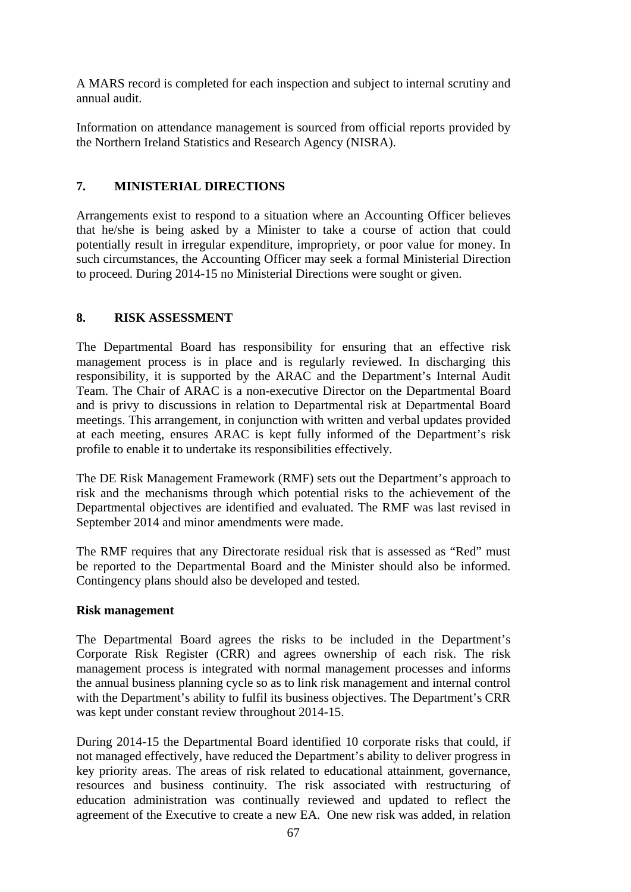A MARS record is completed for each inspection and subject to internal scrutiny and annual audit.

Information on attendance management is sourced from official reports provided by the Northern Ireland Statistics and Research Agency (NISRA).

## 7. MINISTERIAL DIRECTIONS

Arrangements exist to respond to a situation where an Accounting Officer believes that he/she is being asked by a Minister to take a course of action that could potentially result in irregular expenditure, impropriety, or poor value for money. In such circumstances, the Accounting Officer may seek a formal Ministerial Direction to proceed. During 2014-15 no Ministerial Directions were sought or given.

## 8. RISK ASSESSMENT

The Departmental Board has responsibility for ensuring that an effective risk management process is in place and is regularly reviewed. In discharging this responsibility, it is supported by the ARAC and the Department's Internal Audit Team. The Chair of ARAC is a non-executive Director on the Departmental Board and is privy to discussions in relation to Departmental risk at Departmental Board meetings. This arrangement, in conjunction with written and verbal updates provided at each meeting, ensures ARAC is kept fully informed of the Department's risk profile to enable it to undertake its responsibilities effectively.

The DE Risk Management Framework (RMF) sets out the Department's approach to risk and the mechanisms through which potential risks to the achievement of the Departmental objectives are identified and evaluated. The RMF was last revised in September 2014 and minor amendments were made.

The RMF requires that any Directorate residual risk that is assessed as "Red" must be reported to the Departmental Board and the Minister should also be informed. Contingency plans should also be developed and tested.

**Risk management**

The Departmental Board agrees the risks to be included in the Department's Corporate Risk Register (CRR) and agrees ownership of each risk. The risk management process is integrated with normal management processes and informs the annual business planning cycle so as to link risk management and internal control with the Department's ability to fulfil its business objectives. The Department's CRR was kept under constant review throughout 2014-15.

During 2014-15 the Departmental Board identified 10 corporate risks that could, if not managed effectively, have reduced the Department's ability to deliver progress in key priority areas. The areas of risk related to educational attainment, governance, resources and business continuity. The risk associated with restructuring of education administration was continually reviewed and updated to reflect the agreement of the Executive to create a new EA. One new risk was added, in relation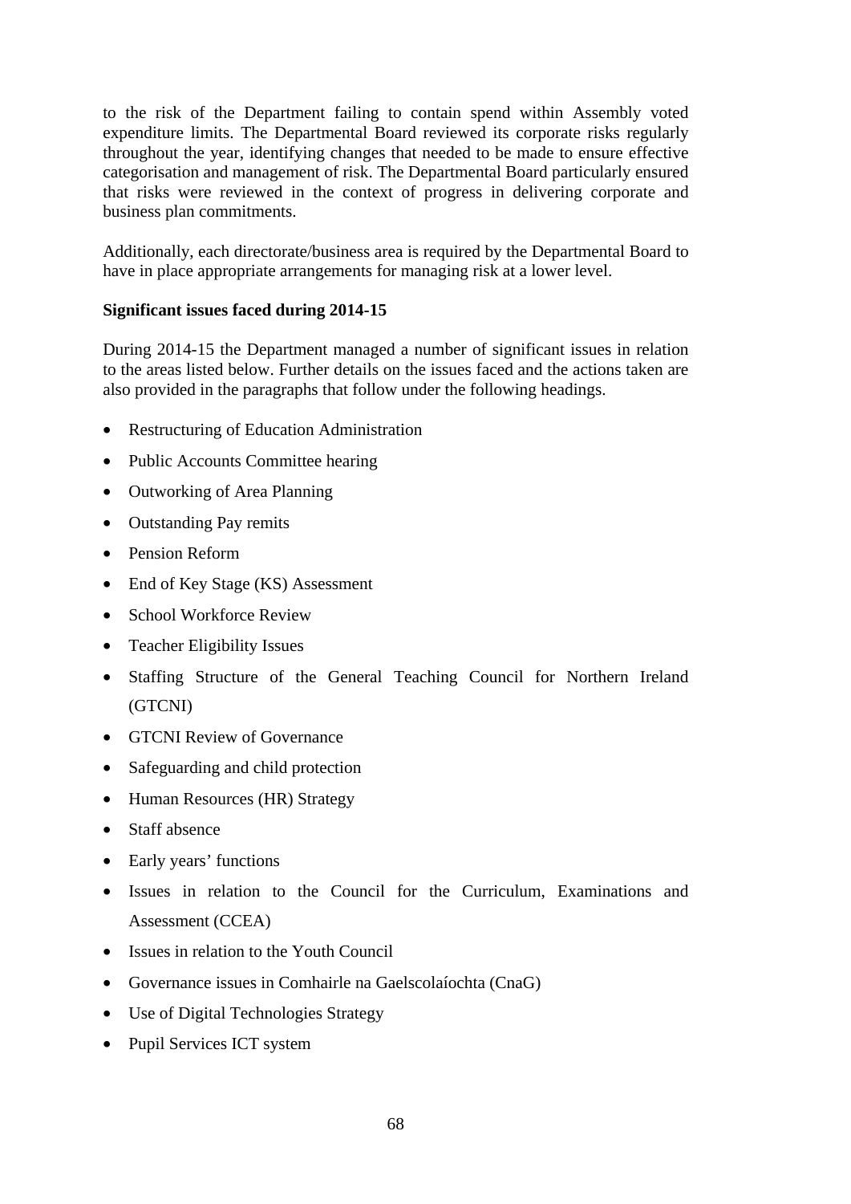to the risk of the Department failing to contain spend within Assembly voted expenditure limits. The Departmental Board reviewed its corporate risks regularly throughout the year, identifying changes that needed to be made to ensure effective categorisation and management of risk. The Departmental Board particularly ensured that risks were reviewed in the context of progress in delivering corporate and business plan commitments.

Additionally, each directorate/business area is required by the Departmental Board to have in place appropriate arrangements for managing risk at a lower level.

**Significant issues faced during 2014-15**

During 2014-15 the Department managed a number of significant issues in relation to the areas listed below. Further details on the issues faced and the actions taken are also provided in the paragraphs that follow under the following headings.

- Restructuring of Education Administration
- Public Accounts Committee hearing
- Outworking of Area Planning
- Outstanding Pay remits
- Pension Reform
- End of Key Stage (KS) Assessment
- School Workforce Review
- Teacher Eligibility Issues
- Staffing Structure of the General Teaching Council for Northern Ireland (GTCNI)
- GTCNI Review of Governance
- Safeguarding and child protection
- Human Resources (HR) Strategy
- Staff absence
- Early years' functions
- Issues in relation to the Council for the Curriculum, Examinations and Assessment (CCEA)
- Issues in relation to the Youth Council
- Governance issues in Comhairle na Gaelscolaíochta (CnaG)
- Use of Digital Technologies Strategy
- Pupil Services ICT system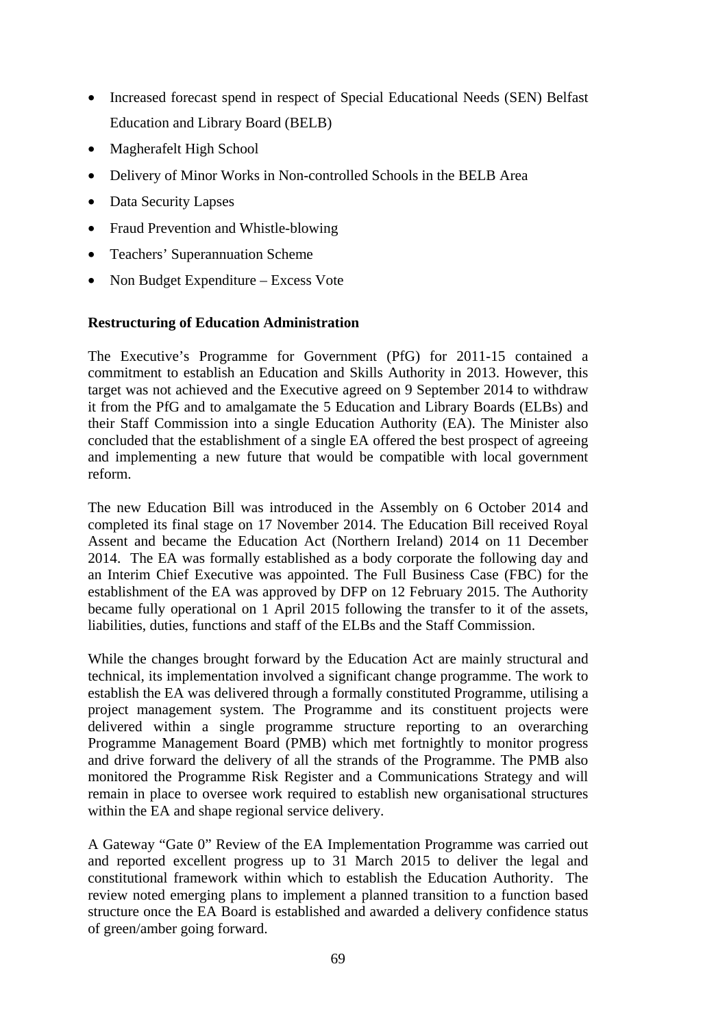- Increased forecast spend in respect of Special Educational Needs (SEN) Belfast Education and Library Board (BELB)
- Magherafelt High School
- Delivery of Minor Works in Non-controlled Schools in the BELB Area
- Data Security Lapses
- Fraud Prevention and Whistle-blowing
- Teachers' Superannuation Scheme
- Non Budget Expenditure – Excess Vote

**Restructuring of Education Administration**

The Executive's Programme for Government (PfG) for 2011-15 contained a commitment to establish an Education and Skills Authority in 2013. However, this target was not achieved and the Executive agreed on 9 September 2014 to withdraw it from the PfG and to amalgamate the 5 Education and Library Boards (ELBs) and their Staff Commission into a single Education Authority (EA). The Minister also concluded that the establishment of a single EA offered the best prospect of agreeing and implementing a new future that would be compatible with local government reform.

The new Education Bill was introduced in the Assembly on 6 October 2014 and completed its final stage on 17 November 2014. The Education Bill received Royal Assent and became the Education Act (Northern Ireland) 2014 on 11 December 2014. The EA was formally established as a body corporate the following day and an Interim Chief Executive was appointed. The Full Business Case (FBC) for the establishment of the EA was approved by DFP on 12 February 2015. The Authority became fully operational on 1 April 2015 following the transfer to it of the assets, liabilities, duties, functions and staff of the ELBs and the Staff Commission.

While the changes brought forward by the Education Act are mainly structural and technical, its implementation involved a significant change programme. The work to establish the EA was delivered through a formally constituted Programme, utilising a project management system. The Programme and its constituent projects were delivered within a single programme structure reporting to an overarching Programme Management Board (PMB) which met fortnightly to monitor progress and drive forward the delivery of all the strands of the Programme. The PMB also monitored the Programme Risk Register and a Communications Strategy and will remain in place to oversee work required to establish new organisational structures within the EA and shape regional service delivery.

A Gateway "Gate 0" Review of the EA Implementation Programme was carried out and reported excellent progress up to 31 March 2015 to deliver the legal and constitutional framework within which to establish the Education Authority. The review noted emerging plans to implement a planned transition to a function based structure once the EA Board is established and awarded a delivery confidence status of green/amber going forward.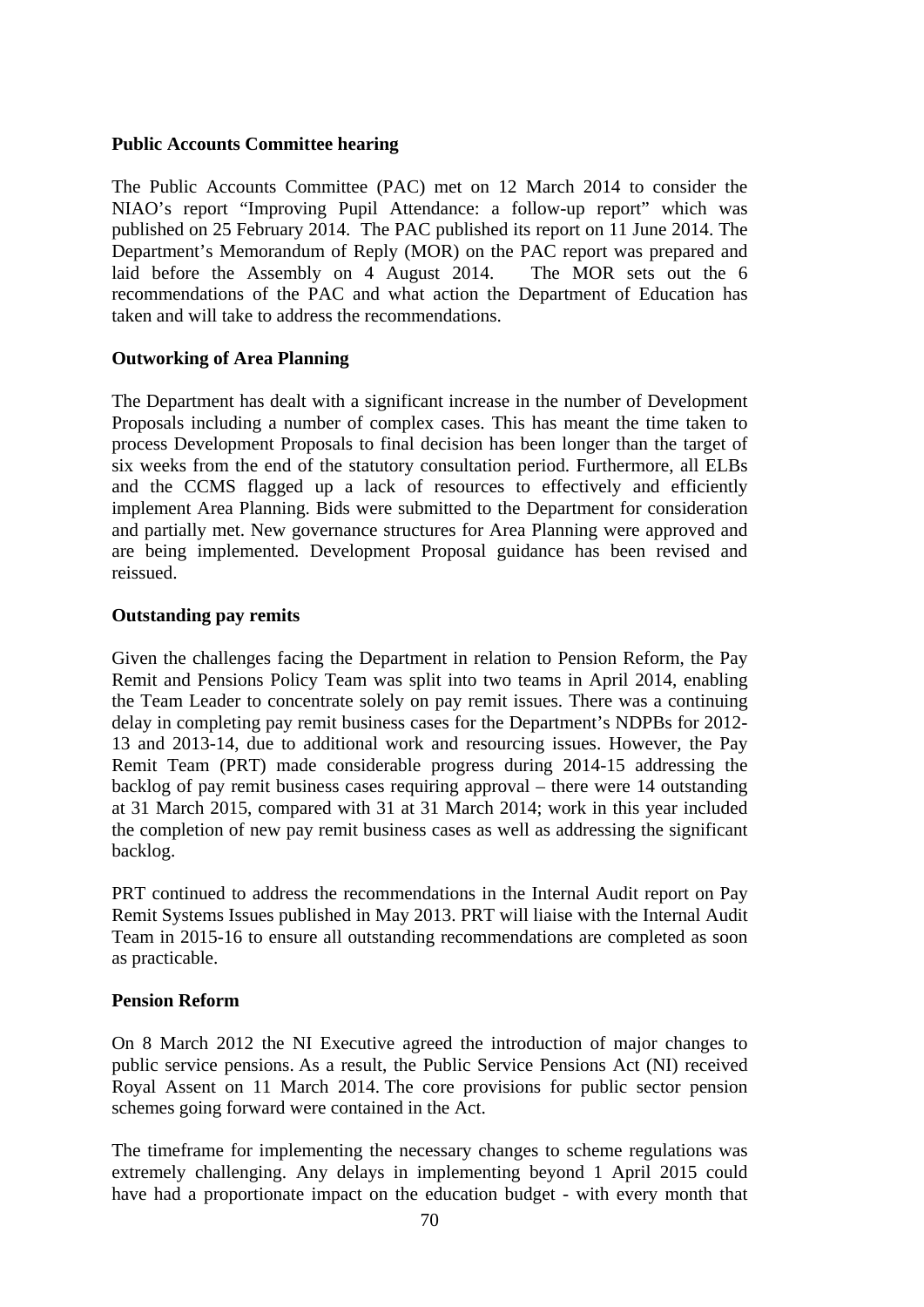**Public Accounts Committee hearing**

The Public Accounts Committee (PAC) met on 12 March 2014 to consider the NIAO's report "Improving Pupil Attendance: a follow-up report" which was published on 25 February 2014. The PAC published its report on 11 June 2014. The Department's Memorandum of Reply (MOR) on the PAC report was prepared and laid before the Assembly on 4 August 2014. The MOR sets out the 6 recommendations of the PAC and what action the Department of Education has taken and will take to address the recommendations.

**Outworking of Area Planning**

The Department has dealt with a significant increase in the number of Development Proposals including a number of complex cases. This has meant the time taken to process Development Proposals to final decision has been longer than the target of six weeks from the end of the statutory consultation period. Furthermore, all ELBs and the CCMS flagged up a lack of resources to effectively and efficiently implement Area Planning. Bids were submitted to the Department for consideration and partially met. New governance structures for Area Planning were approved and are being implemented. Development Proposal guidance has been revised and reissued.

**Outstanding pay remits**

Given the challenges facing the Department in relation to Pension Reform, the Pay Remit and Pensions Policy Team was split into two teams in April 2014, enabling the Team Leader to concentrate solely on pay remit issues. There was a continuing delay in completing pay remit business cases for the Department's NDPBs for 2012-13 and 2013-14, due to additional work and resourcing issues. However, the Pay Remit Team (PRT) made considerable progress during 2014-15 addressing the backlog of pay remit business cases requiring approval – there were 14 outstanding at 31 March 2015, compared with 31 at 31 March 2014; work in this year included the completion of new pay remit business cases as well as addressing the significant backlog.

PRT continued to address the recommendations in the Internal Audit report on Pay Remit Systems Issues published in May 2013. PRT will liaise with the Internal Audit Team in 2015-16 to ensure all outstanding recommendations are completed as soon as practicable.

**Pension Reform**

On 8 March 2012 the NI Executive agreed the introduction of major changes to public service pensions. As a result, the Public Service Pensions Act (NI) received Royal Assent on 11 March 2014. The core provisions for public sector pension schemes going forward were contained in the Act.

The timeframe for implementing the necessary changes to scheme regulations was extremely challenging. Any delays in implementing beyond 1 April 2015 could have had a proportionate impact on the education budget - with every month that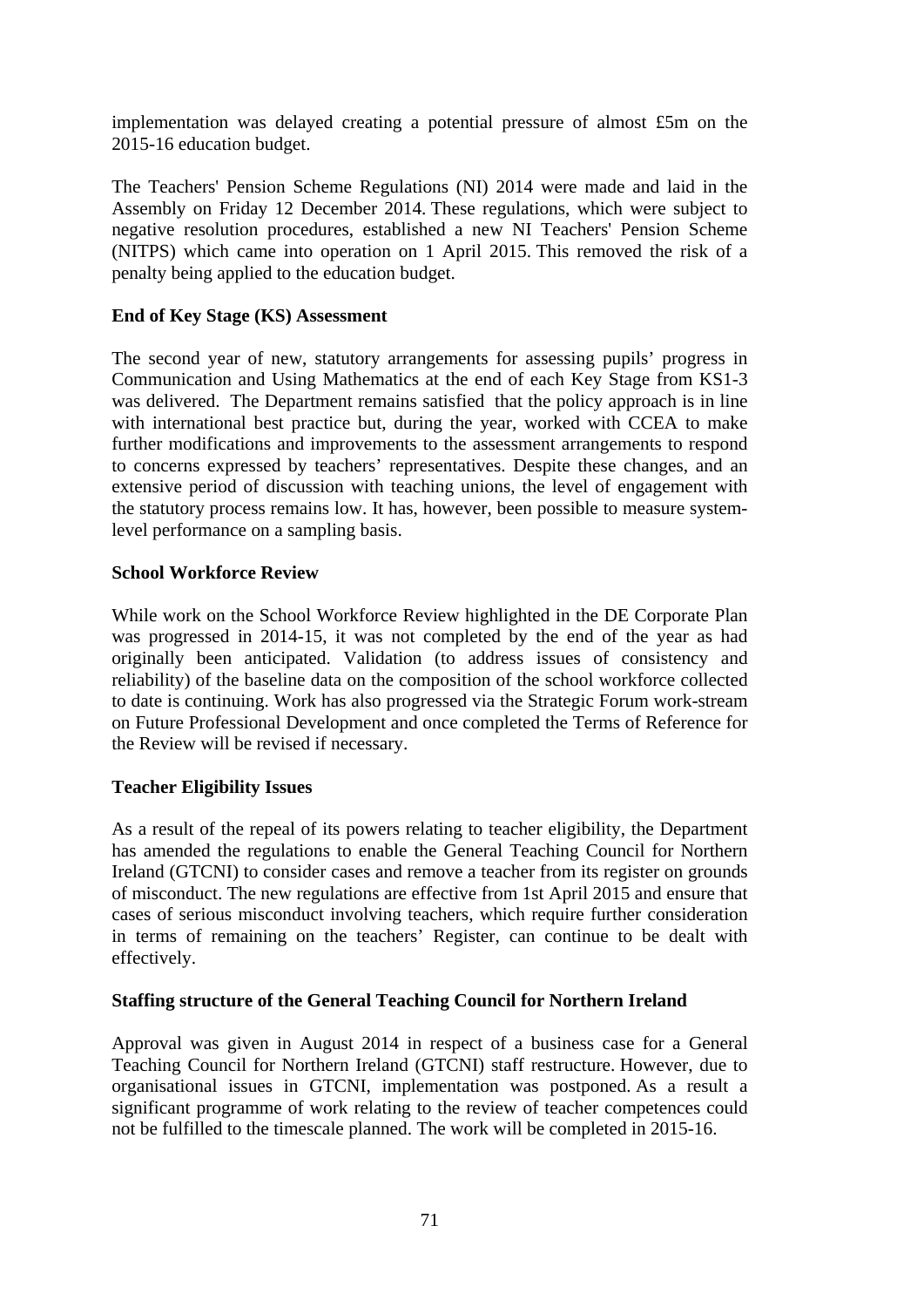implementation was delayed creating a potential pressure of almost £5m on the 2015-16 education budget.

The Teachers' Pension Scheme Regulations (NI) 2014 were made and laid in the Assembly on Friday 12 December 2014. These regulations, which were subject to negative resolution procedures, established a new NI Teachers' Pension Scheme (NITPS) which came into operation on 1 April 2015. This removed the risk of a penalty being applied to the education budget.

**End of Key Stage (KS) Assessment**

The second year of new, statutory arrangements for assessing pupils' progress in Communication and Using Mathematics at the end of each Key Stage from KS1-3 was delivered. The Department remains satisfied that the policy approach is in line with international best practice but, during the year, worked with CCEA to make further modifications and improvements to the assessment arrangements to respond to concerns expressed by teachers' representatives. Despite these changes, and an extensive period of discussion with teaching unions, the level of engagement with the statutory process remains low. It has, however, been possible to measure system-level performance on a sampling basis.

**School Workforce Review**

While work on the School Workforce Review highlighted in the DE Corporate Plan was progressed in 2014-15, it was not completed by the end of the year as had originally been anticipated. Validation (to address issues of consistency and reliability) of the baseline data on the composition of the school workforce collected to date is continuing. Work has also progressed via the Strategic Forum work-stream on Future Professional Development and once completed the Terms of Reference for the Review will be revised if necessary.

**Teacher Eligibility Issues**

As a result of the repeal of its powers relating to teacher eligibility, the Department has amended the regulations to enable the General Teaching Council for Northern Ireland (GTCNI) to consider cases and remove a teacher from its register on grounds of misconduct. The new regulations are effective from 1st April 2015 and ensure that cases of serious misconduct involving teachers, which require further consideration in terms of remaining on the teachers' Register, can continue to be dealt with effectively.

**Staffing structure of the General Teaching Council for Northern Ireland**

Approval was given in August 2014 in respect of a business case for a General Teaching Council for Northern Ireland (GTCNI) staff restructure. However, due to organisational issues in GTCNI, implementation was postponed. As a result a significant programme of work relating to the review of teacher competences could not be fulfilled to the timescale planned. The work will be completed in 2015-16.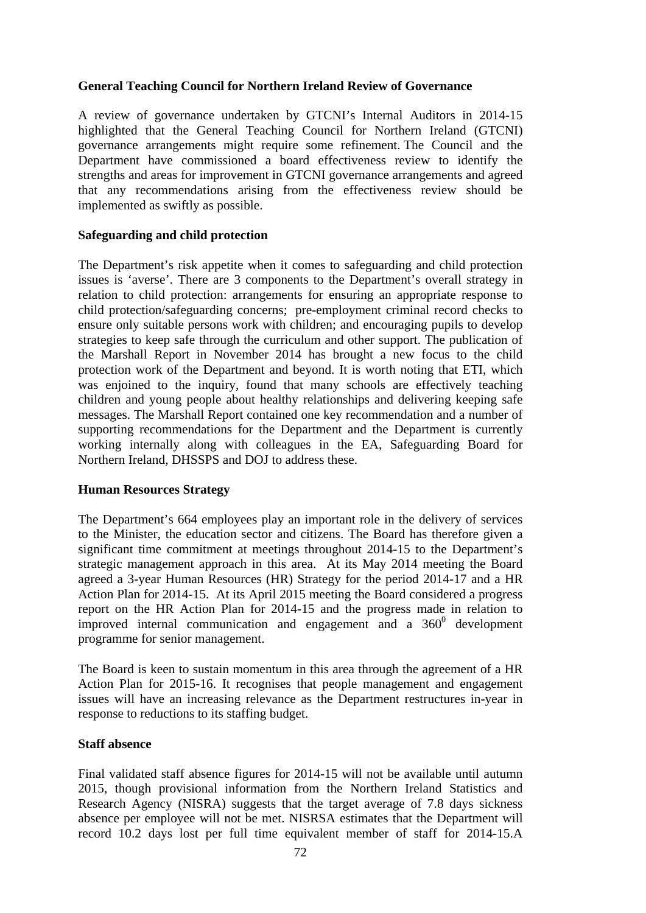**General Teaching Council for Northern Ireland Review of Governance**

A review of governance undertaken by GTCNI's Internal Auditors in 2014-15 highlighted that the General Teaching Council for Northern Ireland (GTCNI) governance arrangements might require some refinement. The Council and the Department have commissioned a board effectiveness review to identify the strengths and areas for improvement in GTCNI governance arrangements and agreed that any recommendations arising from the effectiveness review should be implemented as swiftly as possible.

**Safeguarding and child protection**

The Department's risk appetite when it comes to safeguarding and child protection issues is 'averse'. There are 3 components to the Department's overall strategy in relation to child protection: arrangements for ensuring an appropriate response to child protection/safeguarding concerns; pre-employment criminal record checks to ensure only suitable persons work with children; and encouraging pupils to develop strategies to keep safe through the curriculum and other support. The publication of the Marshall Report in November 2014 has brought a new focus to the child protection work of the Department and beyond. It is worth noting that ETI, which was enjoined to the inquiry, found that many schools are effectively teaching children and young people about healthy relationships and delivering keeping safe messages. The Marshall Report contained one key recommendation and a number of supporting recommendations for the Department and the Department is currently working internally along with colleagues in the EA, Safeguarding Board for Northern Ireland, DHSSPS and DOJ to address these.

**Human Resources Strategy**

The Department's 664 employees play an important role in the delivery of services to the Minister, the education sector and citizens. The Board has therefore given a significant time commitment at meetings throughout 2014-15 to the Department's strategic management approach in this area. At its May 2014 meeting the Board agreed a 3-year Human Resources (HR) Strategy for the period 2014-17 and a HR Action Plan for 2014-15. At its April 2015 meeting the Board considered a progress report on the HR Action Plan for 2014-15 and the progress made in relation to improved internal communication and engagement and a $360^0$ development programme for senior management.

The Board is keen to sustain momentum in this area through the agreement of a HR Action Plan for 2015-16. It recognises that people management and engagement issues will have an increasing relevance as the Department restructures in-year in response to reductions to its staffing budget.

**Staff absence**

Final validated staff absence figures for 2014-15 will not be available until autumn 2015, though provisional information from the Northern Ireland Statistics and Research Agency (NISRA) suggests that the target average of 7.8 days sickness absence per employee will not be met. NISRSA estimates that the Department will record 10.2 days lost per full time equivalent member of staff for 2014-15.A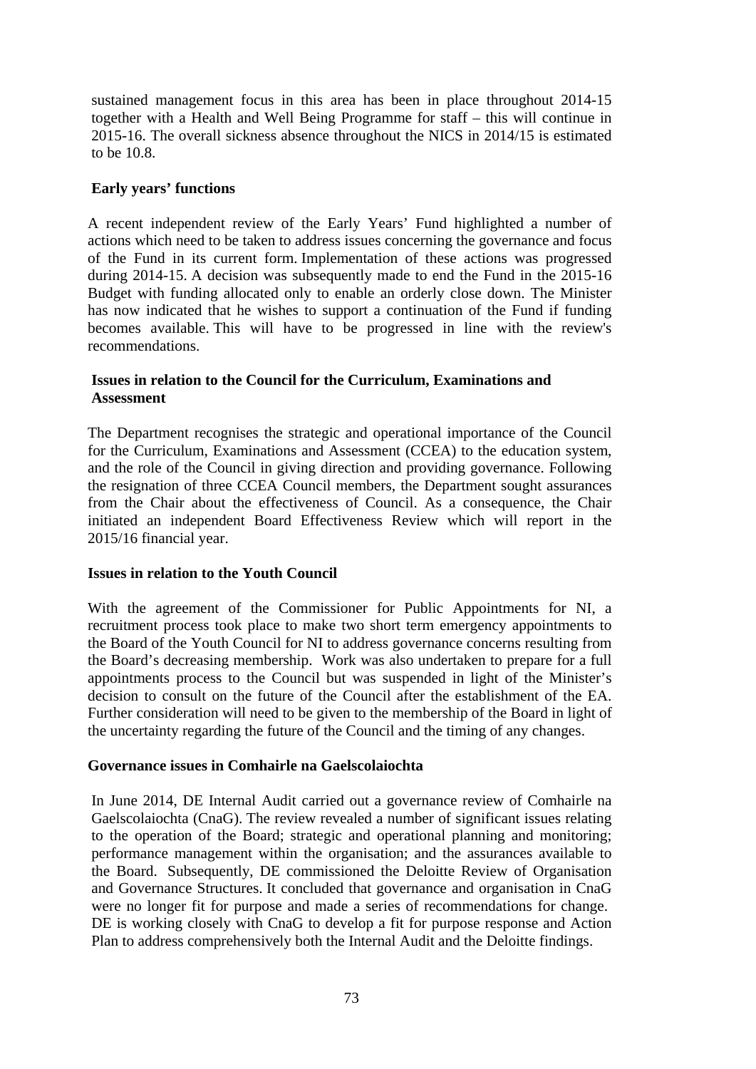sustained management focus in this area has been in place throughout 2014-15 together with a Health and Well Being Programme for staff – this will continue in 2015-16. The overall sickness absence throughout the NICS in 2014/15 is estimated to be 10.8.

**Early years' functions**

A recent independent review of the Early Years' Fund highlighted a number of actions which need to be taken to address issues concerning the governance and focus of the Fund in its current form. Implementation of these actions was progressed during 2014-15. A decision was subsequently made to end the Fund in the 2015-16 Budget with funding allocated only to enable an orderly close down. The Minister has now indicated that he wishes to support a continuation of the Fund if funding becomes available. This will have to be progressed in line with the review's recommendations.

**Issues in relation to the Council for the Curriculum, Examinations and Assessment**

The Department recognises the strategic and operational importance of the Council for the Curriculum, Examinations and Assessment (CCEA) to the education system, and the role of the Council in giving direction and providing governance. Following the resignation of three CCEA Council members, the Department sought assurances from the Chair about the effectiveness of Council. As a consequence, the Chair initiated an independent Board Effectiveness Review which will report in the 2015/16 financial year.

**Issues in relation to the Youth Council**

With the agreement of the Commissioner for Public Appointments for NI, a recruitment process took place to make two short term emergency appointments to the Board of the Youth Council for NI to address governance concerns resulting from the Board's decreasing membership. Work was also undertaken to prepare for a full appointments process to the Council but was suspended in light of the Minister's decision to consult on the future of the Council after the establishment of the EA. Further consideration will need to be given to the membership of the Board in light of the uncertainty regarding the future of the Council and the timing of any changes.

**Governance issues in Comhairle na Gaelscolaiochta**

In June 2014, DE Internal Audit carried out a governance review of Comhairle na Gaelscolaiochta (CnaG). The review revealed a number of significant issues relating to the operation of the Board; strategic and operational planning and monitoring; performance management within the organisation; and the assurances available to the Board. Subsequently, DE commissioned the Deloitte Review of Organisation and Governance Structures. It concluded that governance and organisation in CnaG were no longer fit for purpose and made a series of recommendations for change. DE is working closely with CnaG to develop a fit for purpose response and Action Plan to address comprehensively both the Internal Audit and the Deloitte findings.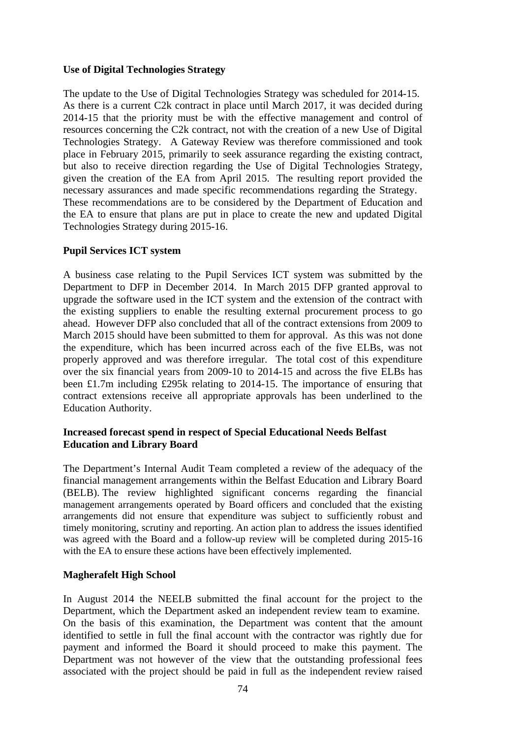**Use of Digital Technologies Strategy**

The update to the Use of Digital Technologies Strategy was scheduled for 2014-15. As there is a current C2k contract in place until March 2017, it was decided during 2014-15 that the priority must be with the effective management and control of resources concerning the C2k contract, not with the creation of a new Use of Digital Technologies Strategy. A Gateway Review was therefore commissioned and took place in February 2015, primarily to seek assurance regarding the existing contract, but also to receive direction regarding the Use of Digital Technologies Strategy, given the creation of the EA from April 2015. The resulting report provided the necessary assurances and made specific recommendations regarding the Strategy. These recommendations are to be considered by the Department of Education and the EA to ensure that plans are put in place to create the new and updated Digital Technologies Strategy during 2015-16.

**Pupil Services ICT system**

A business case relating to the Pupil Services ICT system was submitted by the Department to DFP in December 2014. In March 2015 DFP granted approval to upgrade the software used in the ICT system and the extension of the contract with the existing suppliers to enable the resulting external procurement process to go ahead. However DFP also concluded that all of the contract extensions from 2009 to March 2015 should have been submitted to them for approval. As this was not done the expenditure, which has been incurred across each of the five ELBs, was not properly approved and was therefore irregular. The total cost of this expenditure over the six financial years from 2009-10 to 2014-15 and across the five ELBs has been £1.7m including £295k relating to 2014-15. The importance of ensuring that contract extensions receive all appropriate approvals has been underlined to the Education Authority.

**Increased forecast spend in respect of Special Educational Needs Belfast Education and Library Board**

The Department's Internal Audit Team completed a review of the adequacy of the financial management arrangements within the Belfast Education and Library Board (BELB). The review highlighted significant concerns regarding the financial management arrangements operated by Board officers and concluded that the existing arrangements did not ensure that expenditure was subject to sufficiently robust and timely monitoring, scrutiny and reporting. An action plan to address the issues identified was agreed with the Board and a follow-up review will be completed during 2015-16 with the EA to ensure these actions have been effectively implemented.

**Magherafelt High School**

In August 2014 the NEELB submitted the final account for the project to the Department, which the Department asked an independent review team to examine. On the basis of this examination, the Department was content that the amount identified to settle in full the final account with the contractor was rightly due for payment and informed the Board it should proceed to make this payment. The Department was not however of the view that the outstanding professional fees associated with the project should be paid in full as the independent review raised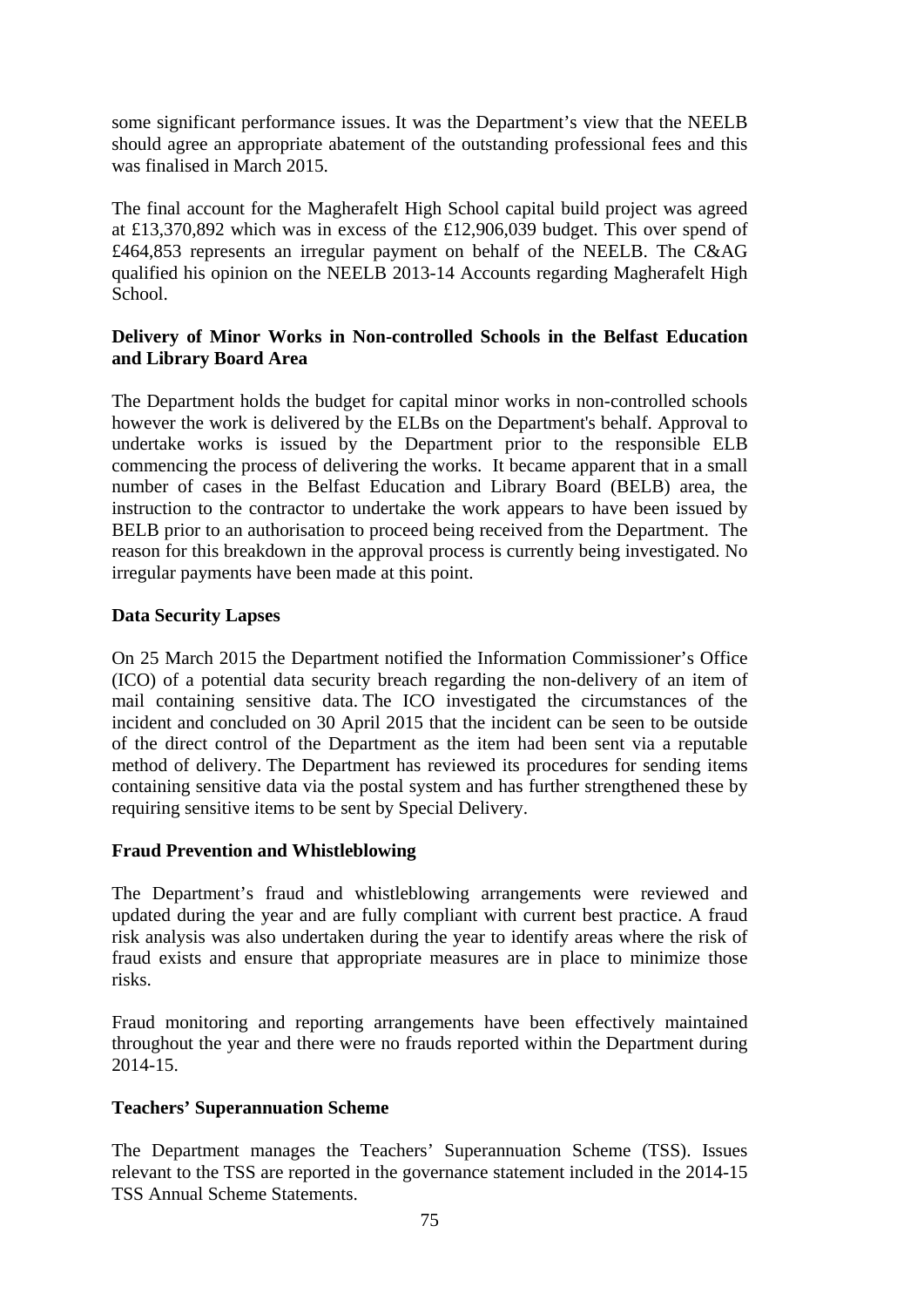some significant performance issues. It was the Department's view that the NEELB should agree an appropriate abatement of the outstanding professional fees and this was finalised in March 2015.

The final account for the Magherafelt High School capital build project was agreed at £13,370,892 which was in excess of the £12,906,039 budget. This over spend of £464,853 represents an irregular payment on behalf of the NEELB. The C&AG qualified his opinion on the NEELB 2013-14 Accounts regarding Magherafelt High School.

**Delivery of Minor Works in Non-controlled Schools in the Belfast Education and Library Board Area**

The Department holds the budget for capital minor works in non-controlled schools however the work is delivered by the ELBs on the Department's behalf. Approval to undertake works is issued by the Department prior to the responsible ELB commencing the process of delivering the works. It became apparent that in a small number of cases in the Belfast Education and Library Board (BELB) area, the instruction to the contractor to undertake the work appears to have been issued by BELB prior to an authorisation to proceed being received from the Department. The reason for this breakdown in the approval process is currently being investigated. No irregular payments have been made at this point.

**Data Security Lapses**

On 25 March 2015 the Department notified the Information Commissioner's Office (ICO) of a potential data security breach regarding the non-delivery of an item of mail containing sensitive data. The ICO investigated the circumstances of the incident and concluded on 30 April 2015 that the incident can be seen to be outside of the direct control of the Department as the item had been sent via a reputable method of delivery. The Department has reviewed its procedures for sending items containing sensitive data via the postal system and has further strengthened these by requiring sensitive items to be sent by Special Delivery.

**Fraud Prevention and Whistleblowing**

The Department's fraud and whistleblowing arrangements were reviewed and updated during the year and are fully compliant with current best practice. A fraud risk analysis was also undertaken during the year to identify areas where the risk of fraud exists and ensure that appropriate measures are in place to minimize those risks.

Fraud monitoring and reporting arrangements have been effectively maintained throughout the year and there were no frauds reported within the Department during 2014-15.

**Teachers' Superannuation Scheme**

The Department manages the Teachers' Superannuation Scheme (TSS). Issues relevant to the TSS are reported in the governance statement included in the 2014-15 TSS Annual Scheme Statements.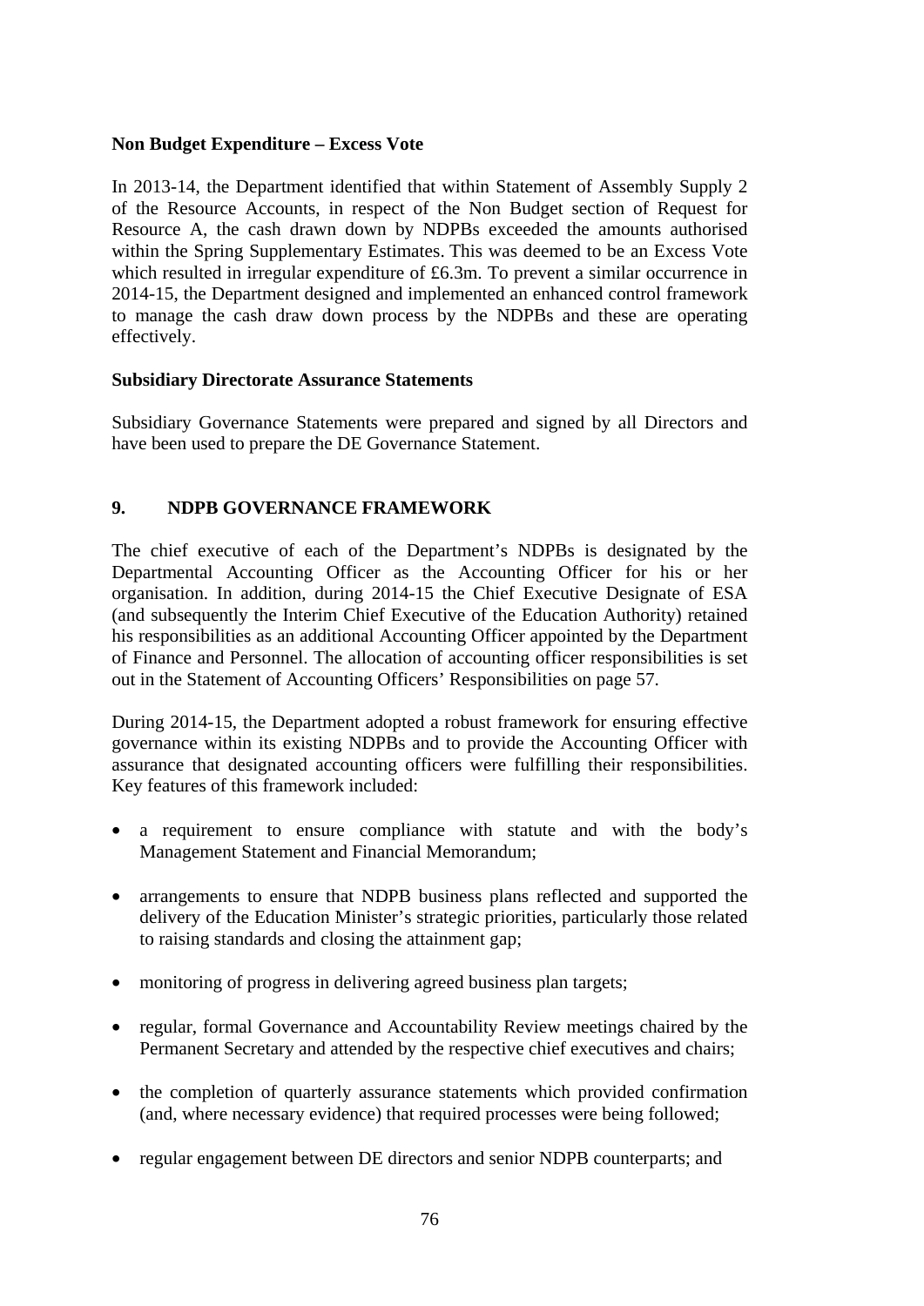**Non Budget Expenditure – Excess Vote**

In 2013-14, the Department identified that within Statement of Assembly Supply 2 of the Resource Accounts, in respect of the Non Budget section of Request for Resource A, the cash drawn down by NDPBs exceeded the amounts authorised within the Spring Supplementary Estimates. This was deemed to be an Excess Vote which resulted in irregular expenditure of £6.3m. To prevent a similar occurrence in 2014-15, the Department designed and implemented an enhanced control framework to manage the cash draw down process by the NDPBs and these are operating effectively.

**Subsidiary Directorate Assurance Statements**

Subsidiary Governance Statements were prepared and signed by all Directors and have been used to prepare the DE Governance Statement.

## 9. NDPB GOVERNANCE FRAMEWORK

The chief executive of each of the Department's NDPBs is designated by the Departmental Accounting Officer as the Accounting Officer for his or her organisation. In addition, during 2014-15 the Chief Executive Designate of ESA (and subsequently the Interim Chief Executive of the Education Authority) retained his responsibilities as an additional Accounting Officer appointed by the Department of Finance and Personnel. The allocation of accounting officer responsibilities is set out in the Statement of Accounting Officers' Responsibilities on page 57.

During 2014-15, the Department adopted a robust framework for ensuring effective governance within its existing NDPBs and to provide the Accounting Officer with assurance that designated accounting officers were fulfilling their responsibilities. Key features of this framework included:

- a requirement to ensure compliance with statute and with the body's Management Statement and Financial Memorandum;
- arrangements to ensure that NDPB business plans reflected and supported the delivery of the Education Minister's strategic priorities, particularly those related to raising standards and closing the attainment gap;
- monitoring of progress in delivering agreed business plan targets;
- regular, formal Governance and Accountability Review meetings chaired by the Permanent Secretary and attended by the respective chief executives and chairs;
- the completion of quarterly assurance statements which provided confirmation (and, where necessary evidence) that required processes were being followed;
- regular engagement between DE directors and senior NDPB counterparts; and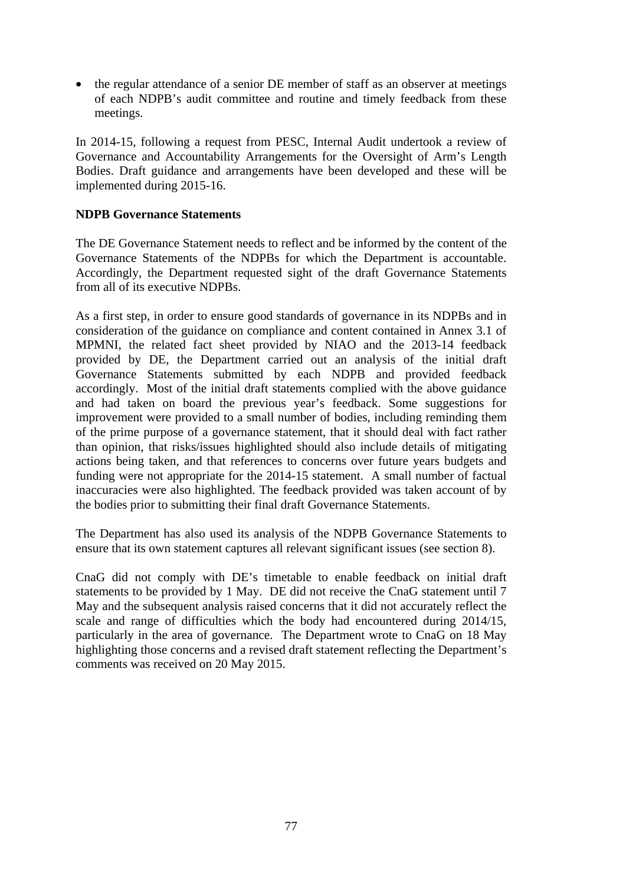- the regular attendance of a senior DE member of staff as an observer at meetings of each NDPB's audit committee and routine and timely feedback from these meetings.

In 2014-15, following a request from PESC, Internal Audit undertook a review of Governance and Accountability Arrangements for the Oversight of Arm's Length Bodies. Draft guidance and arrangements have been developed and these will be implemented during 2015-16.

**NDPB Governance Statements**

The DE Governance Statement needs to reflect and be informed by the content of the Governance Statements of the NDPBs for which the Department is accountable. Accordingly, the Department requested sight of the draft Governance Statements from all of its executive NDPBs.

As a first step, in order to ensure good standards of governance in its NDPBs and in consideration of the guidance on compliance and content contained in Annex 3.1 of MPMNI, the related fact sheet provided by NIAO and the 2013-14 feedback provided by DE, the Department carried out an analysis of the initial draft Governance Statements submitted by each NDPB and provided feedback accordingly. Most of the initial draft statements complied with the above guidance and had taken on board the previous year's feedback. Some suggestions for improvement were provided to a small number of bodies, including reminding them of the prime purpose of a governance statement, that it should deal with fact rather than opinion, that risks/issues highlighted should also include details of mitigating actions being taken, and that references to concerns over future years budgets and funding were not appropriate for the 2014-15 statement. A small number of factual inaccuracies were also highlighted. The feedback provided was taken account of by the bodies prior to submitting their final draft Governance Statements.

The Department has also used its analysis of the NDPB Governance Statements to ensure that its own statement captures all relevant significant issues (see section 8).

CnaG did not comply with DE's timetable to enable feedback on initial draft statements to be provided by 1 May. DE did not receive the CnaG statement until 7 May and the subsequent analysis raised concerns that it did not accurately reflect the scale and range of difficulties which the body had encountered during 2014/15, particularly in the area of governance. The Department wrote to CnaG on 18 May highlighting those concerns and a revised draft statement reflecting the Department's comments was received on 20 May 2015.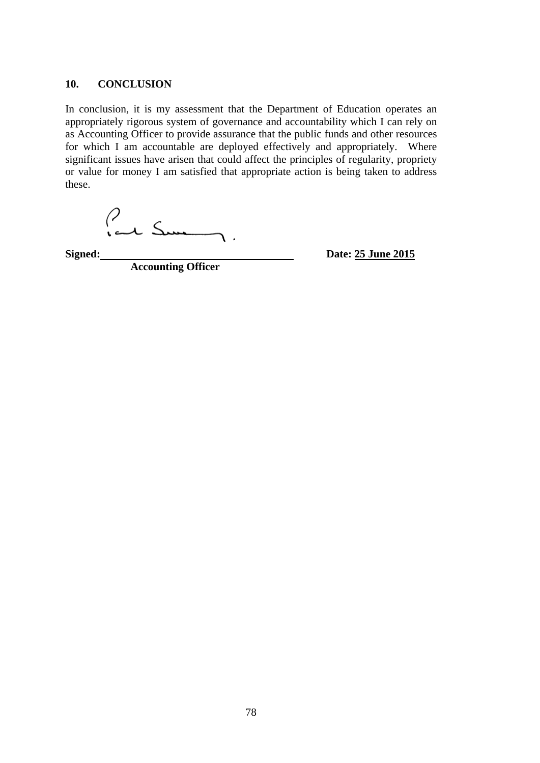## 10. CONCLUSION

In conclusion, it is my assessment that the Department of Education operates an appropriately rigorous system of governance and accountability which I can rely on as Accounting Officer to provide assurance that the public funds and other resources for which I am accountable are deployed effectively and appropriately. Where significant issues have arisen that could affect the principles of regularity, propriety or value for money I am satisfied that appropriate action is being taken to address these.

**Signed:** ______________________________ **Date:** **25 June 2015**

**Accounting Officer**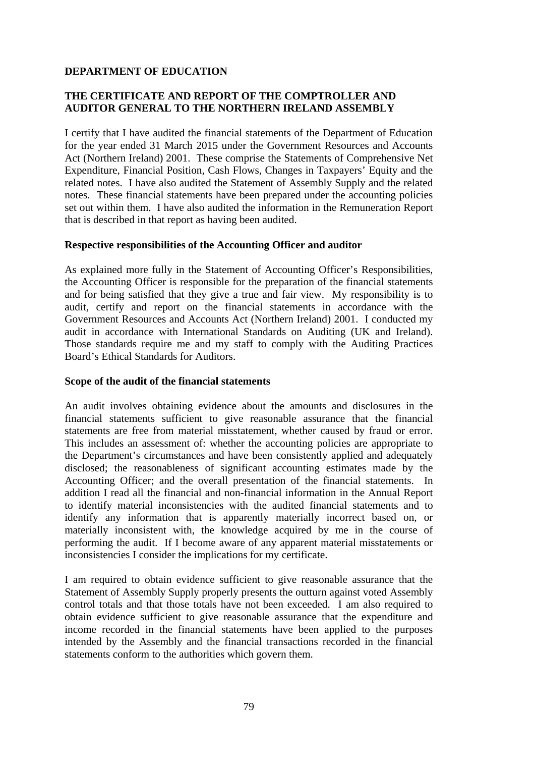**DEPARTMENT OF EDUCATION**

**THE CERTIFICATE AND REPORT OF THE COMPTROLLER AND AUDITOR GENERAL TO THE NORTHERN IRELAND ASSEMBLY**

I certify that I have audited the financial statements of the Department of Education for the year ended 31 March 2015 under the Government Resources and Accounts Act (Northern Ireland) 2001. These comprise the Statements of Comprehensive Net Expenditure, Financial Position, Cash Flows, Changes in Taxpayers' Equity and the related notes. I have also audited the Statement of Assembly Supply and the related notes. These financial statements have been prepared under the accounting policies set out within them. I have also audited the information in the Remuneration Report that is described in that report as having been audited.

**Respective responsibilities of the Accounting Officer and auditor**

As explained more fully in the Statement of Accounting Officer's Responsibilities, the Accounting Officer is responsible for the preparation of the financial statements and for being satisfied that they give a true and fair view. My responsibility is to audit, certify and report on the financial statements in accordance with the Government Resources and Accounts Act (Northern Ireland) 2001. I conducted my audit in accordance with International Standards on Auditing (UK and Ireland). Those standards require me and my staff to comply with the Auditing Practices Board's Ethical Standards for Auditors.

**Scope of the audit of the financial statements**

An audit involves obtaining evidence about the amounts and disclosures in the financial statements sufficient to give reasonable assurance that the financial statements are free from material misstatement, whether caused by fraud or error. This includes an assessment of: whether the accounting policies are appropriate to the Department's circumstances and have been consistently applied and adequately disclosed; the reasonableness of significant accounting estimates made by the Accounting Officer; and the overall presentation of the financial statements. In addition I read all the financial and non-financial information in the Annual Report to identify material inconsistencies with the audited financial statements and to identify any information that is apparently materially incorrect based on, or materially inconsistent with, the knowledge acquired by me in the course of performing the audit. If I become aware of any apparent material misstatements or inconsistencies I consider the implications for my certificate.

I am required to obtain evidence sufficient to give reasonable assurance that the Statement of Assembly Supply properly presents the outturn against voted Assembly control totals and that those totals have not been exceeded. I am also required to obtain evidence sufficient to give reasonable assurance that the expenditure and income recorded in the financial statements have been applied to the purposes intended by the Assembly and the financial transactions recorded in the financial statements conform to the authorities which govern them.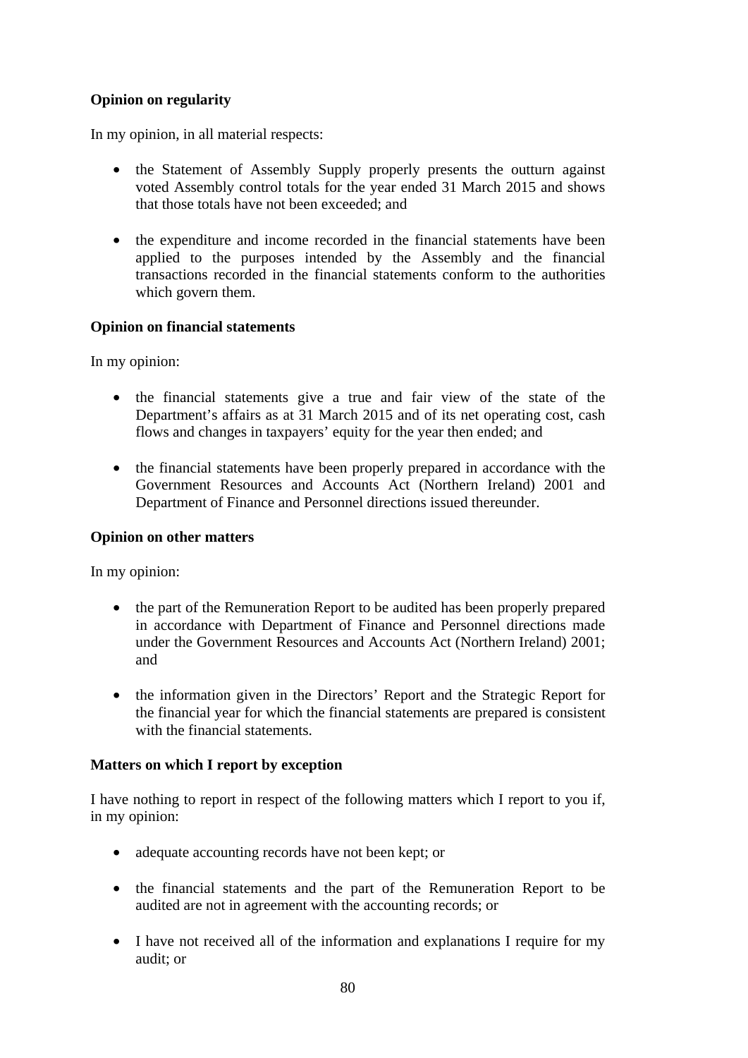**Opinion on regularity**

In my opinion, in all material respects:

- the Statement of Assembly Supply properly presents the outturn against voted Assembly control totals for the year ended 31 March 2015 and shows that those totals have not been exceeded; and

- the expenditure and income recorded in the financial statements have been applied to the purposes intended by the Assembly and the financial transactions recorded in the financial statements conform to the authorities which govern them.

**Opinion on financial statements**

In my opinion:

- the financial statements give a true and fair view of the state of the Department's affairs as at 31 March 2015 and of its net operating cost, cash flows and changes in taxpayers' equity for the year then ended; and

- the financial statements have been properly prepared in accordance with the Government Resources and Accounts Act (Northern Ireland) 2001 and Department of Finance and Personnel directions issued thereunder.

**Opinion on other matters**

In my opinion:

- the part of the Remuneration Report to be audited has been properly prepared in accordance with Department of Finance and Personnel directions made under the Government Resources and Accounts Act (Northern Ireland) 2001; and

- the information given in the Directors' Report and the Strategic Report for the financial year for which the financial statements are prepared is consistent with the financial statements.

**Matters on which I report by exception**

I have nothing to report in respect of the following matters which I report to you if, in my opinion:

- adequate accounting records have not been kept; or

- the financial statements and the part of the Remuneration Report to be audited are not in agreement with the accounting records; or

- I have not received all of the information and explanations I require for my audit; or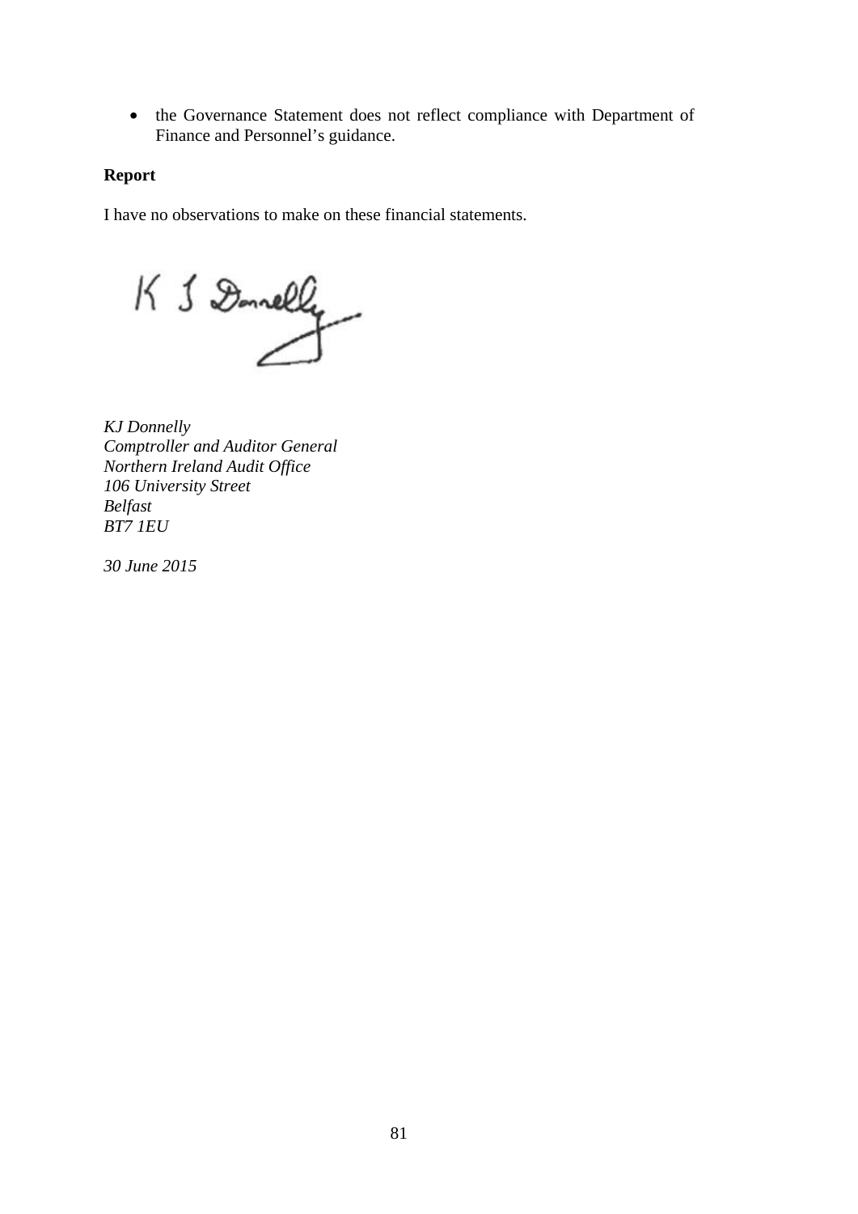- the Governance Statement does not reflect compliance with Department of Finance and Personnel's guidance.

**Report**

I have no observations to make on these financial statements.

*KJ Donnelly*
*Comptroller and Auditor General*
*Northern Ireland Audit Office*
*106 University Street*
*Belfast*
*BT7 1EU*

*30 June 2015*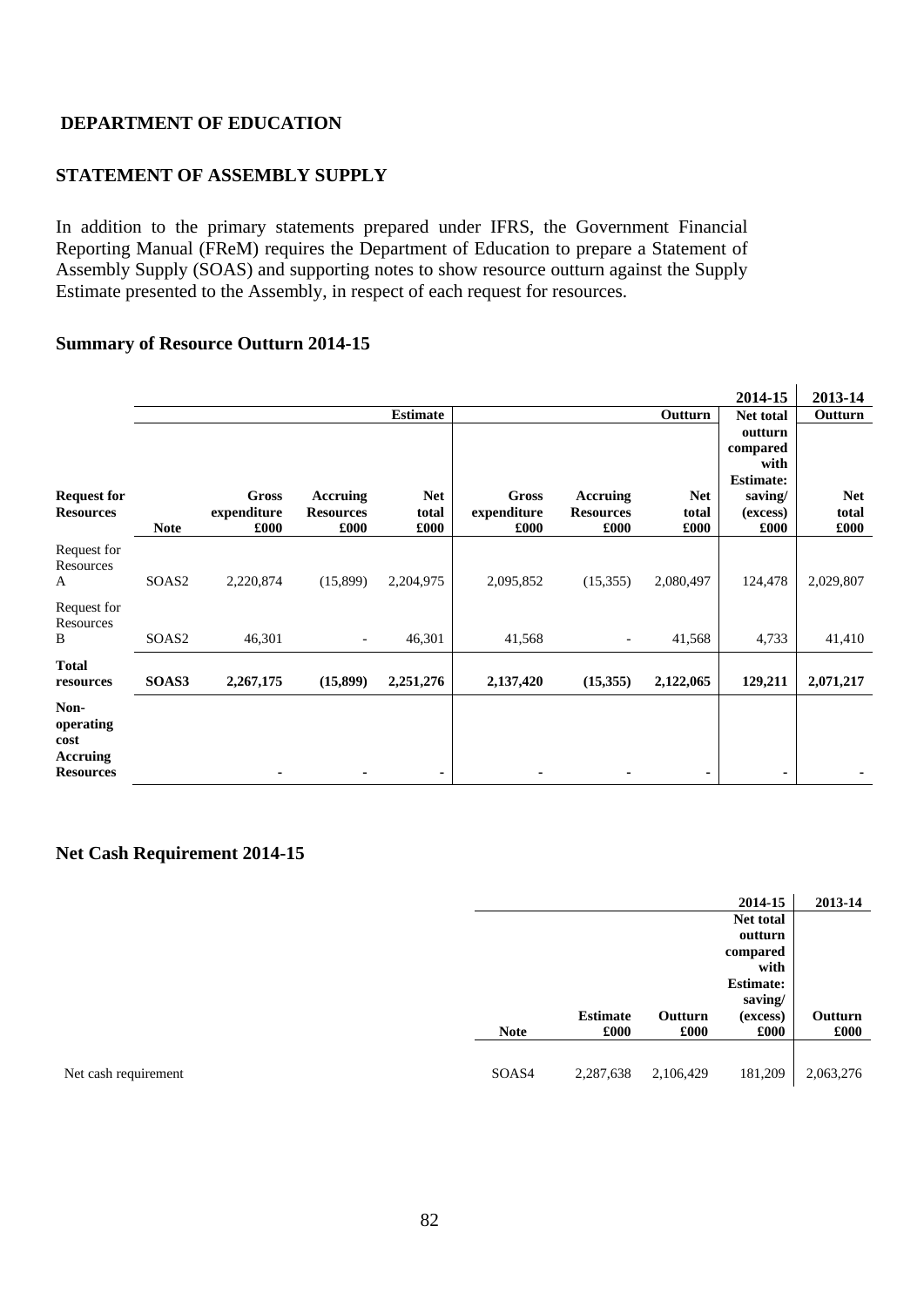**DEPARTMENT OF EDUCATION**

**STATEMENT OF ASSEMBLY SUPPLY**

In addition to the primary statements prepared under IFRS, the Government Financial Reporting Manual (FReM) requires the Department of Education to prepare a Statement of Assembly Supply (SOAS) and supporting notes to show resource outturn against the Supply Estimate presented to the Assembly, in respect of each request for resources.

**Summary of Resource Outturn 2014-15**

| | | | | | | | | 2014-15 | 2013-14 |
|---|---|---|---|---|---|---|---|---|---|
| | | | | Estimate | | | Outturn | Net total | Outturn |
| Request for Resources | Note | Gross expenditure £000 | Accruing Resources £000 | Net total £000 | Gross expenditure £000 | Accruing Resources £000 | Net total £000 | outturn compared with Estimate: saving/ (excess) £000 | Net total £000 |
| Request for Resources A | SOAS2 | 2,220,874 | (15,899) | 2,204,975 | 2,095,852 | (15,355) | 2,080,497 | 124,478 | 2,029,807 |
| Request for Resources B | SOAS2 | 46,301 | - | 46,301 | 41,568 | - | 41,568 | 4,733 | 41,410 |
| **Total resources** | **SOAS3** | **2,267,175** | **(15,899)** | **2,251,276** | **2,137,420** | **(15,355)** | **2,122,065** | **129,211** | **2,071,217** |
| **Non-operating cost Accruing Resources** | | - | - | - | - | - | - | - | - |

**Net Cash Requirement 2014-15**

| | | | | 2014-15 | 2013-14 |
|---|---|---|---|---|---|
| | Note | Estimate £000 | Outturn £000 | Net total outturn compared with Estimate: saving/ (excess) £000 | Outturn £000 |
| Net cash requirement | SOAS4 | 2,287,638 | 2,106,429 | 181,209 | 2,063,276 |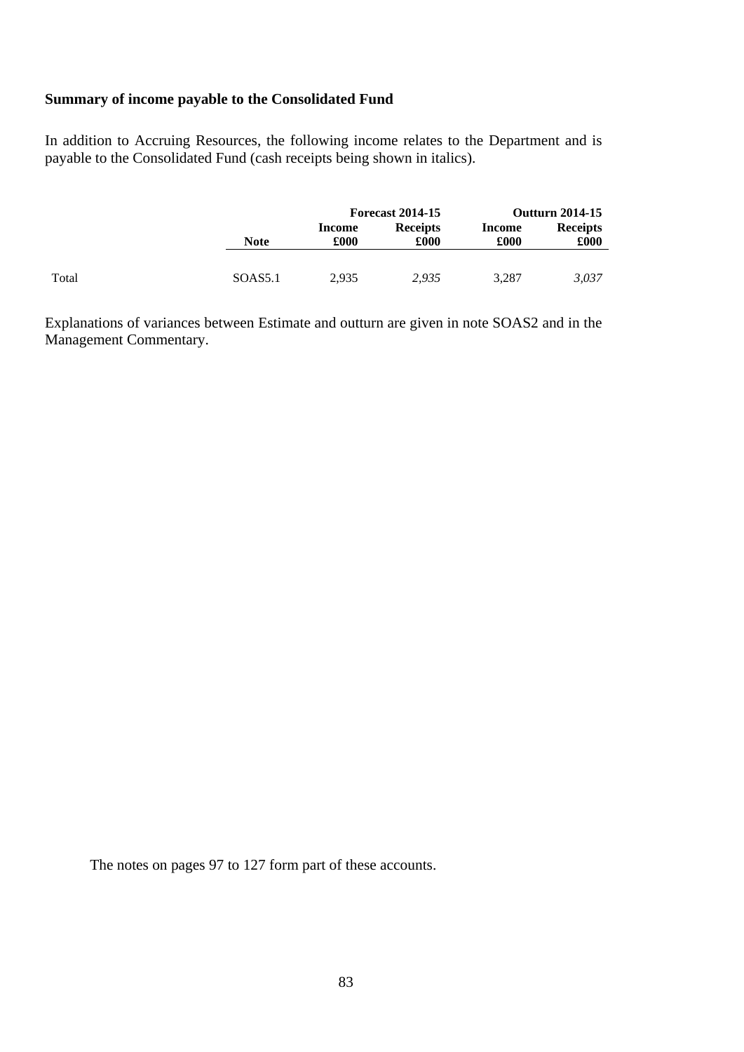## Summary of income payable to the Consolidated Fund

In addition to Accruing Resources, the following income relates to the Department and is payable to the Consolidated Fund (cash receipts being shown in italics).

| | | Forecast 2014-15 | | Outturn 2014-15 | |
|---|---|---|---|---|---|
| | **Note** | **Income £000** | **Receipts £000** | **Income £000** | **Receipts £000** |
| Total | SOAS5.1 | 2,935 | *2,935* | 3,287 | *3,037* |

Explanations of variances between Estimate and outturn are given in note SOAS2 and in the Management Commentary.

The notes on pages 97 to 127 form part of these accounts.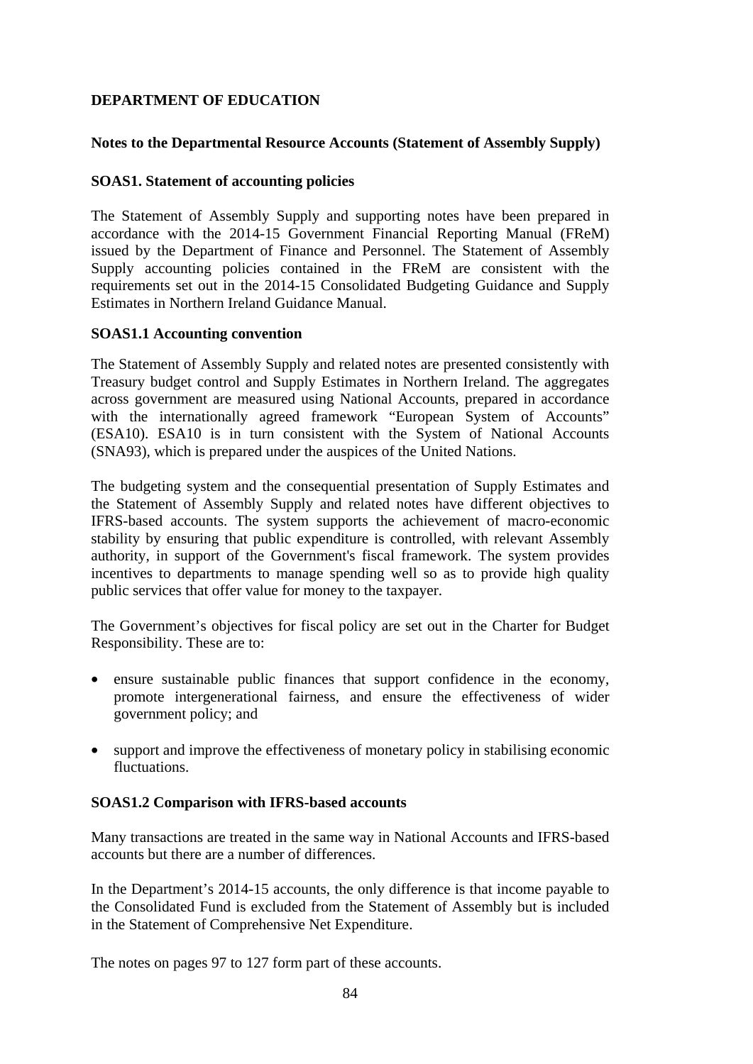**DEPARTMENT OF EDUCATION**

**Notes to the Departmental Resource Accounts (Statement of Assembly Supply)**

**SOAS1. Statement of accounting policies**

The Statement of Assembly Supply and supporting notes have been prepared in accordance with the 2014-15 Government Financial Reporting Manual (FReM) issued by the Department of Finance and Personnel. The Statement of Assembly Supply accounting policies contained in the FReM are consistent with the requirements set out in the 2014-15 Consolidated Budgeting Guidance and Supply Estimates in Northern Ireland Guidance Manual.

**SOAS1.1 Accounting convention**

The Statement of Assembly Supply and related notes are presented consistently with Treasury budget control and Supply Estimates in Northern Ireland. The aggregates across government are measured using National Accounts, prepared in accordance with the internationally agreed framework "European System of Accounts" (ESA10). ESA10 is in turn consistent with the System of National Accounts (SNA93), which is prepared under the auspices of the United Nations.

The budgeting system and the consequential presentation of Supply Estimates and the Statement of Assembly Supply and related notes have different objectives to IFRS-based accounts. The system supports the achievement of macro-economic stability by ensuring that public expenditure is controlled, with relevant Assembly authority, in support of the Government's fiscal framework. The system provides incentives to departments to manage spending well so as to provide high quality public services that offer value for money to the taxpayer.

The Government's objectives for fiscal policy are set out in the Charter for Budget Responsibility. These are to:

- ensure sustainable public finances that support confidence in the economy, promote intergenerational fairness, and ensure the effectiveness of wider government policy; and
- support and improve the effectiveness of monetary policy in stabilising economic fluctuations.

**SOAS1.2 Comparison with IFRS-based accounts**

Many transactions are treated in the same way in National Accounts and IFRS-based accounts but there are a number of differences.

In the Department's 2014-15 accounts, the only difference is that income payable to the Consolidated Fund is excluded from the Statement of Assembly but is included in the Statement of Comprehensive Net Expenditure.

The notes on pages 97 to 127 form part of these accounts.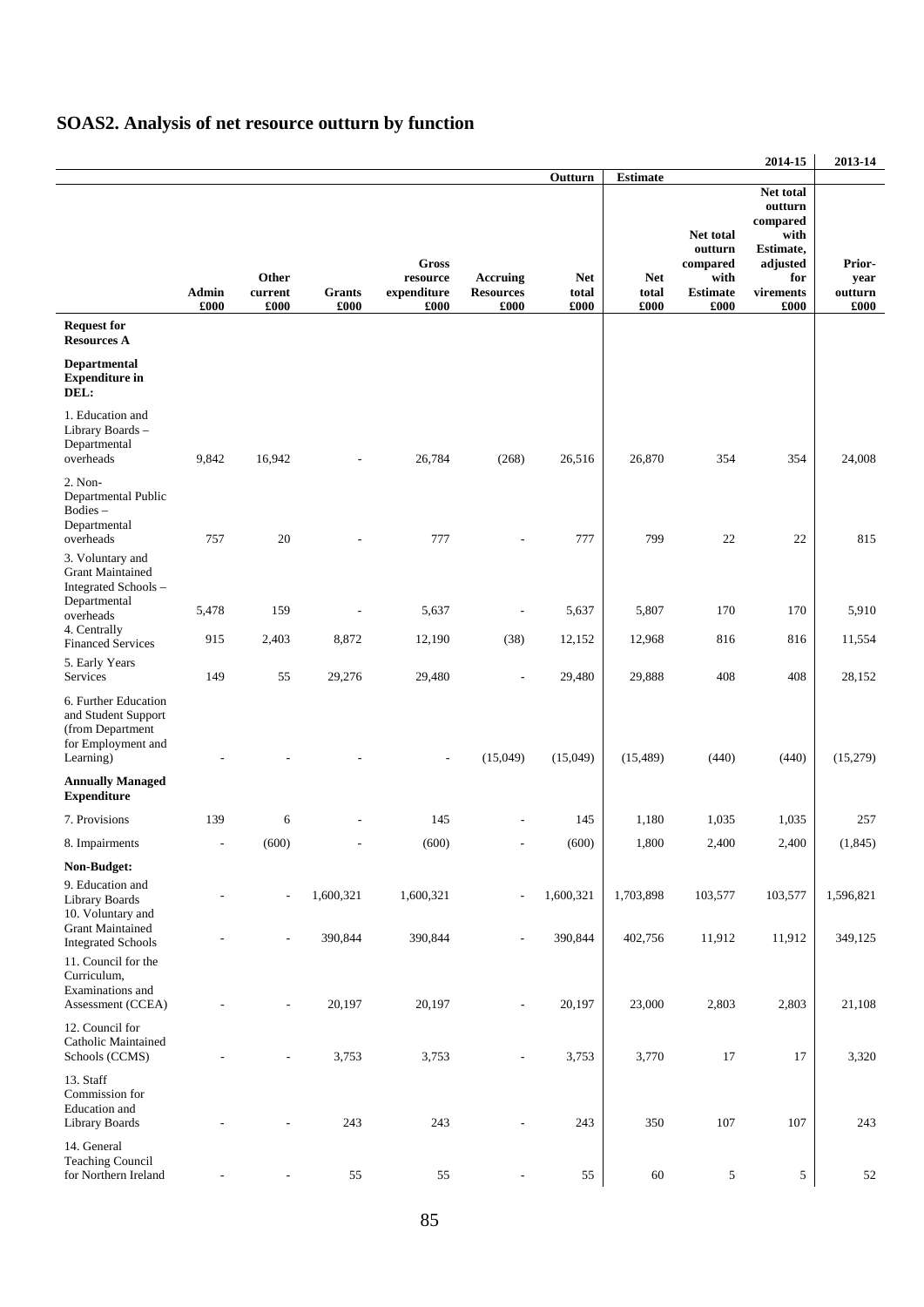## SOAS2. Analysis of net resource outturn by function

| | | | | | | | | | 2014-15 | 2013-14 |
|---|---|---|---|---|---|---|---|---|---|---|
| | | | | | | Outturn | Estimate | | | |
| | Admin £000 | Other current £000 | Grants £000 | Gross resource expenditure £000 | Accruing Resources £000 | Net total £000 | Net total £000 | Net total outturn compared with Estimate £000 | Net total outturn compared with Estimate, adjusted for virements £000 | Prior-year outturn £000 |
| **Request for Resources A** | | | | | | | | | | |
| **Departmental Expenditure in DEL:** | | | | | | | | | | |
| 1. Education and Library Boards – Departmental overheads | 9,842 | 16,942 | - | 26,784 | (268) | 26,516 | 26,870 | 354 | 354 | 24,008 |
| 2. Non-Departmental Public Bodies – Departmental overheads | 757 | 20 | - | 777 | - | 777 | 799 | 22 | 22 | 815 |
| 3. Voluntary and Grant Maintained Integrated Schools – Departmental overheads | 5,478 | 159 | - | 5,637 | - | 5,637 | 5,807 | 170 | 170 | 5,910 |
| 4. Centrally Financed Services | 915 | 2,403 | 8,872 | 12,190 | (38) | 12,152 | 12,968 | 816 | 816 | 11,554 |
| 5. Early Years Services | 149 | 55 | 29,276 | 29,480 | - | 29,480 | 29,888 | 408 | 408 | 28,152 |
| 6. Further Education and Student Support (from Department for Employment and Learning) | - | - | - | - | (15,049) | (15,049) | (15,489) | (440) | (440) | (15,279) |
| **Annually Managed Expenditure** | | | | | | | | | | |
| 7. Provisions | 139 | 6 | - | 145 | - | 145 | 1,180 | 1,035 | 1,035 | 257 |
| 8. Impairments | - | (600) | - | (600) | - | (600) | 1,800 | 2,400 | 2,400 | (1,845) |
| **Non-Budget:** | | | | | | | | | | |
| 9. Education and Library Boards | - | - | 1,600,321 | 1,600,321 | - | 1,600,321 | 1,703,898 | 103,577 | 103,577 | 1,596,821 |
| 10. Voluntary and Grant Maintained Integrated Schools | - | - | 390,844 | 390,844 | - | 390,844 | 402,756 | 11,912 | 11,912 | 349,125 |
| 11. Council for the Curriculum, Examinations and Assessment (CCEA) | - | - | 20,197 | 20,197 | - | 20,197 | 23,000 | 2,803 | 2,803 | 21,108 |
| 12. Council for Catholic Maintained Schools (CCMS) | - | - | 3,753 | 3,753 | - | 3,753 | 3,770 | 17 | 17 | 3,320 |
| 13. Staff Commission for Education and Library Boards | - | - | 243 | 243 | - | 243 | 350 | 107 | 107 | 243 |
| 14. General Teaching Council for Northern Ireland | - | - | 55 | 55 | - | 55 | 60 | 5 | 5 | 52 |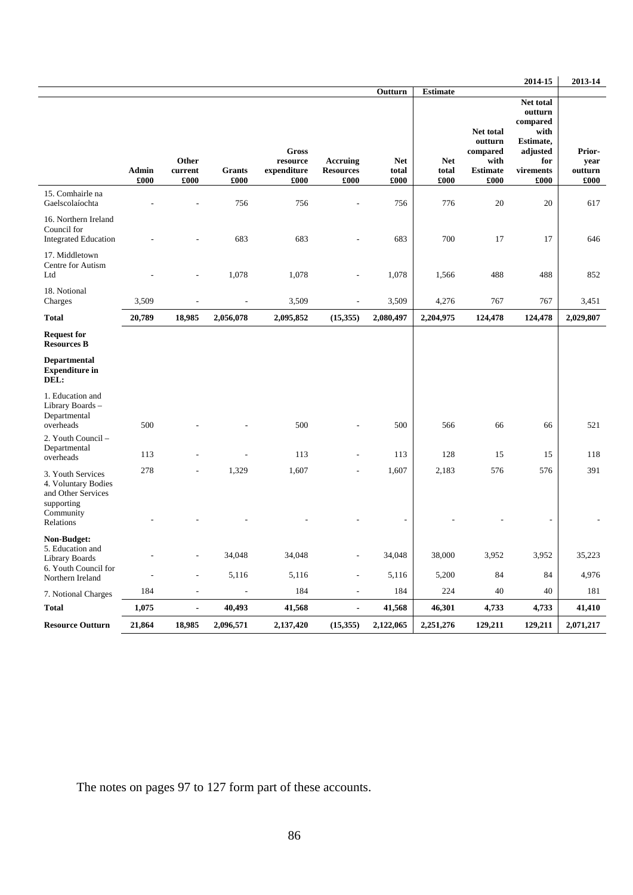| | | | | | | | | | 2014-15 | 2013-14 |
|---|---|---|---|---|---|---|---|---|---|---|
| | | | | | | Outturn | Estimate | | | |
| | Admin £000 | Other current £000 | Grants £000 | Gross resource expenditure £000 | Accruing Resources £000 | Net total £000 | Net total £000 | Net total outturn compared with Estimate £000 | Net total outturn compared with Estimate, adjusted for virements £000 | Prior-year outturn £000 |
| 15. Comhairle na Gaelscolaíochta | - | - | 756 | 756 | - | 756 | 776 | 20 | 20 | 617 |
| 16. Northern Ireland Council for Integrated Education | - | - | 683 | 683 | - | 683 | 700 | 17 | 17 | 646 |
| 17. Middletown Centre for Autism Ltd | - | - | 1,078 | 1,078 | - | 1,078 | 1,566 | 488 | 488 | 852 |
| 18. Notional Charges | 3,509 | - | - | 3,509 | - | 3,509 | 4,276 | 767 | 767 | 3,451 |
| **Total** | **20,789** | **18,985** | **2,056,078** | **2,095,852** | **(15,355)** | **2,080,497** | **2,204,975** | **124,478** | **124,478** | **2,029,807** |
| **Request for Resources B** | | | | | | | | | | |
| **Departmental Expenditure in DEL:** | | | | | | | | | | |
| 1. Education and Library Boards – Departmental overheads | 500 | - | - | 500 | - | 500 | 566 | 66 | 66 | 521 |
| 2. Youth Council – Departmental overheads | 113 | - | - | 113 | - | 113 | 128 | 15 | 15 | 118 |
| 3. Youth Services | 278 | - | 1,329 | 1,607 | - | 1,607 | 2,183 | 576 | 576 | 391 |
| 4. Voluntary Bodies and Other Services supporting Community Relations | - | - | - | - | - | - | - | - | - | - |
| **Non-Budget:** | | | | | | | | | | |
| 5. Education and Library Boards | - | - | 34,048 | 34,048 | - | 34,048 | 38,000 | 3,952 | 3,952 | 35,223 |
| 6. Youth Council for Northern Ireland | - | - | 5,116 | 5,116 | - | 5,116 | 5,200 | 84 | 84 | 4,976 |
| 7. Notional Charges | 184 | - | - | 184 | - | 184 | 224 | 40 | 40 | 181 |
| **Total** | **1,075** | **-** | **40,493** | **41,568** | **-** | **41,568** | **46,301** | **4,733** | **4,733** | **41,410** |
| **Resource Outturn** | **21,864** | **18,985** | **2,096,571** | **2,137,420** | **(15,355)** | **2,122,065** | **2,251,276** | **129,211** | **129,211** | **2,071,217** |

The notes on pages 97 to 127 form part of these accounts.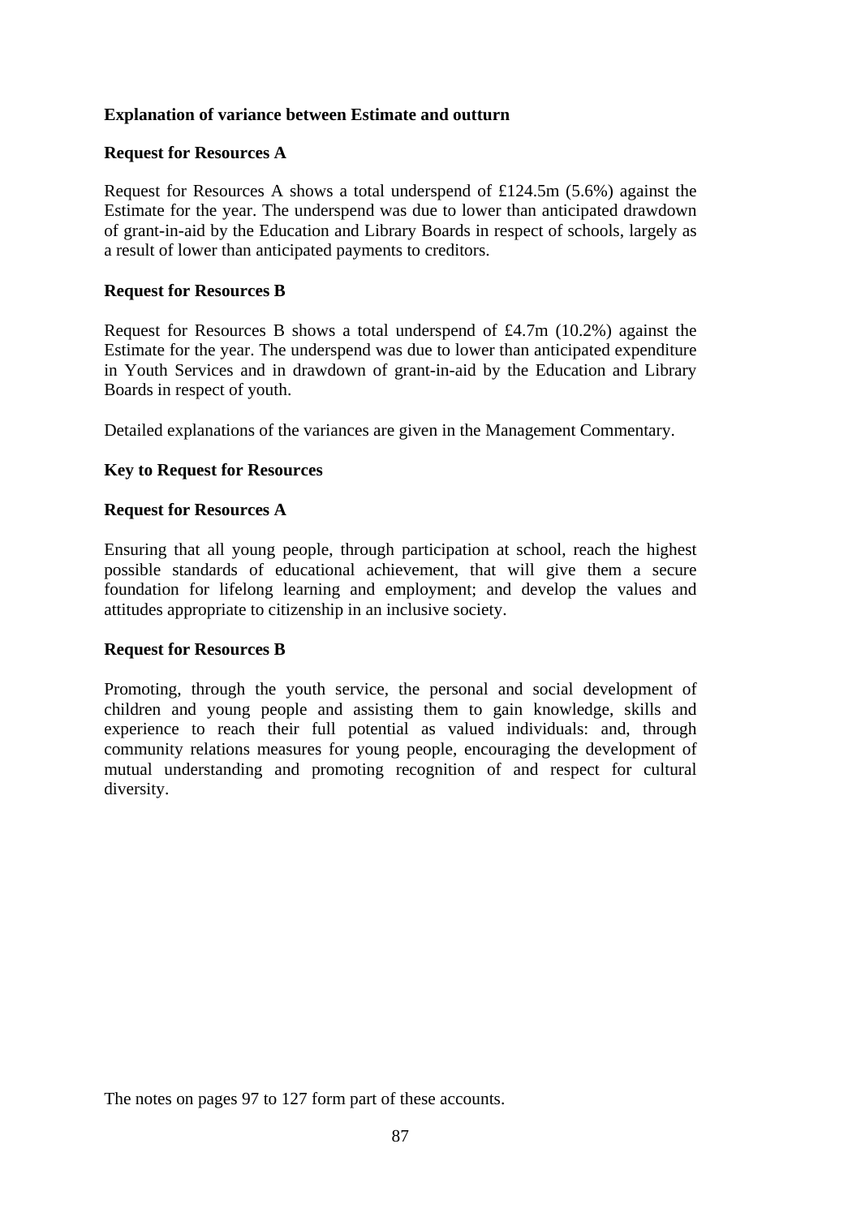**Explanation of variance between Estimate and outturn**

**Request for Resources A**

Request for Resources A shows a total underspend of £124.5m (5.6%) against the Estimate for the year. The underspend was due to lower than anticipated drawdown of grant-in-aid by the Education and Library Boards in respect of schools, largely as a result of lower than anticipated payments to creditors.

**Request for Resources B**

Request for Resources B shows a total underspend of £4.7m (10.2%) against the Estimate for the year. The underspend was due to lower than anticipated expenditure in Youth Services and in drawdown of grant-in-aid by the Education and Library Boards in respect of youth.

Detailed explanations of the variances are given in the Management Commentary.

**Key to Request for Resources**

**Request for Resources A**

Ensuring that all young people, through participation at school, reach the highest possible standards of educational achievement, that will give them a secure foundation for lifelong learning and employment; and develop the values and attitudes appropriate to citizenship in an inclusive society.

**Request for Resources B**

Promoting, through the youth service, the personal and social development of children and young people and assisting them to gain knowledge, skills and experience to reach their full potential as valued individuals: and, through community relations measures for young people, encouraging the development of mutual understanding and promoting recognition of and respect for cultural diversity.

The notes on pages 97 to 127 form part of these accounts.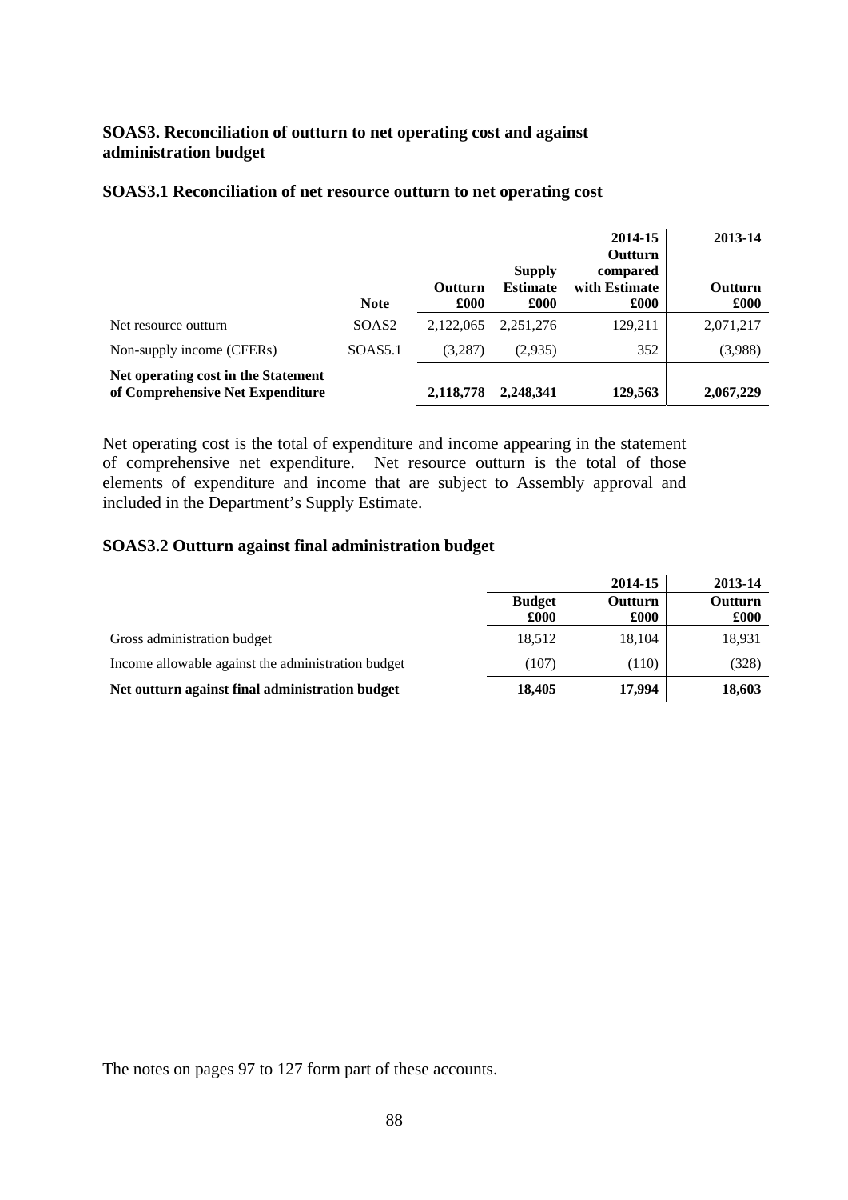### SOAS3. Reconciliation of outturn to net operating cost and against administration budget

#### SOAS3.1 Reconciliation of net resource outturn to net operating cost

| | | | | 2014-15 | 2013-14 |
|---|---|---|---|---|---|
| | **Note** | **Outturn £000** | **Supply Estimate £000** | **Outturn compared with Estimate £000** | **Outturn £000** |
| Net resource outturn | SOAS2 | 2,122,065 | 2,251,276 | 129,211 | 2,071,217 |
| Non-supply income (CFERs) | SOAS5.1 | (3,287) | (2,935) | 352 | (3,988) |
| **Net operating cost in the Statement of Comprehensive Net Expenditure** | | **2,118,778** | **2,248,341** | **129,563** | **2,067,229** |

Net operating cost is the total of expenditure and income appearing in the statement of comprehensive net expenditure. Net resource outturn is the total of those elements of expenditure and income that are subject to Assembly approval and included in the Department's Supply Estimate.

#### SOAS3.2 Outturn against final administration budget

| | | 2014-15 | 2013-14 |
|---|---|---|---|
| | **Budget £000** | **Outturn £000** | **Outturn £000** |
| Gross administration budget | 18,512 | 18,104 | 18,931 |
| Income allowable against the administration budget | (107) | (110) | (328) |
| **Net outturn against final administration budget** | **18,405** | **17,994** | **18,603** |

The notes on pages 97 to 127 form part of these accounts.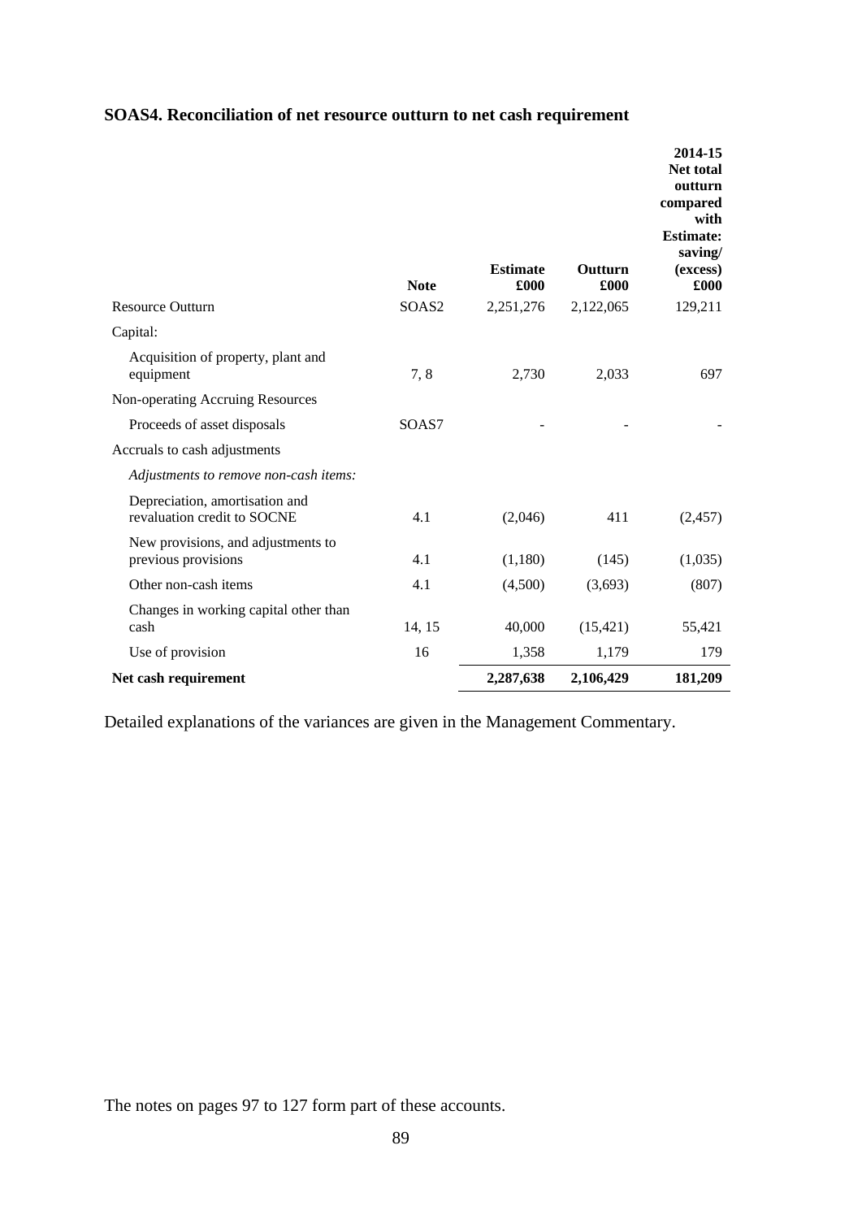## SOAS4. Reconciliation of net resource outturn to net cash requirement

| | Note | Estimate £000 | Outturn £000 | 2014-15 Net total outturn compared with Estimate: saving/ (excess) £000 |
|---|---|---|---|---|
| Resource Outturn | SOAS2 | 2,251,276 | 2,122,065 | 129,211 |
| Capital: | | | | |
| Acquisition of property, plant and equipment | 7, 8 | 2,730 | 2,033 | 697 |
| Non-operating Accruing Resources | | | | |
| Proceeds of asset disposals | SOAS7 | - | - | - |
| Accruals to cash adjustments | | | | |
| *Adjustments to remove non-cash items:* | | | | |
| Depreciation, amortisation and revaluation credit to SOCNE | 4.1 | (2,046) | 411 | (2,457) |
| New provisions, and adjustments to previous provisions | 4.1 | (1,180) | (145) | (1,035) |
| Other non-cash items | 4.1 | (4,500) | (3,693) | (807) |
| Changes in working capital other than cash | 14, 15 | 40,000 | (15,421) | 55,421 |
| Use of provision | 16 | 1,358 | 1,179 | 179 |
| **Net cash requirement** | | **2,287,638** | **2,106,429** | **181,209** |

Detailed explanations of the variances are given in the Management Commentary.

The notes on pages 97 to 127 form part of these accounts.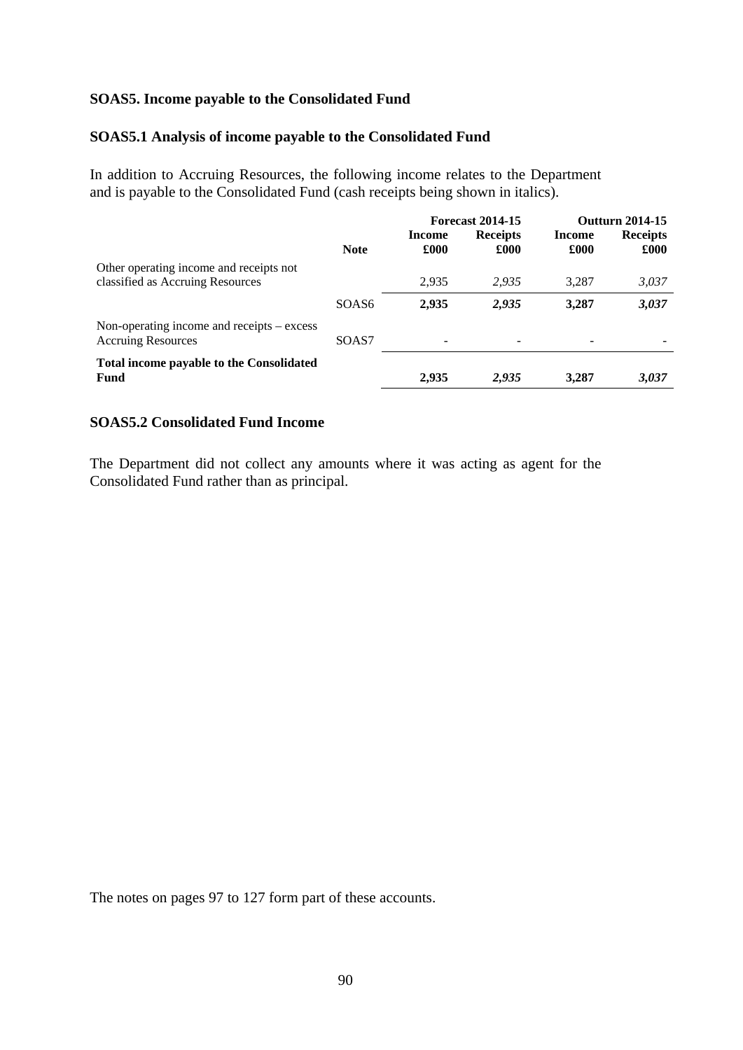## SOAS5. Income payable to the Consolidated Fund

### SOAS5.1 Analysis of income payable to the Consolidated Fund

In addition to Accruing Resources, the following income relates to the Department and is payable to the Consolidated Fund (cash receipts being shown in italics).

| | | Forecast 2014-15 | | Outturn 2014-15 | |
|---|---|---|---|---|---|
| | **Note** | **Income £000** | **Receipts £000** | **Income £000** | **Receipts £000** |
| Other operating income and receipts not classified as Accruing Resources | | 2,935 | *2,935* | 3,287 | *3,037* |
| | SOAS6 | **2,935** | ***2,935*** | **3,287** | ***3,037*** |
| Non-operating income and receipts – excess Accruing Resources | SOAS7 | - | - | - | - |
| **Total income payable to the Consolidated Fund** | | **2,935** | ***2,935*** | **3,287** | ***3,037*** |

### SOAS5.2 Consolidated Fund Income

The Department did not collect any amounts where it was acting as agent for the Consolidated Fund rather than as principal.

The notes on pages 97 to 127 form part of these accounts.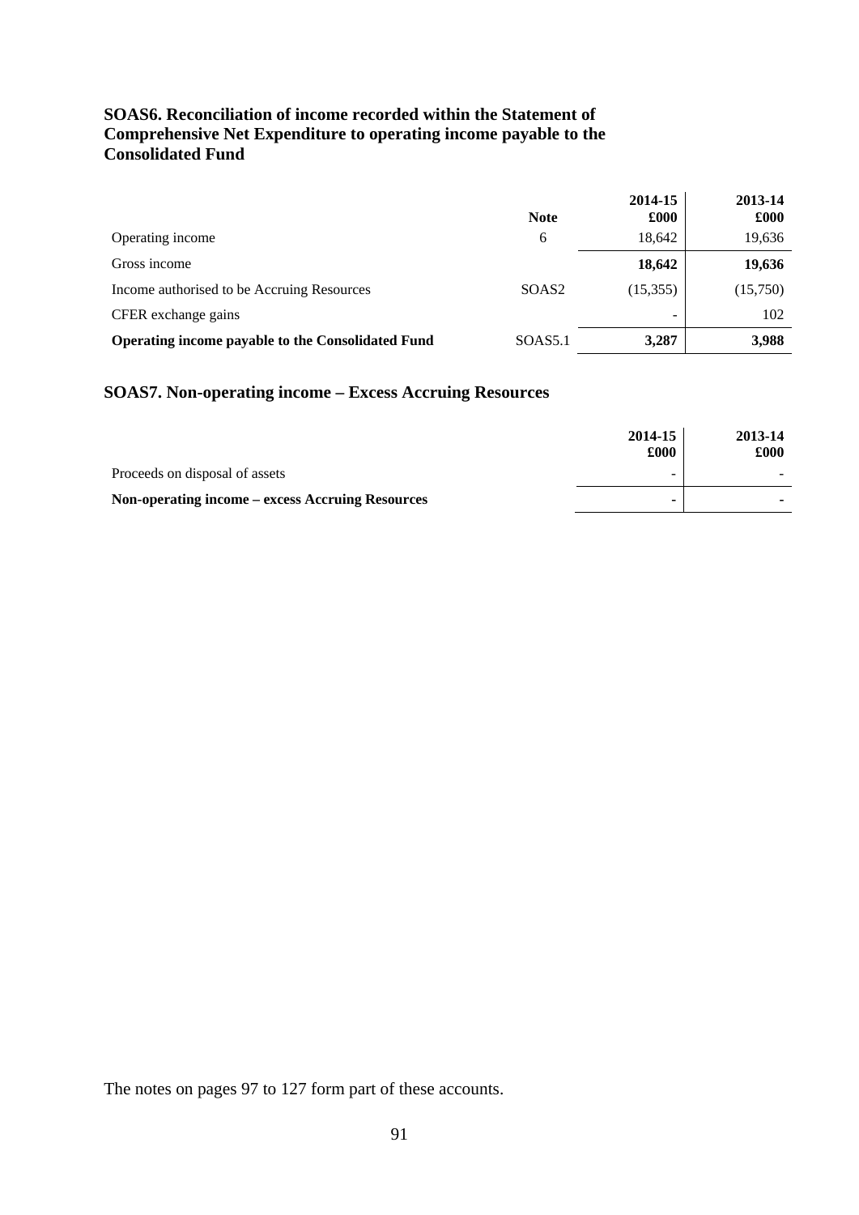### SOAS6. Reconciliation of income recorded within the Statement of Comprehensive Net Expenditure to operating income payable to the Consolidated Fund

| | Note | 2014-15 £000 | 2013-14 £000 |
|---|---|---|---|
| Operating income | 6 | 18,642 | 19,636 |
| Gross income | | **18,642** | **19,636** |
| Income authorised to be Accruing Resources | SOAS2 | (15,355) | (15,750) |
| CFER exchange gains | | - | 102 |
| **Operating income payable to the Consolidated Fund** | SOAS5.1 | **3,287** | **3,988** |

### SOAS7. Non-operating income – Excess Accruing Resources

| | 2014-15 £000 | 2013-14 £000 |
|---|---|---|
| Proceeds on disposal of assets | - | - |
| **Non-operating income – excess Accruing Resources** | **-** | **-** |

The notes on pages 97 to 127 form part of these accounts.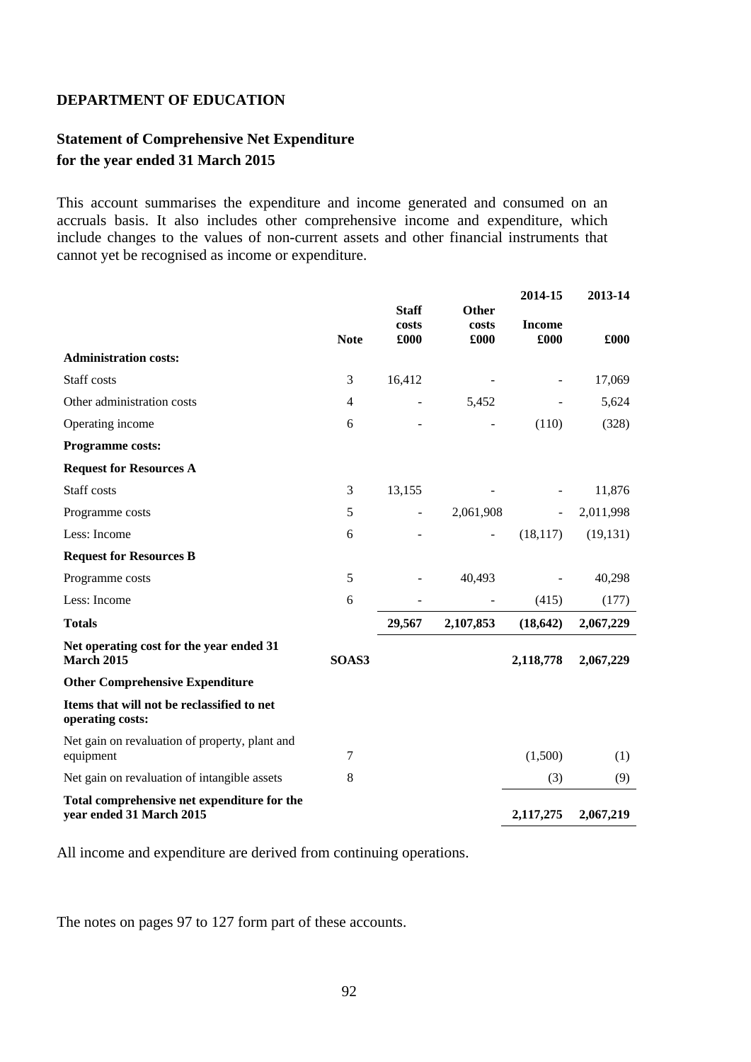**DEPARTMENT OF EDUCATION**

## Statement of Comprehensive Net Expenditure
## for the year ended 31 March 2015

This account summarises the expenditure and income generated and consumed on an accruals basis. It also includes other comprehensive income and expenditure, which include changes to the values of non-current assets and other financial instruments that cannot yet be recognised as income or expenditure.

| | Note | Staff costs £000 | Other costs £000 | 2014-15 Income £000 | 2013-14 £000 |
|---|---|---|---|---|---|
| **Administration costs:** | | | | | |
| Staff costs | 3 | 16,412 | - | - | 17,069 |
| Other administration costs | 4 | - | 5,452 | - | 5,624 |
| Operating income | 6 | - | - | (110) | (328) |
| **Programme costs:** | | | | | |
| **Request for Resources A** | | | | | |
| Staff costs | 3 | 13,155 | - | - | 11,876 |
| Programme costs | 5 | - | 2,061,908 | - | 2,011,998 |
| Less: Income | 6 | - | - | (18,117) | (19,131) |
| **Request for Resources B** | | | | | |
| Programme costs | 5 | - | 40,493 | - | 40,298 |
| Less: Income | 6 | - | - | (415) | (177) |
| **Totals** | | **29,567** | **2,107,853** | **(18,642)** | **2,067,229** |
| **Net operating cost for the year ended 31 March 2015** | **SOAS3** | | | **2,118,778** | **2,067,229** |
| **Other Comprehensive Expenditure** | | | | | |
| **Items that will not be reclassified to net operating costs:** | | | | | |
| Net gain on revaluation of property, plant and equipment | 7 | | | (1,500) | (1) |
| Net gain on revaluation of intangible assets | 8 | | | (3) | (9) |
| **Total comprehensive net expenditure for the year ended 31 March 2015** | | | | **2,117,275** | **2,067,219** |

All income and expenditure are derived from continuing operations.

The notes on pages 97 to 127 form part of these accounts.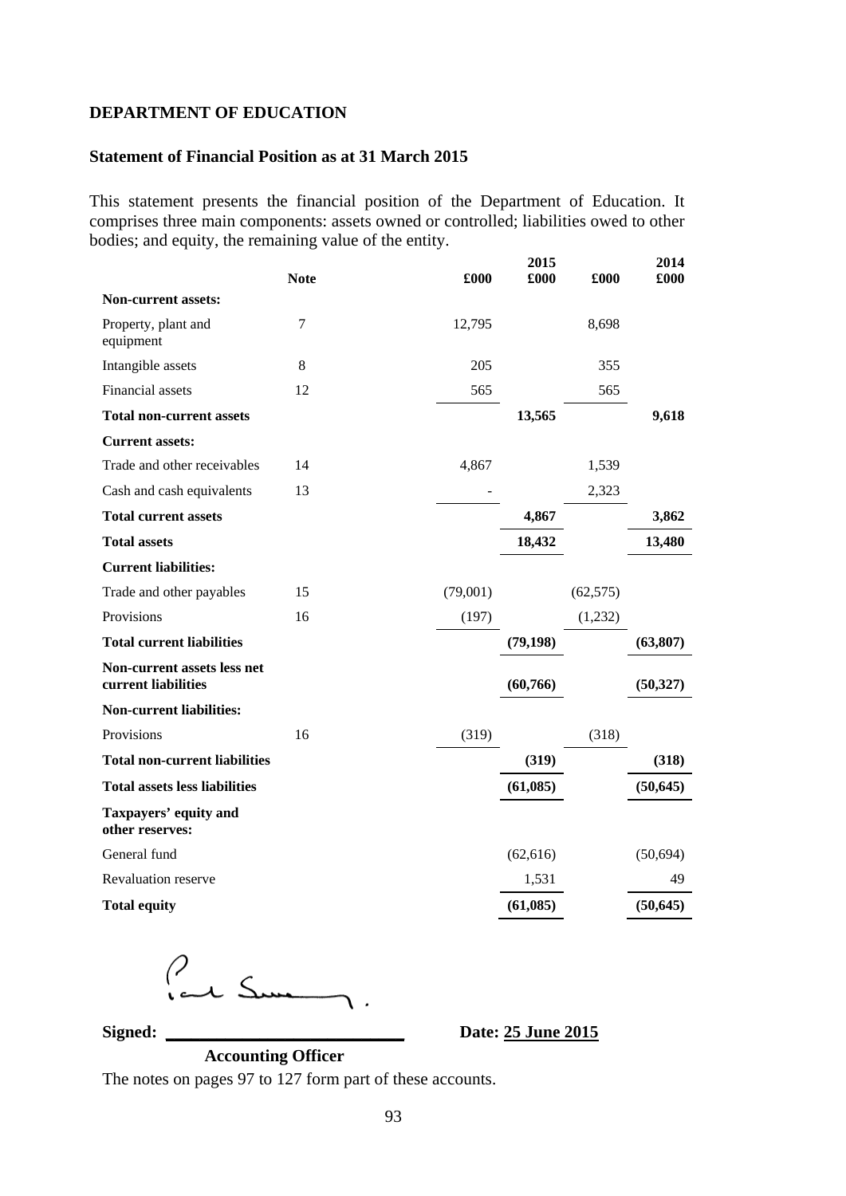**DEPARTMENT OF EDUCATION**

**Statement of Financial Position as at 31 March 2015**

This statement presents the financial position of the Department of Education. It comprises three main components: assets owned or controlled; liabilities owed to other bodies; and equity, the remaining value of the entity.

| | Note | £000 | 2015 £000 | £000 | 2014 £000 |
|---|---|---|---|---|---|
| **Non-current assets:** | | | | | |
| Property, plant and equipment | 7 | 12,795 | | 8,698 | |
| Intangible assets | 8 | 205 | | 355 | |
| Financial assets | 12 | 565 | | 565 | |
| **Total non-current assets** | | | **13,565** | | **9,618** |
| **Current assets:** | | | | | |
| Trade and other receivables | 14 | 4,867 | | 1,539 | |
| Cash and cash equivalents | 13 | - | | 2,323 | |
| **Total current assets** | | | **4,867** | | **3,862** |
| **Total assets** | | | **18,432** | | **13,480** |
| **Current liabilities:** | | | | | |
| Trade and other payables | 15 | (79,001) | | (62,575) | |
| Provisions | 16 | (197) | | (1,232) | |
| **Total current liabilities** | | | **(79,198)** | | **(63,807)** |
| **Non-current assets less net current liabilities** | | | **(60,766)** | | **(50,327)** |
| **Non-current liabilities:** | | | | | |
| Provisions | 16 | (319) | | (318) | |
| **Total non-current liabilities** | | | **(319)** | | **(318)** |
| **Total assets less liabilities** | | | **(61,085)** | | **(50,645)** |
| **Taxpayers' equity and other reserves:** | | | | | |
| General fund | | | (62,616) | | (50,694) |
| Revaluation reserve | | | 1,531 | | 49 |
| **Total equity** | | | **(61,085)** | | **(50,645)** |

**Signed:** ______________________ **Date: 25 June 2015**

**Accounting Officer**

The notes on pages 97 to 127 form part of these accounts.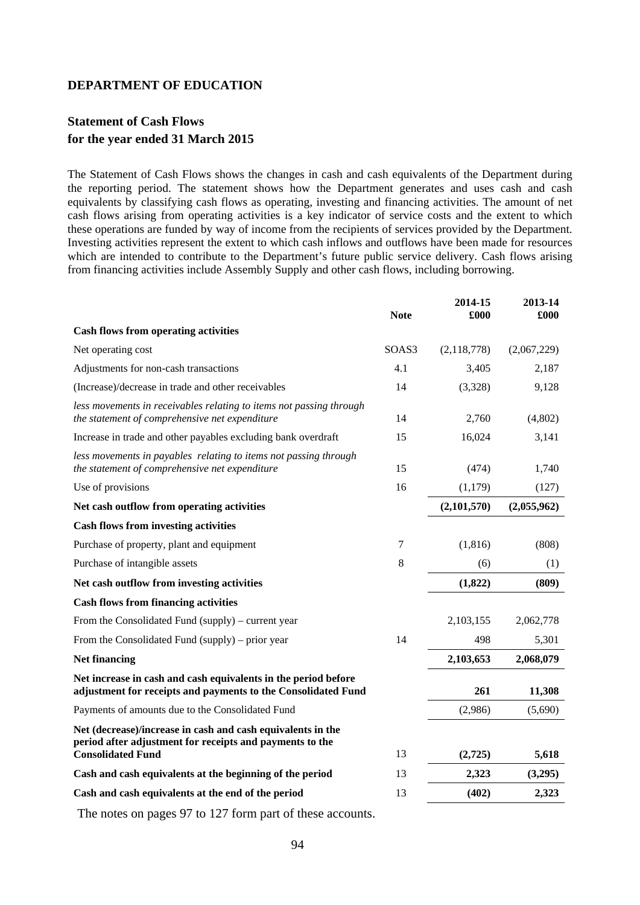**DEPARTMENT OF EDUCATION**

## Statement of Cash Flows
## for the year ended 31 March 2015

The Statement of Cash Flows shows the changes in cash and cash equivalents of the Department during the reporting period. The statement shows how the Department generates and uses cash and cash equivalents by classifying cash flows as operating, investing and financing activities. The amount of net cash flows arising from operating activities is a key indicator of service costs and the extent to which these operations are funded by way of income from the recipients of services provided by the Department. Investing activities represent the extent to which cash inflows and outflows have been made for resources which are intended to contribute to the Department's future public service delivery. Cash flows arising from financing activities include Assembly Supply and other cash flows, including borrowing.

| | Note | 2014-15<br>£000 | 2013-14<br>£000 |
|---|---|---|---|
| **Cash flows from operating activities** | | | |
| Net operating cost | SOAS3 | (2,118,778) | (2,067,229) |
| Adjustments for non-cash transactions | 4.1 | 3,405 | 2,187 |
| (Increase)/decrease in trade and other receivables | 14 | (3,328) | 9,128 |
| *less movements in receivables relating to items not passing through the statement of comprehensive net expenditure* | 14 | 2,760 | (4,802) |
| Increase in trade and other payables excluding bank overdraft | 15 | 16,024 | 3,141 |
| *less movements in payables relating to items not passing through the statement of comprehensive net expenditure* | 15 | (474) | 1,740 |
| Use of provisions | 16 | (1,179) | (127) |
| **Net cash outflow from operating activities** | | **(2,101,570)** | **(2,055,962)** |
| **Cash flows from investing activities** | | | |
| Purchase of property, plant and equipment | 7 | (1,816) | (808) |
| Purchase of intangible assets | 8 | (6) | (1) |
| **Net cash outflow from investing activities** | | **(1,822)** | **(809)** |
| **Cash flows from financing activities** | | | |
| From the Consolidated Fund (supply) – current year | | 2,103,155 | 2,062,778 |
| From the Consolidated Fund (supply) – prior year | 14 | 498 | 5,301 |
| **Net financing** | | **2,103,653** | **2,068,079** |
| **Net increase in cash and cash equivalents in the period before adjustment for receipts and payments to the Consolidated Fund** | | **261** | **11,308** |
| Payments of amounts due to the Consolidated Fund | | (2,986) | (5,690) |
| **Net (decrease)/increase in cash and cash equivalents in the period after adjustment for receipts and payments to the Consolidated Fund** | 13 | **(2,725)** | **5,618** |
| **Cash and cash equivalents at the beginning of the period** | 13 | **2,323** | **(3,295)** |
| **Cash and cash equivalents at the end of the period** | 13 | **(402)** | **2,323** |

The notes on pages 97 to 127 form part of these accounts.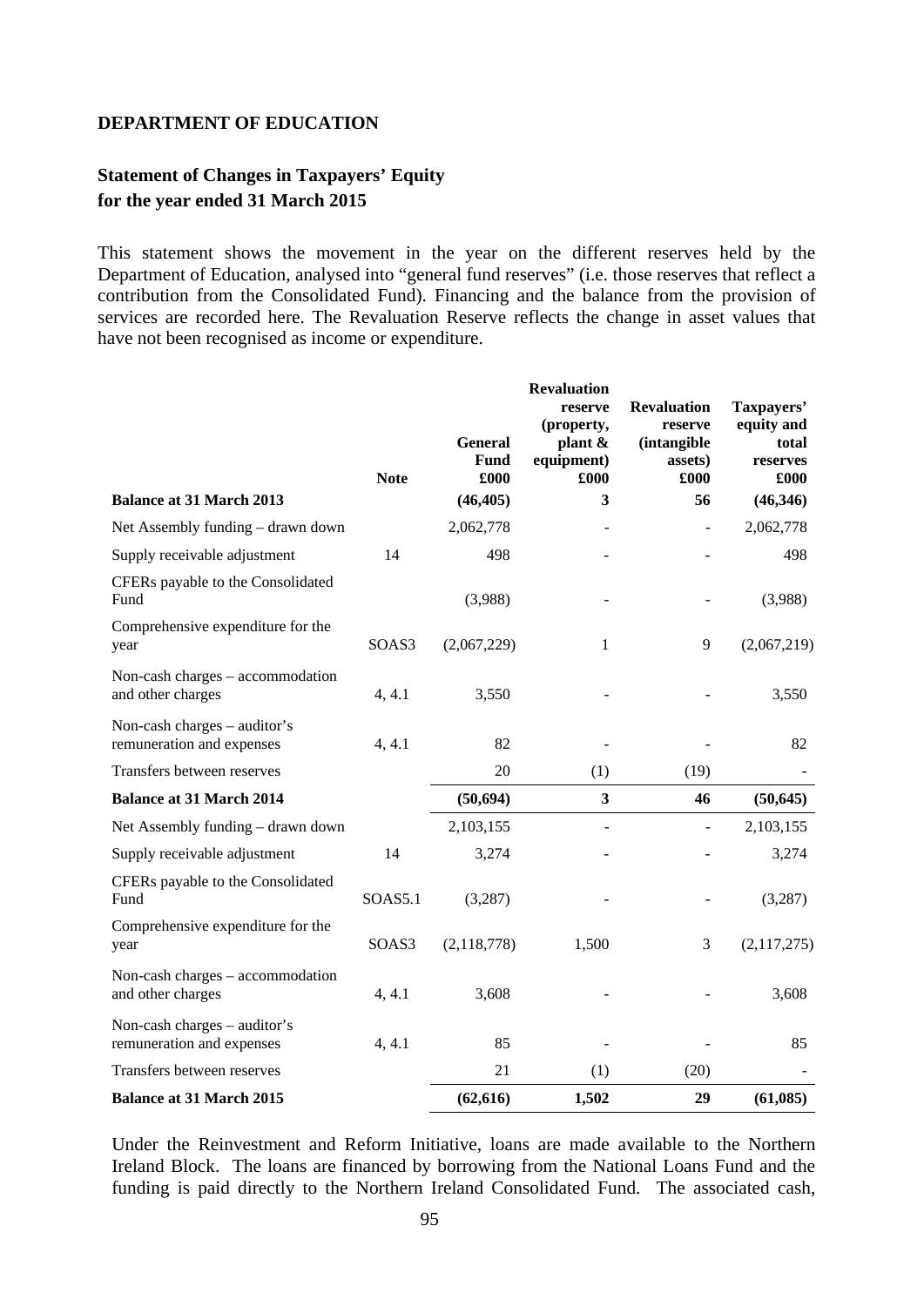**DEPARTMENT OF EDUCATION**

## Statement of Changes in Taxpayers' Equity for the year ended 31 March 2015

This statement shows the movement in the year on the different reserves held by the Department of Education, analysed into "general fund reserves" (i.e. those reserves that reflect a contribution from the Consolidated Fund). Financing and the balance from the provision of services are recorded here. The Revaluation Reserve reflects the change in asset values that have not been recognised as income or expenditure.

| | Note | General Fund £000 | Revaluation reserve (property, plant & equipment) £000 | Revaluation reserve (intangible assets) £000 | Taxpayers' equity and total reserves £000 |
|---|---|---|---|---|---|
| **Balance at 31 March 2013** | | **(46,405)** | **3** | **56** | **(46,346)** |
| Net Assembly funding – drawn down | | 2,062,778 | - | - | 2,062,778 |
| Supply receivable adjustment | 14 | 498 | - | - | 498 |
| CFERs payable to the Consolidated Fund | | (3,988) | - | - | (3,988) |
| Comprehensive expenditure for the year | SOAS3 | (2,067,229) | 1 | 9 | (2,067,219) |
| Non-cash charges – accommodation and other charges | 4, 4.1 | 3,550 | - | - | 3,550 |
| Non-cash charges – auditor's remuneration and expenses | 4, 4.1 | 82 | - | - | 82 |
| Transfers between reserves | | 20 | (1) | (19) | - |
| **Balance at 31 March 2014** | | **(50,694)** | **3** | **46** | **(50,645)** |
| Net Assembly funding – drawn down | | 2,103,155 | - | - | 2,103,155 |
| Supply receivable adjustment | 14 | 3,274 | - | - | 3,274 |
| CFERs payable to the Consolidated Fund | SOAS5.1 | (3,287) | - | - | (3,287) |
| Comprehensive expenditure for the year | SOAS3 | (2,118,778) | 1,500 | 3 | (2,117,275) |
| Non-cash charges – accommodation and other charges | 4, 4.1 | 3,608 | - | - | 3,608 |
| Non-cash charges – auditor's remuneration and expenses | 4, 4.1 | 85 | - | - | 85 |
| Transfers between reserves | | 21 | (1) | (20) | - |
| **Balance at 31 March 2015** | | **(62,616)** | **1,502** | **29** | **(61,085)** |

Under the Reinvestment and Reform Initiative, loans are made available to the Northern Ireland Block. The loans are financed by borrowing from the National Loans Fund and the funding is paid directly to the Northern Ireland Consolidated Fund. The associated cash,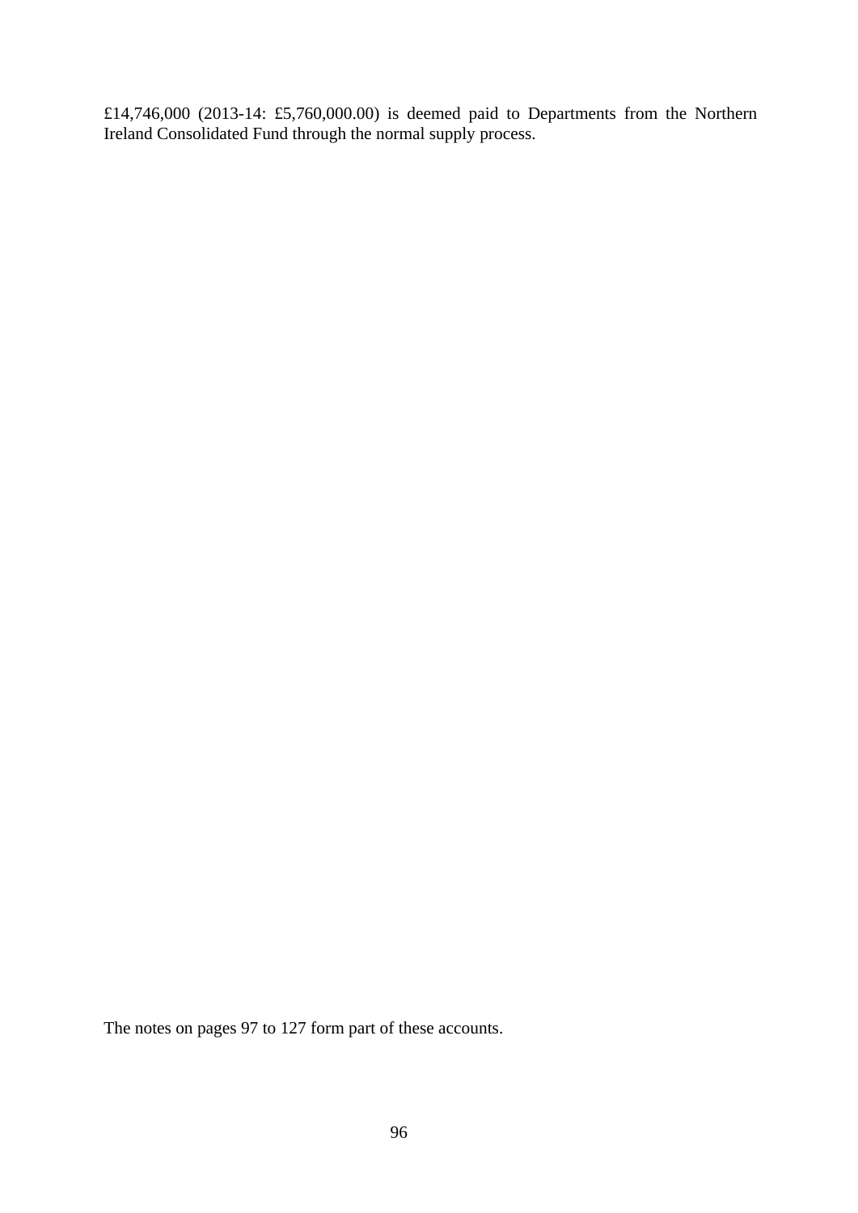£14,746,000 (2013-14: £5,760,000.00) is deemed paid to Departments from the Northern Ireland Consolidated Fund through the normal supply process.

The notes on pages 97 to 127 form part of these accounts.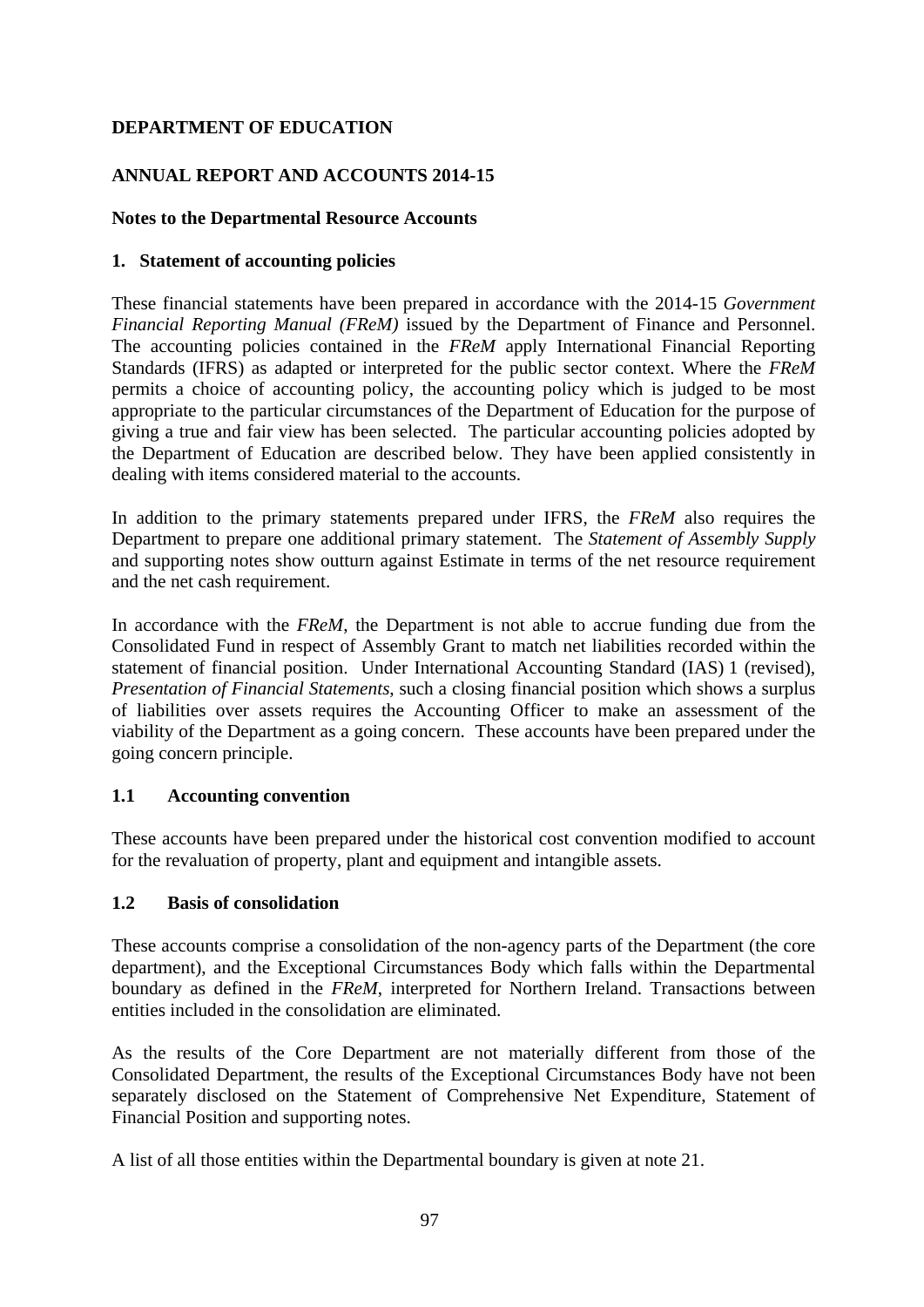**DEPARTMENT OF EDUCATION**

**ANNUAL REPORT AND ACCOUNTS 2014-15**

**Notes to the Departmental Resource Accounts**

## 1. Statement of accounting policies

These financial statements have been prepared in accordance with the 2014-15 *Government Financial Reporting Manual (FReM)* issued by the Department of Finance and Personnel. The accounting policies contained in the *FReM* apply International Financial Reporting Standards (IFRS) as adapted or interpreted for the public sector context. Where the *FReM* permits a choice of accounting policy, the accounting policy which is judged to be most appropriate to the particular circumstances of the Department of Education for the purpose of giving a true and fair view has been selected. The particular accounting policies adopted by the Department of Education are described below. They have been applied consistently in dealing with items considered material to the accounts.

In addition to the primary statements prepared under IFRS, the *FReM* also requires the Department to prepare one additional primary statement. The *Statement of Assembly Supply* and supporting notes show outturn against Estimate in terms of the net resource requirement and the net cash requirement.

In accordance with the *FReM*, the Department is not able to accrue funding due from the Consolidated Fund in respect of Assembly Grant to match net liabilities recorded within the statement of financial position. Under International Accounting Standard (IAS) 1 (revised), *Presentation of Financial Statements*, such a closing financial position which shows a surplus of liabilities over assets requires the Accounting Officer to make an assessment of the viability of the Department as a going concern. These accounts have been prepared under the going concern principle.

### 1.1 Accounting convention

These accounts have been prepared under the historical cost convention modified to account for the revaluation of property, plant and equipment and intangible assets.

### 1.2 Basis of consolidation

These accounts comprise a consolidation of the non-agency parts of the Department (the core department), and the Exceptional Circumstances Body which falls within the Departmental boundary as defined in the *FReM*, interpreted for Northern Ireland. Transactions between entities included in the consolidation are eliminated.

As the results of the Core Department are not materially different from those of the Consolidated Department, the results of the Exceptional Circumstances Body have not been separately disclosed on the Statement of Comprehensive Net Expenditure, Statement of Financial Position and supporting notes.

A list of all those entities within the Departmental boundary is given at note 21.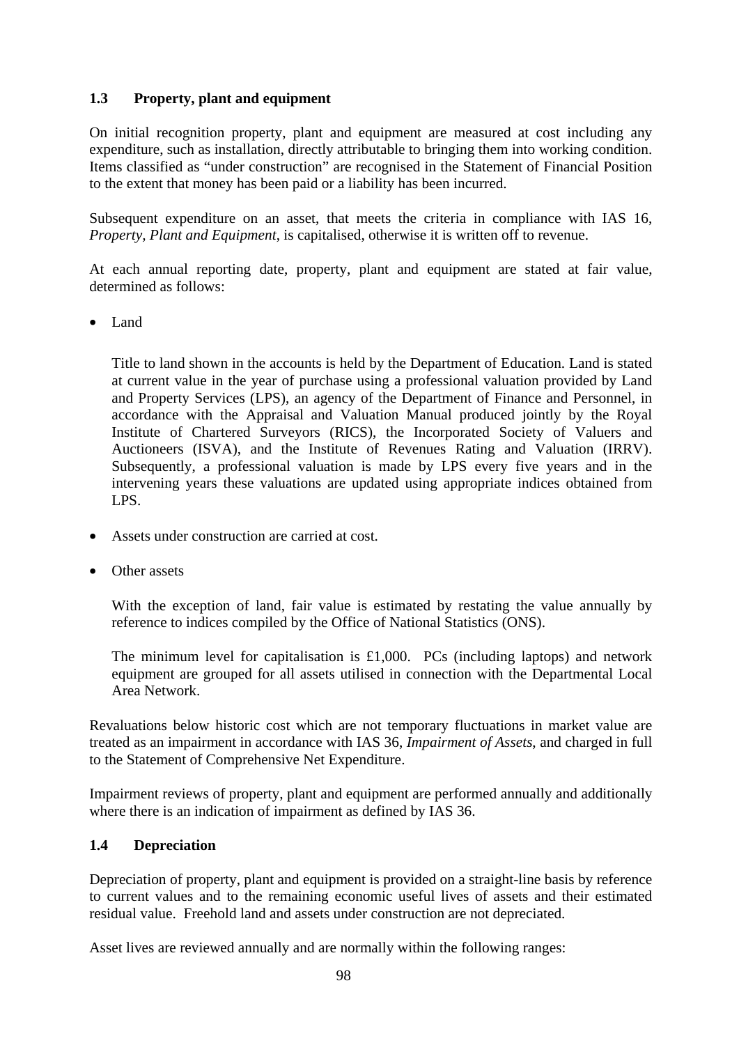### 1.3 Property, plant and equipment

On initial recognition property, plant and equipment are measured at cost including any expenditure, such as installation, directly attributable to bringing them into working condition. Items classified as "under construction" are recognised in the Statement of Financial Position to the extent that money has been paid or a liability has been incurred.

Subsequent expenditure on an asset, that meets the criteria in compliance with IAS 16, *Property, Plant and Equipment*, is capitalised, otherwise it is written off to revenue.

At each annual reporting date, property, plant and equipment are stated at fair value, determined as follows:

- Land

  Title to land shown in the accounts is held by the Department of Education. Land is stated at current value in the year of purchase using a professional valuation provided by Land and Property Services (LPS), an agency of the Department of Finance and Personnel, in accordance with the Appraisal and Valuation Manual produced jointly by the Royal Institute of Chartered Surveyors (RICS), the Incorporated Society of Valuers and Auctioneers (ISVA), and the Institute of Revenues Rating and Valuation (IRRV). Subsequently, a professional valuation is made by LPS every five years and in the intervening years these valuations are updated using appropriate indices obtained from LPS.

- Assets under construction are carried at cost.

- Other assets

  With the exception of land, fair value is estimated by restating the value annually by reference to indices compiled by the Office of National Statistics (ONS).

  The minimum level for capitalisation is £1,000. PCs (including laptops) and network equipment are grouped for all assets utilised in connection with the Departmental Local Area Network.

Revaluations below historic cost which are not temporary fluctuations in market value are treated as an impairment in accordance with IAS 36, *Impairment of Assets*, and charged in full to the Statement of Comprehensive Net Expenditure.

Impairment reviews of property, plant and equipment are performed annually and additionally where there is an indication of impairment as defined by IAS 36.

### 1.4 Depreciation

Depreciation of property, plant and equipment is provided on a straight-line basis by reference to current values and to the remaining economic useful lives of assets and their estimated residual value. Freehold land and assets under construction are not depreciated.

Asset lives are reviewed annually and are normally within the following ranges: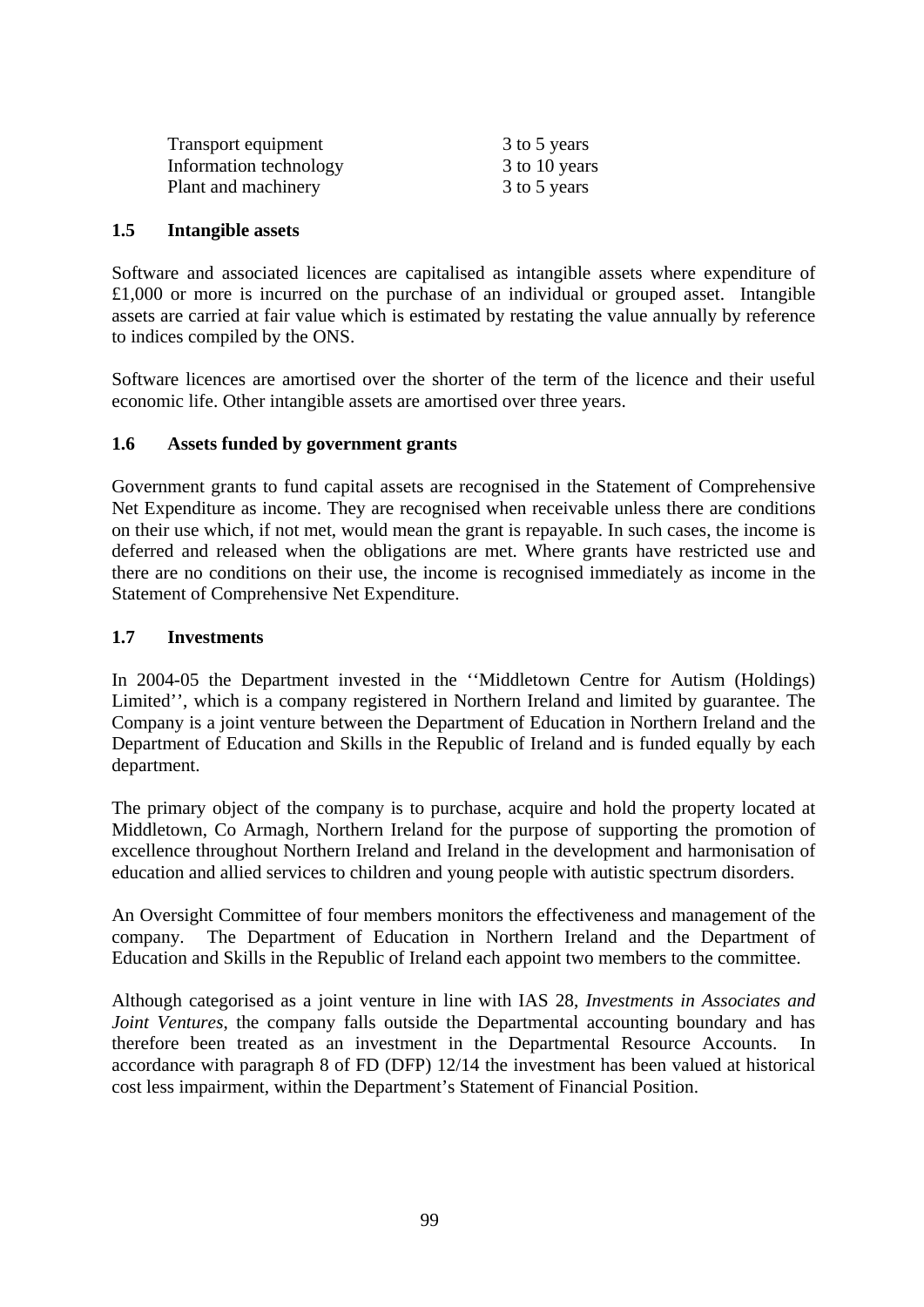| | |
|---|---|
| Transport equipment | 3 to 5 years |
| Information technology | 3 to 10 years |
| Plant and machinery | 3 to 5 years |

### 1.5 Intangible assets

Software and associated licences are capitalised as intangible assets where expenditure of £1,000 or more is incurred on the purchase of an individual or grouped asset. Intangible assets are carried at fair value which is estimated by restating the value annually by reference to indices compiled by the ONS.

Software licences are amortised over the shorter of the term of the licence and their useful economic life. Other intangible assets are amortised over three years.

### 1.6 Assets funded by government grants

Government grants to fund capital assets are recognised in the Statement of Comprehensive Net Expenditure as income. They are recognised when receivable unless there are conditions on their use which, if not met, would mean the grant is repayable. In such cases, the income is deferred and released when the obligations are met. Where grants have restricted use and there are no conditions on their use, the income is recognised immediately as income in the Statement of Comprehensive Net Expenditure.

### 1.7 Investments

In 2004-05 the Department invested in the ''Middletown Centre for Autism (Holdings) Limited'', which is a company registered in Northern Ireland and limited by guarantee. The Company is a joint venture between the Department of Education in Northern Ireland and the Department of Education and Skills in the Republic of Ireland and is funded equally by each department.

The primary object of the company is to purchase, acquire and hold the property located at Middletown, Co Armagh, Northern Ireland for the purpose of supporting the promotion of excellence throughout Northern Ireland and Ireland in the development and harmonisation of education and allied services to children and young people with autistic spectrum disorders.

An Oversight Committee of four members monitors the effectiveness and management of the company. The Department of Education in Northern Ireland and the Department of Education and Skills in the Republic of Ireland each appoint two members to the committee.

Although categorised as a joint venture in line with IAS 28, *Investments in Associates and Joint Ventures*, the company falls outside the Departmental accounting boundary and has therefore been treated as an investment in the Departmental Resource Accounts. In accordance with paragraph 8 of FD (DFP) 12/14 the investment has been valued at historical cost less impairment, within the Department's Statement of Financial Position.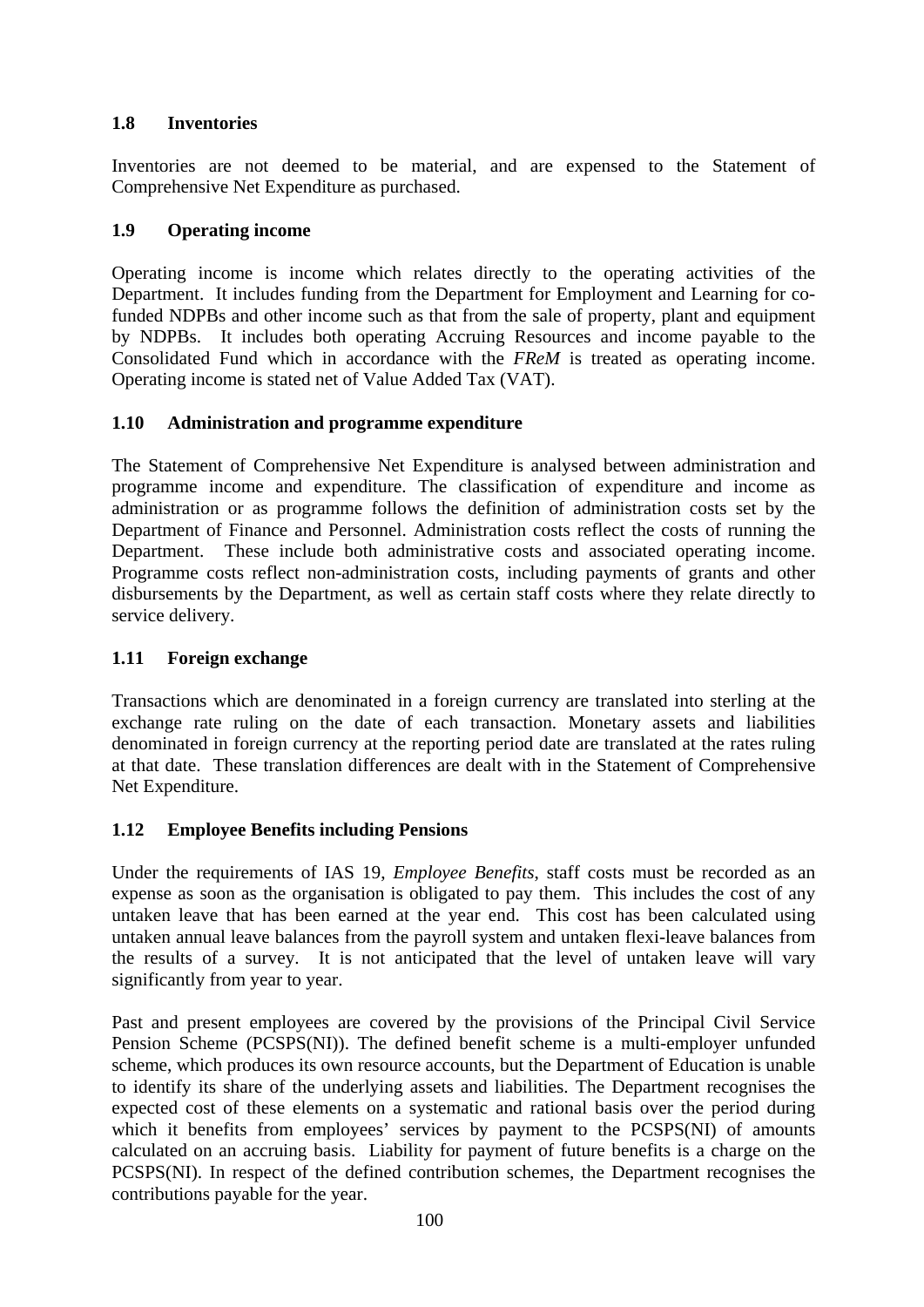### 1.8 Inventories

Inventories are not deemed to be material, and are expensed to the Statement of Comprehensive Net Expenditure as purchased.

### 1.9 Operating income

Operating income is income which relates directly to the operating activities of the Department. It includes funding from the Department for Employment and Learning for co-funded NDPBs and other income such as that from the sale of property, plant and equipment by NDPBs. It includes both operating Accruing Resources and income payable to the Consolidated Fund which in accordance with the *FReM* is treated as operating income. Operating income is stated net of Value Added Tax (VAT).

### 1.10 Administration and programme expenditure

The Statement of Comprehensive Net Expenditure is analysed between administration and programme income and expenditure. The classification of expenditure and income as administration or as programme follows the definition of administration costs set by the Department of Finance and Personnel. Administration costs reflect the costs of running the Department. These include both administrative costs and associated operating income. Programme costs reflect non-administration costs, including payments of grants and other disbursements by the Department, as well as certain staff costs where they relate directly to service delivery.

### 1.11 Foreign exchange

Transactions which are denominated in a foreign currency are translated into sterling at the exchange rate ruling on the date of each transaction. Monetary assets and liabilities denominated in foreign currency at the reporting period date are translated at the rates ruling at that date. These translation differences are dealt with in the Statement of Comprehensive Net Expenditure.

### 1.12 Employee Benefits including Pensions

Under the requirements of IAS 19, *Employee Benefits*, staff costs must be recorded as an expense as soon as the organisation is obligated to pay them. This includes the cost of any untaken leave that has been earned at the year end. This cost has been calculated using untaken annual leave balances from the payroll system and untaken flexi-leave balances from the results of a survey. It is not anticipated that the level of untaken leave will vary significantly from year to year.

Past and present employees are covered by the provisions of the Principal Civil Service Pension Scheme (PCSPS(NI)). The defined benefit scheme is a multi-employer unfunded scheme, which produces its own resource accounts, but the Department of Education is unable to identify its share of the underlying assets and liabilities. The Department recognises the expected cost of these elements on a systematic and rational basis over the period during which it benefits from employees' services by payment to the PCSPS(NI) of amounts calculated on an accruing basis. Liability for payment of future benefits is a charge on the PCSPS(NI). In respect of the defined contribution schemes, the Department recognises the contributions payable for the year.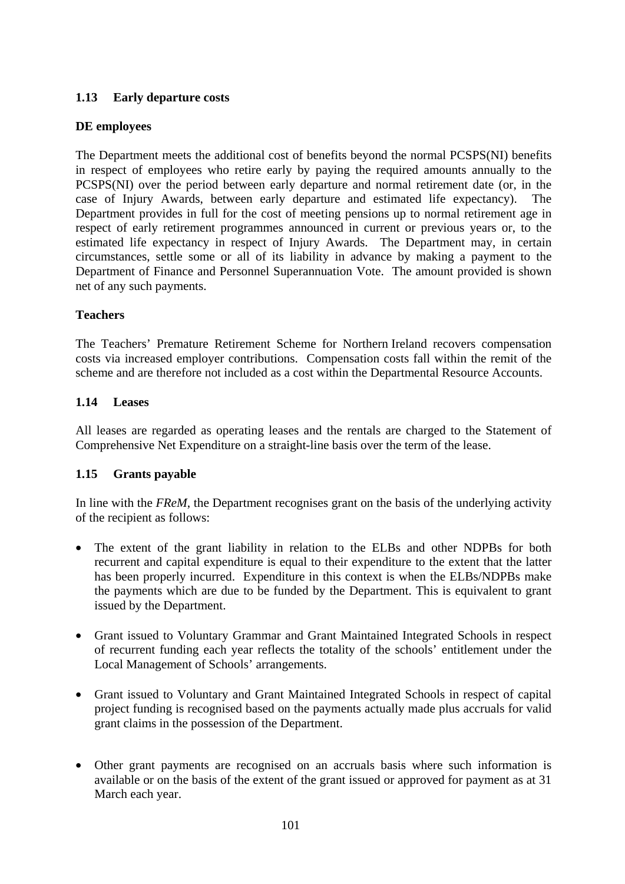### 1.13 Early departure costs

**DE employees**

The Department meets the additional cost of benefits beyond the normal PCSPS(NI) benefits in respect of employees who retire early by paying the required amounts annually to the PCSPS(NI) over the period between early departure and normal retirement date (or, in the case of Injury Awards, between early departure and estimated life expectancy). The Department provides in full for the cost of meeting pensions up to normal retirement age in respect of early retirement programmes announced in current or previous years or, to the estimated life expectancy in respect of Injury Awards. The Department may, in certain circumstances, settle some or all of its liability in advance by making a payment to the Department of Finance and Personnel Superannuation Vote. The amount provided is shown net of any such payments.

**Teachers**

The Teachers' Premature Retirement Scheme for Northern Ireland recovers compensation costs via increased employer contributions. Compensation costs fall within the remit of the scheme and are therefore not included as a cost within the Departmental Resource Accounts.

### 1.14 Leases

All leases are regarded as operating leases and the rentals are charged to the Statement of Comprehensive Net Expenditure on a straight-line basis over the term of the lease.

### 1.15 Grants payable

In line with the *FReM*, the Department recognises grant on the basis of the underlying activity of the recipient as follows:

- The extent of the grant liability in relation to the ELBs and other NDPBs for both recurrent and capital expenditure is equal to their expenditure to the extent that the latter has been properly incurred. Expenditure in this context is when the ELBs/NDPBs make the payments which are due to be funded by the Department. This is equivalent to grant issued by the Department.

- Grant issued to Voluntary Grammar and Grant Maintained Integrated Schools in respect of recurrent funding each year reflects the totality of the schools' entitlement under the Local Management of Schools' arrangements.

- Grant issued to Voluntary and Grant Maintained Integrated Schools in respect of capital project funding is recognised based on the payments actually made plus accruals for valid grant claims in the possession of the Department.

- Other grant payments are recognised on an accruals basis where such information is available or on the basis of the extent of the grant issued or approved for payment as at 31 March each year.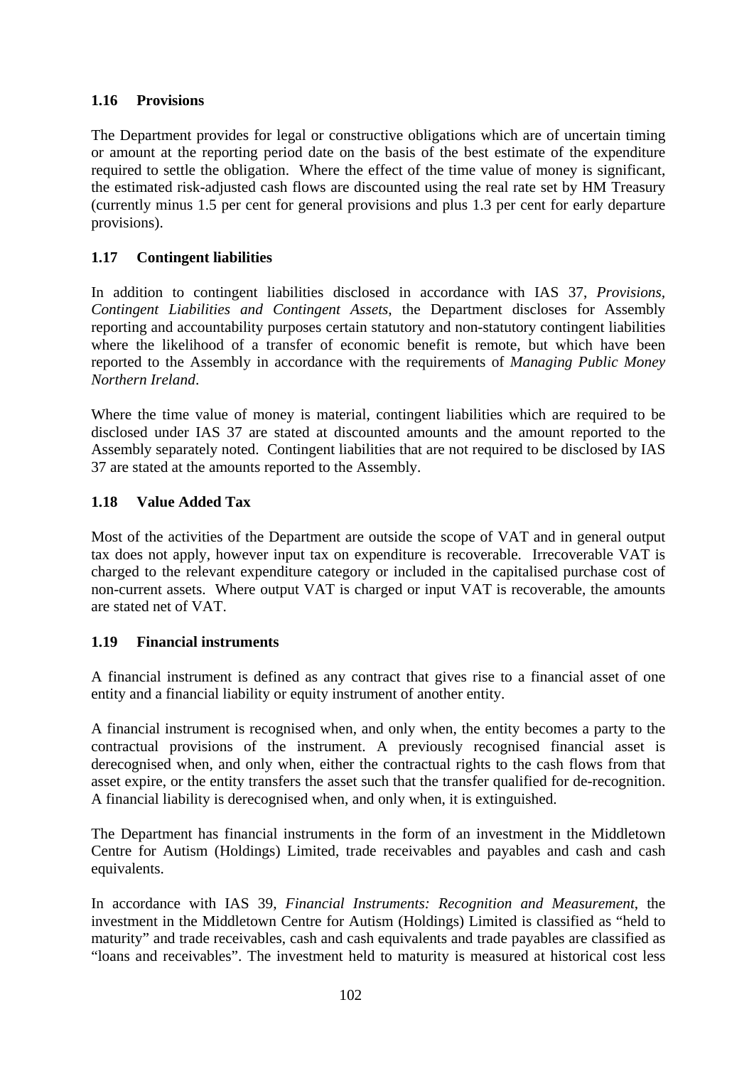### 1.16 Provisions

The Department provides for legal or constructive obligations which are of uncertain timing or amount at the reporting period date on the basis of the best estimate of the expenditure required to settle the obligation. Where the effect of the time value of money is significant, the estimated risk-adjusted cash flows are discounted using the real rate set by HM Treasury (currently minus 1.5 per cent for general provisions and plus 1.3 per cent for early departure provisions).

### 1.17 Contingent liabilities

In addition to contingent liabilities disclosed in accordance with IAS 37, *Provisions, Contingent Liabilities and Contingent Assets*, the Department discloses for Assembly reporting and accountability purposes certain statutory and non-statutory contingent liabilities where the likelihood of a transfer of economic benefit is remote, but which have been reported to the Assembly in accordance with the requirements of *Managing Public Money Northern Ireland*.

Where the time value of money is material, contingent liabilities which are required to be disclosed under IAS 37 are stated at discounted amounts and the amount reported to the Assembly separately noted. Contingent liabilities that are not required to be disclosed by IAS 37 are stated at the amounts reported to the Assembly.

### 1.18 Value Added Tax

Most of the activities of the Department are outside the scope of VAT and in general output tax does not apply, however input tax on expenditure is recoverable. Irrecoverable VAT is charged to the relevant expenditure category or included in the capitalised purchase cost of non-current assets. Where output VAT is charged or input VAT is recoverable, the amounts are stated net of VAT.

### 1.19 Financial instruments

A financial instrument is defined as any contract that gives rise to a financial asset of one entity and a financial liability or equity instrument of another entity.

A financial instrument is recognised when, and only when, the entity becomes a party to the contractual provisions of the instrument. A previously recognised financial asset is derecognised when, and only when, either the contractual rights to the cash flows from that asset expire, or the entity transfers the asset such that the transfer qualified for de-recognition. A financial liability is derecognised when, and only when, it is extinguished.

The Department has financial instruments in the form of an investment in the Middletown Centre for Autism (Holdings) Limited, trade receivables and payables and cash and cash equivalents.

In accordance with IAS 39, *Financial Instruments: Recognition and Measurement*, the investment in the Middletown Centre for Autism (Holdings) Limited is classified as "held to maturity" and trade receivables, cash and cash equivalents and trade payables are classified as "loans and receivables". The investment held to maturity is measured at historical cost less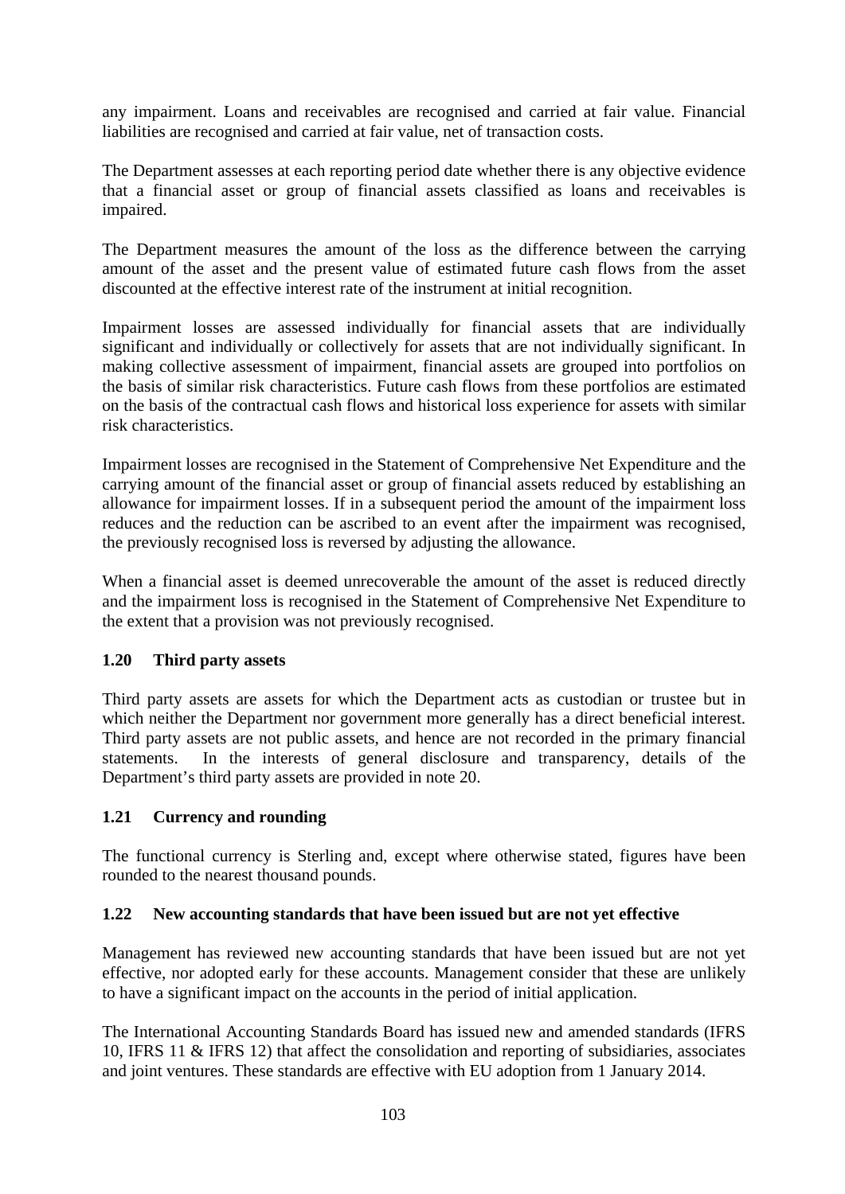any impairment. Loans and receivables are recognised and carried at fair value. Financial liabilities are recognised and carried at fair value, net of transaction costs.

The Department assesses at each reporting period date whether there is any objective evidence that a financial asset or group of financial assets classified as loans and receivables is impaired.

The Department measures the amount of the loss as the difference between the carrying amount of the asset and the present value of estimated future cash flows from the asset discounted at the effective interest rate of the instrument at initial recognition.

Impairment losses are assessed individually for financial assets that are individually significant and individually or collectively for assets that are not individually significant. In making collective assessment of impairment, financial assets are grouped into portfolios on the basis of similar risk characteristics. Future cash flows from these portfolios are estimated on the basis of the contractual cash flows and historical loss experience for assets with similar risk characteristics.

Impairment losses are recognised in the Statement of Comprehensive Net Expenditure and the carrying amount of the financial asset or group of financial assets reduced by establishing an allowance for impairment losses. If in a subsequent period the amount of the impairment loss reduces and the reduction can be ascribed to an event after the impairment was recognised, the previously recognised loss is reversed by adjusting the allowance.

When a financial asset is deemed unrecoverable the amount of the asset is reduced directly and the impairment loss is recognised in the Statement of Comprehensive Net Expenditure to the extent that a provision was not previously recognised.

### 1.20 Third party assets

Third party assets are assets for which the Department acts as custodian or trustee but in which neither the Department nor government more generally has a direct beneficial interest. Third party assets are not public assets, and hence are not recorded in the primary financial statements. In the interests of general disclosure and transparency, details of the Department's third party assets are provided in note 20.

### 1.21 Currency and rounding

The functional currency is Sterling and, except where otherwise stated, figures have been rounded to the nearest thousand pounds.

### 1.22 New accounting standards that have been issued but are not yet effective

Management has reviewed new accounting standards that have been issued but are not yet effective, nor adopted early for these accounts. Management consider that these are unlikely to have a significant impact on the accounts in the period of initial application.

The International Accounting Standards Board has issued new and amended standards (IFRS 10, IFRS 11 & IFRS 12) that affect the consolidation and reporting of subsidiaries, associates and joint ventures. These standards are effective with EU adoption from 1 January 2014.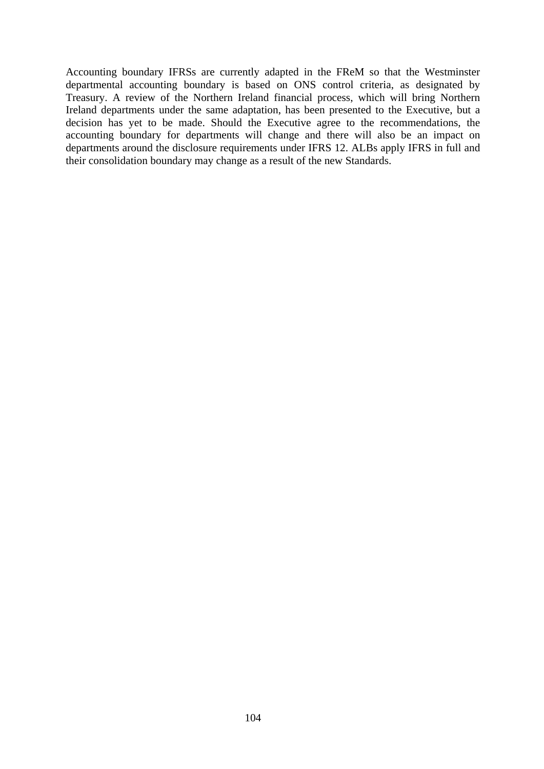Accounting boundary IFRSs are currently adapted in the FReM so that the Westminster departmental accounting boundary is based on ONS control criteria, as designated by Treasury. A review of the Northern Ireland financial process, which will bring Northern Ireland departments under the same adaptation, has been presented to the Executive, but a decision has yet to be made. Should the Executive agree to the recommendations, the accounting boundary for departments will change and there will also be an impact on departments around the disclosure requirements under IFRS 12. ALBs apply IFRS in full and their consolidation boundary may change as a result of the new Standards.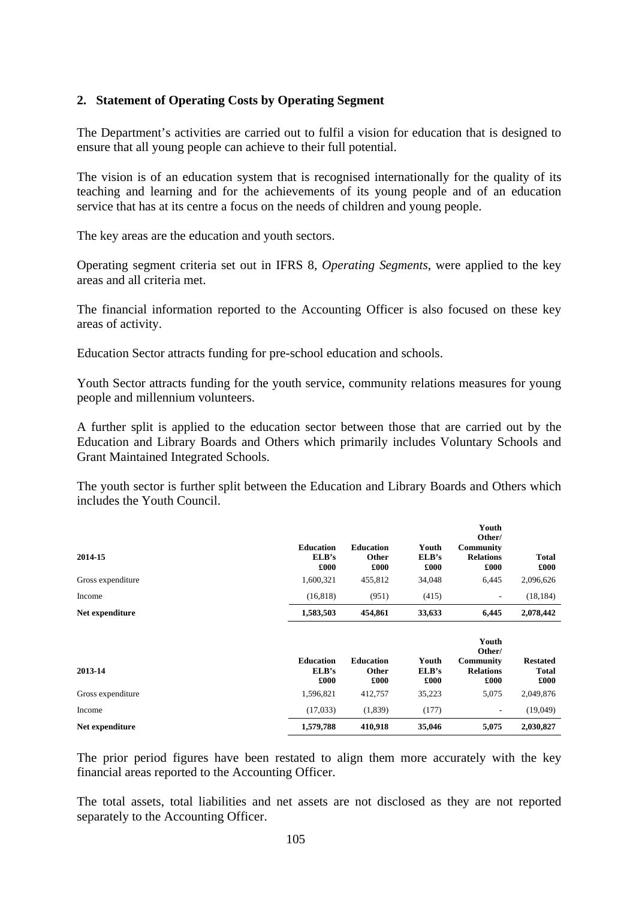## 2. Statement of Operating Costs by Operating Segment

The Department's activities are carried out to fulfil a vision for education that is designed to ensure that all young people can achieve to their full potential.

The vision is of an education system that is recognised internationally for the quality of its teaching and learning and for the achievements of its young people and of an education service that has at its centre a focus on the needs of children and young people.

The key areas are the education and youth sectors.

Operating segment criteria set out in IFRS 8, *Operating Segments*, were applied to the key areas and all criteria met.

The financial information reported to the Accounting Officer is also focused on these key areas of activity.

Education Sector attracts funding for pre-school education and schools.

Youth Sector attracts funding for the youth service, community relations measures for young people and millennium volunteers.

A further split is applied to the education sector between those that are carried out by the Education and Library Boards and Others which primarily includes Voluntary Schools and Grant Maintained Integrated Schools.

The youth sector is further split between the Education and Library Boards and Others which includes the Youth Council.

| **2014-15** | **Education ELB's £000** | **Education Other £000** | **Youth ELB's £000** | **Youth Other/ Community Relations £000** | **Total £000** |
|---|---|---|---|---|---|
| Gross expenditure | 1,600,321 | 455,812 | 34,048 | 6,445 | 2,096,626 |
| Income | (16,818) | (951) | (415) | - | (18,184) |
| **Net expenditure** | **1,583,503** | **454,861** | **33,633** | **6,445** | **2,078,442** |

| **2013-14** | **Education ELB's £000** | **Education Other £000** | **Youth ELB's £000** | **Youth Other/ Community Relations £000** | **Restated Total £000** |
|---|---|---|---|---|---|
| Gross expenditure | 1,596,821 | 412,757 | 35,223 | 5,075 | 2,049,876 |
| Income | (17,033) | (1,839) | (177) | - | (19,049) |
| **Net expenditure** | **1,579,788** | **410,918** | **35,046** | **5,075** | **2,030,827** |

The prior period figures have been restated to align them more accurately with the key financial areas reported to the Accounting Officer.

The total assets, total liabilities and net assets are not disclosed as they are not reported separately to the Accounting Officer.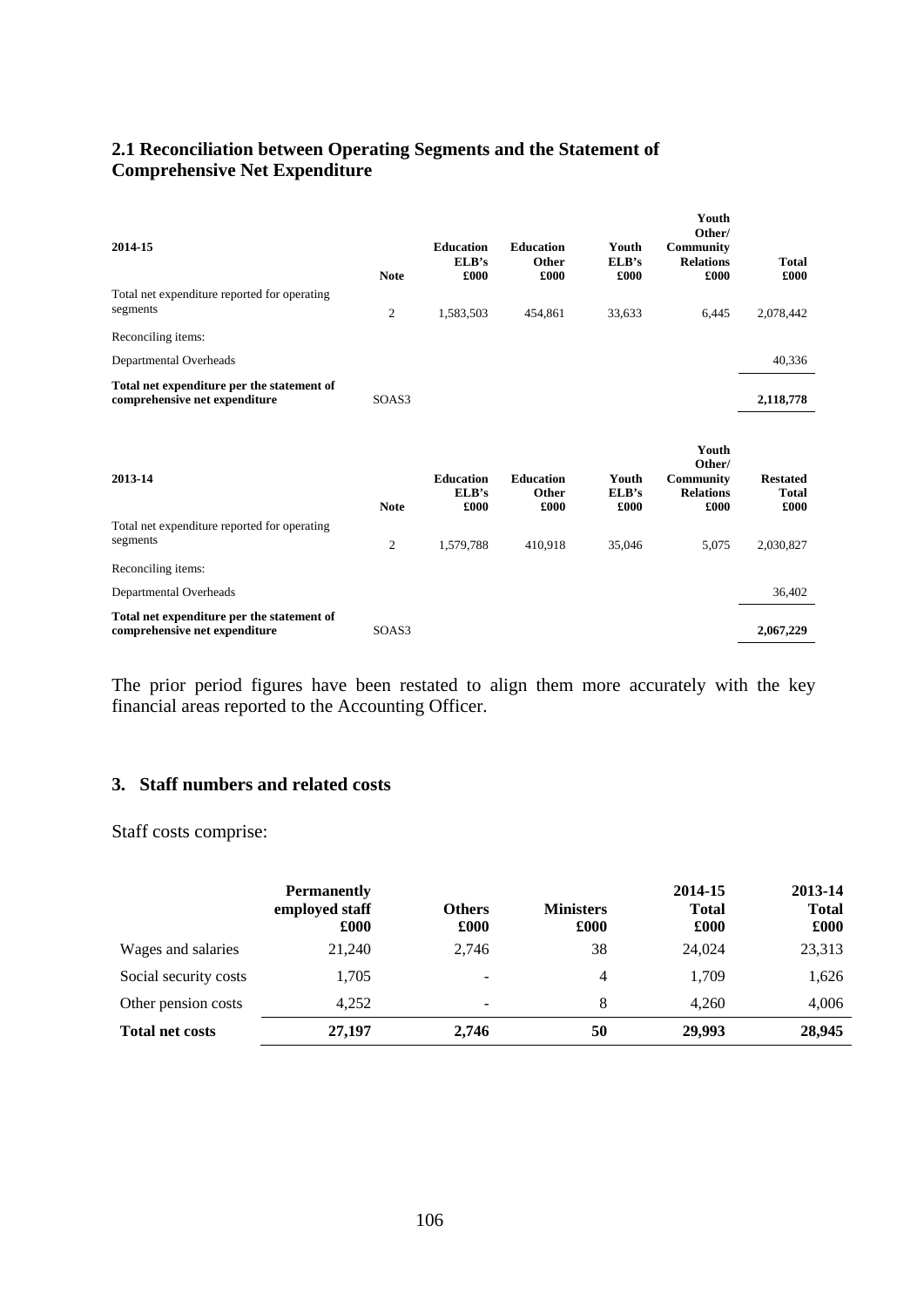## 2.1 Reconciliation between Operating Segments and the Statement of Comprehensive Net Expenditure

| 2014-15 | Note | Education ELB's £000 | Education Other £000 | Youth ELB's £000 | Youth Other/ Community Relations £000 | Total £000 |
|---|---|---|---|---|---|---|
| Total net expenditure reported for operating segments | 2 | 1,583,503 | 454,861 | 33,633 | 6,445 | 2,078,442 |
| Reconciling items: | | | | | | |
| Departmental Overheads | | | | | | 40,336 |
| **Total net expenditure per the statement of comprehensive net expenditure** | SOAS3 | | | | | **2,118,778** |

| 2013-14 | Note | Education ELB's £000 | Education Other £000 | Youth ELB's £000 | Youth Other/ Community Relations £000 | Restated Total £000 |
|---|---|---|---|---|---|---|
| Total net expenditure reported for operating segments | 2 | 1,579,788 | 410,918 | 35,046 | 5,075 | 2,030,827 |
| Reconciling items: | | | | | | |
| Departmental Overheads | | | | | | 36,402 |
| **Total net expenditure per the statement of comprehensive net expenditure** | SOAS3 | | | | | **2,067,229** |

The prior period figures have been restated to align them more accurately with the key financial areas reported to the Accounting Officer.

## 3. Staff numbers and related costs

Staff costs comprise:

| | Permanently employed staff £000 | Others £000 | Ministers £000 | 2014-15 Total £000 | 2013-14 Total £000 |
|---|---|---|---|---|---|
| Wages and salaries | 21,240 | 2,746 | 38 | 24,024 | 23,313 |
| Social security costs | 1,705 | - | 4 | 1,709 | 1,626 |
| Other pension costs | 4,252 | - | 8 | 4,260 | 4,006 |
| **Total net costs** | **27,197** | **2,746** | **50** | **29,993** | **28,945** |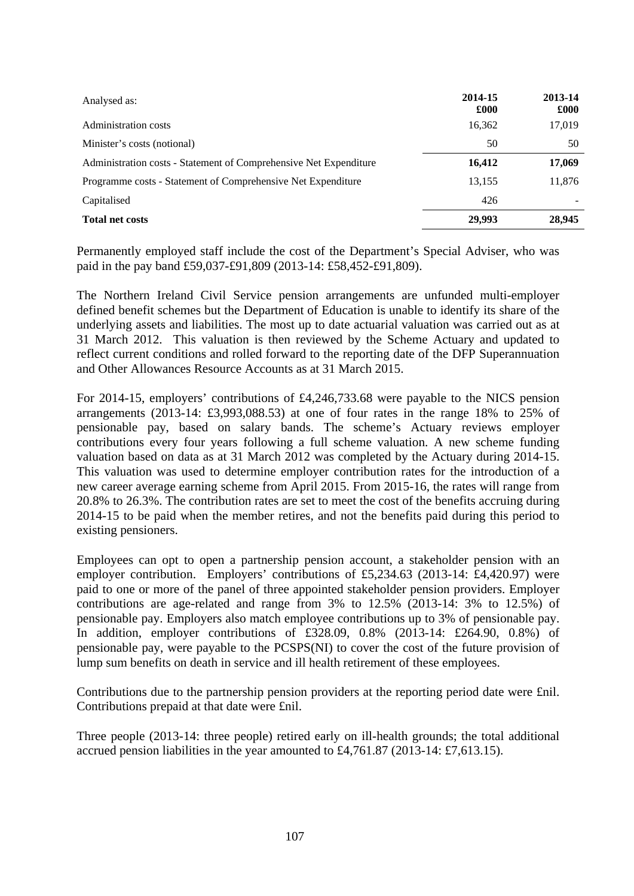| Analysed as: | 2014-15<br>£000 | 2013-14<br>£000 |
|---|---|---|
| Administration costs | 16,362 | 17,019 |
| Minister's costs (notional) | 50 | 50 |
| Administration costs - Statement of Comprehensive Net Expenditure | **16,412** | **17,069** |
| Programme costs - Statement of Comprehensive Net Expenditure | 13,155 | 11,876 |
| Capitalised | 426 | - |
| **Total net costs** | **29,993** | **28,945** |

Permanently employed staff include the cost of the Department's Special Adviser, who was paid in the pay band £59,037-£91,809 (2013-14: £58,452-£91,809).

The Northern Ireland Civil Service pension arrangements are unfunded multi-employer defined benefit schemes but the Department of Education is unable to identify its share of the underlying assets and liabilities. The most up to date actuarial valuation was carried out as at 31 March 2012. This valuation is then reviewed by the Scheme Actuary and updated to reflect current conditions and rolled forward to the reporting date of the DFP Superannuation and Other Allowances Resource Accounts as at 31 March 2015.

For 2014-15, employers' contributions of £4,246,733.68 were payable to the NICS pension arrangements (2013-14: £3,993,088.53) at one of four rates in the range 18% to 25% of pensionable pay, based on salary bands. The scheme's Actuary reviews employer contributions every four years following a full scheme valuation. A new scheme funding valuation based on data as at 31 March 2012 was completed by the Actuary during 2014-15. This valuation was used to determine employer contribution rates for the introduction of a new career average earning scheme from April 2015. From 2015-16, the rates will range from 20.8% to 26.3%. The contribution rates are set to meet the cost of the benefits accruing during 2014-15 to be paid when the member retires, and not the benefits paid during this period to existing pensioners.

Employees can opt to open a partnership pension account, a stakeholder pension with an employer contribution. Employers' contributions of £5,234.63 (2013-14: £4,420.97) were paid to one or more of the panel of three appointed stakeholder pension providers. Employer contributions are age-related and range from 3% to 12.5% (2013-14: 3% to 12.5%) of pensionable pay. Employers also match employee contributions up to 3% of pensionable pay. In addition, employer contributions of £328.09, 0.8% (2013-14: £264.90, 0.8%) of pensionable pay, were payable to the PCSPS(NI) to cover the cost of the future provision of lump sum benefits on death in service and ill health retirement of these employees.

Contributions due to the partnership pension providers at the reporting period date were £nil. Contributions prepaid at that date were £nil.

Three people (2013-14: three people) retired early on ill-health grounds; the total additional accrued pension liabilities in the year amounted to £4,761.87 (2013-14: £7,613.15).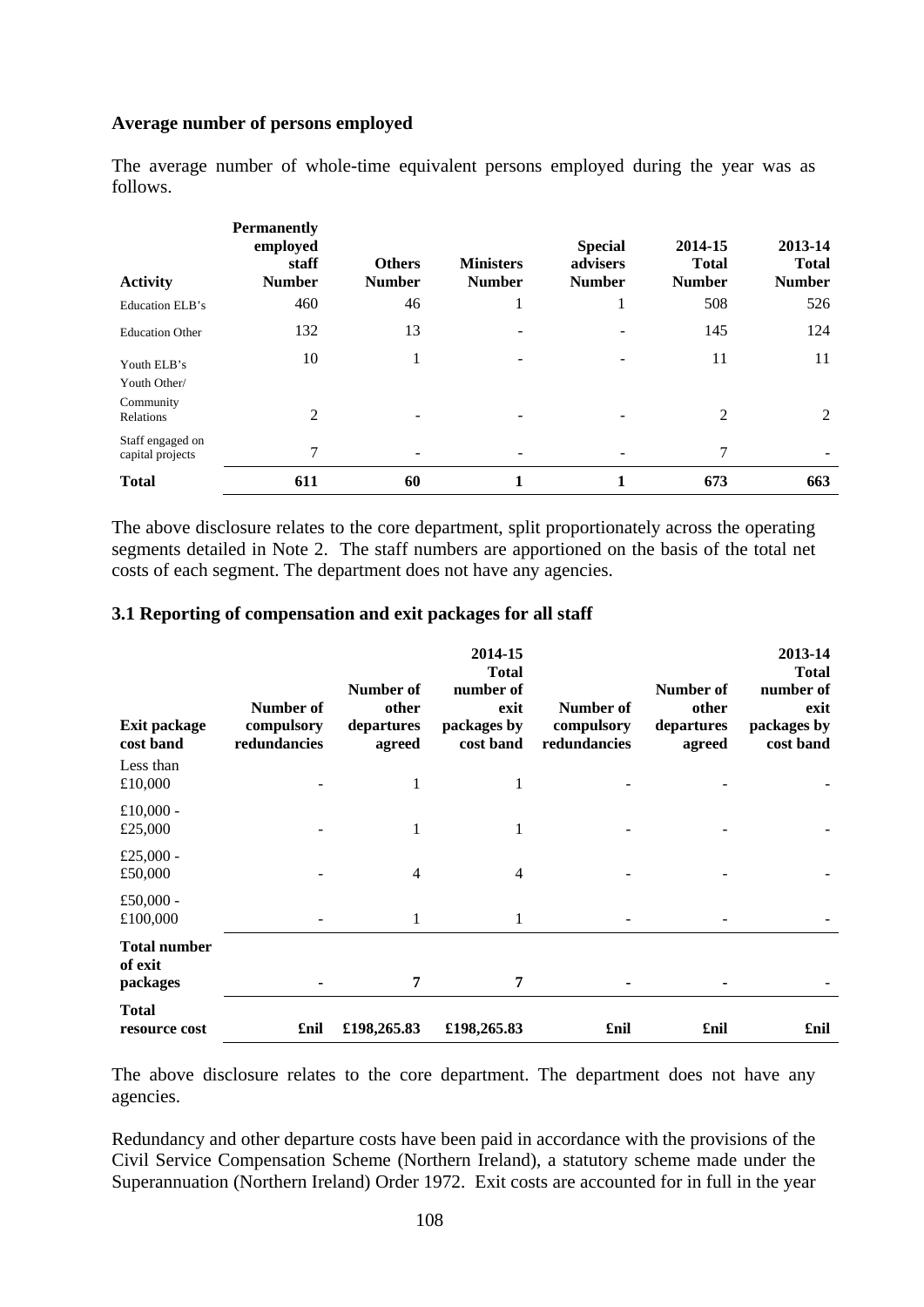**Average number of persons employed**

The average number of whole-time equivalent persons employed during the year was as follows.

| Activity | Permanently employed staff Number | Others Number | Ministers Number | Special advisers Number | 2014-15 Total Number | 2013-14 Total Number |
|---|---|---|---|---|---|---|
| Education ELB's | 460 | 46 | 1 | 1 | 508 | 526 |
| Education Other | 132 | 13 | - | - | 145 | 124 |
| Youth ELB's | 10 | 1 | - | - | 11 | 11 |
| Youth Other/ Community Relations | 2 | - | - | - | 2 | 2 |
| Staff engaged on capital projects | 7 | - | - | - | 7 | - |
| **Total** | **611** | **60** | **1** | **1** | **673** | **663** |

The above disclosure relates to the core department, split proportionately across the operating segments detailed in Note 2. The staff numbers are apportioned on the basis of the total net costs of each segment. The department does not have any agencies.

**3.1 Reporting of compensation and exit packages for all staff**

| Exit package cost band | Number of compulsory redundancies | Number of other departures agreed | 2014-15 Total number of exit packages by cost band | Number of compulsory redundancies | Number of other departures agreed | 2013-14 Total number of exit packages by cost band |
|---|---|---|---|---|---|---|
| Less than £10,000 | - | 1 | 1 | - | - | - |
| £10,000 - £25,000 | - | 1 | 1 | - | - | - |
| £25,000 - £50,000 | - | 4 | 4 | - | - | - |
| £50,000 - £100,000 | - | 1 | 1 | - | - | - |
| **Total number of exit packages** | **-** | **7** | **7** | **-** | **-** | - |
| **Total resource cost** | **£nil** | **£198,265.83** | **£198,265.83** | **£nil** | **£nil** | **£nil** |

The above disclosure relates to the core department. The department does not have any agencies.

Redundancy and other departure costs have been paid in accordance with the provisions of the Civil Service Compensation Scheme (Northern Ireland), a statutory scheme made under the Superannuation (Northern Ireland) Order 1972. Exit costs are accounted for in full in the year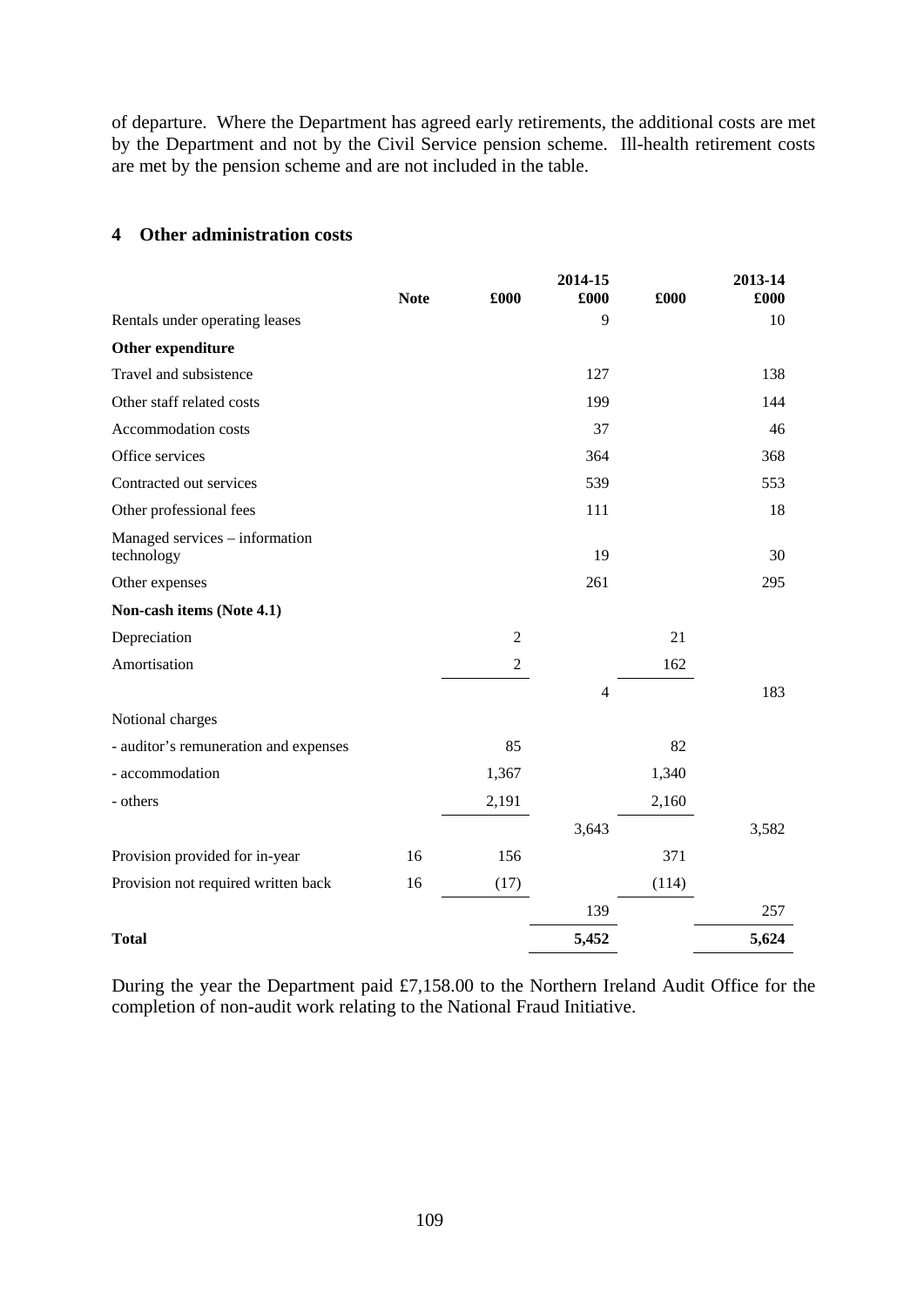of departure. Where the Department has agreed early retirements, the additional costs are met by the Department and not by the Civil Service pension scheme. Ill-health retirement costs are met by the pension scheme and are not included in the table.

## 4 Other administration costs

| | Note | £000 | 2014-15 £000 | £000 | 2013-14 £000 |
|---|---|---|---|---|---|
| Rentals under operating leases | | | 9 | | 10 |
| **Other expenditure** | | | | | |
| Travel and subsistence | | | 127 | | 138 |
| Other staff related costs | | | 199 | | 144 |
| Accommodation costs | | | 37 | | 46 |
| Office services | | | 364 | | 368 |
| Contracted out services | | | 539 | | 553 |
| Other professional fees | | | 111 | | 18 |
| Managed services – information technology | | | 19 | | 30 |
| Other expenses | | | 261 | | 295 |
| **Non-cash items (Note 4.1)** | | | | | |
| Depreciation | | 2 | | 21 | |
| Amortisation | | 2 | | 162 | |
| | | | 4 | | 183 |
| Notional charges | | | | | |
| - auditor's remuneration and expenses | | 85 | | 82 | |
| - accommodation | | 1,367 | | 1,340 | |
| - others | | 2,191 | | 2,160 | |
| | | | 3,643 | | 3,582 |
| Provision provided for in-year | 16 | 156 | | 371 | |
| Provision not required written back | 16 | (17) | | (114) | |
| | | | 139 | | 257 |
| **Total** | | | **5,452** | | **5,624** |

During the year the Department paid £7,158.00 to the Northern Ireland Audit Office for the completion of non-audit work relating to the National Fraud Initiative.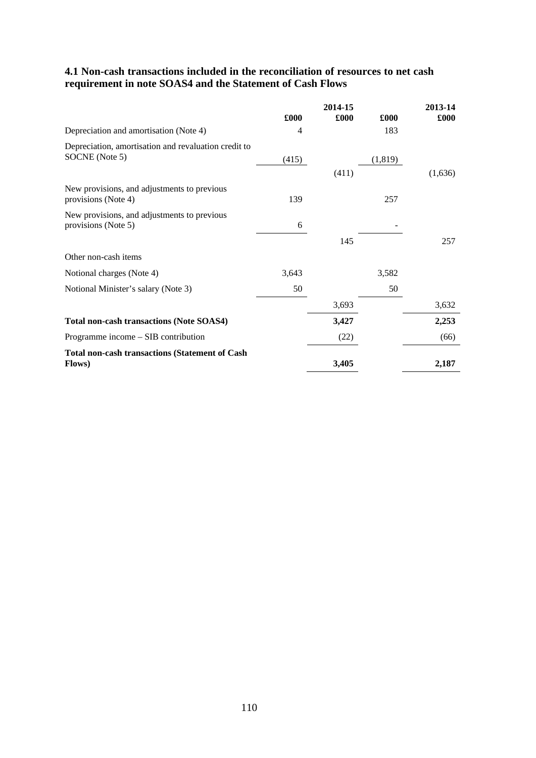### 4.1 Non-cash transactions included in the reconciliation of resources to net cash requirement in note SOAS4 and the Statement of Cash Flows

| | | 2014-15 | | 2013-14 |
|---|---|---|---|---|
| | £000 | £000 | £000 | £000 |
| Depreciation and amortisation (Note 4) | 4 | | 183 | |
| Depreciation, amortisation and revaluation credit to SOCNE (Note 5) | (415) | | (1,819) | |
| | | (411) | | (1,636) |
| New provisions, and adjustments to previous provisions (Note 4) | 139 | | 257 | |
| New provisions, and adjustments to previous provisions (Note 5) | 6 | | - | |
| | | 145 | | 257 |
| Other non-cash items | | | | |
| Notional charges (Note 4) | 3,643 | | 3,582 | |
| Notional Minister's salary (Note 3) | 50 | | 50 | |
| | | 3,693 | | 3,632 |
| **Total non-cash transactions (Note SOAS4)** | | **3,427** | | **2,253** |
| Programme income – SIB contribution | | (22) | | (66) |
| **Total non-cash transactions (Statement of Cash Flows)** | | **3,405** | | **2,187** |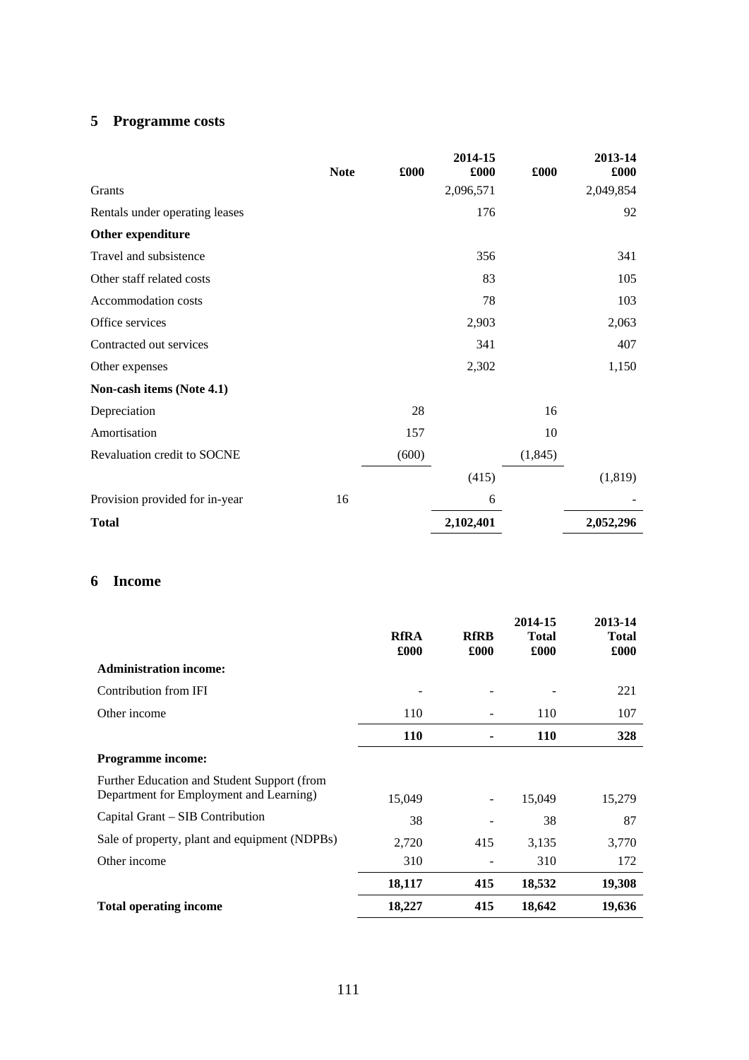## 5 Programme costs

| | Note | £000 | 2014-15 £000 | £000 | 2013-14 £000 |
|---|---|---|---|---|---|
| Grants | | | 2,096,571 | | 2,049,854 |
| Rentals under operating leases | | | 176 | | 92 |
| **Other expenditure** | | | | | |
| Travel and subsistence | | | 356 | | 341 |
| Other staff related costs | | | 83 | | 105 |
| Accommodation costs | | | 78 | | 103 |
| Office services | | | 2,903 | | 2,063 |
| Contracted out services | | | 341 | | 407 |
| Other expenses | | | 2,302 | | 1,150 |
| **Non-cash items (Note 4.1)** | | | | | |
| Depreciation | | 28 | | 16 | |
| Amortisation | | 157 | | 10 | |
| Revaluation credit to SOCNE | | (600) | | (1,845) | |
| | | | (415) | | (1,819) |
| Provision provided for in-year | 16 | | 6 | | - |
| **Total** | | | **2,102,401** | | **2,052,296** |

## 6 Income

| | RfRA £000 | RfRB £000 | 2014-15 Total £000 | 2013-14 Total £000 |
|---|---|---|---|---|
| **Administration income:** | | | | |
| Contribution from IFI | - | - | - | 221 |
| Other income | 110 | - | 110 | 107 |
| | **110** | **-** | **110** | **328** |
| **Programme income:** | | | | |
| Further Education and Student Support (from Department for Employment and Learning) | 15,049 | - | 15,049 | 15,279 |
| Capital Grant – SIB Contribution | 38 | - | 38 | 87 |
| Sale of property, plant and equipment (NDPBs) | 2,720 | 415 | 3,135 | 3,770 |
| Other income | 310 | - | 310 | 172 |
| | **18,117** | **415** | **18,532** | **19,308** |
| **Total operating income** | **18,227** | **415** | **18,642** | **19,636** |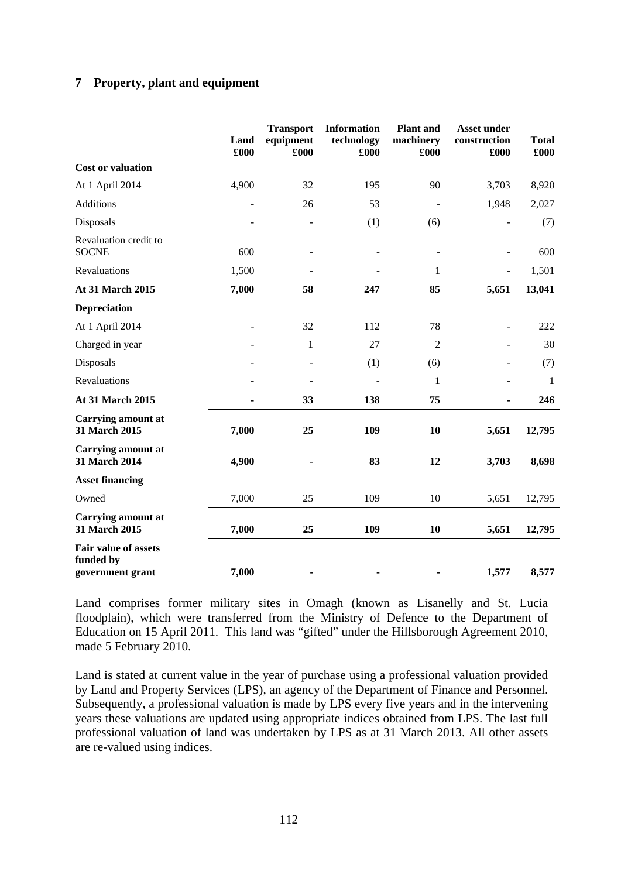## 7 Property, plant and equipment

| | Land £000 | Transport equipment £000 | Information technology £000 | Plant and machinery £000 | Asset under construction £000 | Total £000 |
|---|---|---|---|---|---|---|
| **Cost or valuation** | | | | | | |
| At 1 April 2014 | 4,900 | 32 | 195 | 90 | 3,703 | 8,920 |
| Additions | - | 26 | 53 | - | 1,948 | 2,027 |
| Disposals | - | - | (1) | (6) | - | (7) |
| Revaluation credit to SOCNE | 600 | - | - | - | - | 600 |
| Revaluations | 1,500 | - | - | 1 | - | 1,501 |
| **At 31 March 2015** | **7,000** | **58** | **247** | **85** | **5,651** | **13,041** |
| **Depreciation** | | | | | | |
| At 1 April 2014 | - | 32 | 112 | 78 | - | 222 |
| Charged in year | - | 1 | 27 | 2 | - | 30 |
| Disposals | - | - | (1) | (6) | - | (7) |
| Revaluations | - | - | - | 1 | - | 1 |
| **At 31 March 2015** | **-** | **33** | **138** | **75** | **-** | **246** |
| **Carrying amount at 31 March 2015** | **7,000** | **25** | **109** | **10** | **5,651** | **12,795** |
| **Carrying amount at 31 March 2014** | **4,900** | **-** | **83** | **12** | **3,703** | **8,698** |
| **Asset financing** | | | | | | |
| Owned | 7,000 | 25 | 109 | 10 | 5,651 | 12,795 |
| **Carrying amount at 31 March 2015** | **7,000** | **25** | **109** | **10** | **5,651** | **12,795** |
| **Fair value of assets funded by government grant** | **7,000** | **-** | **-** | **-** | **1,577** | **8,577** |

Land comprises former military sites in Omagh (known as Lisanelly and St. Lucia floodplain), which were transferred from the Ministry of Defence to the Department of Education on 15 April 2011. This land was "gifted" under the Hillsborough Agreement 2010, made 5 February 2010.

Land is stated at current value in the year of purchase using a professional valuation provided by Land and Property Services (LPS), an agency of the Department of Finance and Personnel. Subsequently, a professional valuation is made by LPS every five years and in the intervening years these valuations are updated using appropriate indices obtained from LPS. The last full professional valuation of land was undertaken by LPS as at 31 March 2013. All other assets are re-valued using indices.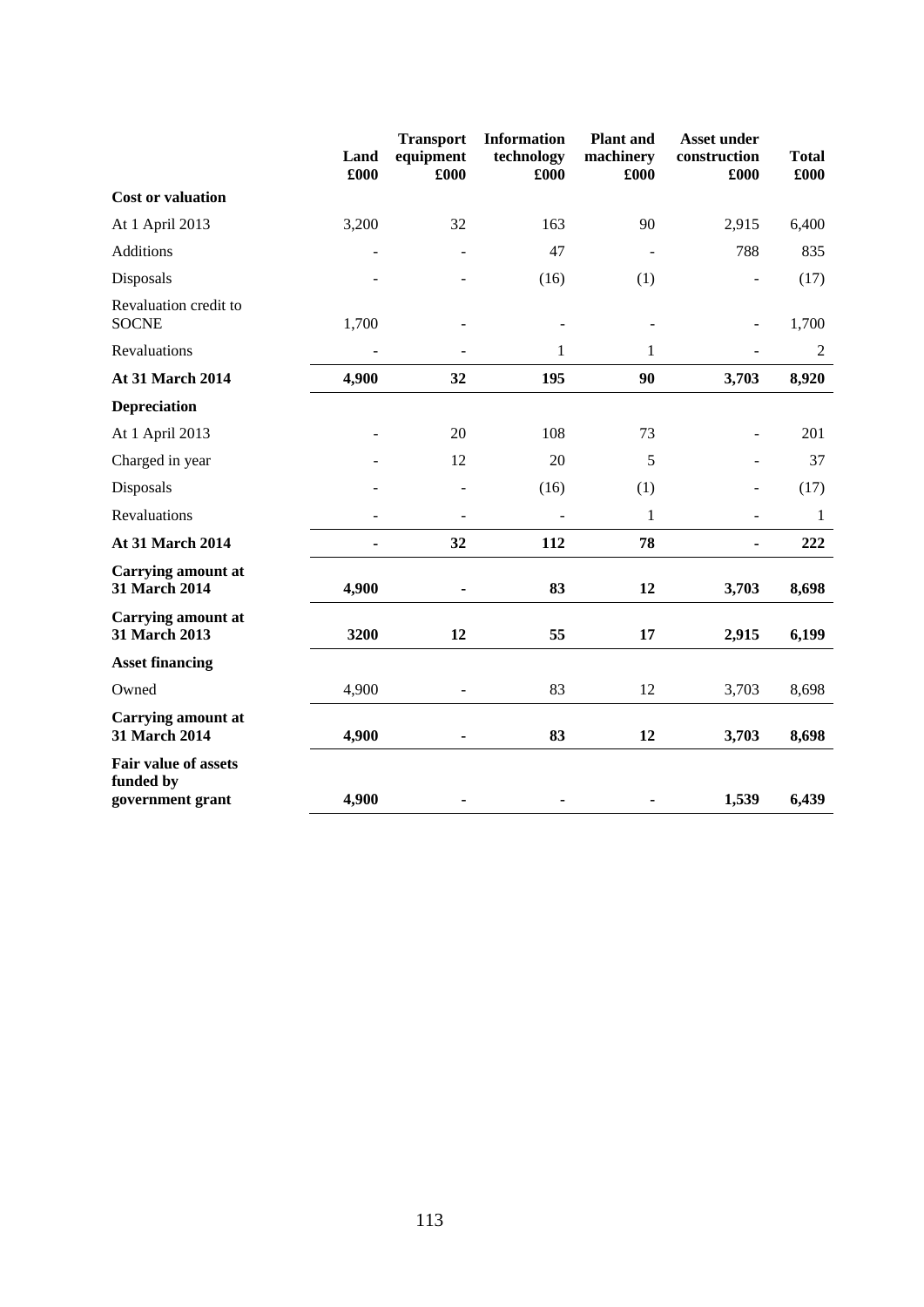| | Land £000 | Transport equipment £000 | Information technology £000 | Plant and machinery £000 | Asset under construction £000 | Total £000 |
|---|---|---|---|---|---|---|
| **Cost or valuation** | | | | | | |
| At 1 April 2013 | 3,200 | 32 | 163 | 90 | 2,915 | 6,400 |
| Additions | - | - | 47 | - | 788 | 835 |
| Disposals | - | - | (16) | (1) | - | (17) |
| Revaluation credit to SOCNE | 1,700 | - | - | - | - | 1,700 |
| Revaluations | - | - | 1 | 1 | - | 2 |
| **At 31 March 2014** | **4,900** | **32** | **195** | **90** | **3,703** | **8,920** |
| **Depreciation** | | | | | | |
| At 1 April 2013 | - | 20 | 108 | 73 | - | 201 |
| Charged in year | - | 12 | 20 | 5 | - | 37 |
| Disposals | - | - | (16) | (1) | - | (17) |
| Revaluations | - | - | - | 1 | - | 1 |
| **At 31 March 2014** | **-** | **32** | **112** | **78** | **-** | **222** |
| **Carrying amount at 31 March 2014** | **4,900** | **-** | **83** | **12** | **3,703** | **8,698** |
| **Carrying amount at 31 March 2013** | **3200** | **12** | **55** | **17** | **2,915** | **6,199** |
| **Asset financing** | | | | | | |
| Owned | 4,900 | - | 83 | 12 | 3,703 | 8,698 |
| **Carrying amount at 31 March 2014** | **4,900** | **-** | **83** | **12** | **3,703** | **8,698** |
| **Fair value of assets funded by government grant** | **4,900** | **-** | **-** | **-** | **1,539** | **6,439** |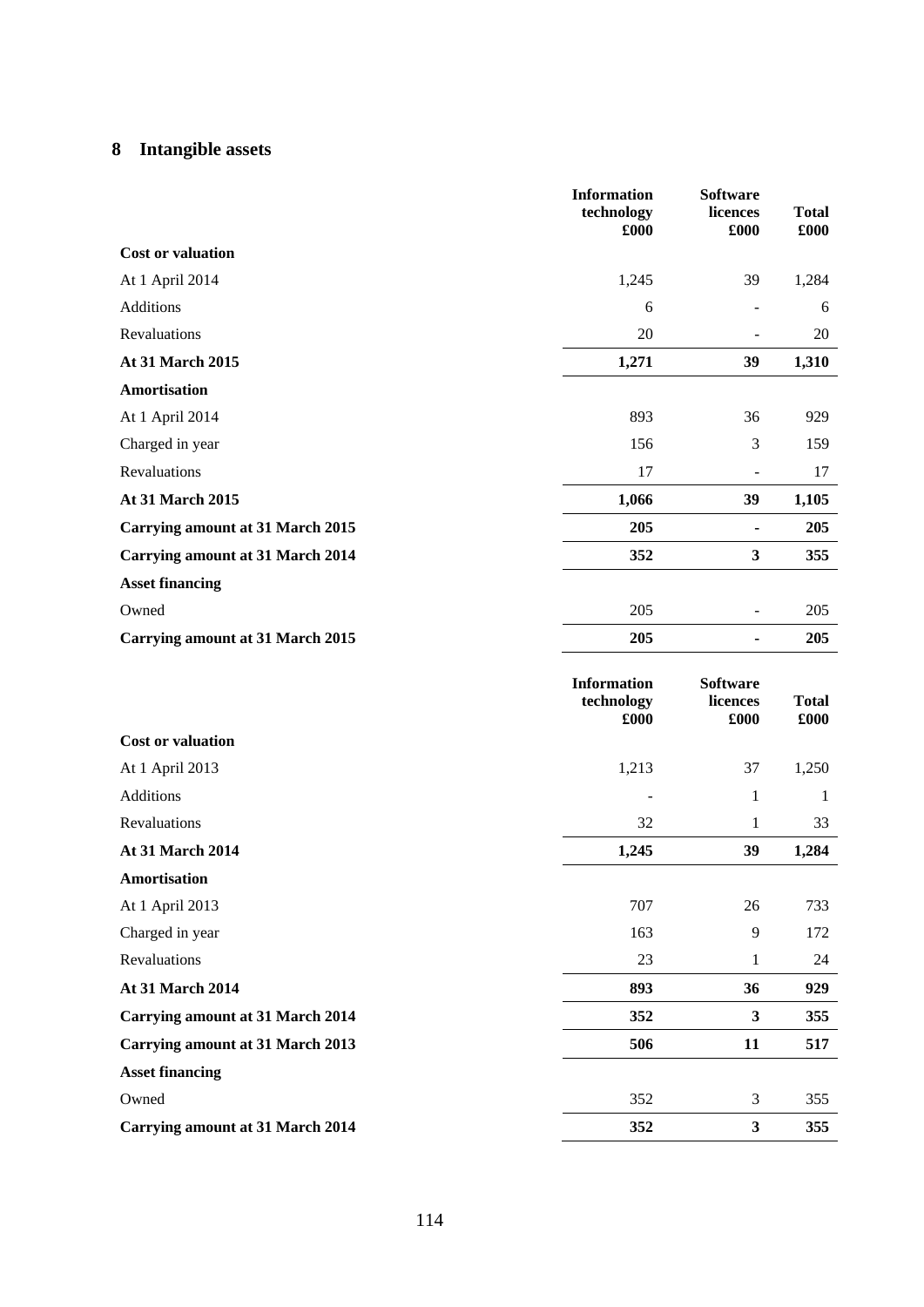## 8 Intangible assets

| | Information technology £000 | Software licences £000 | Total £000 |
|---|---|---|---|
| **Cost or valuation** | | | |
| At 1 April 2014 | 1,245 | 39 | 1,284 |
| Additions | 6 | - | 6 |
| Revaluations | 20 | - | 20 |
| **At 31 March 2015** | **1,271** | **39** | **1,310** |
| **Amortisation** | | | |
| At 1 April 2014 | 893 | 36 | 929 |
| Charged in year | 156 | 3 | 159 |
| Revaluations | 17 | - | 17 |
| **At 31 March 2015** | **1,066** | **39** | **1,105** |
| **Carrying amount at 31 March 2015** | **205** | **-** | **205** |
| **Carrying amount at 31 March 2014** | **352** | **3** | **355** |
| **Asset financing** | | | |
| Owned | 205 | - | 205 |
| **Carrying amount at 31 March 2015** | **205** | **-** | **205** |

| | Information technology £000 | Software licences £000 | Total £000 |
|---|---|---|---|
| **Cost or valuation** | | | |
| At 1 April 2013 | 1,213 | 37 | 1,250 |
| Additions | - | 1 | 1 |
| Revaluations | 32 | 1 | 33 |
| **At 31 March 2014** | **1,245** | **39** | **1,284** |
| **Amortisation** | | | |
| At 1 April 2013 | 707 | 26 | 733 |
| Charged in year | 163 | 9 | 172 |
| Revaluations | 23 | 1 | 24 |
| **At 31 March 2014** | **893** | **36** | **929** |
| **Carrying amount at 31 March 2014** | **352** | **3** | **355** |
| **Carrying amount at 31 March 2013** | **506** | **11** | **517** |
| **Asset financing** | | | |
| Owned | 352 | 3 | 355 |
| **Carrying amount at 31 March 2014** | **352** | **3** | **355** |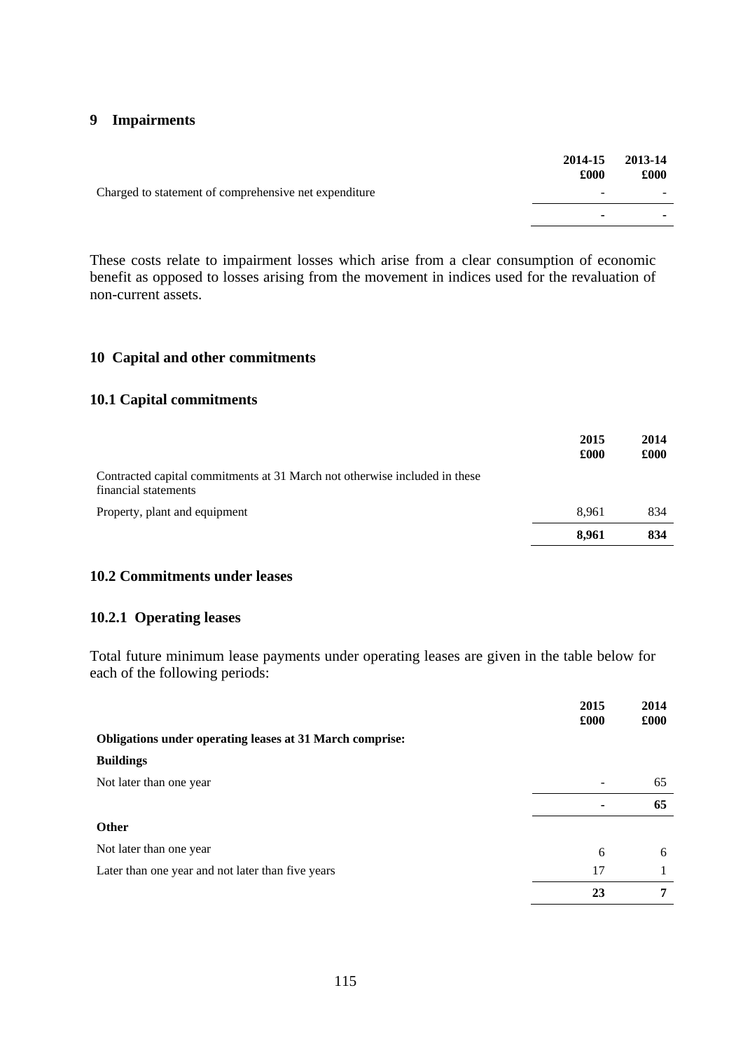## 9 Impairments

| | 2014-15 £000 | 2013-14 £000 |
|---|---|---|
| Charged to statement of comprehensive net expenditure | - | - |
| | **-** | **-** |

These costs relate to impairment losses which arise from a clear consumption of economic benefit as opposed to losses arising from the movement in indices used for the revaluation of non-current assets.

## 10 Capital and other commitments

### 10.1 Capital commitments

| | 2015 £000 | 2014 £000 |
|---|---|---|
| Contracted capital commitments at 31 March not otherwise included in these financial statements | | |
| Property, plant and equipment | 8,961 | 834 |
| | **8,961** | **834** |

### 10.2 Commitments under leases

#### 10.2.1 Operating leases

Total future minimum lease payments under operating leases are given in the table below for each of the following periods:

| | 2015 £000 | 2014 £000 |
|---|---|---|
| **Obligations under operating leases at 31 March comprise:** | | |
| **Buildings** | | |
| Not later than one year | - | 65 |
| | **-** | **65** |
| **Other** | | |
| Not later than one year | 6 | 6 |
| Later than one year and not later than five years | 17 | 1 |
| | **23** | **7** |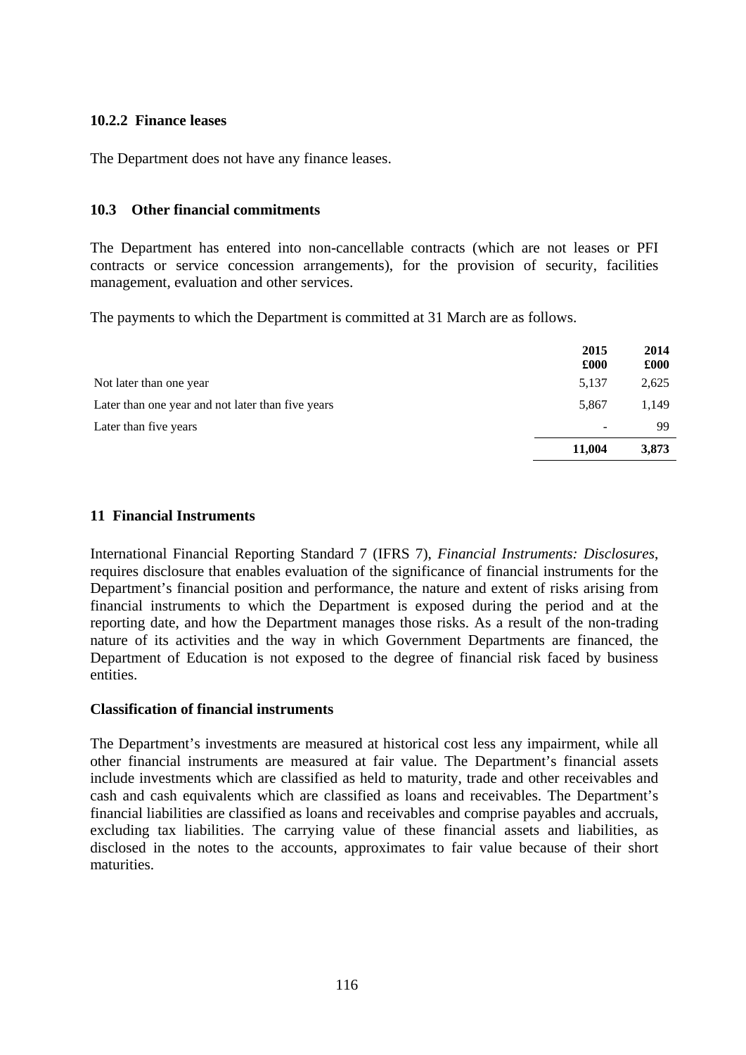### 10.2.2 Finance leases

The Department does not have any finance leases.

### 10.3 Other financial commitments

The Department has entered into non-cancellable contracts (which are not leases or PFI contracts or service concession arrangements), for the provision of security, facilities management, evaluation and other services.

The payments to which the Department is committed at 31 March are as follows.

| | 2015 £000 | 2014 £000 |
|---|---|---|
| Not later than one year | 5,137 | 2,625 |
| Later than one year and not later than five years | 5,867 | 1,149 |
| Later than five years | - | 99 |
| | **11,004** | **3,873** |

## 11 Financial Instruments

International Financial Reporting Standard 7 (IFRS 7), *Financial Instruments: Disclosures*, requires disclosure that enables evaluation of the significance of financial instruments for the Department's financial position and performance, the nature and extent of risks arising from financial instruments to which the Department is exposed during the period and at the reporting date, and how the Department manages those risks. As a result of the non-trading nature of its activities and the way in which Government Departments are financed, the Department of Education is not exposed to the degree of financial risk faced by business entities.

### Classification of financial instruments

The Department's investments are measured at historical cost less any impairment, while all other financial instruments are measured at fair value. The Department's financial assets include investments which are classified as held to maturity, trade and other receivables and cash and cash equivalents which are classified as loans and receivables. The Department's financial liabilities are classified as loans and receivables and comprise payables and accruals, excluding tax liabilities. The carrying value of these financial assets and liabilities, as disclosed in the notes to the accounts, approximates to fair value because of their short maturities.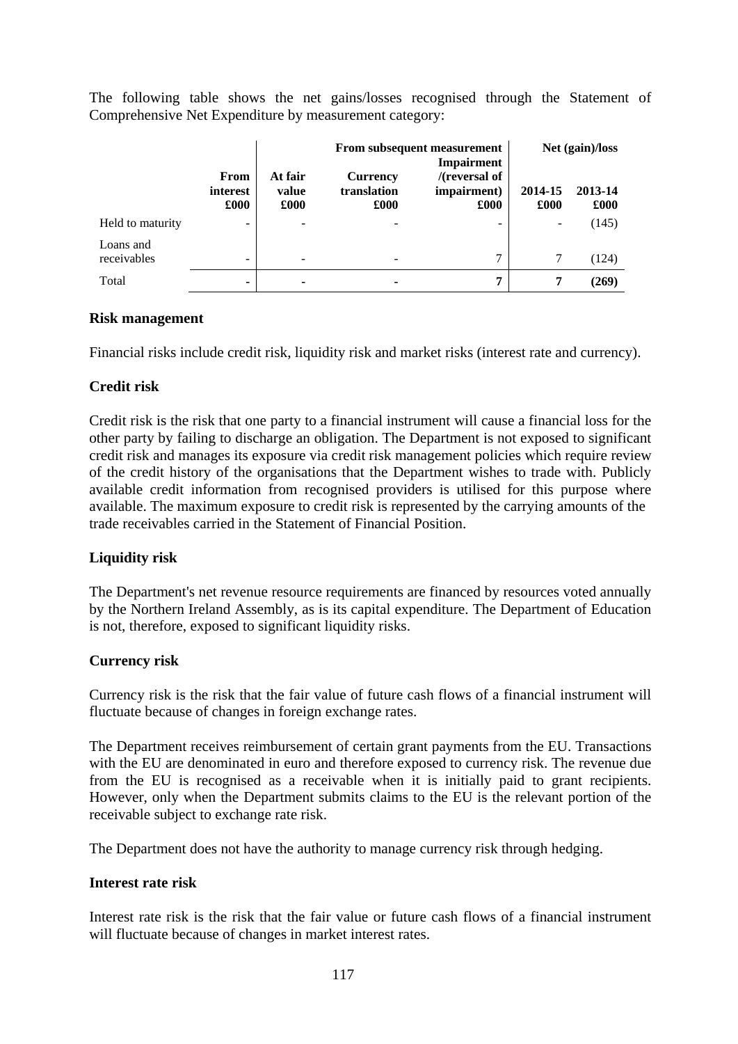The following table shows the net gains/losses recognised through the Statement of Comprehensive Net Expenditure by measurement category:

| | | From subsequent measurement | | | Net (gain)/loss | |
|---|---|---|---|---|---|---|
| | From interest £000 | At fair value £000 | Currency translation £000 | Impairment /(reversal of impairment) £000 | 2014-15 £000 | 2013-14 £000 |
| Held to maturity | - | - | - | - | - | (145) |
| Loans and receivables | - | - | - | 7 | 7 | (124) |
| Total | **-** | **-** | **-** | **7** | **7** | **(269)** |

**Risk management**

Financial risks include credit risk, liquidity risk and market risks (interest rate and currency).

**Credit risk**

Credit risk is the risk that one party to a financial instrument will cause a financial loss for the other party by failing to discharge an obligation. The Department is not exposed to significant credit risk and manages its exposure via credit risk management policies which require review of the credit history of the organisations that the Department wishes to trade with. Publicly available credit information from recognised providers is utilised for this purpose where available. The maximum exposure to credit risk is represented by the carrying amounts of the trade receivables carried in the Statement of Financial Position.

**Liquidity risk**

The Department's net revenue resource requirements are financed by resources voted annually by the Northern Ireland Assembly, as is its capital expenditure. The Department of Education is not, therefore, exposed to significant liquidity risks.

**Currency risk**

Currency risk is the risk that the fair value of future cash flows of a financial instrument will fluctuate because of changes in foreign exchange rates.

The Department receives reimbursement of certain grant payments from the EU. Transactions with the EU are denominated in euro and therefore exposed to currency risk. The revenue due from the EU is recognised as a receivable when it is initially paid to grant recipients. However, only when the Department submits claims to the EU is the relevant portion of the receivable subject to exchange rate risk.

The Department does not have the authority to manage currency risk through hedging.

**Interest rate risk**

Interest rate risk is the risk that the fair value or future cash flows of a financial instrument will fluctuate because of changes in market interest rates.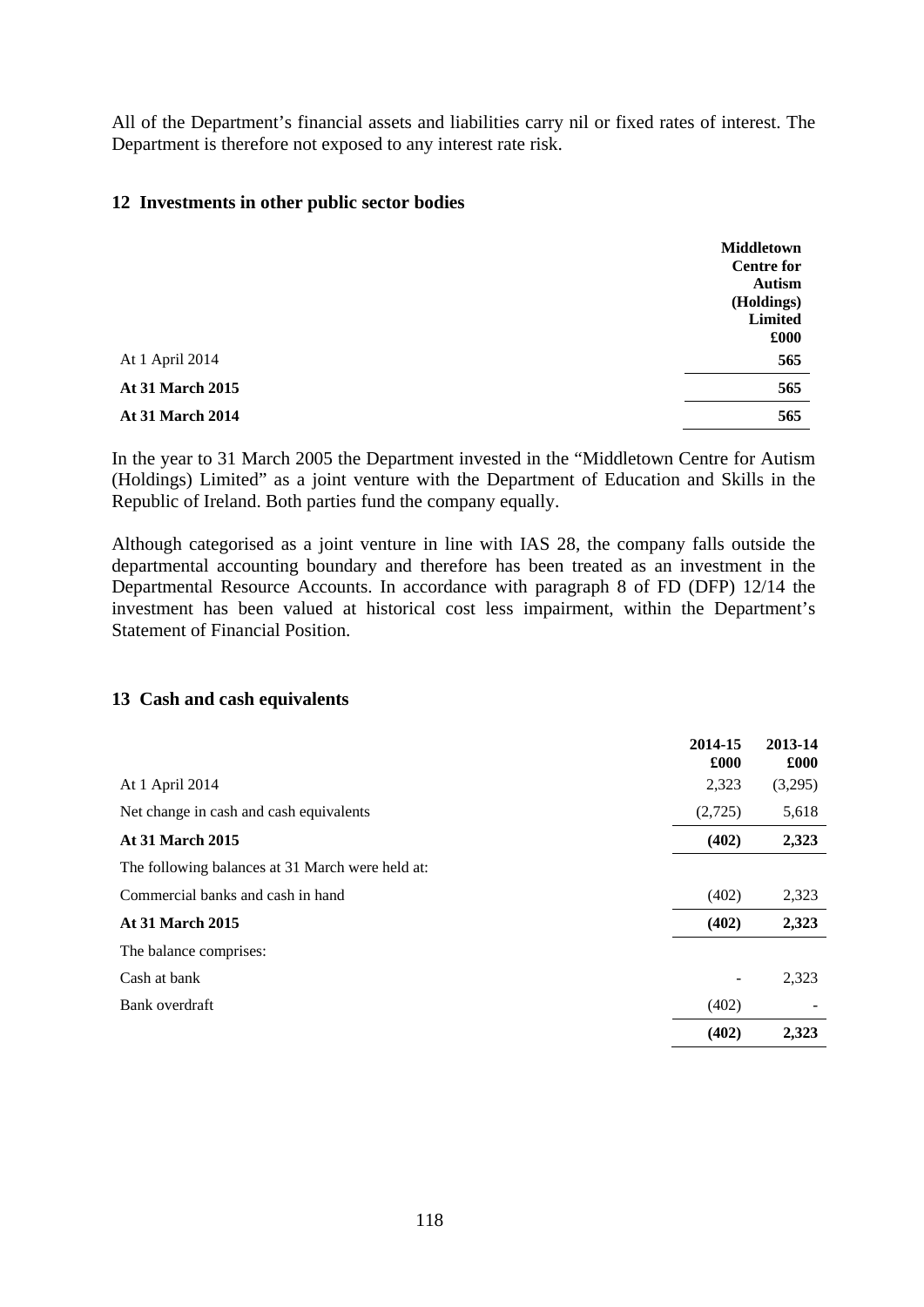All of the Department's financial assets and liabilities carry nil or fixed rates of interest. The Department is therefore not exposed to any interest rate risk.

## 12 Investments in other public sector bodies

| | Middletown Centre for Autism (Holdings) Limited £000 |
|---|---|
| At 1 April 2014 | 565 |
| **At 31 March 2015** | **565** |
| **At 31 March 2014** | **565** |

In the year to 31 March 2005 the Department invested in the "Middletown Centre for Autism (Holdings) Limited" as a joint venture with the Department of Education and Skills in the Republic of Ireland. Both parties fund the company equally.

Although categorised as a joint venture in line with IAS 28, the company falls outside the departmental accounting boundary and therefore has been treated as an investment in the Departmental Resource Accounts. In accordance with paragraph 8 of FD (DFP) 12/14 the investment has been valued at historical cost less impairment, within the Department's Statement of Financial Position.

## 13 Cash and cash equivalents

| | 2014-15 £000 | 2013-14 £000 |
|---|---|---|
| At 1 April 2014 | 2,323 | (3,295) |
| Net change in cash and cash equivalents | (2,725) | 5,618 |
| **At 31 March 2015** | **(402)** | **2,323** |
| The following balances at 31 March were held at: | | |
| Commercial banks and cash in hand | (402) | 2,323 |
| **At 31 March 2015** | **(402)** | **2,323** |
| The balance comprises: | | |
| Cash at bank | - | 2,323 |
| Bank overdraft | (402) | - |
| | **(402)** | **2,323** |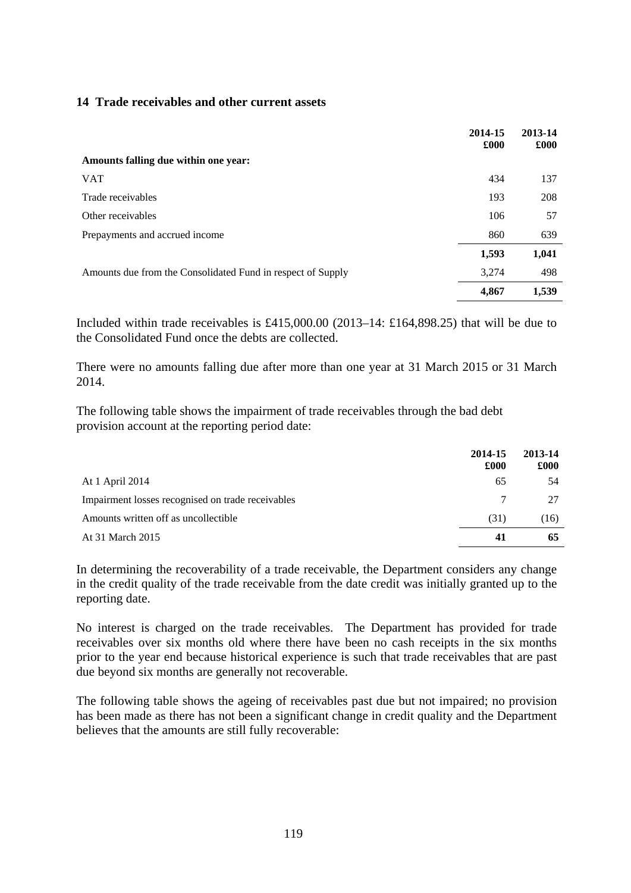## 14 Trade receivables and other current assets

| | 2014-15<br>£000 | 2013-14<br>£000 |
|---|---|---|
| **Amounts falling due within one year:** | | |
| VAT | 434 | 137 |
| Trade receivables | 193 | 208 |
| Other receivables | 106 | 57 |
| Prepayments and accrued income | 860 | 639 |
| | **1,593** | **1,041** |
| Amounts due from the Consolidated Fund in respect of Supply | 3,274 | 498 |
| | **4,867** | **1,539** |

Included within trade receivables is £415,000.00 (2013–14: £164,898.25) that will be due to the Consolidated Fund once the debts are collected.

There were no amounts falling due after more than one year at 31 March 2015 or 31 March 2014.

The following table shows the impairment of trade receivables through the bad debt provision account at the reporting period date:

| | 2014-15<br>£000 | 2013-14<br>£000 |
|---|---|---|
| At 1 April 2014 | 65 | 54 |
| Impairment losses recognised on trade receivables | 7 | 27 |
| Amounts written off as uncollectible | (31) | (16) |
| At 31 March 2015 | **41** | **65** |

In determining the recoverability of a trade receivable, the Department considers any change in the credit quality of the trade receivable from the date credit was initially granted up to the reporting date.

No interest is charged on the trade receivables. The Department has provided for trade receivables over six months old where there have been no cash receipts in the six months prior to the year end because historical experience is such that trade receivables that are past due beyond six months are generally not recoverable.

The following table shows the ageing of receivables past due but not impaired; no provision has been made as there has not been a significant change in credit quality and the Department believes that the amounts are still fully recoverable: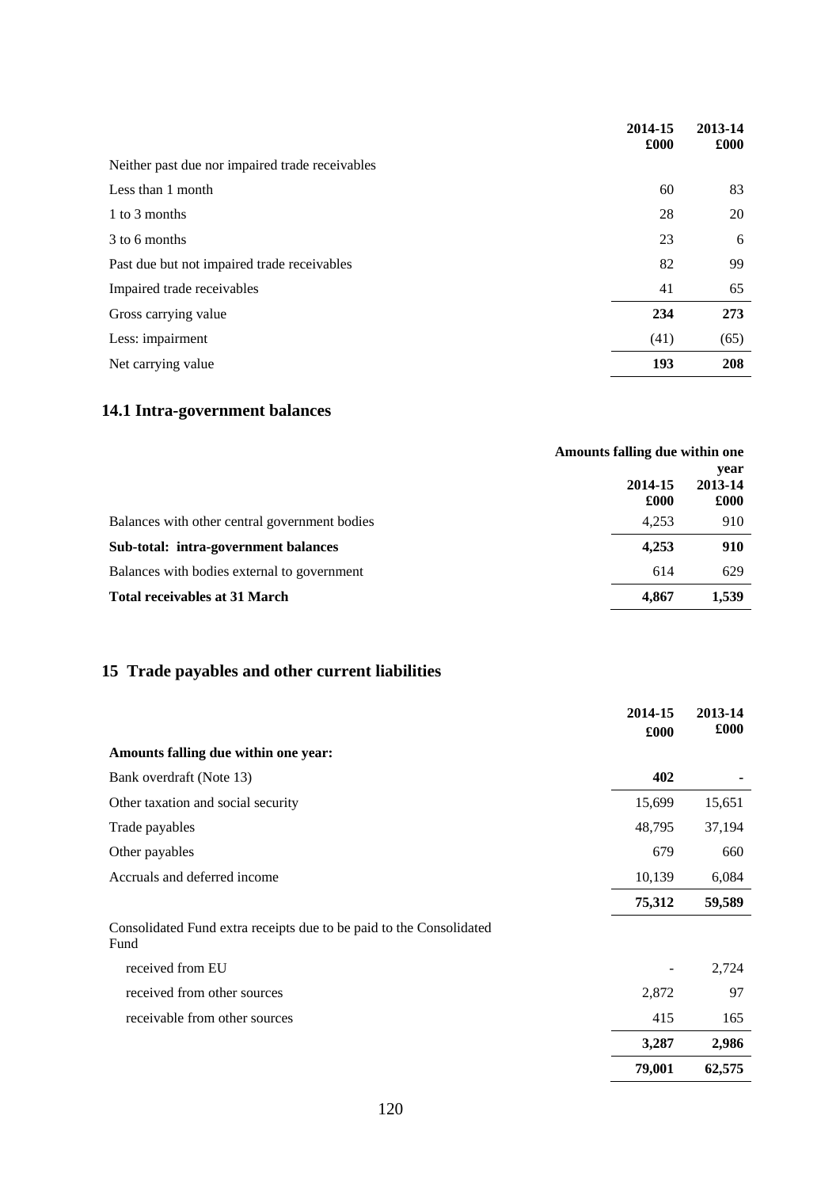| | 2014-15<br>£000 | 2013-14<br>£000 |
|---|---|---|
| Neither past due nor impaired trade receivables | | |
| Less than 1 month | 60 | 83 |
| 1 to 3 months | 28 | 20 |
| 3 to 6 months | 23 | 6 |
| Past due but not impaired trade receivables | 82 | 99 |
| Impaired trade receivables | 41 | 65 |
| Gross carrying value | **234** | **273** |
| Less: impairment | (41) | (65) |
| Net carrying value | **193** | **208** |

## 14.1 Intra-government balances

| | Amounts falling due within one year | |
|---|---|---|
| | 2014-15<br>£000 | 2013-14<br>£000 |
| Balances with other central government bodies | 4,253 | 910 |
| **Sub-total: intra-government balances** | **4,253** | **910** |
| Balances with bodies external to government | 614 | 629 |
| **Total receivables at 31 March** | **4,867** | **1,539** |

## 15 Trade payables and other current liabilities

| | 2014-15<br>£000 | 2013-14<br>£000 |
|---|---|---|
| **Amounts falling due within one year:** | | |
| Bank overdraft (Note 13) | **402** | **-** |
| Other taxation and social security | 15,699 | 15,651 |
| Trade payables | 48,795 | 37,194 |
| Other payables | 679 | 660 |
| Accruals and deferred income | 10,139 | 6,084 |
| | **75,312** | **59,589** |
| Consolidated Fund extra receipts due to be paid to the Consolidated Fund | | |
| received from EU | - | 2,724 |
| received from other sources | 2,872 | 97 |
| receivable from other sources | 415 | 165 |
| | **3,287** | **2,986** |
| | **79,001** | **62,575** |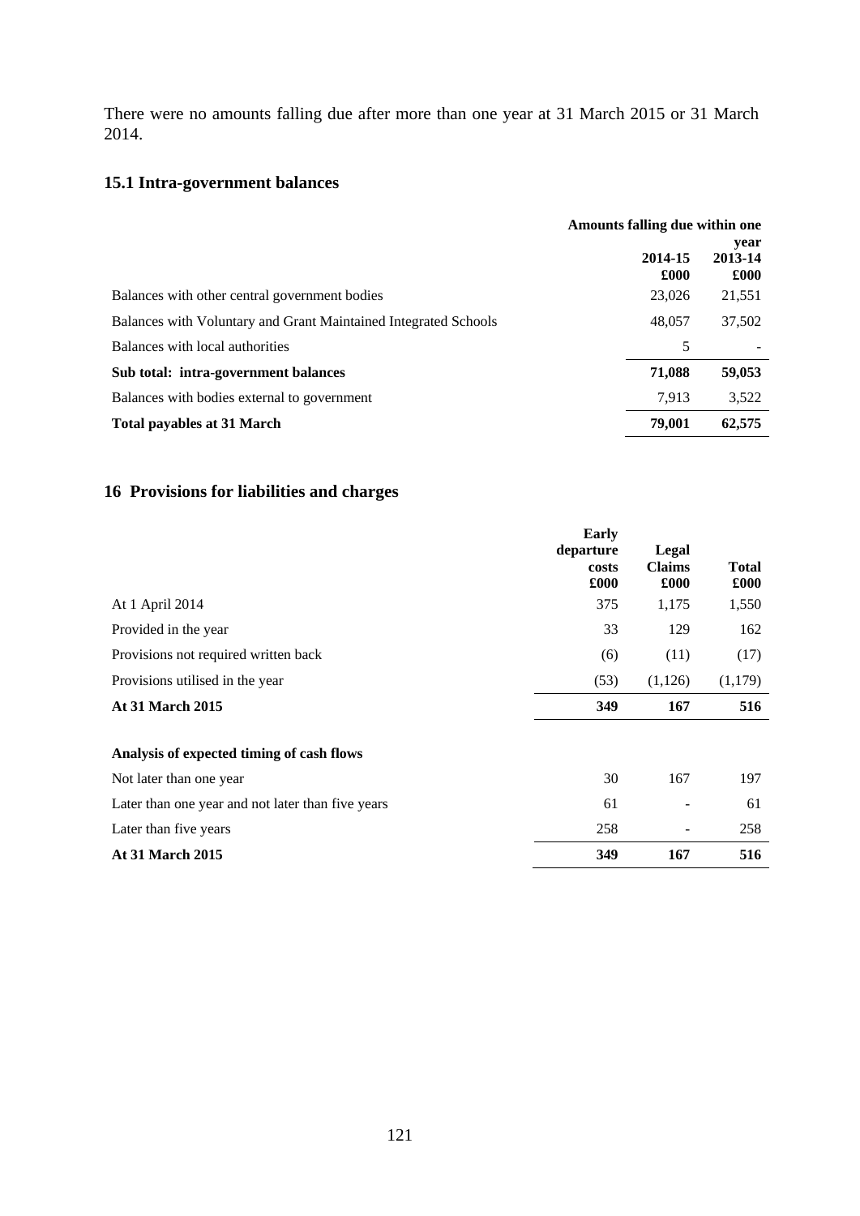There were no amounts falling due after more than one year at 31 March 2015 or 31 March 2014.

## 15.1 Intra-government balances

| | Amounts falling due within one year | |
|---|---|---|
| | 2014-15 | 2013-14 |
| | £000 | £000 |
| Balances with other central government bodies | 23,026 | 21,551 |
| Balances with Voluntary and Grant Maintained Integrated Schools | 48,057 | 37,502 |
| Balances with local authorities | 5 | - |
| **Sub total: intra-government balances** | **71,088** | **59,053** |
| Balances with bodies external to government | 7,913 | 3,522 |
| **Total payables at 31 March** | **79,001** | **62,575** |

## 16 Provisions for liabilities and charges

| | Early departure costs | Legal Claims | Total |
|---|---|---|---|
| | £000 | £000 | £000 |
| At 1 April 2014 | 375 | 1,175 | 1,550 |
| Provided in the year | 33 | 129 | 162 |
| Provisions not required written back | (6) | (11) | (17) |
| Provisions utilised in the year | (53) | (1,126) | (1,179) |
| **At 31 March 2015** | **349** | **167** | **516** |
| | | | |
| **Analysis of expected timing of cash flows** | | | |
| Not later than one year | 30 | 167 | 197 |
| Later than one year and not later than five years | 61 | - | 61 |
| Later than five years | 258 | - | 258 |
| **At 31 March 2015** | **349** | **167** | **516** |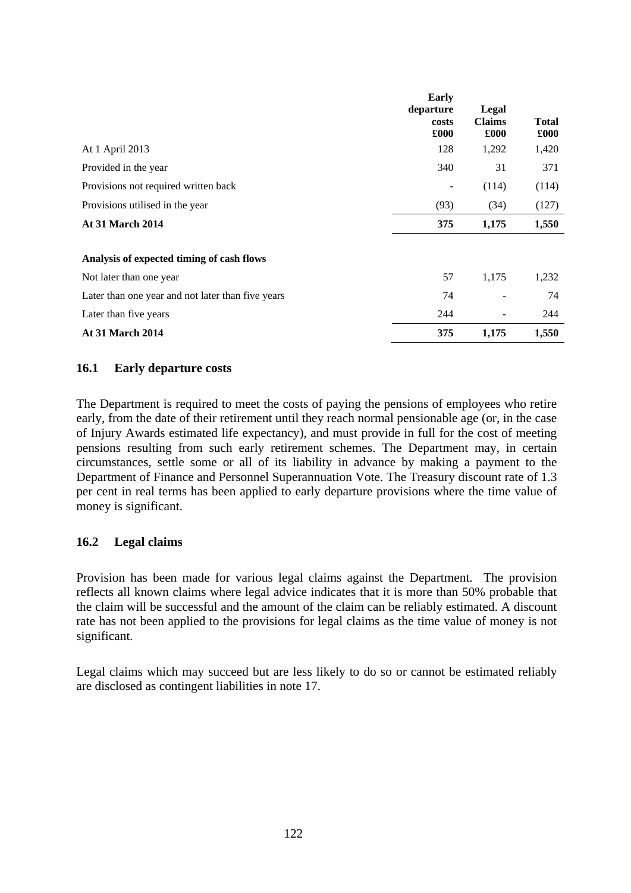| | Early departure costs £000 | Legal Claims £000 | Total £000 |
|---|---|---|---|
| At 1 April 2013 | 128 | 1,292 | 1,420 |
| Provided in the year | 340 | 31 | 371 |
| Provisions not required written back | - | (114) | (114) |
| Provisions utilised in the year | (93) | (34) | (127) |
| **At 31 March 2014** | **375** | **1,175** | **1,550** |
| | | | |
| **Analysis of expected timing of cash flows** | | | |
| Not later than one year | 57 | 1,175 | 1,232 |
| Later than one year and not later than five years | 74 | - | 74 |
| Later than five years | 244 | - | 244 |
| **At 31 March 2014** | **375** | **1,175** | **1,550** |

### 16.1 Early departure costs

The Department is required to meet the costs of paying the pensions of employees who retire early, from the date of their retirement until they reach normal pensionable age (or, in the case of Injury Awards estimated life expectancy), and must provide in full for the cost of meeting pensions resulting from such early retirement schemes. The Department may, in certain circumstances, settle some or all of its liability in advance by making a payment to the Department of Finance and Personnel Superannuation Vote. The Treasury discount rate of 1.3 per cent in real terms has been applied to early departure provisions where the time value of money is significant.

### 16.2 Legal claims

Provision has been made for various legal claims against the Department. The provision reflects all known claims where legal advice indicates that it is more than 50% probable that the claim will be successful and the amount of the claim can be reliably estimated. A discount rate has not been applied to the provisions for legal claims as the time value of money is not significant.

Legal claims which may succeed but are less likely to do so or cannot be estimated reliably are disclosed as contingent liabilities in note 17.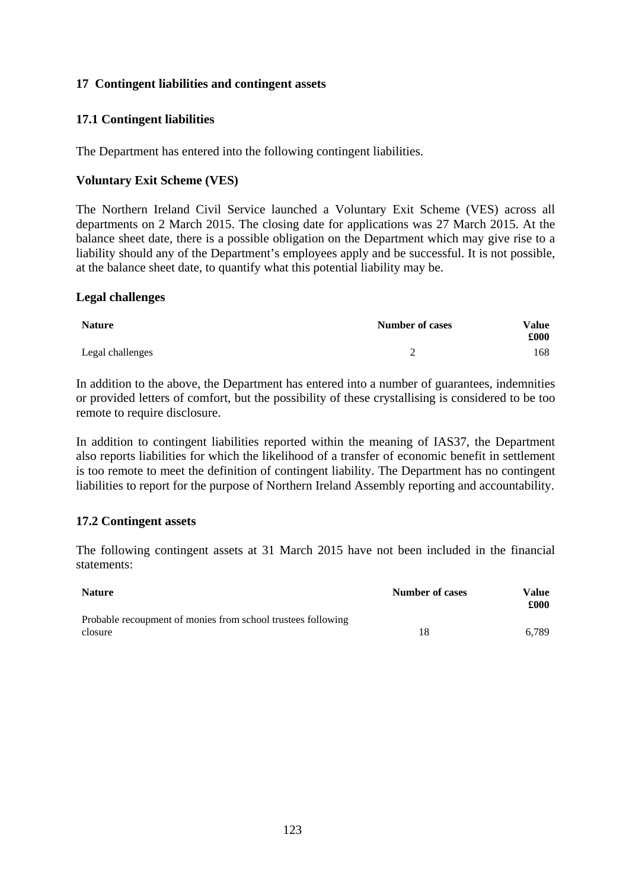## 17 Contingent liabilities and contingent assets

### 17.1 Contingent liabilities

The Department has entered into the following contingent liabilities.

**Voluntary Exit Scheme (VES)**

The Northern Ireland Civil Service launched a Voluntary Exit Scheme (VES) across all departments on 2 March 2015. The closing date for applications was 27 March 2015. At the balance sheet date, there is a possible obligation on the Department which may give rise to a liability should any of the Department's employees apply and be successful. It is not possible, at the balance sheet date, to quantify what this potential liability may be.

**Legal challenges**

| Nature | Number of cases | Value £000 |
|---|---|---|
| Legal challenges | 2 | 168 |

In addition to the above, the Department has entered into a number of guarantees, indemnities or provided letters of comfort, but the possibility of these crystallising is considered to be too remote to require disclosure.

In addition to contingent liabilities reported within the meaning of IAS37, the Department also reports liabilities for which the likelihood of a transfer of economic benefit in settlement is too remote to meet the definition of contingent liability. The Department has no contingent liabilities to report for the purpose of Northern Ireland Assembly reporting and accountability.

### 17.2 Contingent assets

The following contingent assets at 31 March 2015 have not been included in the financial statements:

| Nature | Number of cases | Value £000 |
|---|---|---|
| Probable recoupment of monies from school trustees following closure | 18 | 6,789 |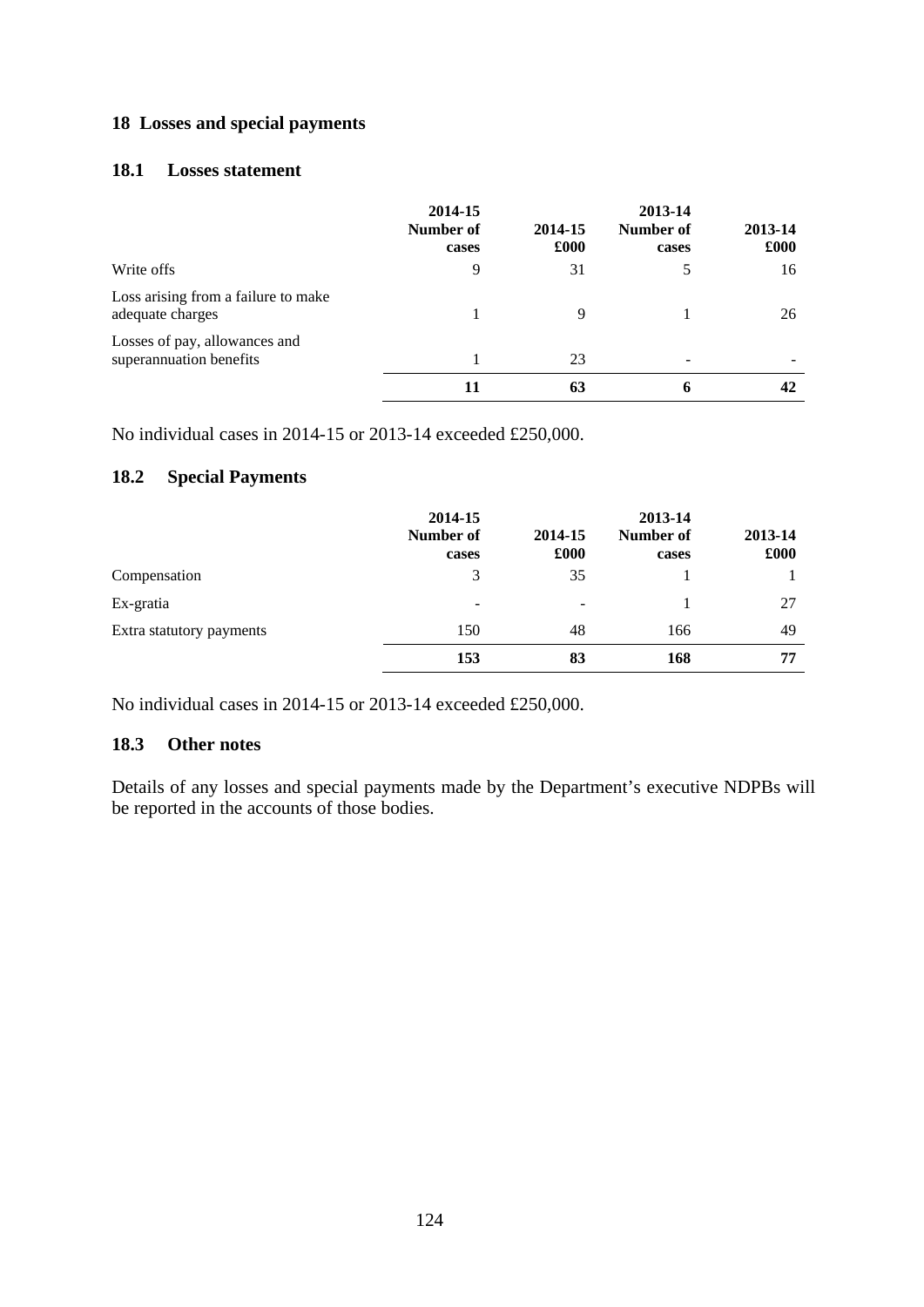## 18 Losses and special payments

### 18.1 Losses statement

| | 2014-15 Number of cases | 2014-15 £000 | 2013-14 Number of cases | 2013-14 £000 |
|---|---|---|---|---|
| Write offs | 9 | 31 | 5 | 16 |
| Loss arising from a failure to make adequate charges | 1 | 9 | 1 | 26 |
| Losses of pay, allowances and superannuation benefits | 1 | 23 | - | - |
| | **11** | **63** | **6** | **42** |

No individual cases in 2014-15 or 2013-14 exceeded £250,000.

### 18.2 Special Payments

| | 2014-15 Number of cases | 2014-15 £000 | 2013-14 Number of cases | 2013-14 £000 |
|---|---|---|---|---|
| Compensation | 3 | 35 | 1 | 1 |
| Ex-gratia | - | - | 1 | 27 |
| Extra statutory payments | 150 | 48 | 166 | 49 |
| | **153** | **83** | **168** | **77** |

No individual cases in 2014-15 or 2013-14 exceeded £250,000.

### 18.3 Other notes

Details of any losses and special payments made by the Department's executive NDPBs will be reported in the accounts of those bodies.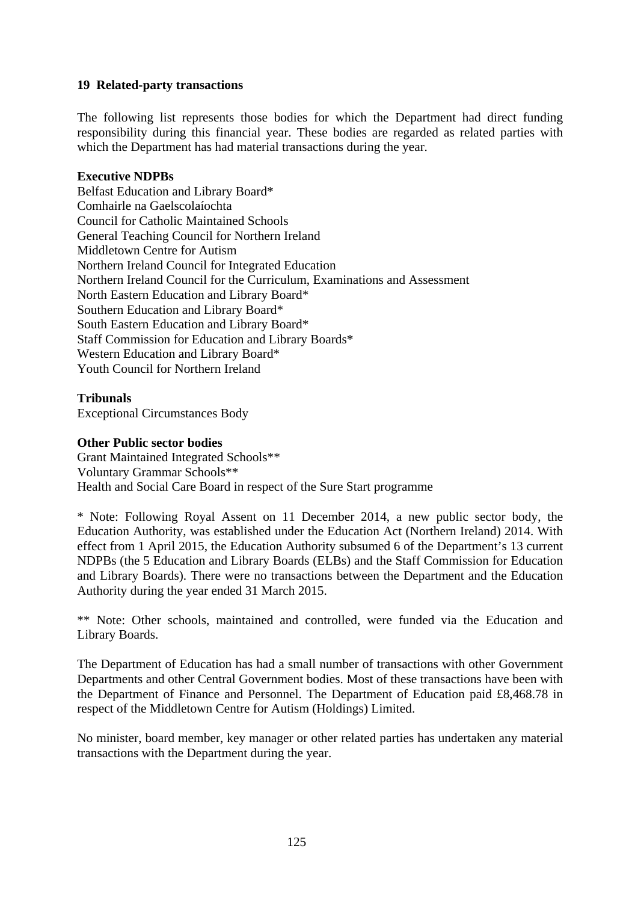## 19 Related-party transactions

The following list represents those bodies for which the Department had direct funding responsibility during this financial year. These bodies are regarded as related parties with which the Department has had material transactions during the year.

**Executive NDPBs**

Belfast Education and Library Board*
Comhairle na Gaelscolaíochta
Council for Catholic Maintained Schools
General Teaching Council for Northern Ireland
Middletown Centre for Autism
Northern Ireland Council for Integrated Education
Northern Ireland Council for the Curriculum, Examinations and Assessment
North Eastern Education and Library Board*
Southern Education and Library Board*
South Eastern Education and Library Board*
Staff Commission for Education and Library Boards*
Western Education and Library Board*
Youth Council for Northern Ireland

**Tribunals**

Exceptional Circumstances Body

**Other Public sector bodies**

Grant Maintained Integrated Schools**
Voluntary Grammar Schools**
Health and Social Care Board in respect of the Sure Start programme

* Note: Following Royal Assent on 11 December 2014, a new public sector body, the Education Authority, was established under the Education Act (Northern Ireland) 2014. With effect from 1 April 2015, the Education Authority subsumed 6 of the Department's 13 current NDPBs (the 5 Education and Library Boards (ELBs) and the Staff Commission for Education and Library Boards). There were no transactions between the Department and the Education Authority during the year ended 31 March 2015.

** Note: Other schools, maintained and controlled, were funded via the Education and Library Boards.

The Department of Education has had a small number of transactions with other Government Departments and other Central Government bodies. Most of these transactions have been with the Department of Finance and Personnel. The Department of Education paid £8,468.78 in respect of the Middletown Centre for Autism (Holdings) Limited.

No minister, board member, key manager or other related parties has undertaken any material transactions with the Department during the year.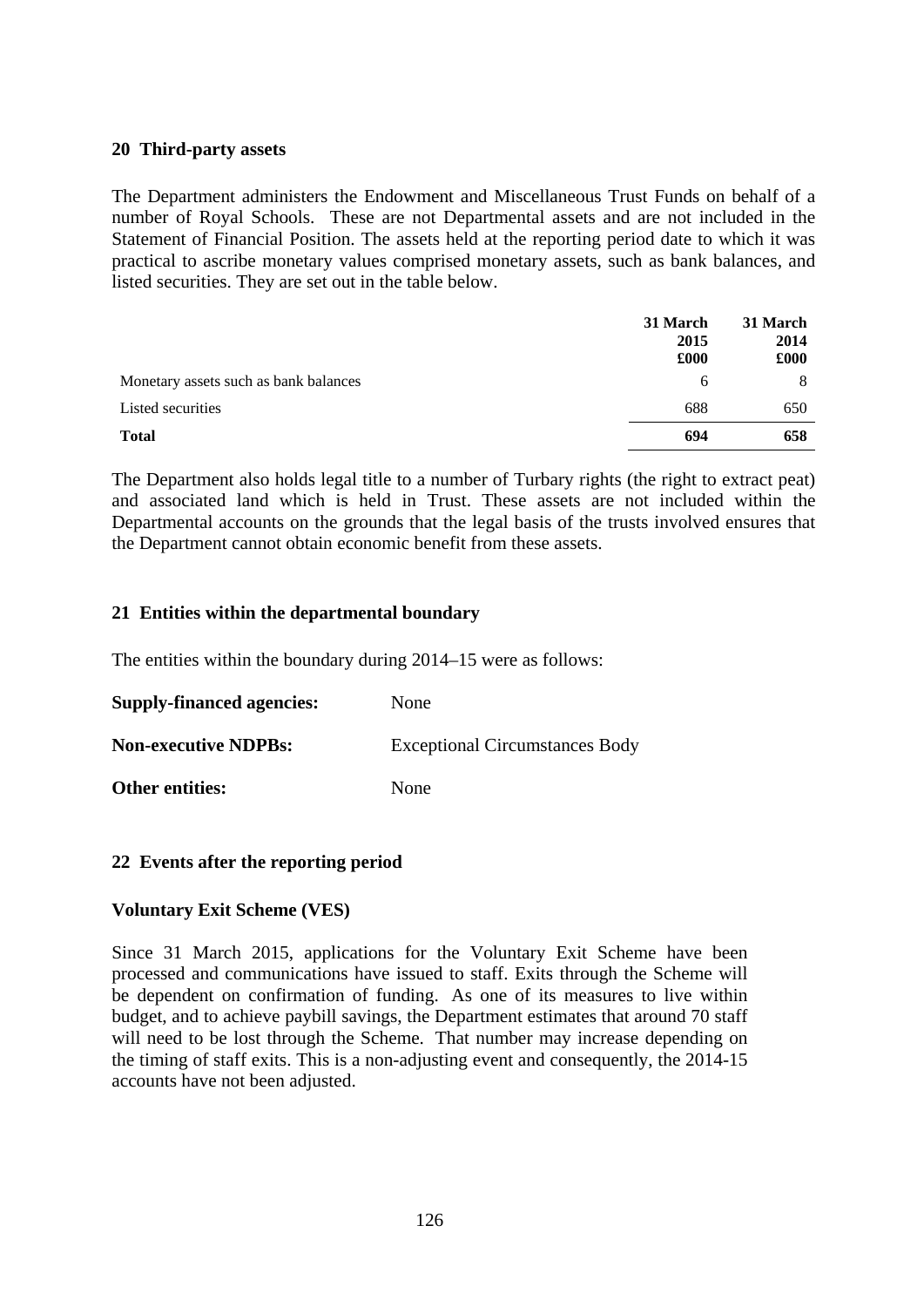## 20 Third-party assets

The Department administers the Endowment and Miscellaneous Trust Funds on behalf of a number of Royal Schools. These are not Departmental assets and are not included in the Statement of Financial Position. The assets held at the reporting period date to which it was practical to ascribe monetary values comprised monetary assets, such as bank balances, and listed securities. They are set out in the table below.

| | 31 March 2015 £000 | 31 March 2014 £000 |
|---|---|---|
| Monetary assets such as bank balances | 6 | 8 |
| Listed securities | 688 | 650 |
| **Total** | **694** | **658** |

The Department also holds legal title to a number of Turbary rights (the right to extract peat) and associated land which is held in Trust. These assets are not included within the Departmental accounts on the grounds that the legal basis of the trusts involved ensures that the Department cannot obtain economic benefit from these assets.

## 21 Entities within the departmental boundary

The entities within the boundary during 2014–15 were as follows:

**Supply-financed agencies:** None

**Non-executive NDPBs:** Exceptional Circumstances Body

**Other entities:** None

## 22 Events after the reporting period

### Voluntary Exit Scheme (VES)

Since 31 March 2015, applications for the Voluntary Exit Scheme have been processed and communications have issued to staff. Exits through the Scheme will be dependent on confirmation of funding. As one of its measures to live within budget, and to achieve paybill savings, the Department estimates that around 70 staff will need to be lost through the Scheme. That number may increase depending on the timing of staff exits. This is a non-adjusting event and consequently, the 2014-15 accounts have not been adjusted.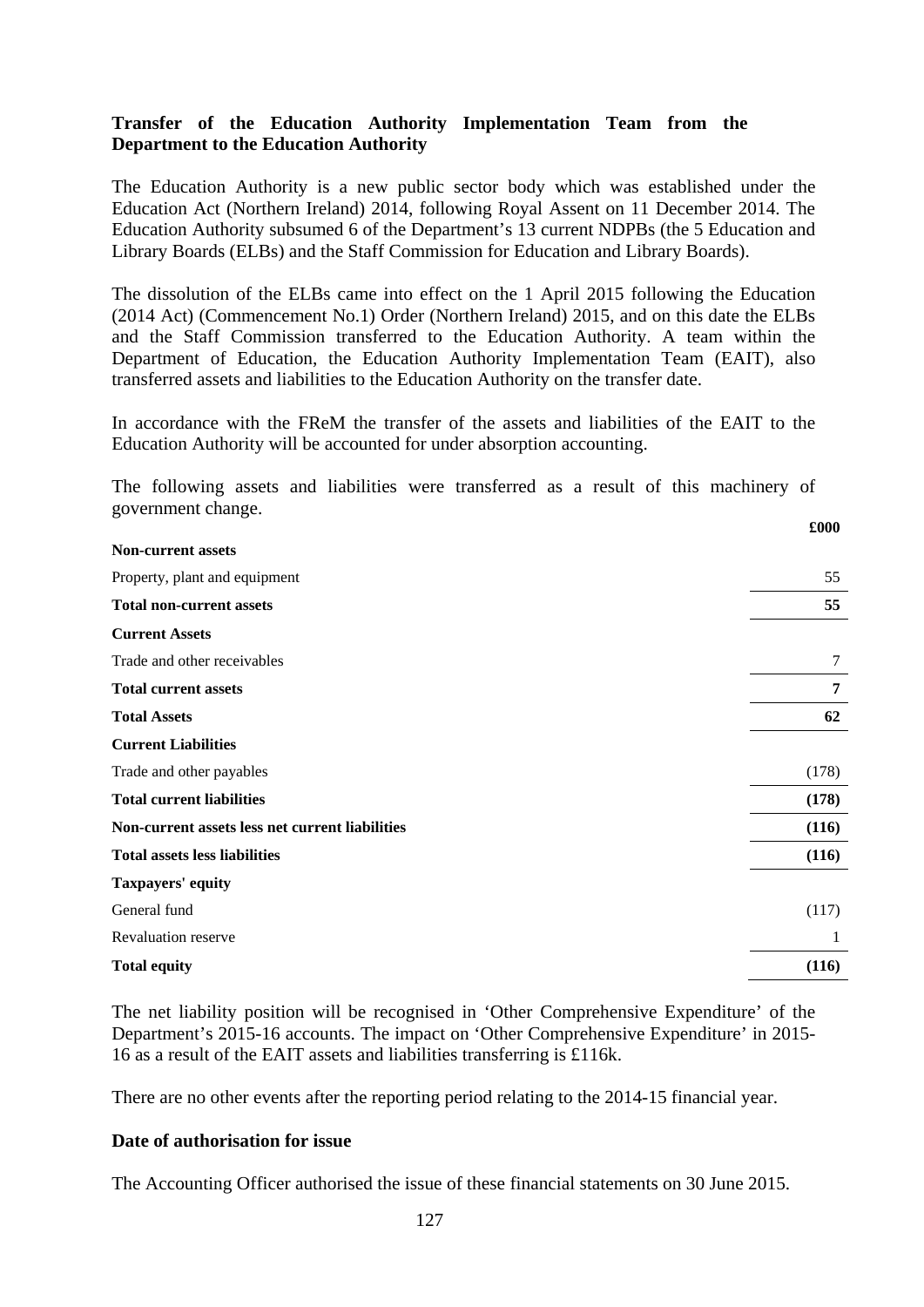**Transfer of the Education Authority Implementation Team from the Department to the Education Authority**

The Education Authority is a new public sector body which was established under the Education Act (Northern Ireland) 2014, following Royal Assent on 11 December 2014. The Education Authority subsumed 6 of the Department's 13 current NDPBs (the 5 Education and Library Boards (ELBs) and the Staff Commission for Education and Library Boards).

The dissolution of the ELBs came into effect on the 1 April 2015 following the Education (2014 Act) (Commencement No.1) Order (Northern Ireland) 2015, and on this date the ELBs and the Staff Commission transferred to the Education Authority. A team within the Department of Education, the Education Authority Implementation Team (EAIT), also transferred assets and liabilities to the Education Authority on the transfer date.

In accordance with the FReM the transfer of the assets and liabilities of the EAIT to the Education Authority will be accounted for under absorption accounting.

The following assets and liabilities were transferred as a result of this machinery of government change.

| | **£000** |
|---|---|
| **Non-current assets** | |
| Property, plant and equipment | 55 |
| **Total non-current assets** | **55** |
| **Current Assets** | |
| Trade and other receivables | 7 |
| **Total current assets** | **7** |
| **Total Assets** | **62** |
| **Current Liabilities** | |
| Trade and other payables | (178) |
| **Total current liabilities** | **(178)** |
| **Non-current assets less net current liabilities** | **(116)** |
| **Total assets less liabilities** | **(116)** |
| **Taxpayers' equity** | |
| General fund | (117) |
| Revaluation reserve | 1 |
| **Total equity** | **(116)** |

The net liability position will be recognised in 'Other Comprehensive Expenditure' of the Department's 2015-16 accounts. The impact on 'Other Comprehensive Expenditure' in 2015-16 as a result of the EAIT assets and liabilities transferring is £116k.

There are no other events after the reporting period relating to the 2014-15 financial year.

**Date of authorisation for issue**

The Accounting Officer authorised the issue of these financial statements on 30 June 2015.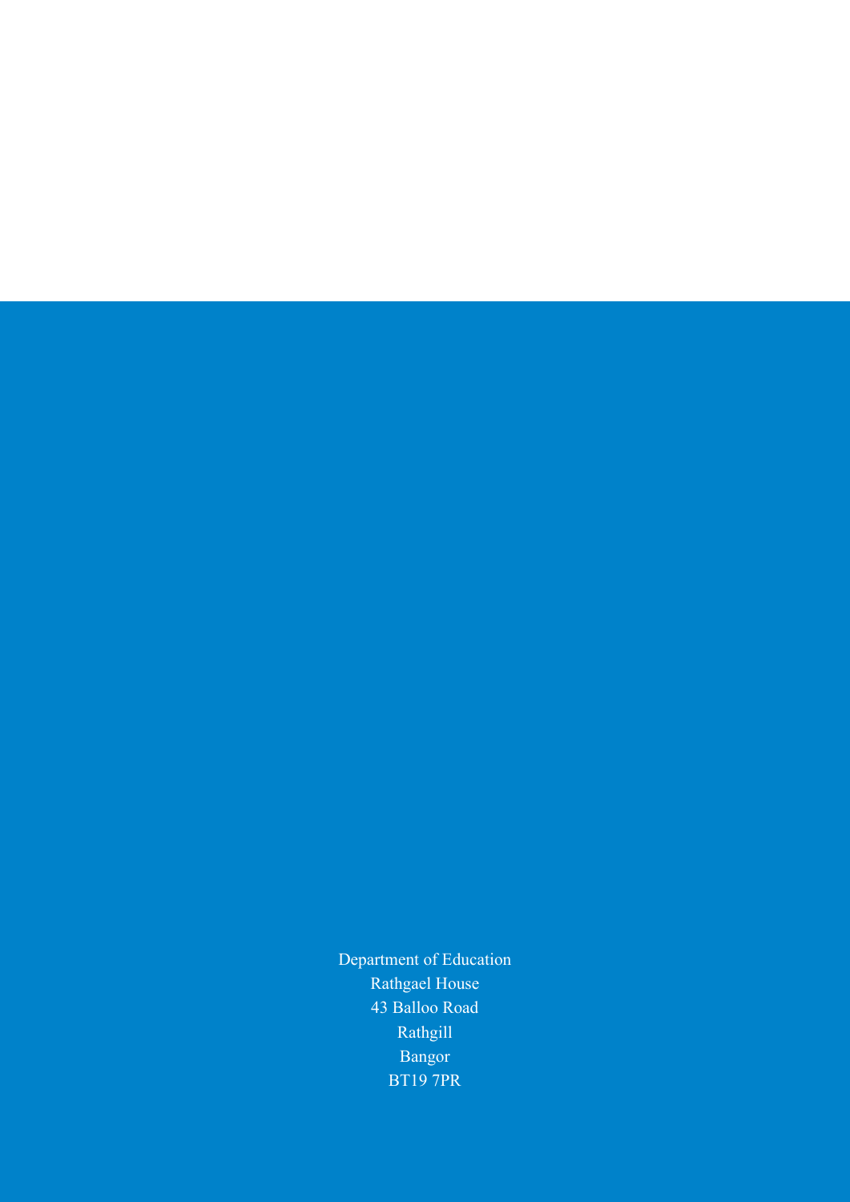Department of Education
Rathgael House
43 Balloo Road
Rathgill
Bangor
BT19 7PR